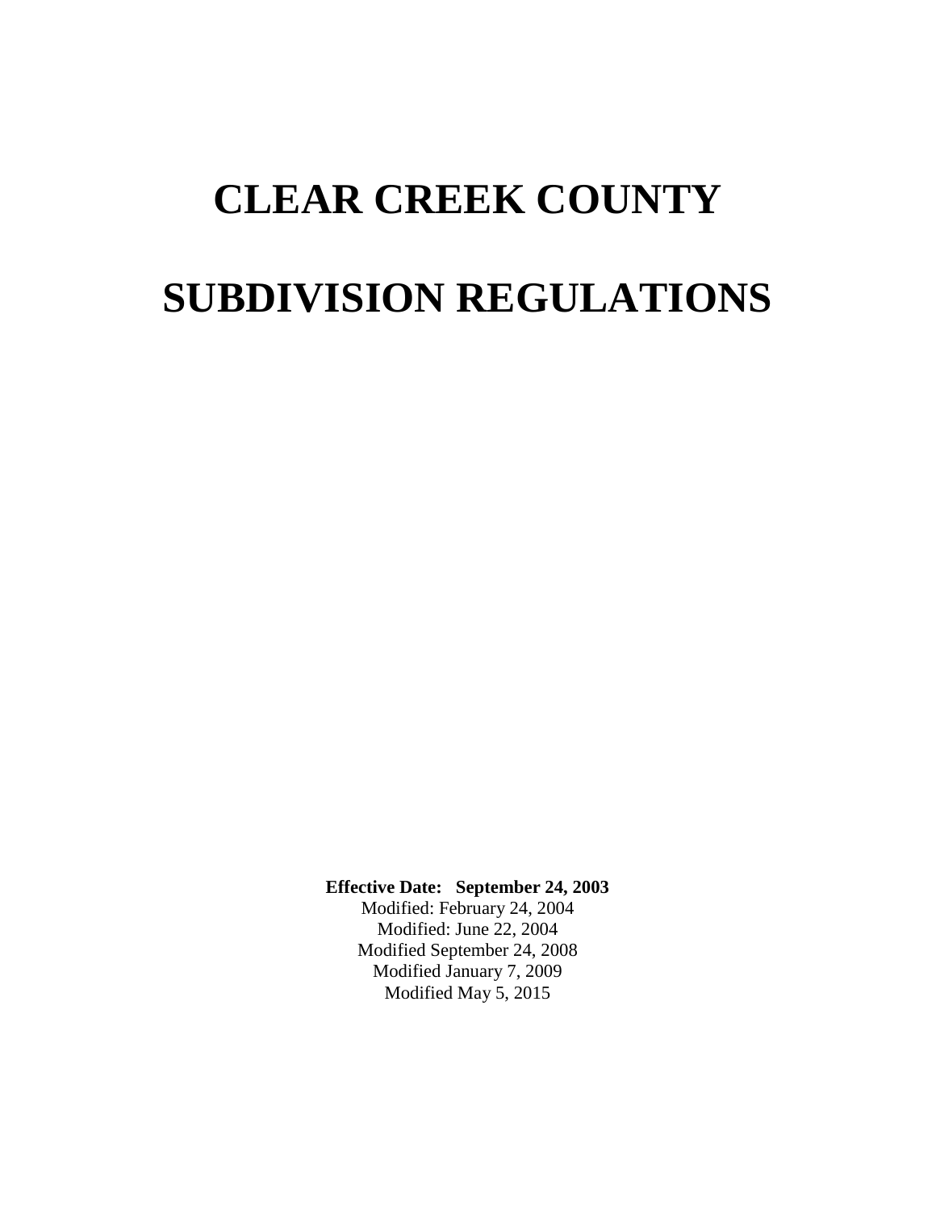# CLEAR CREEK COUNTY

# SUBDIVISION REGULATIONS

**Effective Date: September 24, 2003**

Modified: February 24, 2004

Modified: June 22, 2004

Modified September 24, 2008

Modified January 7, 2009

Modified May 5, 2015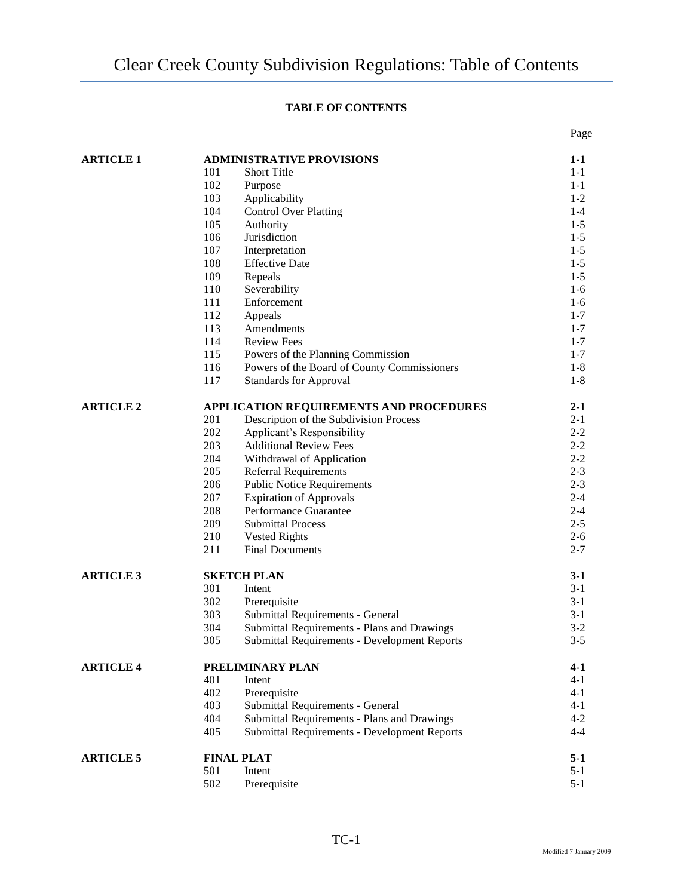**TABLE OF CONTENTS**

| | | | Page |
|---|---|---|---|
| **ARTICLE 1** | **ADMINISTRATIVE PROVISIONS** | | **1-1** |
| | 101 | Short Title | 1-1 |
| | 102 | Purpose | 1-1 |
| | 103 | Applicability | 1-2 |
| | 104 | Control Over Platting | 1-4 |
| | 105 | Authority | 1-5 |
| | 106 | Jurisdiction | 1-5 |
| | 107 | Interpretation | 1-5 |
| | 108 | Effective Date | 1-5 |
| | 109 | Repeals | 1-5 |
| | 110 | Severability | 1-6 |
| | 111 | Enforcement | 1-6 |
| | 112 | Appeals | 1-7 |
| | 113 | Amendments | 1-7 |
| | 114 | Review Fees | 1-7 |
| | 115 | Powers of the Planning Commission | 1-7 |
| | 116 | Powers of the Board of County Commissioners | 1-8 |
| | 117 | Standards for Approval | 1-8 |
| **ARTICLE 2** | **APPLICATION REQUIREMENTS AND PROCEDURES** | | **2-1** |
| | 201 | Description of the Subdivision Process | 2-1 |
| | 202 | Applicant's Responsibility | 2-2 |
| | 203 | Additional Review Fees | 2-2 |
| | 204 | Withdrawal of Application | 2-2 |
| | 205 | Referral Requirements | 2-3 |
| | 206 | Public Notice Requirements | 2-3 |
| | 207 | Expiration of Approvals | 2-4 |
| | 208 | Performance Guarantee | 2-4 |
| | 209 | Submittal Process | 2-5 |
| | 210 | Vested Rights | 2-6 |
| | 211 | Final Documents | 2-7 |
| **ARTICLE 3** | **SKETCH PLAN** | | **3-1** |
| | 301 | Intent | 3-1 |
| | 302 | Prerequisite | 3-1 |
| | 303 | Submittal Requirements - General | 3-1 |
| | 304 | Submittal Requirements - Plans and Drawings | 3-2 |
| | 305 | Submittal Requirements - Development Reports | 3-5 |
| **ARTICLE 4** | **PRELIMINARY PLAN** | | **4-1** |
| | 401 | Intent | 4-1 |
| | 402 | Prerequisite | 4-1 |
| | 403 | Submittal Requirements - General | 4-1 |
| | 404 | Submittal Requirements - Plans and Drawings | 4-2 |
| | 405 | Submittal Requirements - Development Reports | 4-4 |
| **ARTICLE 5** | **FINAL PLAT** | | **5-1** |
| | 501 | Intent | 5-1 |
| | 502 | Prerequisite | 5-1 |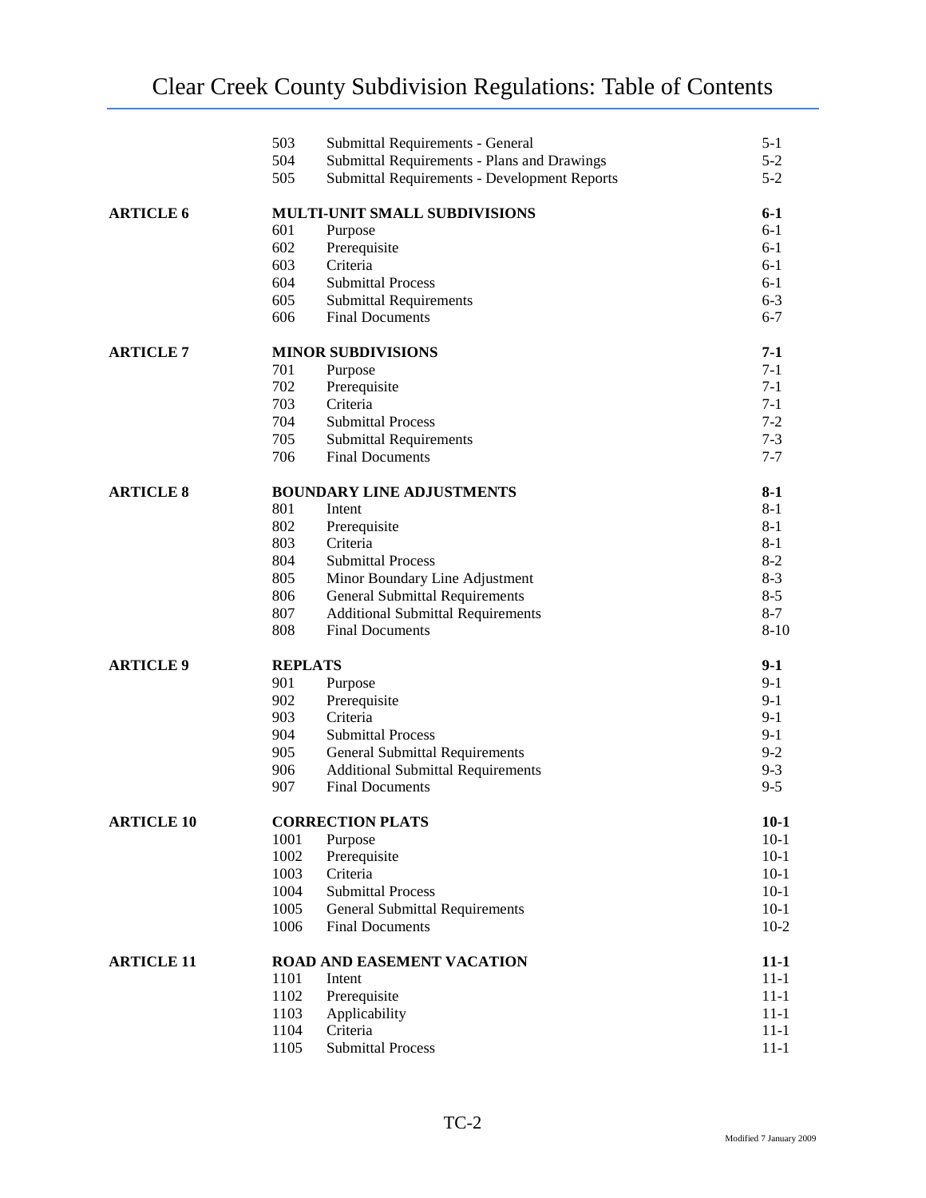# Clear Creek County Subdivision Regulations: Table of Contents

| | | | |
|---|---|---|---|
| | 503 | Submittal Requirements - General | 5-1 |
| | 504 | Submittal Requirements - Plans and Drawings | 5-2 |
| | 505 | Submittal Requirements - Development Reports | 5-2 |
| **ARTICLE 6** | **MULTI-UNIT SMALL SUBDIVISIONS** | | **6-1** |
| | 601 | Purpose | 6-1 |
| | 602 | Prerequisite | 6-1 |
| | 603 | Criteria | 6-1 |
| | 604 | Submittal Process | 6-1 |
| | 605 | Submittal Requirements | 6-3 |
| | 606 | Final Documents | 6-7 |
| **ARTICLE 7** | **MINOR SUBDIVISIONS** | | **7-1** |
| | 701 | Purpose | 7-1 |
| | 702 | Prerequisite | 7-1 |
| | 703 | Criteria | 7-1 |
| | 704 | Submittal Process | 7-2 |
| | 705 | Submittal Requirements | 7-3 |
| | 706 | Final Documents | 7-7 |
| **ARTICLE 8** | **BOUNDARY LINE ADJUSTMENTS** | | **8-1** |
| | 801 | Intent | 8-1 |
| | 802 | Prerequisite | 8-1 |
| | 803 | Criteria | 8-1 |
| | 804 | Submittal Process | 8-2 |
| | 805 | Minor Boundary Line Adjustment | 8-3 |
| | 806 | General Submittal Requirements | 8-5 |
| | 807 | Additional Submittal Requirements | 8-7 |
| | 808 | Final Documents | 8-10 |
| **ARTICLE 9** | **REPLATS** | | **9-1** |
| | 901 | Purpose | 9-1 |
| | 902 | Prerequisite | 9-1 |
| | 903 | Criteria | 9-1 |
| | 904 | Submittal Process | 9-1 |
| | 905 | General Submittal Requirements | 9-2 |
| | 906 | Additional Submittal Requirements | 9-3 |
| | 907 | Final Documents | 9-5 |
| **ARTICLE 10** | **CORRECTION PLATS** | | **10-1** |
| | 1001 | Purpose | 10-1 |
| | 1002 | Prerequisite | 10-1 |
| | 1003 | Criteria | 10-1 |
| | 1004 | Submittal Process | 10-1 |
| | 1005 | General Submittal Requirements | 10-1 |
| | 1006 | Final Documents | 10-2 |
| **ARTICLE 11** | **ROAD AND EASEMENT VACATION** | | **11-1** |
| | 1101 | Intent | 11-1 |
| | 1102 | Prerequisite | 11-1 |
| | 1103 | Applicability | 11-1 |
| | 1104 | Criteria | 11-1 |
| | 1105 | Submittal Process | 11-1 |

Modified 7 January 2009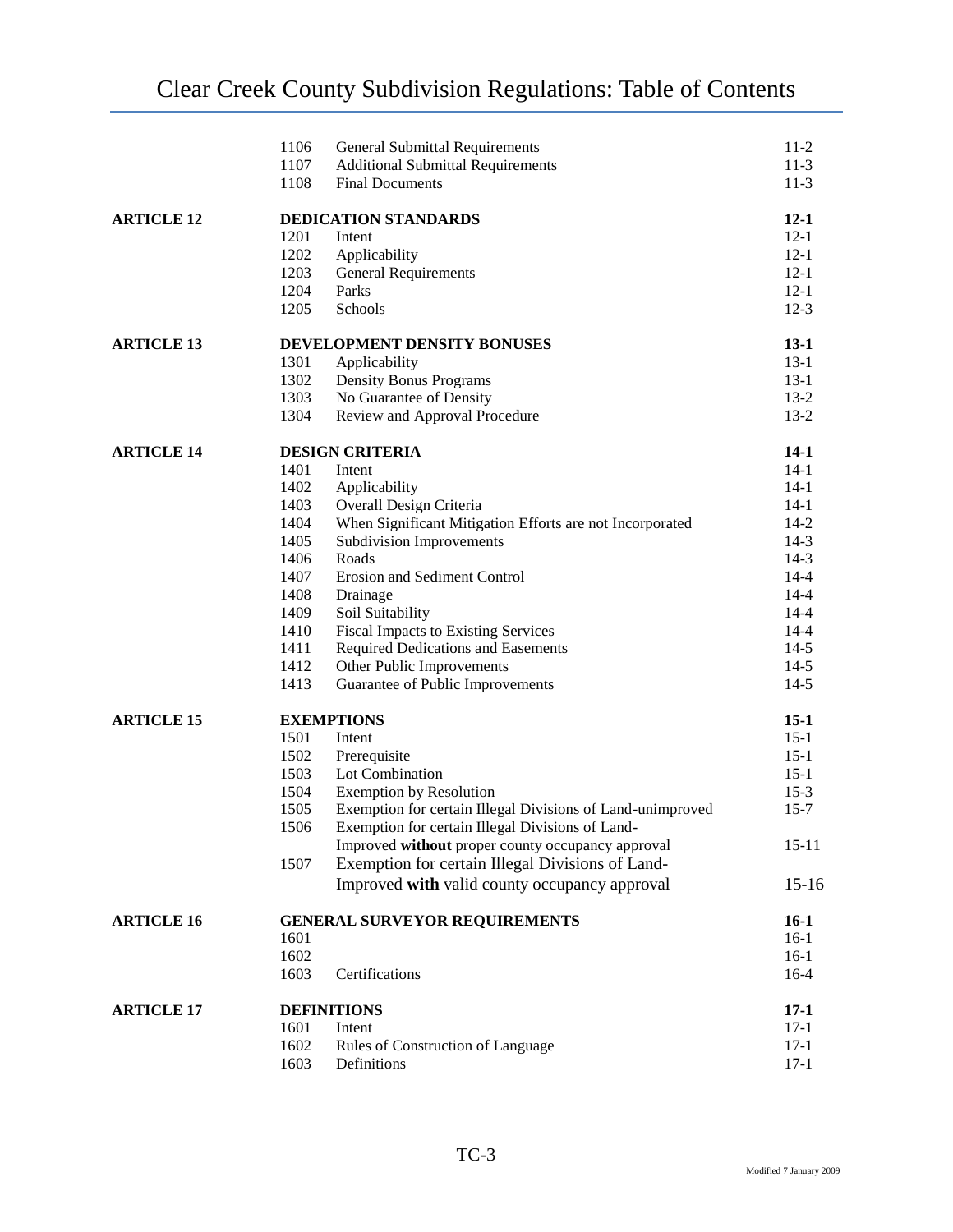# Clear Creek County Subdivision Regulations: Table of Contents

| | | | |
|---|---|---|---|
| | 1106 | General Submittal Requirements | 11-2 |
| | 1107 | Additional Submittal Requirements | 11-3 |
| | 1108 | Final Documents | 11-3 |
| **ARTICLE 12** | **DEDICATION STANDARDS** | | **12-1** |
| | 1201 | Intent | 12-1 |
| | 1202 | Applicability | 12-1 |
| | 1203 | General Requirements | 12-1 |
| | 1204 | Parks | 12-1 |
| | 1205 | Schools | 12-3 |
| **ARTICLE 13** | **DEVELOPMENT DENSITY BONUSES** | | **13-1** |
| | 1301 | Applicability | 13-1 |
| | 1302 | Density Bonus Programs | 13-1 |
| | 1303 | No Guarantee of Density | 13-2 |
| | 1304 | Review and Approval Procedure | 13-2 |
| **ARTICLE 14** | **DESIGN CRITERIA** | | **14-1** |
| | 1401 | Intent | 14-1 |
| | 1402 | Applicability | 14-1 |
| | 1403 | Overall Design Criteria | 14-1 |
| | 1404 | When Significant Mitigation Efforts are not Incorporated | 14-2 |
| | 1405 | Subdivision Improvements | 14-3 |
| | 1406 | Roads | 14-3 |
| | 1407 | Erosion and Sediment Control | 14-4 |
| | 1408 | Drainage | 14-4 |
| | 1409 | Soil Suitability | 14-4 |
| | 1410 | Fiscal Impacts to Existing Services | 14-4 |
| | 1411 | Required Dedications and Easements | 14-5 |
| | 1412 | Other Public Improvements | 14-5 |
| | 1413 | Guarantee of Public Improvements | 14-5 |
| **ARTICLE 15** | **EXEMPTIONS** | | **15-1** |
| | 1501 | Intent | 15-1 |
| | 1502 | Prerequisite | 15-1 |
| | 1503 | Lot Combination | 15-1 |
| | 1504 | Exemption by Resolution | 15-3 |
| | 1505 | Exemption for certain Illegal Divisions of Land-unimproved | 15-7 |
| | 1506 | Exemption for certain Illegal Divisions of Land-Improved **without** proper county occupancy approval | 15-11 |
| | 1507 | Exemption for certain Illegal Divisions of Land-Improved **with** valid county occupancy approval | 15-16 |
| **ARTICLE 16** | **GENERAL SURVEYOR REQUIREMENTS** | | **16-1** |
| | 1601 | | 16-1 |
| | 1602 | | 16-1 |
| | 1603 | Certifications | 16-4 |
| **ARTICLE 17** | **DEFINITIONS** | | **17-1** |
| | 1601 | Intent | 17-1 |
| | 1602 | Rules of Construction of Language | 17-1 |
| | 1603 | Definitions | 17-1 |

Modified 7 January 2009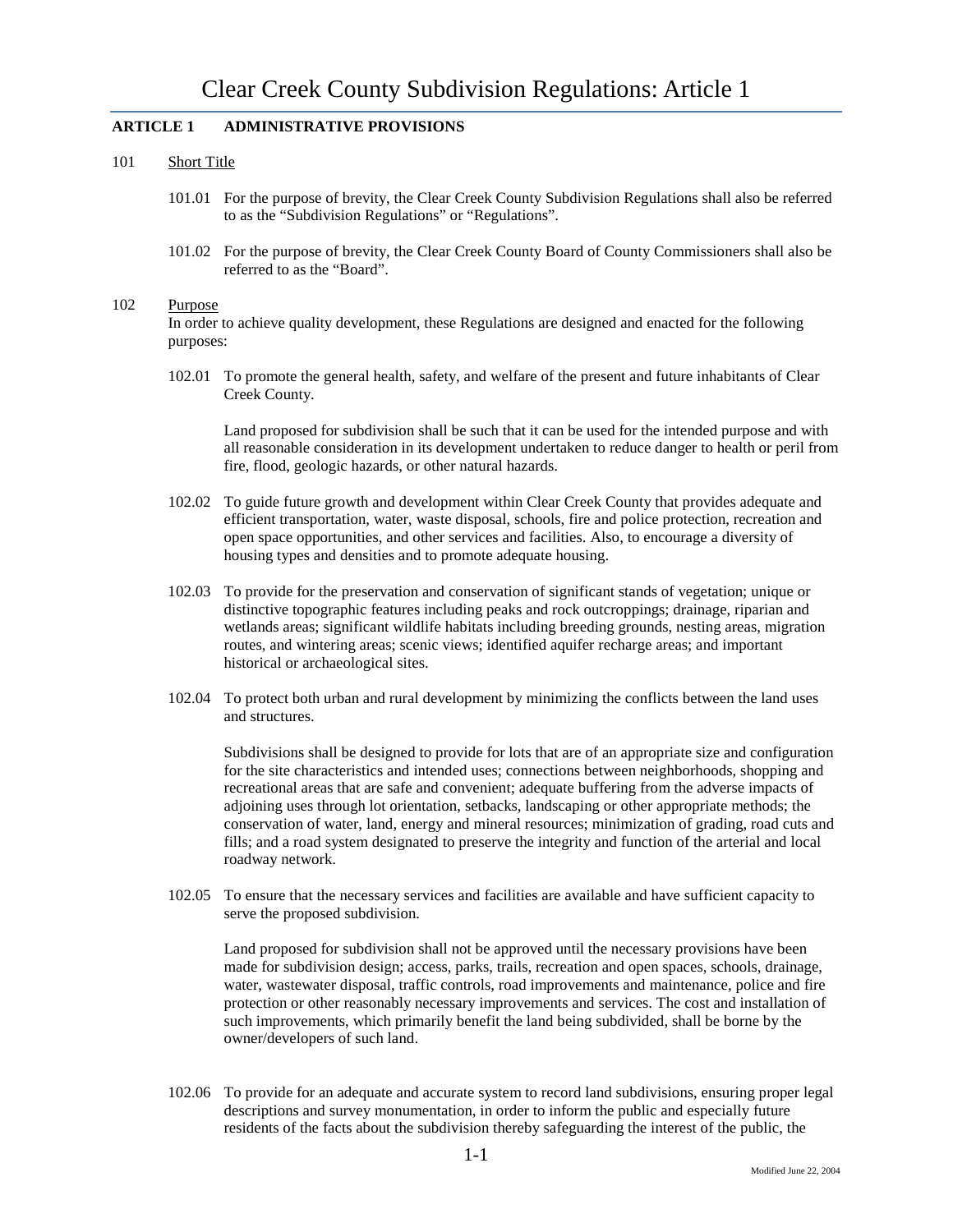## ARTICLE 1 ADMINISTRATIVE PROVISIONS

### 101 Short Title

101.01 For the purpose of brevity, the Clear Creek County Subdivision Regulations shall also be referred to as the "Subdivision Regulations" or "Regulations".

101.02 For the purpose of brevity, the Clear Creek County Board of County Commissioners shall also be referred to as the "Board".

### 102 Purpose

In order to achieve quality development, these Regulations are designed and enacted for the following purposes:

102.01 To promote the general health, safety, and welfare of the present and future inhabitants of Clear Creek County.

Land proposed for subdivision shall be such that it can be used for the intended purpose and with all reasonable consideration in its development undertaken to reduce danger to health or peril from fire, flood, geologic hazards, or other natural hazards.

102.02 To guide future growth and development within Clear Creek County that provides adequate and efficient transportation, water, waste disposal, schools, fire and police protection, recreation and open space opportunities, and other services and facilities. Also, to encourage a diversity of housing types and densities and to promote adequate housing.

102.03 To provide for the preservation and conservation of significant stands of vegetation; unique or distinctive topographic features including peaks and rock outcroppings; drainage, riparian and wetlands areas; significant wildlife habitats including breeding grounds, nesting areas, migration routes, and wintering areas; scenic views; identified aquifer recharge areas; and important historical or archaeological sites.

102.04 To protect both urban and rural development by minimizing the conflicts between the land uses and structures.

Subdivisions shall be designed to provide for lots that are of an appropriate size and configuration for the site characteristics and intended uses; connections between neighborhoods, shopping and recreational areas that are safe and convenient; adequate buffering from the adverse impacts of adjoining uses through lot orientation, setbacks, landscaping or other appropriate methods; the conservation of water, land, energy and mineral resources; minimization of grading, road cuts and fills; and a road system designated to preserve the integrity and function of the arterial and local roadway network.

102.05 To ensure that the necessary services and facilities are available and have sufficient capacity to serve the proposed subdivision.

Land proposed for subdivision shall not be approved until the necessary provisions have been made for subdivision design; access, parks, trails, recreation and open spaces, schools, drainage, water, wastewater disposal, traffic controls, road improvements and maintenance, police and fire protection or other reasonably necessary improvements and services. The cost and installation of such improvements, which primarily benefit the land being subdivided, shall be borne by the owner/developers of such land.

102.06 To provide for an adequate and accurate system to record land subdivisions, ensuring proper legal descriptions and survey monumentation, in order to inform the public and especially future residents of the facts about the subdivision thereby safeguarding the interest of the public, the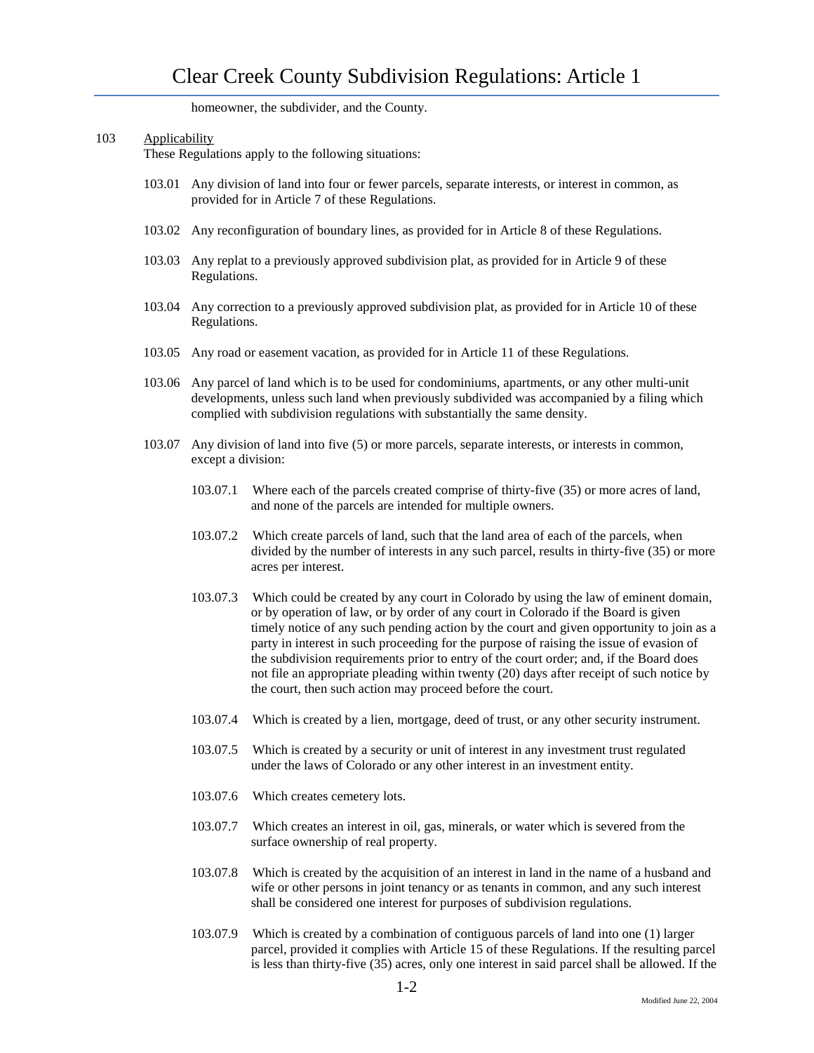homeowner, the subdivider, and the County.

103 Applicability

These Regulations apply to the following situations:

103.01 Any division of land into four or fewer parcels, separate interests, or interest in common, as provided for in Article 7 of these Regulations.

103.02 Any reconfiguration of boundary lines, as provided for in Article 8 of these Regulations.

103.03 Any replat to a previously approved subdivision plat, as provided for in Article 9 of these Regulations.

103.04 Any correction to a previously approved subdivision plat, as provided for in Article 10 of these Regulations.

103.05 Any road or easement vacation, as provided for in Article 11 of these Regulations.

103.06 Any parcel of land which is to be used for condominiums, apartments, or any other multi-unit developments, unless such land when previously subdivided was accompanied by a filing which complied with subdivision regulations with substantially the same density.

103.07 Any division of land into five (5) or more parcels, separate interests, or interests in common, except a division:

103.07.1 Where each of the parcels created comprise of thirty-five (35) or more acres of land, and none of the parcels are intended for multiple owners.

103.07.2 Which create parcels of land, such that the land area of each of the parcels, when divided by the number of interests in any such parcel, results in thirty-five (35) or more acres per interest.

103.07.3 Which could be created by any court in Colorado by using the law of eminent domain, or by operation of law, or by order of any court in Colorado if the Board is given timely notice of any such pending action by the court and given opportunity to join as a party in interest in such proceeding for the purpose of raising the issue of evasion of the subdivision requirements prior to entry of the court order; and, if the Board does not file an appropriate pleading within twenty (20) days after receipt of such notice by the court, then such action may proceed before the court.

103.07.4 Which is created by a lien, mortgage, deed of trust, or any other security instrument.

103.07.5 Which is created by a security or unit of interest in any investment trust regulated under the laws of Colorado or any other interest in an investment entity.

103.07.6 Which creates cemetery lots.

103.07.7 Which creates an interest in oil, gas, minerals, or water which is severed from the surface ownership of real property.

103.07.8 Which is created by the acquisition of an interest in land in the name of a husband and wife or other persons in joint tenancy or as tenants in common, and any such interest shall be considered one interest for purposes of subdivision regulations.

103.07.9 Which is created by a combination of contiguous parcels of land into one (1) larger parcel, provided it complies with Article 15 of these Regulations. If the resulting parcel is less than thirty-five (35) acres, only one interest in said parcel shall be allowed. If the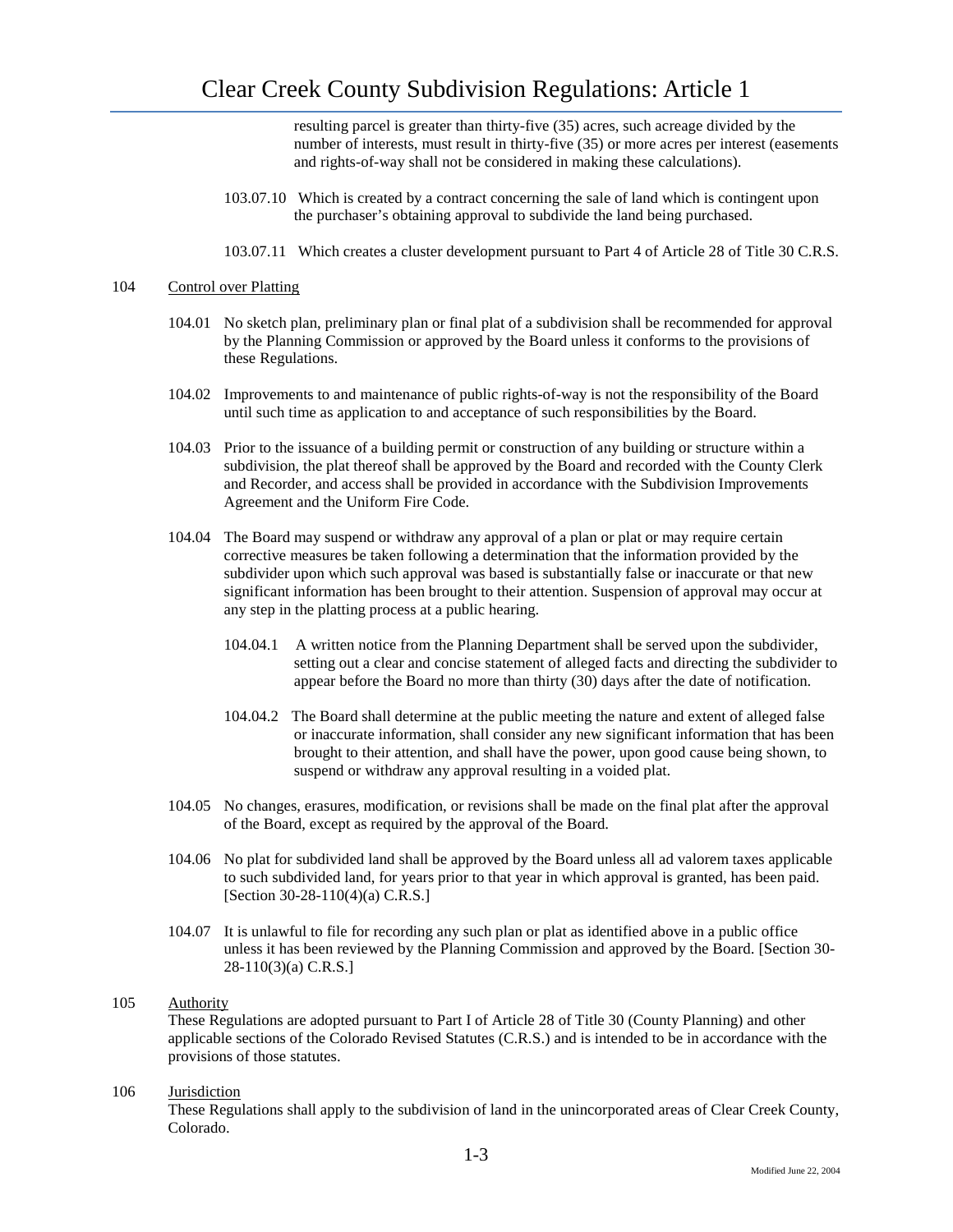resulting parcel is greater than thirty-five (35) acres, such acreage divided by the number of interests, must result in thirty-five (35) or more acres per interest (easements and rights-of-way shall not be considered in making these calculations).

103.07.10 Which is created by a contract concerning the sale of land which is contingent upon the purchaser's obtaining approval to subdivide the land being purchased.

103.07.11 Which creates a cluster development pursuant to Part 4 of Article 28 of Title 30 C.R.S.

## 104 Control over Platting

104.01 No sketch plan, preliminary plan or final plat of a subdivision shall be recommended for approval by the Planning Commission or approved by the Board unless it conforms to the provisions of these Regulations.

104.02 Improvements to and maintenance of public rights-of-way is not the responsibility of the Board until such time as application to and acceptance of such responsibilities by the Board.

104.03 Prior to the issuance of a building permit or construction of any building or structure within a subdivision, the plat thereof shall be approved by the Board and recorded with the County Clerk and Recorder, and access shall be provided in accordance with the Subdivision Improvements Agreement and the Uniform Fire Code.

104.04 The Board may suspend or withdraw any approval of a plan or plat or may require certain corrective measures be taken following a determination that the information provided by the subdivider upon which such approval was based is substantially false or inaccurate or that new significant information has been brought to their attention. Suspension of approval may occur at any step in the platting process at a public hearing.

104.04.1 A written notice from the Planning Department shall be served upon the subdivider, setting out a clear and concise statement of alleged facts and directing the subdivider to appear before the Board no more than thirty (30) days after the date of notification.

104.04.2 The Board shall determine at the public meeting the nature and extent of alleged false or inaccurate information, shall consider any new significant information that has been brought to their attention, and shall have the power, upon good cause being shown, to suspend or withdraw any approval resulting in a voided plat.

104.05 No changes, erasures, modification, or revisions shall be made on the final plat after the approval of the Board, except as required by the approval of the Board.

104.06 No plat for subdivided land shall be approved by the Board unless all ad valorem taxes applicable to such subdivided land, for years prior to that year in which approval is granted, has been paid. [Section 30-28-110(4)(a) C.R.S.]

104.07 It is unlawful to file for recording any such plan or plat as identified above in a public office unless it has been reviewed by the Planning Commission and approved by the Board. [Section 30-28-110(3)(a) C.R.S.]

## 105 Authority

These Regulations are adopted pursuant to Part I of Article 28 of Title 30 (County Planning) and other applicable sections of the Colorado Revised Statutes (C.R.S.) and is intended to be in accordance with the provisions of those statutes.

## 106 Jurisdiction

These Regulations shall apply to the subdivision of land in the unincorporated areas of Clear Creek County, Colorado.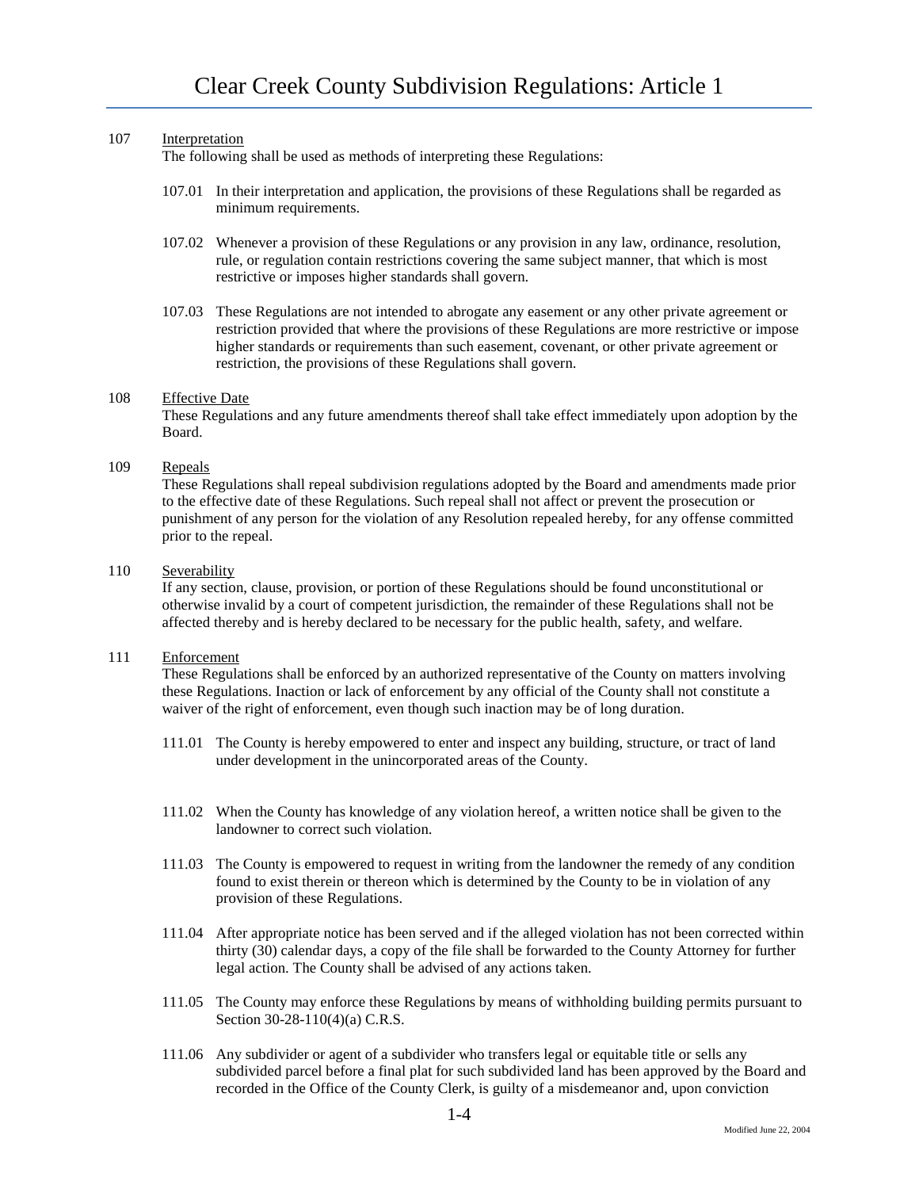### 107 Interpretation

The following shall be used as methods of interpreting these Regulations:

107.01 In their interpretation and application, the provisions of these Regulations shall be regarded as minimum requirements.

107.02 Whenever a provision of these Regulations or any provision in any law, ordinance, resolution, rule, or regulation contain restrictions covering the same subject manner, that which is most restrictive or imposes higher standards shall govern.

107.03 These Regulations are not intended to abrogate any easement or any other private agreement or restriction provided that where the provisions of these Regulations are more restrictive or impose higher standards or requirements than such easement, covenant, or other private agreement or restriction, the provisions of these Regulations shall govern.

### 108 Effective Date

These Regulations and any future amendments thereof shall take effect immediately upon adoption by the Board.

### 109 Repeals

These Regulations shall repeal subdivision regulations adopted by the Board and amendments made prior to the effective date of these Regulations. Such repeal shall not affect or prevent the prosecution or punishment of any person for the violation of any Resolution repealed hereby, for any offense committed prior to the repeal.

### 110 Severability

If any section, clause, provision, or portion of these Regulations should be found unconstitutional or otherwise invalid by a court of competent jurisdiction, the remainder of these Regulations shall not be affected thereby and is hereby declared to be necessary for the public health, safety, and welfare.

### 111 Enforcement

These Regulations shall be enforced by an authorized representative of the County on matters involving these Regulations. Inaction or lack of enforcement by any official of the County shall not constitute a waiver of the right of enforcement, even though such inaction may be of long duration.

111.01 The County is hereby empowered to enter and inspect any building, structure, or tract of land under development in the unincorporated areas of the County.

111.02 When the County has knowledge of any violation hereof, a written notice shall be given to the landowner to correct such violation.

111.03 The County is empowered to request in writing from the landowner the remedy of any condition found to exist therein or thereon which is determined by the County to be in violation of any provision of these Regulations.

111.04 After appropriate notice has been served and if the alleged violation has not been corrected within thirty (30) calendar days, a copy of the file shall be forwarded to the County Attorney for further legal action. The County shall be advised of any actions taken.

111.05 The County may enforce these Regulations by means of withholding building permits pursuant to Section 30-28-110(4)(a) C.R.S.

111.06 Any subdivider or agent of a subdivider who transfers legal or equitable title or sells any subdivided parcel before a final plat for such subdivided land has been approved by the Board and recorded in the Office of the County Clerk, is guilty of a misdemeanor and, upon conviction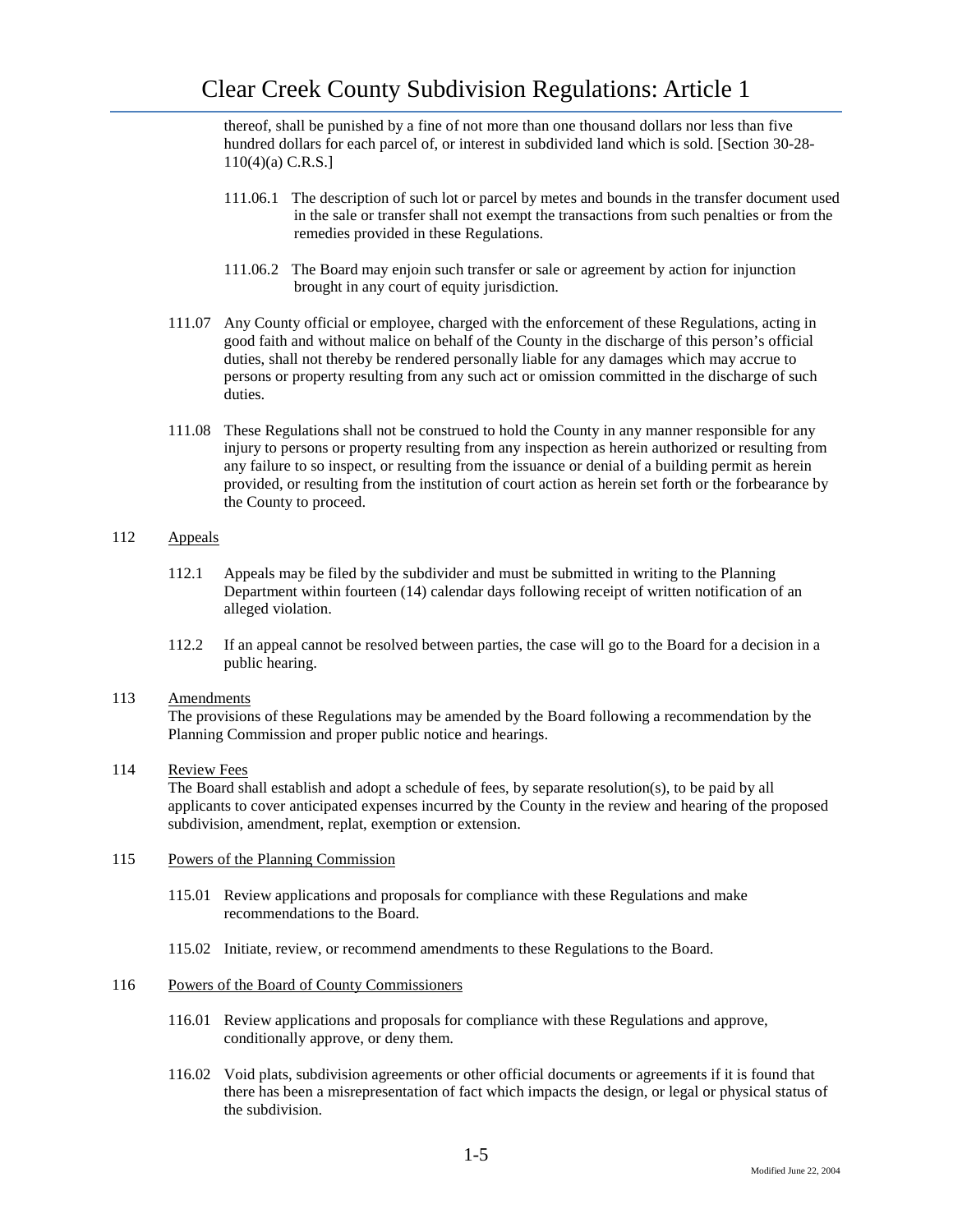thereof, shall be punished by a fine of not more than one thousand dollars nor less than five hundred dollars for each parcel of, or interest in subdivided land which is sold. [Section 30-28-110(4)(a) C.R.S.]

111.06.1 The description of such lot or parcel by metes and bounds in the transfer document used in the sale or transfer shall not exempt the transactions from such penalties or from the remedies provided in these Regulations.

111.06.2 The Board may enjoin such transfer or sale or agreement by action for injunction brought in any court of equity jurisdiction.

111.07 Any County official or employee, charged with the enforcement of these Regulations, acting in good faith and without malice on behalf of the County in the discharge of this person's official duties, shall not thereby be rendered personally liable for any damages which may accrue to persons or property resulting from any such act or omission committed in the discharge of such duties.

111.08 These Regulations shall not be construed to hold the County in any manner responsible for any injury to persons or property resulting from any inspection as herein authorized or resulting from any failure to so inspect, or resulting from the issuance or denial of a building permit as herein provided, or resulting from the institution of court action as herein set forth or the forbearance by the County to proceed.

112 Appeals

112.1 Appeals may be filed by the subdivider and must be submitted in writing to the Planning Department within fourteen (14) calendar days following receipt of written notification of an alleged violation.

112.2 If an appeal cannot be resolved between parties, the case will go to the Board for a decision in a public hearing.

113 Amendments

The provisions of these Regulations may be amended by the Board following a recommendation by the Planning Commission and proper public notice and hearings.

114 Review Fees

The Board shall establish and adopt a schedule of fees, by separate resolution(s), to be paid by all applicants to cover anticipated expenses incurred by the County in the review and hearing of the proposed subdivision, amendment, replat, exemption or extension.

115 Powers of the Planning Commission

115.01 Review applications and proposals for compliance with these Regulations and make recommendations to the Board.

115.02 Initiate, review, or recommend amendments to these Regulations to the Board.

116 Powers of the Board of County Commissioners

116.01 Review applications and proposals for compliance with these Regulations and approve, conditionally approve, or deny them.

116.02 Void plats, subdivision agreements or other official documents or agreements if it is found that there has been a misrepresentation of fact which impacts the design, or legal or physical status of the subdivision.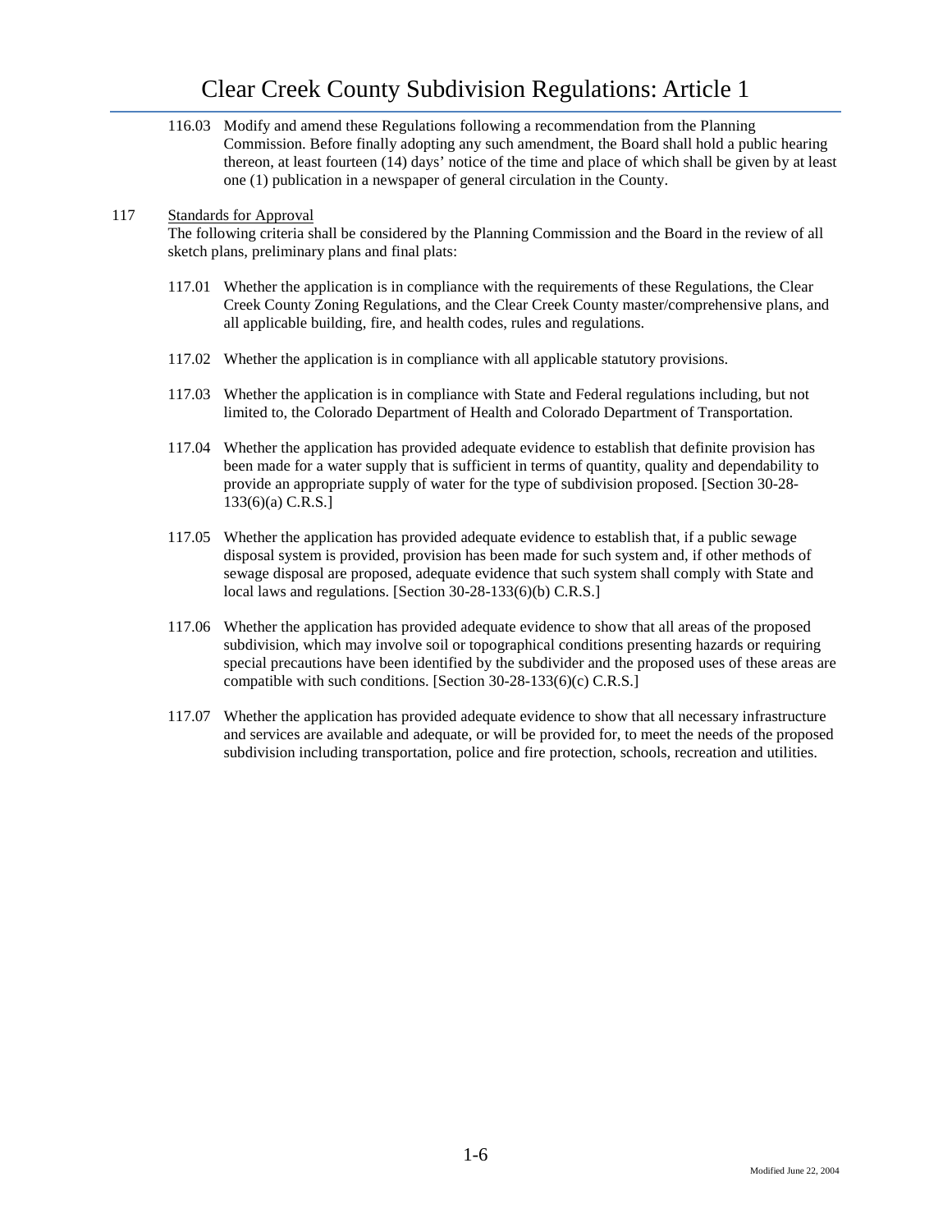116.03 Modify and amend these Regulations following a recommendation from the Planning Commission. Before finally adopting any such amendment, the Board shall hold a public hearing thereon, at least fourteen (14) days' notice of the time and place of which shall be given by at least one (1) publication in a newspaper of general circulation in the County.

117 Standards for Approval

The following criteria shall be considered by the Planning Commission and the Board in the review of all sketch plans, preliminary plans and final plats:

117.01 Whether the application is in compliance with the requirements of these Regulations, the Clear Creek County Zoning Regulations, and the Clear Creek County master/comprehensive plans, and all applicable building, fire, and health codes, rules and regulations.

117.02 Whether the application is in compliance with all applicable statutory provisions.

117.03 Whether the application is in compliance with State and Federal regulations including, but not limited to, the Colorado Department of Health and Colorado Department of Transportation.

117.04 Whether the application has provided adequate evidence to establish that definite provision has been made for a water supply that is sufficient in terms of quantity, quality and dependability to provide an appropriate supply of water for the type of subdivision proposed. [Section 30-28-133(6)(a) C.R.S.]

117.05 Whether the application has provided adequate evidence to establish that, if a public sewage disposal system is provided, provision has been made for such system and, if other methods of sewage disposal are proposed, adequate evidence that such system shall comply with State and local laws and regulations. [Section 30-28-133(6)(b) C.R.S.]

117.06 Whether the application has provided adequate evidence to show that all areas of the proposed subdivision, which may involve soil or topographical conditions presenting hazards or requiring special precautions have been identified by the subdivider and the proposed uses of these areas are compatible with such conditions. [Section 30-28-133(6)(c) C.R.S.]

117.07 Whether the application has provided adequate evidence to show that all necessary infrastructure and services are available and adequate, or will be provided for, to meet the needs of the proposed subdivision including transportation, police and fire protection, schools, recreation and utilities.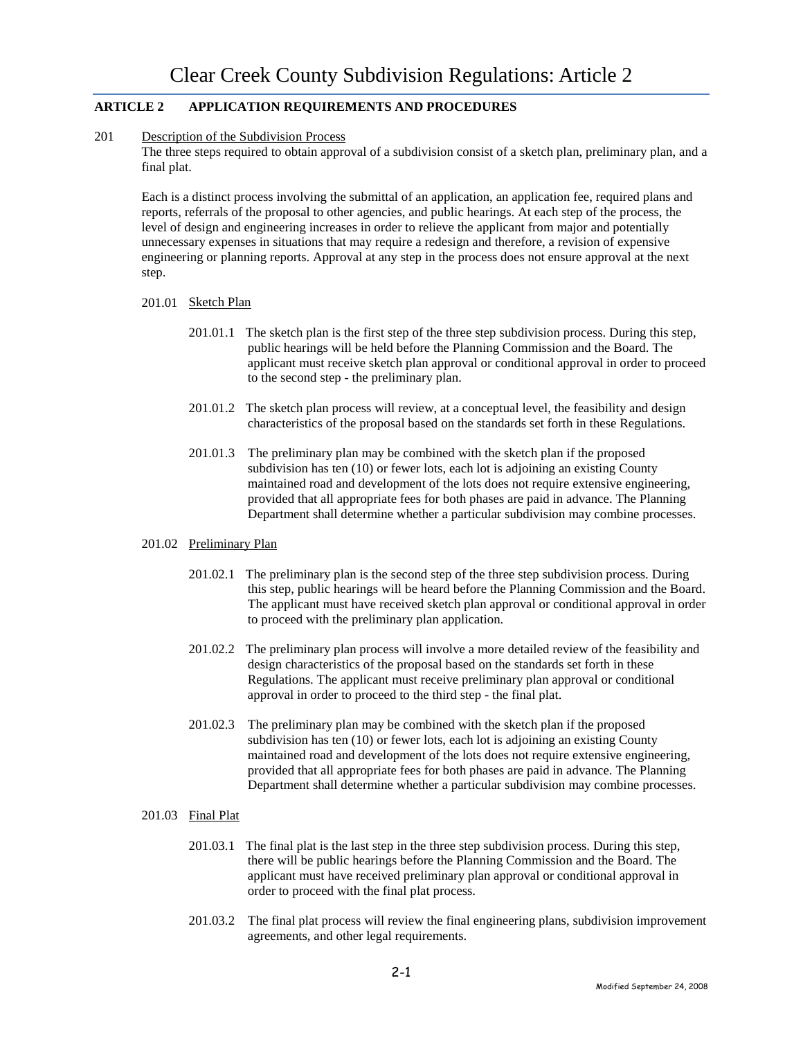## ARTICLE 2 APPLICATION REQUIREMENTS AND PROCEDURES

201 Description of the Subdivision Process

The three steps required to obtain approval of a subdivision consist of a sketch plan, preliminary plan, and a final plat.

Each is a distinct process involving the submittal of an application, an application fee, required plans and reports, referrals of the proposal to other agencies, and public hearings. At each step of the process, the level of design and engineering increases in order to relieve the applicant from major and potentially unnecessary expenses in situations that may require a redesign and therefore, a revision of expensive engineering or planning reports. Approval at any step in the process does not ensure approval at the next step.

201.01 Sketch Plan

201.01.1 The sketch plan is the first step of the three step subdivision process. During this step, public hearings will be held before the Planning Commission and the Board. The applicant must receive sketch plan approval or conditional approval in order to proceed to the second step - the preliminary plan.

201.01.2 The sketch plan process will review, at a conceptual level, the feasibility and design characteristics of the proposal based on the standards set forth in these Regulations.

201.01.3 The preliminary plan may be combined with the sketch plan if the proposed subdivision has ten (10) or fewer lots, each lot is adjoining an existing County maintained road and development of the lots does not require extensive engineering, provided that all appropriate fees for both phases are paid in advance. The Planning Department shall determine whether a particular subdivision may combine processes.

201.02 Preliminary Plan

201.02.1 The preliminary plan is the second step of the three step subdivision process. During this step, public hearings will be heard before the Planning Commission and the Board. The applicant must have received sketch plan approval or conditional approval in order to proceed with the preliminary plan application.

201.02.2 The preliminary plan process will involve a more detailed review of the feasibility and design characteristics of the proposal based on the standards set forth in these Regulations. The applicant must receive preliminary plan approval or conditional approval in order to proceed to the third step - the final plat.

201.02.3 The preliminary plan may be combined with the sketch plan if the proposed subdivision has ten (10) or fewer lots, each lot is adjoining an existing County maintained road and development of the lots does not require extensive engineering, provided that all appropriate fees for both phases are paid in advance. The Planning Department shall determine whether a particular subdivision may combine processes.

201.03 Final Plat

201.03.1 The final plat is the last step in the three step subdivision process. During this step, there will be public hearings before the Planning Commission and the Board. The applicant must have received preliminary plan approval or conditional approval in order to proceed with the final plat process.

201.03.2 The final plat process will review the final engineering plans, subdivision improvement agreements, and other legal requirements.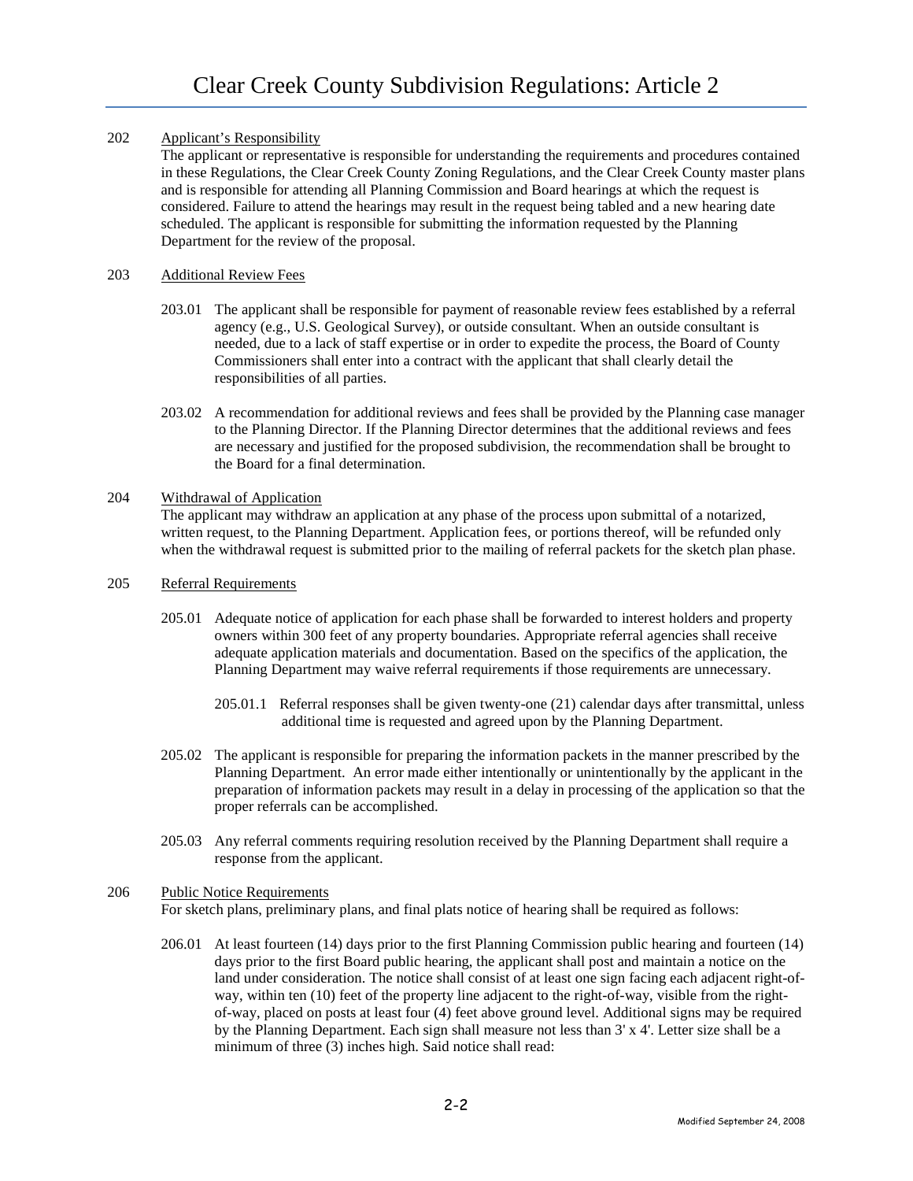## 202 Applicant's Responsibility

The applicant or representative is responsible for understanding the requirements and procedures contained in these Regulations, the Clear Creek County Zoning Regulations, and the Clear Creek County master plans and is responsible for attending all Planning Commission and Board hearings at which the request is considered. Failure to attend the hearings may result in the request being tabled and a new hearing date scheduled. The applicant is responsible for submitting the information requested by the Planning Department for the review of the proposal.

## 203 Additional Review Fees

203.01 The applicant shall be responsible for payment of reasonable review fees established by a referral agency (e.g., U.S. Geological Survey), or outside consultant. When an outside consultant is needed, due to a lack of staff expertise or in order to expedite the process, the Board of County Commissioners shall enter into a contract with the applicant that shall clearly detail the responsibilities of all parties.

203.02 A recommendation for additional reviews and fees shall be provided by the Planning case manager to the Planning Director. If the Planning Director determines that the additional reviews and fees are necessary and justified for the proposed subdivision, the recommendation shall be brought to the Board for a final determination.

## 204 Withdrawal of Application

The applicant may withdraw an application at any phase of the process upon submittal of a notarized, written request, to the Planning Department. Application fees, or portions thereof, will be refunded only when the withdrawal request is submitted prior to the mailing of referral packets for the sketch plan phase.

## 205 Referral Requirements

205.01 Adequate notice of application for each phase shall be forwarded to interest holders and property owners within 300 feet of any property boundaries. Appropriate referral agencies shall receive adequate application materials and documentation. Based on the specifics of the application, the Planning Department may waive referral requirements if those requirements are unnecessary.

205.01.1 Referral responses shall be given twenty-one (21) calendar days after transmittal, unless additional time is requested and agreed upon by the Planning Department.

205.02 The applicant is responsible for preparing the information packets in the manner prescribed by the Planning Department. An error made either intentionally or unintentionally by the applicant in the preparation of information packets may result in a delay in processing of the application so that the proper referrals can be accomplished.

205.03 Any referral comments requiring resolution received by the Planning Department shall require a response from the applicant.

## 206 Public Notice Requirements

For sketch plans, preliminary plans, and final plats notice of hearing shall be required as follows:

206.01 At least fourteen (14) days prior to the first Planning Commission public hearing and fourteen (14) days prior to the first Board public hearing, the applicant shall post and maintain a notice on the land under consideration. The notice shall consist of at least one sign facing each adjacent right-of-way, within ten (10) feet of the property line adjacent to the right-of-way, visible from the right-of-way, placed on posts at least four (4) feet above ground level. Additional signs may be required by the Planning Department. Each sign shall measure not less than 3' x 4'. Letter size shall be a minimum of three (3) inches high. Said notice shall read: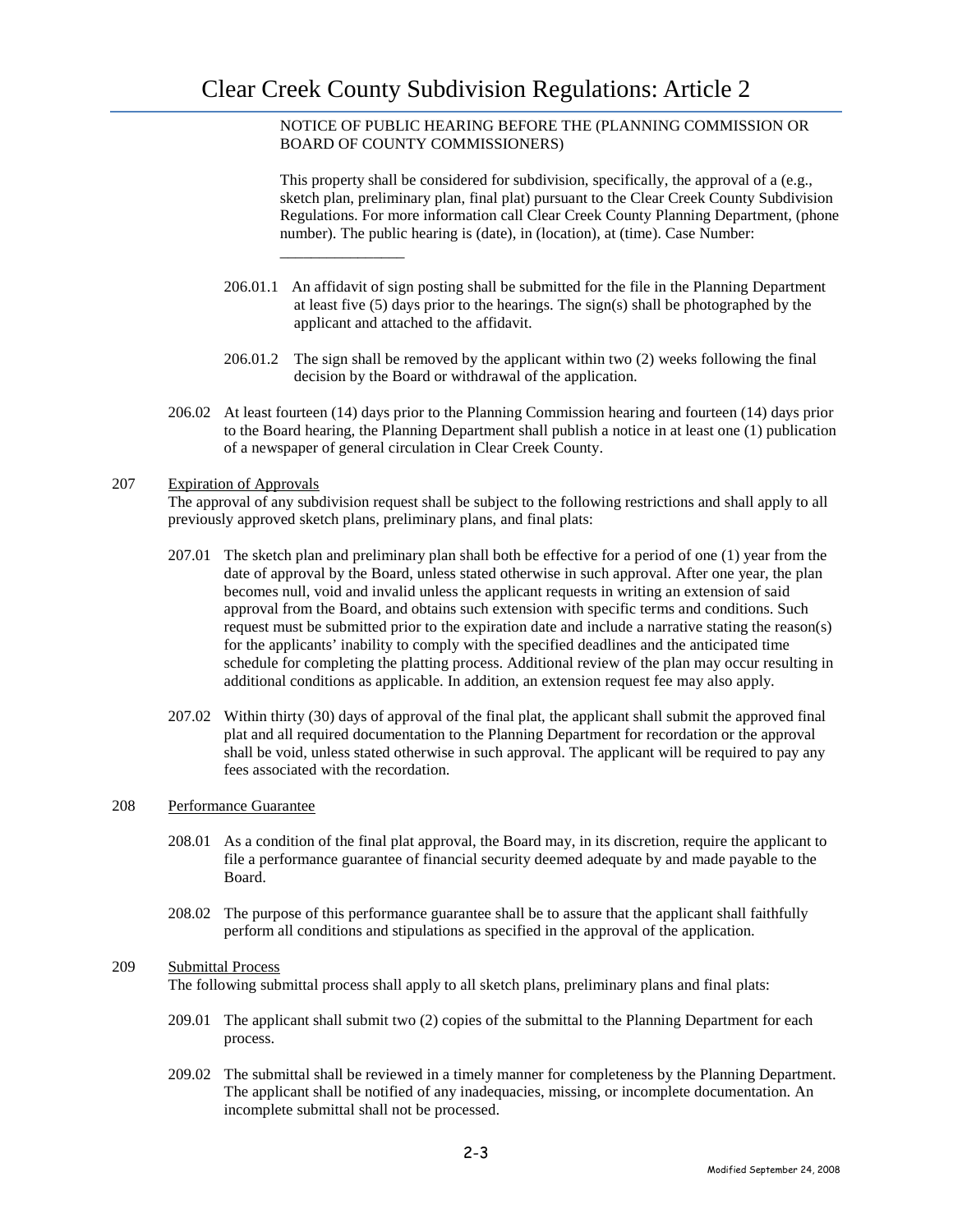NOTICE OF PUBLIC HEARING BEFORE THE (PLANNING COMMISSION OR BOARD OF COUNTY COMMISSIONERS)

This property shall be considered for subdivision, specifically, the approval of a (e.g., sketch plan, preliminary plan, final plat) pursuant to the Clear Creek County Subdivision Regulations. For more information call Clear Creek County Planning Department, (phone number). The public hearing is (date), in (location), at (time). Case Number: _______________

206.01.1 An affidavit of sign posting shall be submitted for the file in the Planning Department at least five (5) days prior to the hearings. The sign(s) shall be photographed by the applicant and attached to the affidavit.

206.01.2 The sign shall be removed by the applicant within two (2) weeks following the final decision by the Board or withdrawal of the application.

206.02 At least fourteen (14) days prior to the Planning Commission hearing and fourteen (14) days prior to the Board hearing, the Planning Department shall publish a notice in at least one (1) publication of a newspaper of general circulation in Clear Creek County.

207 Expiration of Approvals

The approval of any subdivision request shall be subject to the following restrictions and shall apply to all previously approved sketch plans, preliminary plans, and final plats:

207.01 The sketch plan and preliminary plan shall both be effective for a period of one (1) year from the date of approval by the Board, unless stated otherwise in such approval. After one year, the plan becomes null, void and invalid unless the applicant requests in writing an extension of said approval from the Board, and obtains such extension with specific terms and conditions. Such request must be submitted prior to the expiration date and include a narrative stating the reason(s) for the applicants' inability to comply with the specified deadlines and the anticipated time schedule for completing the platting process. Additional review of the plan may occur resulting in additional conditions as applicable. In addition, an extension request fee may also apply.

207.02 Within thirty (30) days of approval of the final plat, the applicant shall submit the approved final plat and all required documentation to the Planning Department for recordation or the approval shall be void, unless stated otherwise in such approval. The applicant will be required to pay any fees associated with the recordation.

208 Performance Guarantee

208.01 As a condition of the final plat approval, the Board may, in its discretion, require the applicant to file a performance guarantee of financial security deemed adequate by and made payable to the Board.

208.02 The purpose of this performance guarantee shall be to assure that the applicant shall faithfully perform all conditions and stipulations as specified in the approval of the application.

209 Submittal Process

The following submittal process shall apply to all sketch plans, preliminary plans and final plats:

209.01 The applicant shall submit two (2) copies of the submittal to the Planning Department for each process.

209.02 The submittal shall be reviewed in a timely manner for completeness by the Planning Department. The applicant shall be notified of any inadequacies, missing, or incomplete documentation. An incomplete submittal shall not be processed.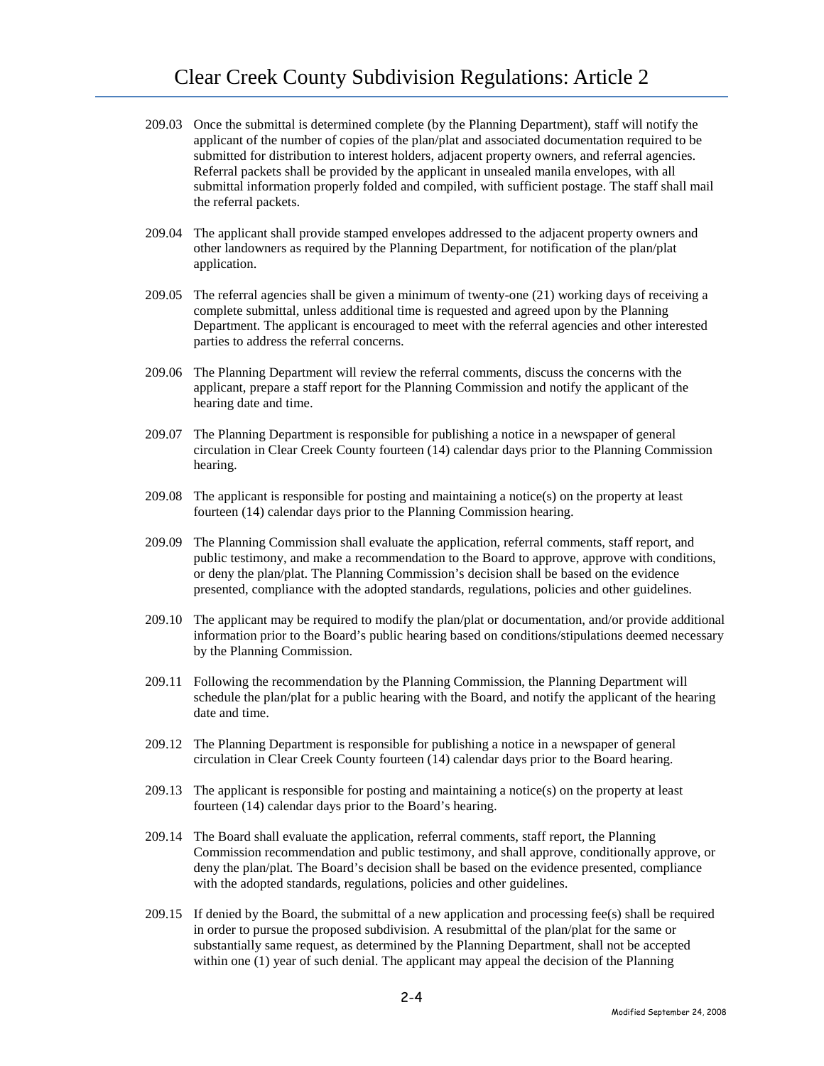209.03 Once the submittal is determined complete (by the Planning Department), staff will notify the applicant of the number of copies of the plan/plat and associated documentation required to be submitted for distribution to interest holders, adjacent property owners, and referral agencies. Referral packets shall be provided by the applicant in unsealed manila envelopes, with all submittal information properly folded and compiled, with sufficient postage. The staff shall mail the referral packets.

209.04 The applicant shall provide stamped envelopes addressed to the adjacent property owners and other landowners as required by the Planning Department, for notification of the plan/plat application.

209.05 The referral agencies shall be given a minimum of twenty-one (21) working days of receiving a complete submittal, unless additional time is requested and agreed upon by the Planning Department. The applicant is encouraged to meet with the referral agencies and other interested parties to address the referral concerns.

209.06 The Planning Department will review the referral comments, discuss the concerns with the applicant, prepare a staff report for the Planning Commission and notify the applicant of the hearing date and time.

209.07 The Planning Department is responsible for publishing a notice in a newspaper of general circulation in Clear Creek County fourteen (14) calendar days prior to the Planning Commission hearing.

209.08 The applicant is responsible for posting and maintaining a notice(s) on the property at least fourteen (14) calendar days prior to the Planning Commission hearing.

209.09 The Planning Commission shall evaluate the application, referral comments, staff report, and public testimony, and make a recommendation to the Board to approve, approve with conditions, or deny the plan/plat. The Planning Commission's decision shall be based on the evidence presented, compliance with the adopted standards, regulations, policies and other guidelines.

209.10 The applicant may be required to modify the plan/plat or documentation, and/or provide additional information prior to the Board's public hearing based on conditions/stipulations deemed necessary by the Planning Commission.

209.11 Following the recommendation by the Planning Commission, the Planning Department will schedule the plan/plat for a public hearing with the Board, and notify the applicant of the hearing date and time.

209.12 The Planning Department is responsible for publishing a notice in a newspaper of general circulation in Clear Creek County fourteen (14) calendar days prior to the Board hearing.

209.13 The applicant is responsible for posting and maintaining a notice(s) on the property at least fourteen (14) calendar days prior to the Board's hearing.

209.14 The Board shall evaluate the application, referral comments, staff report, the Planning Commission recommendation and public testimony, and shall approve, conditionally approve, or deny the plan/plat. The Board's decision shall be based on the evidence presented, compliance with the adopted standards, regulations, policies and other guidelines.

209.15 If denied by the Board, the submittal of a new application and processing fee(s) shall be required in order to pursue the proposed subdivision. A resubmittal of the plan/plat for the same or substantially same request, as determined by the Planning Department, shall not be accepted within one (1) year of such denial. The applicant may appeal the decision of the Planning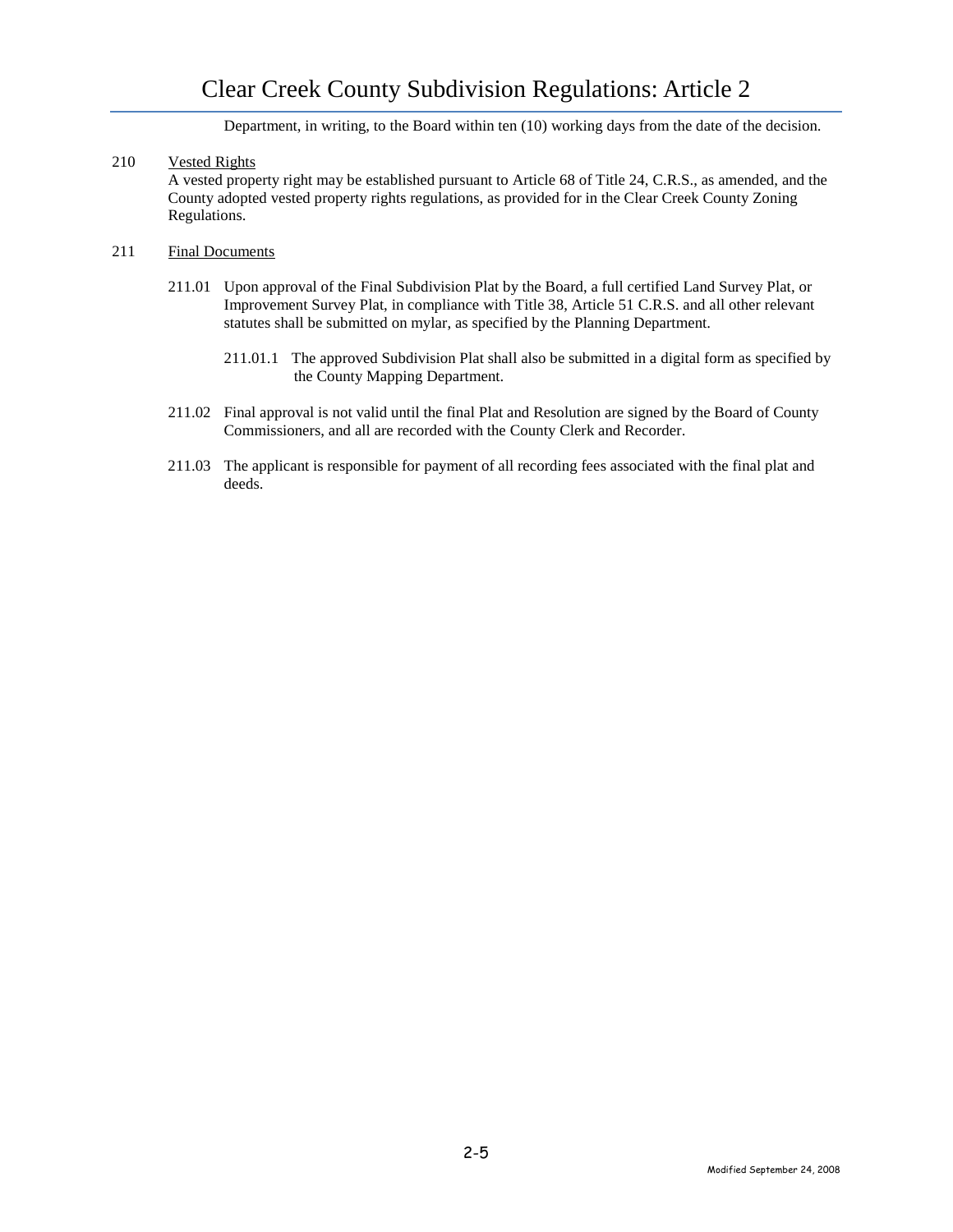Department, in writing, to the Board within ten (10) working days from the date of the decision.

210 Vested Rights

A vested property right may be established pursuant to Article 68 of Title 24, C.R.S., as amended, and the County adopted vested property rights regulations, as provided for in the Clear Creek County Zoning Regulations.

211 Final Documents

211.01 Upon approval of the Final Subdivision Plat by the Board, a full certified Land Survey Plat, or Improvement Survey Plat, in compliance with Title 38, Article 51 C.R.S. and all other relevant statutes shall be submitted on mylar, as specified by the Planning Department.

211.01.1 The approved Subdivision Plat shall also be submitted in a digital form as specified by the County Mapping Department.

211.02 Final approval is not valid until the final Plat and Resolution are signed by the Board of County Commissioners, and all are recorded with the County Clerk and Recorder.

211.03 The applicant is responsible for payment of all recording fees associated with the final plat and deeds.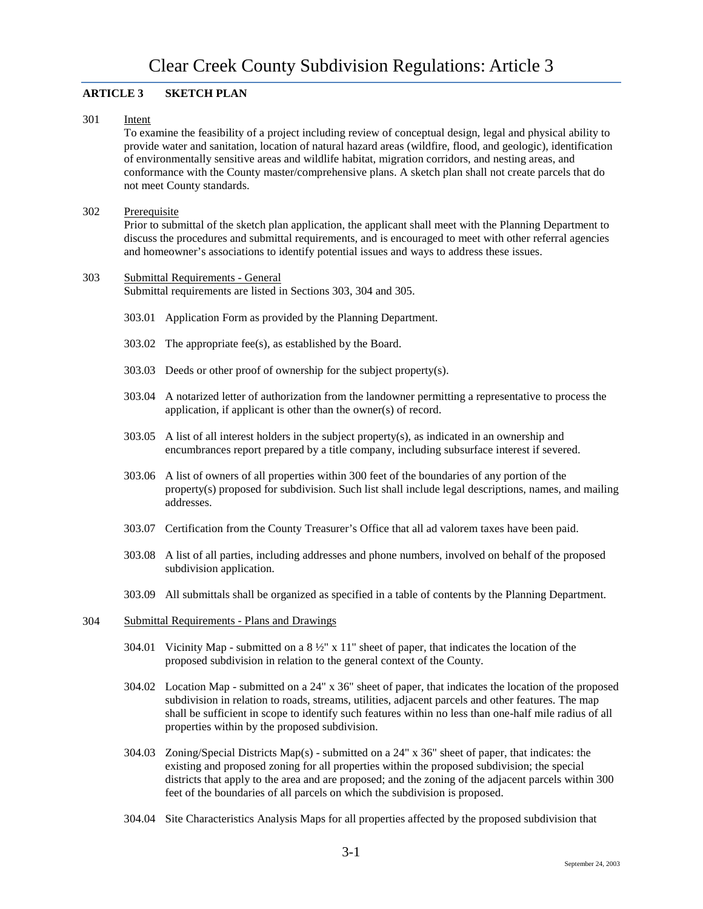## ARTICLE 3 SKETCH PLAN

301 Intent

To examine the feasibility of a project including review of conceptual design, legal and physical ability to provide water and sanitation, location of natural hazard areas (wildfire, flood, and geologic), identification of environmentally sensitive areas and wildlife habitat, migration corridors, and nesting areas, and conformance with the County master/comprehensive plans. A sketch plan shall not create parcels that do not meet County standards.

302 Prerequisite

Prior to submittal of the sketch plan application, the applicant shall meet with the Planning Department to discuss the procedures and submittal requirements, and is encouraged to meet with other referral agencies and homeowner's associations to identify potential issues and ways to address these issues.

303 Submittal Requirements - General

Submittal requirements are listed in Sections 303, 304 and 305.

303.01 Application Form as provided by the Planning Department.

303.02 The appropriate fee(s), as established by the Board.

303.03 Deeds or other proof of ownership for the subject property(s).

303.04 A notarized letter of authorization from the landowner permitting a representative to process the application, if applicant is other than the owner(s) of record.

303.05 A list of all interest holders in the subject property(s), as indicated in an ownership and encumbrances report prepared by a title company, including subsurface interest if severed.

303.06 A list of owners of all properties within 300 feet of the boundaries of any portion of the property(s) proposed for subdivision. Such list shall include legal descriptions, names, and mailing addresses.

303.07 Certification from the County Treasurer's Office that all ad valorem taxes have been paid.

303.08 A list of all parties, including addresses and phone numbers, involved on behalf of the proposed subdivision application.

303.09 All submittals shall be organized as specified in a table of contents by the Planning Department.

304 Submittal Requirements - Plans and Drawings

304.01 Vicinity Map - submitted on a 8 ½" x 11" sheet of paper, that indicates the location of the proposed subdivision in relation to the general context of the County.

304.02 Location Map - submitted on a 24" x 36" sheet of paper, that indicates the location of the proposed subdivision in relation to roads, streams, utilities, adjacent parcels and other features. The map shall be sufficient in scope to identify such features within no less than one-half mile radius of all properties within by the proposed subdivision.

304.03 Zoning/Special Districts Map(s) - submitted on a 24" x 36" sheet of paper, that indicates: the existing and proposed zoning for all properties within the proposed subdivision; the special districts that apply to the area and are proposed; and the zoning of the adjacent parcels within 300 feet of the boundaries of all parcels on which the subdivision is proposed.

304.04 Site Characteristics Analysis Maps for all properties affected by the proposed subdivision that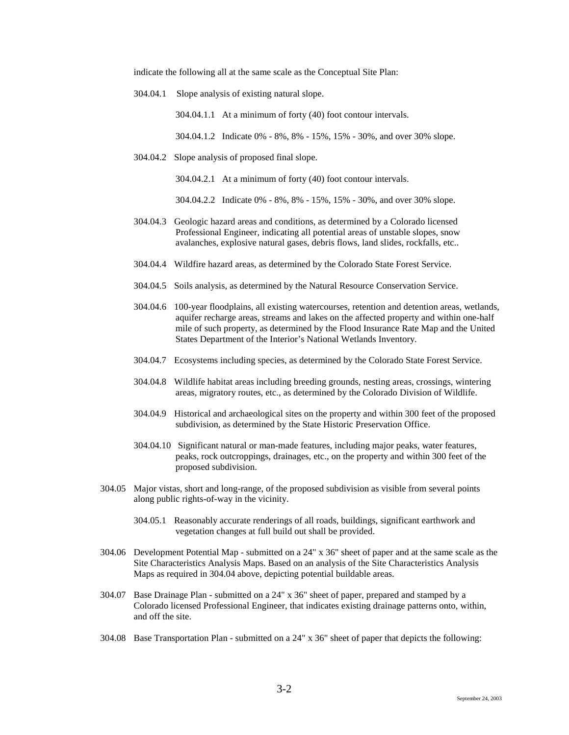indicate the following all at the same scale as the Conceptual Site Plan:

304.04.1 Slope analysis of existing natural slope.

304.04.1.1 At a minimum of forty (40) foot contour intervals.

304.04.1.2 Indicate 0% - 8%, 8% - 15%, 15% - 30%, and over 30% slope.

304.04.2 Slope analysis of proposed final slope.

304.04.2.1 At a minimum of forty (40) foot contour intervals.

304.04.2.2 Indicate 0% - 8%, 8% - 15%, 15% - 30%, and over 30% slope.

304.04.3 Geologic hazard areas and conditions, as determined by a Colorado licensed Professional Engineer, indicating all potential areas of unstable slopes, snow avalanches, explosive natural gases, debris flows, land slides, rockfalls, etc..

304.04.4 Wildfire hazard areas, as determined by the Colorado State Forest Service.

304.04.5 Soils analysis, as determined by the Natural Resource Conservation Service.

304.04.6 100-year floodplains, all existing watercourses, retention and detention areas, wetlands, aquifer recharge areas, streams and lakes on the affected property and within one-half mile of such property, as determined by the Flood Insurance Rate Map and the United States Department of the Interior's National Wetlands Inventory.

304.04.7 Ecosystems including species, as determined by the Colorado State Forest Service.

304.04.8 Wildlife habitat areas including breeding grounds, nesting areas, crossings, wintering areas, migratory routes, etc., as determined by the Colorado Division of Wildlife.

304.04.9 Historical and archaeological sites on the property and within 300 feet of the proposed subdivision, as determined by the State Historic Preservation Office.

304.04.10 Significant natural or man-made features, including major peaks, water features, peaks, rock outcroppings, drainages, etc., on the property and within 300 feet of the proposed subdivision.

304.05 Major vistas, short and long-range, of the proposed subdivision as visible from several points along public rights-of-way in the vicinity.

304.05.1 Reasonably accurate renderings of all roads, buildings, significant earthwork and vegetation changes at full build out shall be provided.

304.06 Development Potential Map - submitted on a 24" x 36" sheet of paper and at the same scale as the Site Characteristics Analysis Maps. Based on an analysis of the Site Characteristics Analysis Maps as required in 304.04 above, depicting potential buildable areas.

304.07 Base Drainage Plan - submitted on a 24" x 36" sheet of paper, prepared and stamped by a Colorado licensed Professional Engineer, that indicates existing drainage patterns onto, within, and off the site.

304.08 Base Transportation Plan - submitted on a 24" x 36" sheet of paper that depicts the following: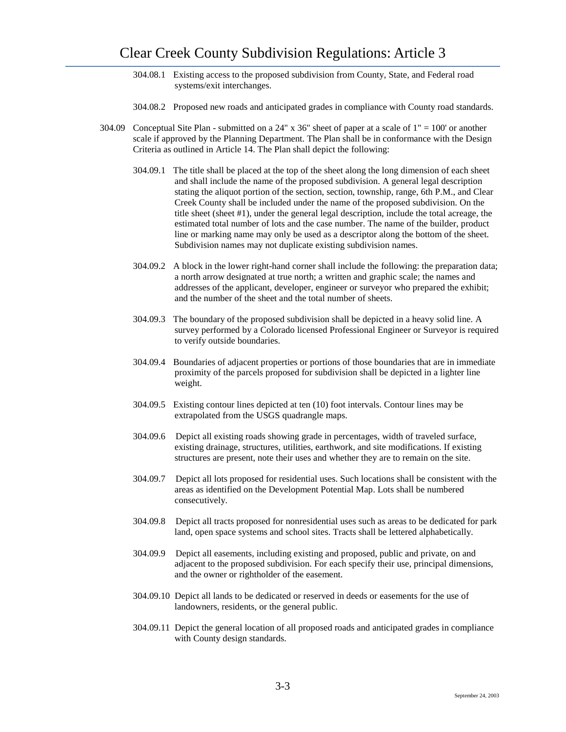304.08.1 Existing access to the proposed subdivision from County, State, and Federal road systems/exit interchanges.

304.08.2 Proposed new roads and anticipated grades in compliance with County road standards.

304.09 Conceptual Site Plan - submitted on a 24" x 36" sheet of paper at a scale of 1" = 100' or another scale if approved by the Planning Department. The Plan shall be in conformance with the Design Criteria as outlined in Article 14. The Plan shall depict the following:

304.09.1 The title shall be placed at the top of the sheet along the long dimension of each sheet and shall include the name of the proposed subdivision. A general legal description stating the aliquot portion of the section, section, township, range, 6th P.M., and Clear Creek County shall be included under the name of the proposed subdivision. On the title sheet (sheet #1), under the general legal description, include the total acreage, the estimated total number of lots and the case number. The name of the builder, product line or marking name may only be used as a descriptor along the bottom of the sheet. Subdivision names may not duplicate existing subdivision names.

304.09.2 A block in the lower right-hand corner shall include the following: the preparation data; a north arrow designated at true north; a written and graphic scale; the names and addresses of the applicant, developer, engineer or surveyor who prepared the exhibit; and the number of the sheet and the total number of sheets.

304.09.3 The boundary of the proposed subdivision shall be depicted in a heavy solid line. A survey performed by a Colorado licensed Professional Engineer or Surveyor is required to verify outside boundaries.

304.09.4 Boundaries of adjacent properties or portions of those boundaries that are in immediate proximity of the parcels proposed for subdivision shall be depicted in a lighter line weight.

304.09.5 Existing contour lines depicted at ten (10) foot intervals. Contour lines may be extrapolated from the USGS quadrangle maps.

304.09.6 Depict all existing roads showing grade in percentages, width of traveled surface, existing drainage, structures, utilities, earthwork, and site modifications. If existing structures are present, note their uses and whether they are to remain on the site.

304.09.7 Depict all lots proposed for residential uses. Such locations shall be consistent with the areas as identified on the Development Potential Map. Lots shall be numbered consecutively.

304.09.8 Depict all tracts proposed for nonresidential uses such as areas to be dedicated for park land, open space systems and school sites. Tracts shall be lettered alphabetically.

304.09.9 Depict all easements, including existing and proposed, public and private, on and adjacent to the proposed subdivision. For each specify their use, principal dimensions, and the owner or rightholder of the easement.

304.09.10 Depict all lands to be dedicated or reserved in deeds or easements for the use of landowners, residents, or the general public.

304.09.11 Depict the general location of all proposed roads and anticipated grades in compliance with County design standards.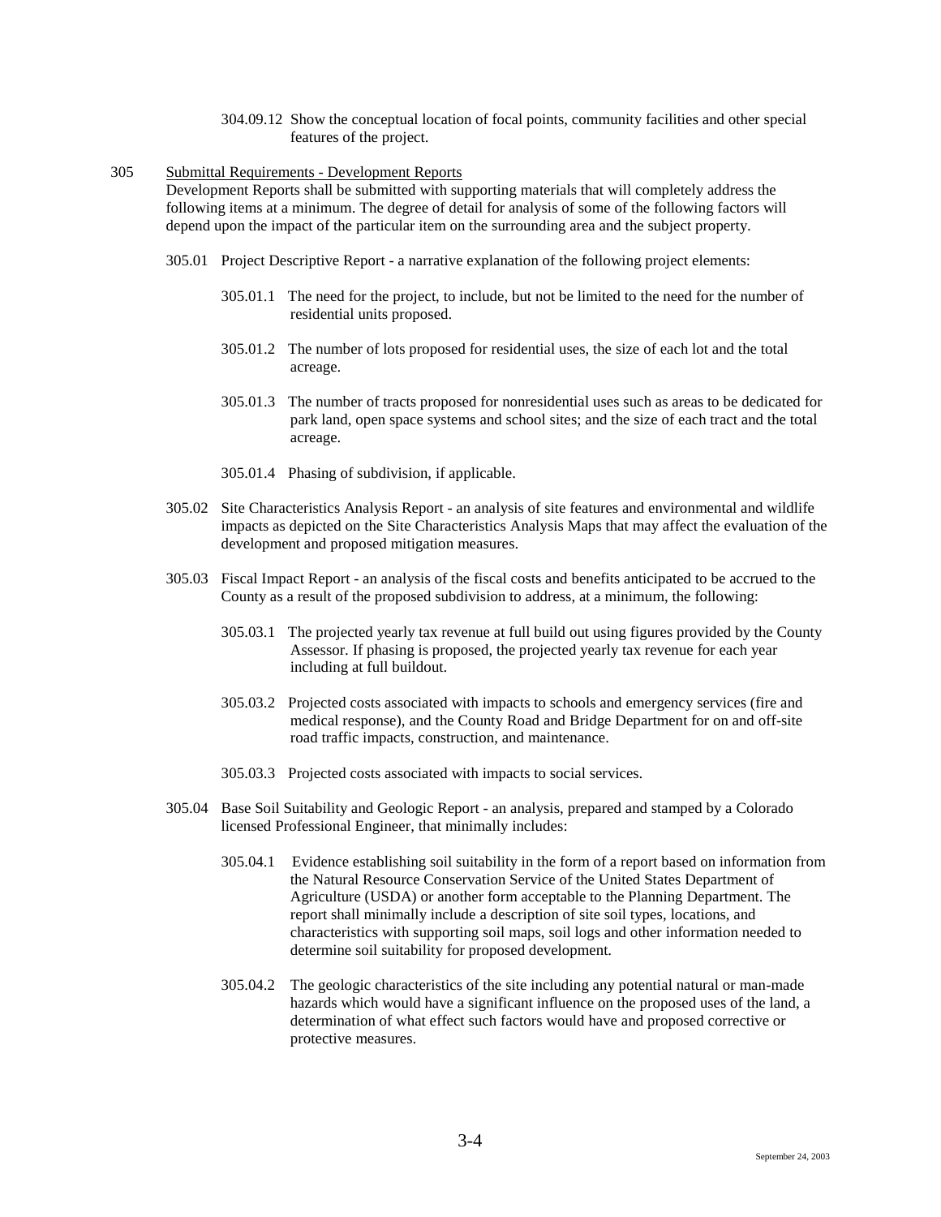304.09.12 Show the conceptual location of focal points, community facilities and other special features of the project.

305 <u>Submittal Requirements - Development Reports</u>

Development Reports shall be submitted with supporting materials that will completely address the following items at a minimum. The degree of detail for analysis of some of the following factors will depend upon the impact of the particular item on the surrounding area and the subject property.

305.01 Project Descriptive Report - a narrative explanation of the following project elements:

305.01.1 The need for the project, to include, but not be limited to the need for the number of residential units proposed.

305.01.2 The number of lots proposed for residential uses, the size of each lot and the total acreage.

305.01.3 The number of tracts proposed for nonresidential uses such as areas to be dedicated for park land, open space systems and school sites; and the size of each tract and the total acreage.

305.01.4 Phasing of subdivision, if applicable.

305.02 Site Characteristics Analysis Report - an analysis of site features and environmental and wildlife impacts as depicted on the Site Characteristics Analysis Maps that may affect the evaluation of the development and proposed mitigation measures.

305.03 Fiscal Impact Report - an analysis of the fiscal costs and benefits anticipated to be accrued to the County as a result of the proposed subdivision to address, at a minimum, the following:

305.03.1 The projected yearly tax revenue at full build out using figures provided by the County Assessor. If phasing is proposed, the projected yearly tax revenue for each year including at full buildout.

305.03.2 Projected costs associated with impacts to schools and emergency services (fire and medical response), and the County Road and Bridge Department for on and off-site road traffic impacts, construction, and maintenance.

305.03.3 Projected costs associated with impacts to social services.

305.04 Base Soil Suitability and Geologic Report - an analysis, prepared and stamped by a Colorado licensed Professional Engineer, that minimally includes:

305.04.1 Evidence establishing soil suitability in the form of a report based on information from the Natural Resource Conservation Service of the United States Department of Agriculture (USDA) or another form acceptable to the Planning Department. The report shall minimally include a description of site soil types, locations, and characteristics with supporting soil maps, soil logs and other information needed to determine soil suitability for proposed development.

305.04.2 The geologic characteristics of the site including any potential natural or man-made hazards which would have a significant influence on the proposed uses of the land, a determination of what effect such factors would have and proposed corrective or protective measures.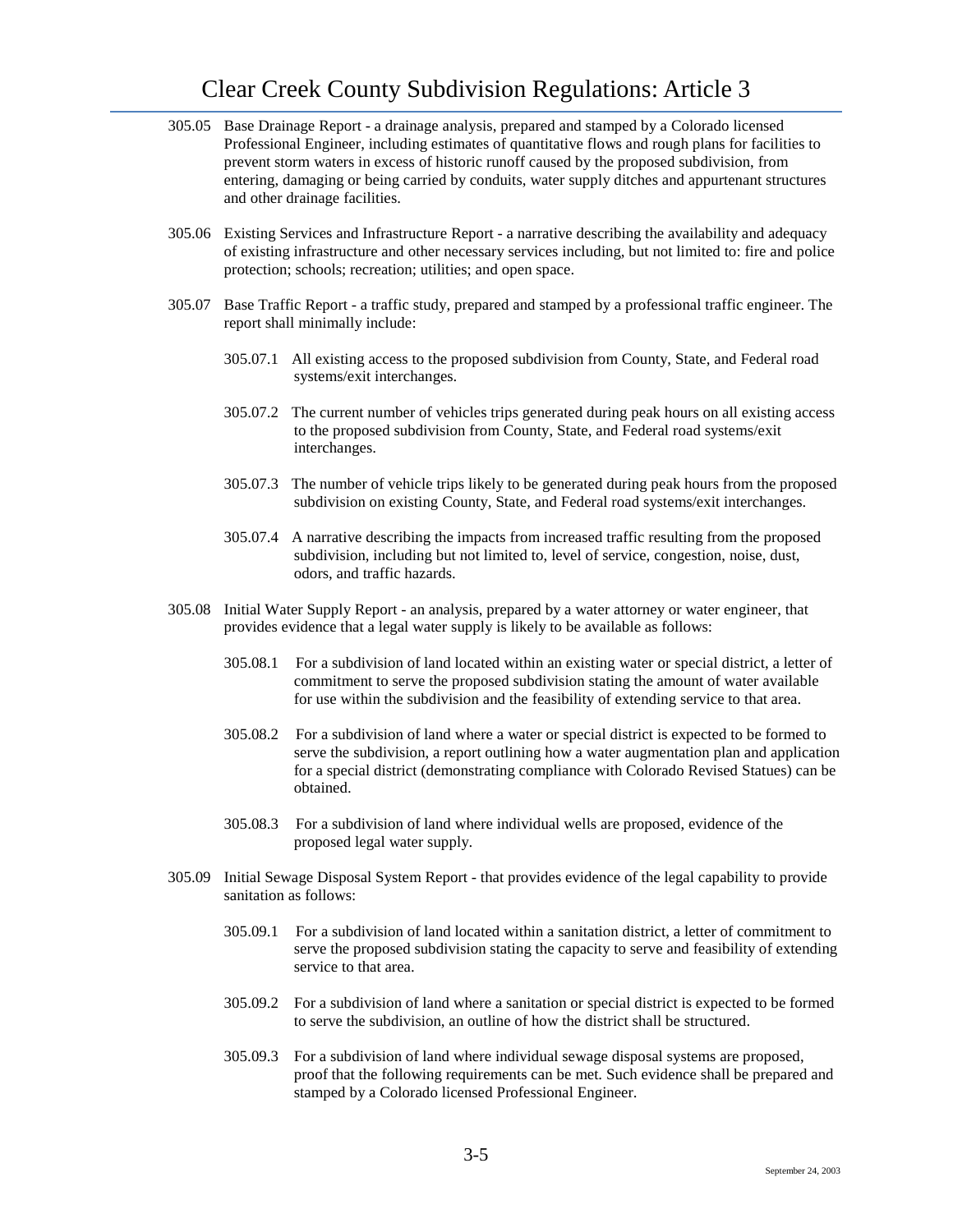305.05 Base Drainage Report - a drainage analysis, prepared and stamped by a Colorado licensed Professional Engineer, including estimates of quantitative flows and rough plans for facilities to prevent storm waters in excess of historic runoff caused by the proposed subdivision, from entering, damaging or being carried by conduits, water supply ditches and appurtenant structures and other drainage facilities.

305.06 Existing Services and Infrastructure Report - a narrative describing the availability and adequacy of existing infrastructure and other necessary services including, but not limited to: fire and police protection; schools; recreation; utilities; and open space.

305.07 Base Traffic Report - a traffic study, prepared and stamped by a professional traffic engineer. The report shall minimally include:

305.07.1 All existing access to the proposed subdivision from County, State, and Federal road systems/exit interchanges.

305.07.2 The current number of vehicles trips generated during peak hours on all existing access to the proposed subdivision from County, State, and Federal road systems/exit interchanges.

305.07.3 The number of vehicle trips likely to be generated during peak hours from the proposed subdivision on existing County, State, and Federal road systems/exit interchanges.

305.07.4 A narrative describing the impacts from increased traffic resulting from the proposed subdivision, including but not limited to, level of service, congestion, noise, dust, odors, and traffic hazards.

305.08 Initial Water Supply Report - an analysis, prepared by a water attorney or water engineer, that provides evidence that a legal water supply is likely to be available as follows:

305.08.1 For a subdivision of land located within an existing water or special district, a letter of commitment to serve the proposed subdivision stating the amount of water available for use within the subdivision and the feasibility of extending service to that area.

305.08.2 For a subdivision of land where a water or special district is expected to be formed to serve the subdivision, a report outlining how a water augmentation plan and application for a special district (demonstrating compliance with Colorado Revised Statues) can be obtained.

305.08.3 For a subdivision of land where individual wells are proposed, evidence of the proposed legal water supply.

305.09 Initial Sewage Disposal System Report - that provides evidence of the legal capability to provide sanitation as follows:

305.09.1 For a subdivision of land located within a sanitation district, a letter of commitment to serve the proposed subdivision stating the capacity to serve and feasibility of extending service to that area.

305.09.2 For a subdivision of land where a sanitation or special district is expected to be formed to serve the subdivision, an outline of how the district shall be structured.

305.09.3 For a subdivision of land where individual sewage disposal systems are proposed, proof that the following requirements can be met. Such evidence shall be prepared and stamped by a Colorado licensed Professional Engineer.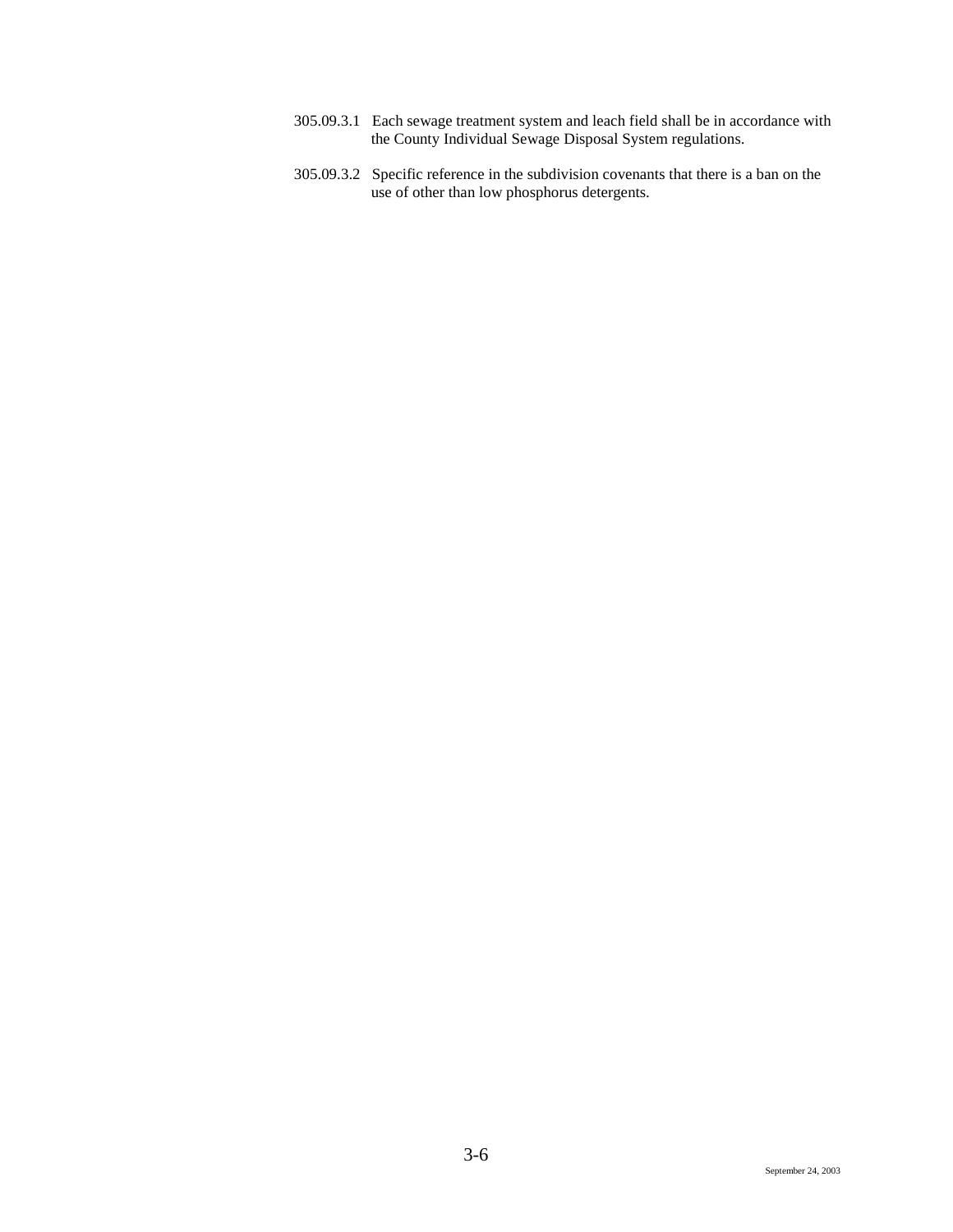305.09.3.1 Each sewage treatment system and leach field shall be in accordance with the County Individual Sewage Disposal System regulations.

305.09.3.2 Specific reference in the subdivision covenants that there is a ban on the use of other than low phosphorus detergents.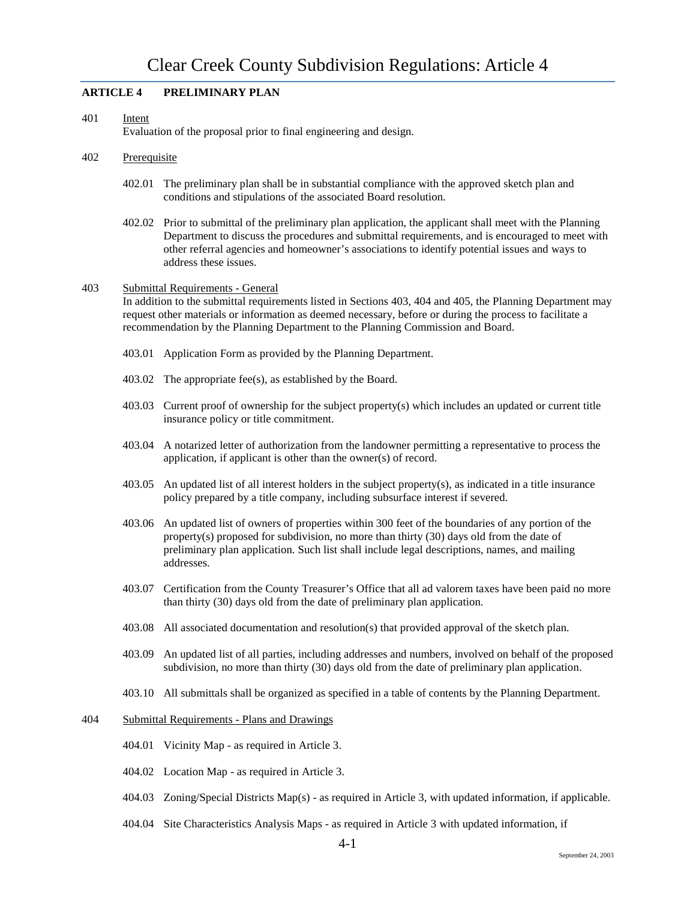## ARTICLE 4 PRELIMINARY PLAN

401 Intent

Evaluation of the proposal prior to final engineering and design.

402 Prerequisite

402.01 The preliminary plan shall be in substantial compliance with the approved sketch plan and conditions and stipulations of the associated Board resolution.

402.02 Prior to submittal of the preliminary plan application, the applicant shall meet with the Planning Department to discuss the procedures and submittal requirements, and is encouraged to meet with other referral agencies and homeowner's associations to identify potential issues and ways to address these issues.

403 Submittal Requirements - General

In addition to the submittal requirements listed in Sections 403, 404 and 405, the Planning Department may request other materials or information as deemed necessary, before or during the process to facilitate a recommendation by the Planning Department to the Planning Commission and Board.

403.01 Application Form as provided by the Planning Department.

403.02 The appropriate fee(s), as established by the Board.

403.03 Current proof of ownership for the subject property(s) which includes an updated or current title insurance policy or title commitment.

403.04 A notarized letter of authorization from the landowner permitting a representative to process the application, if applicant is other than the owner(s) of record.

403.05 An updated list of all interest holders in the subject property(s), as indicated in a title insurance policy prepared by a title company, including subsurface interest if severed.

403.06 An updated list of owners of properties within 300 feet of the boundaries of any portion of the property(s) proposed for subdivision, no more than thirty (30) days old from the date of preliminary plan application. Such list shall include legal descriptions, names, and mailing addresses.

403.07 Certification from the County Treasurer's Office that all ad valorem taxes have been paid no more than thirty (30) days old from the date of preliminary plan application.

403.08 All associated documentation and resolution(s) that provided approval of the sketch plan.

403.09 An updated list of all parties, including addresses and numbers, involved on behalf of the proposed subdivision, no more than thirty (30) days old from the date of preliminary plan application.

403.10 All submittals shall be organized as specified in a table of contents by the Planning Department.

404 Submittal Requirements - Plans and Drawings

404.01 Vicinity Map - as required in Article 3.

404.02 Location Map - as required in Article 3.

404.03 Zoning/Special Districts Map(s) - as required in Article 3, with updated information, if applicable.

404.04 Site Characteristics Analysis Maps - as required in Article 3 with updated information, if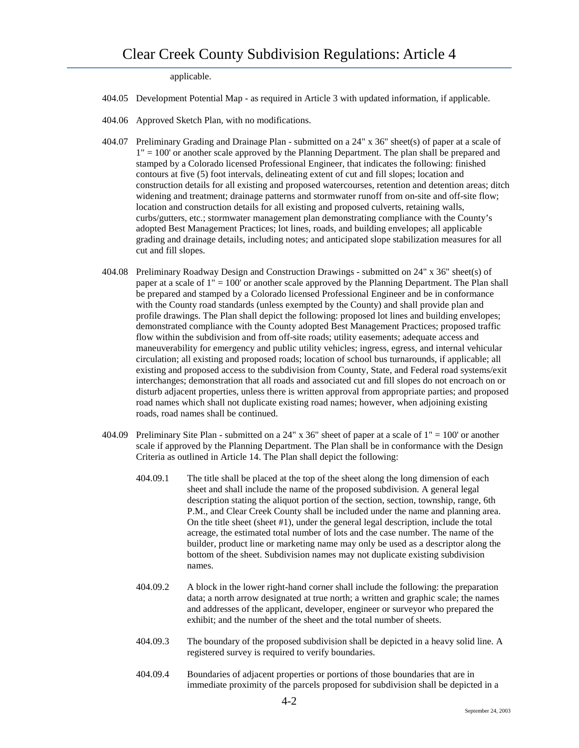applicable.

404.05 Development Potential Map - as required in Article 3 with updated information, if applicable.

404.06 Approved Sketch Plan, with no modifications.

404.07 Preliminary Grading and Drainage Plan - submitted on a 24" x 36" sheet(s) of paper at a scale of 1" = 100' or another scale approved by the Planning Department. The plan shall be prepared and stamped by a Colorado licensed Professional Engineer, that indicates the following: finished contours at five (5) foot intervals, delineating extent of cut and fill slopes; location and construction details for all existing and proposed watercourses, retention and detention areas; ditch widening and treatment; drainage patterns and stormwater runoff from on-site and off-site flow; location and construction details for all existing and proposed culverts, retaining walls, curbs/gutters, etc.; stormwater management plan demonstrating compliance with the County's adopted Best Management Practices; lot lines, roads, and building envelopes; all applicable grading and drainage details, including notes; and anticipated slope stabilization measures for all cut and fill slopes.

404.08 Preliminary Roadway Design and Construction Drawings - submitted on 24" x 36" sheet(s) of paper at a scale of 1" = 100' or another scale approved by the Planning Department. The Plan shall be prepared and stamped by a Colorado licensed Professional Engineer and be in conformance with the County road standards (unless exempted by the County) and shall provide plan and profile drawings. The Plan shall depict the following: proposed lot lines and building envelopes; demonstrated compliance with the County adopted Best Management Practices; proposed traffic flow within the subdivision and from off-site roads; utility easements; adequate access and maneuverability for emergency and public utility vehicles; ingress, egress, and internal vehicular circulation; all existing and proposed roads; location of school bus turnarounds, if applicable; all existing and proposed access to the subdivision from County, State, and Federal road systems/exit interchanges; demonstration that all roads and associated cut and fill slopes do not encroach on or disturb adjacent properties, unless there is written approval from appropriate parties; and proposed road names which shall not duplicate existing road names; however, when adjoining existing roads, road names shall be continued.

404.09 Preliminary Site Plan - submitted on a 24" x 36" sheet of paper at a scale of 1" = 100' or another scale if approved by the Planning Department. The Plan shall be in conformance with the Design Criteria as outlined in Article 14. The Plan shall depict the following:

404.09.1 The title shall be placed at the top of the sheet along the long dimension of each sheet and shall include the name of the proposed subdivision. A general legal description stating the aliquot portion of the section, section, township, range, 6th P.M., and Clear Creek County shall be included under the name and planning area. On the title sheet (sheet #1), under the general legal description, include the total acreage, the estimated total number of lots and the case number. The name of the builder, product line or marketing name may only be used as a descriptor along the bottom of the sheet. Subdivision names may not duplicate existing subdivision names.

404.09.2 A block in the lower right-hand corner shall include the following: the preparation data; a north arrow designated at true north; a written and graphic scale; the names and addresses of the applicant, developer, engineer or surveyor who prepared the exhibit; and the number of the sheet and the total number of sheets.

404.09.3 The boundary of the proposed subdivision shall be depicted in a heavy solid line. A registered survey is required to verify boundaries.

404.09.4 Boundaries of adjacent properties or portions of those boundaries that are in immediate proximity of the parcels proposed for subdivision shall be depicted in a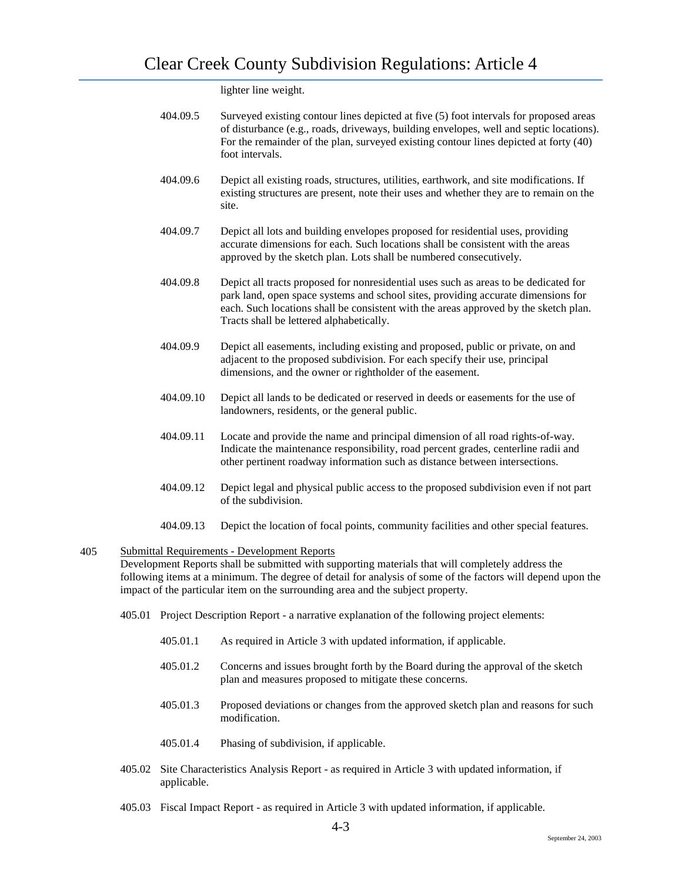lighter line weight.

404.09.5 Surveyed existing contour lines depicted at five (5) foot intervals for proposed areas of disturbance (e.g., roads, driveways, building envelopes, well and septic locations). For the remainder of the plan, surveyed existing contour lines depicted at forty (40) foot intervals.

404.09.6 Depict all existing roads, structures, utilities, earthwork, and site modifications. If existing structures are present, note their uses and whether they are to remain on the site.

404.09.7 Depict all lots and building envelopes proposed for residential uses, providing accurate dimensions for each. Such locations shall be consistent with the areas approved by the sketch plan. Lots shall be numbered consecutively.

404.09.8 Depict all tracts proposed for nonresidential uses such as areas to be dedicated for park land, open space systems and school sites, providing accurate dimensions for each. Such locations shall be consistent with the areas approved by the sketch plan. Tracts shall be lettered alphabetically.

404.09.9 Depict all easements, including existing and proposed, public or private, on and adjacent to the proposed subdivision. For each specify their use, principal dimensions, and the owner or rightholder of the easement.

404.09.10 Depict all lands to be dedicated or reserved in deeds or easements for the use of landowners, residents, or the general public.

404.09.11 Locate and provide the name and principal dimension of all road rights-of-way. Indicate the maintenance responsibility, road percent grades, centerline radii and other pertinent roadway information such as distance between intersections.

404.09.12 Depict legal and physical public access to the proposed subdivision even if not part of the subdivision.

404.09.13 Depict the location of focal points, community facilities and other special features.

405 Submittal Requirements - Development Reports

Development Reports shall be submitted with supporting materials that will completely address the following items at a minimum. The degree of detail for analysis of some of the factors will depend upon the impact of the particular item on the surrounding area and the subject property.

405.01 Project Description Report - a narrative explanation of the following project elements:

405.01.1 As required in Article 3 with updated information, if applicable.

405.01.2 Concerns and issues brought forth by the Board during the approval of the sketch plan and measures proposed to mitigate these concerns.

405.01.3 Proposed deviations or changes from the approved sketch plan and reasons for such modification.

405.01.4 Phasing of subdivision, if applicable.

405.02 Site Characteristics Analysis Report - as required in Article 3 with updated information, if applicable.

405.03 Fiscal Impact Report - as required in Article 3 with updated information, if applicable.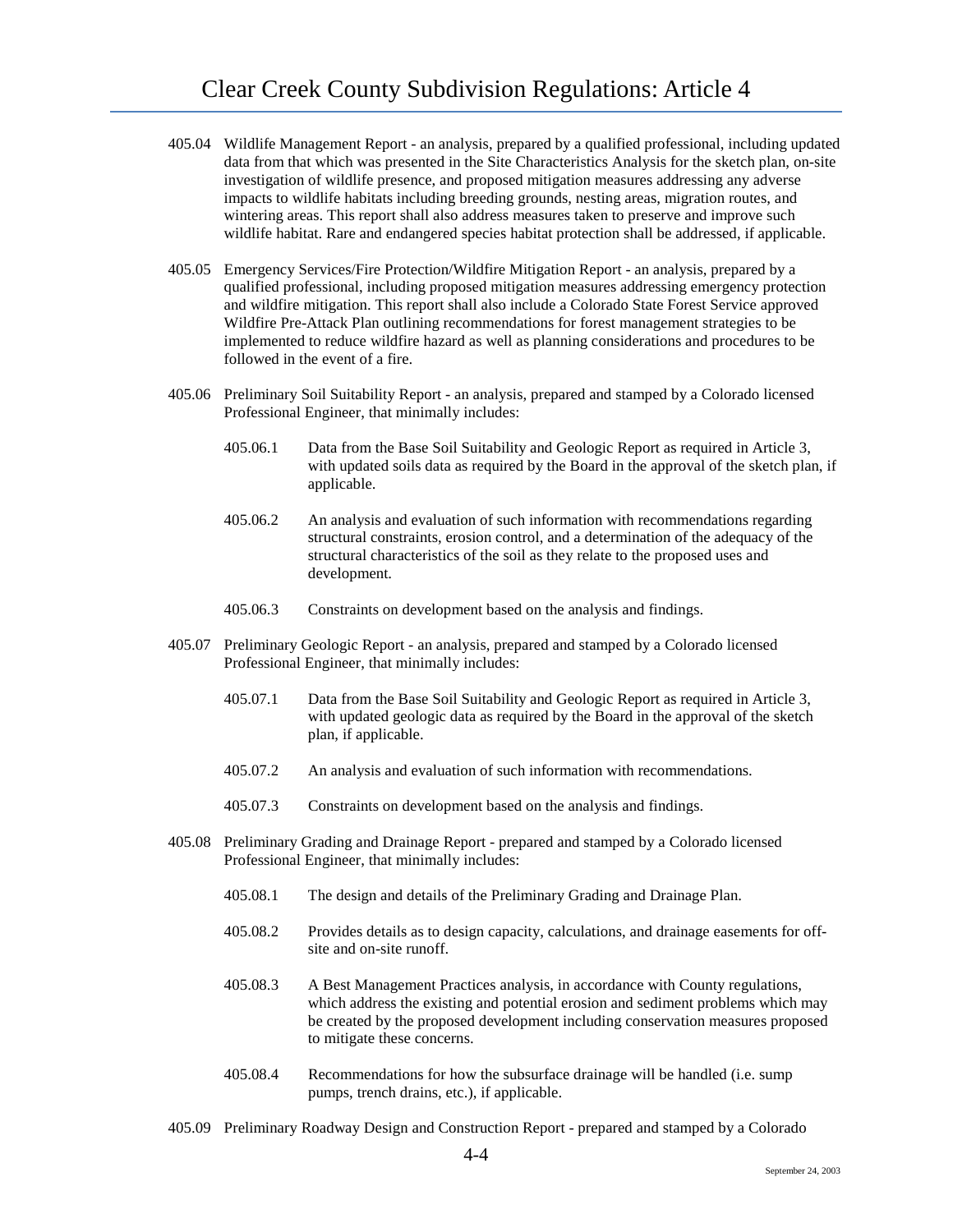405.04 Wildlife Management Report - an analysis, prepared by a qualified professional, including updated data from that which was presented in the Site Characteristics Analysis for the sketch plan, on-site investigation of wildlife presence, and proposed mitigation measures addressing any adverse impacts to wildlife habitats including breeding grounds, nesting areas, migration routes, and wintering areas. This report shall also address measures taken to preserve and improve such wildlife habitat. Rare and endangered species habitat protection shall be addressed, if applicable.

405.05 Emergency Services/Fire Protection/Wildfire Mitigation Report - an analysis, prepared by a qualified professional, including proposed mitigation measures addressing emergency protection and wildfire mitigation. This report shall also include a Colorado State Forest Service approved Wildfire Pre-Attack Plan outlining recommendations for forest management strategies to be implemented to reduce wildfire hazard as well as planning considerations and procedures to be followed in the event of a fire.

405.06 Preliminary Soil Suitability Report - an analysis, prepared and stamped by a Colorado licensed Professional Engineer, that minimally includes:

405.06.1 Data from the Base Soil Suitability and Geologic Report as required in Article 3, with updated soils data as required by the Board in the approval of the sketch plan, if applicable.

405.06.2 An analysis and evaluation of such information with recommendations regarding structural constraints, erosion control, and a determination of the adequacy of the structural characteristics of the soil as they relate to the proposed uses and development.

405.06.3 Constraints on development based on the analysis and findings.

405.07 Preliminary Geologic Report - an analysis, prepared and stamped by a Colorado licensed Professional Engineer, that minimally includes:

405.07.1 Data from the Base Soil Suitability and Geologic Report as required in Article 3, with updated geologic data as required by the Board in the approval of the sketch plan, if applicable.

405.07.2 An analysis and evaluation of such information with recommendations.

405.07.3 Constraints on development based on the analysis and findings.

405.08 Preliminary Grading and Drainage Report - prepared and stamped by a Colorado licensed Professional Engineer, that minimally includes:

405.08.1 The design and details of the Preliminary Grading and Drainage Plan.

405.08.2 Provides details as to design capacity, calculations, and drainage easements for off-site and on-site runoff.

405.08.3 A Best Management Practices analysis, in accordance with County regulations, which address the existing and potential erosion and sediment problems which may be created by the proposed development including conservation measures proposed to mitigate these concerns.

405.08.4 Recommendations for how the subsurface drainage will be handled (i.e. sump pumps, trench drains, etc.), if applicable.

405.09 Preliminary Roadway Design and Construction Report - prepared and stamped by a Colorado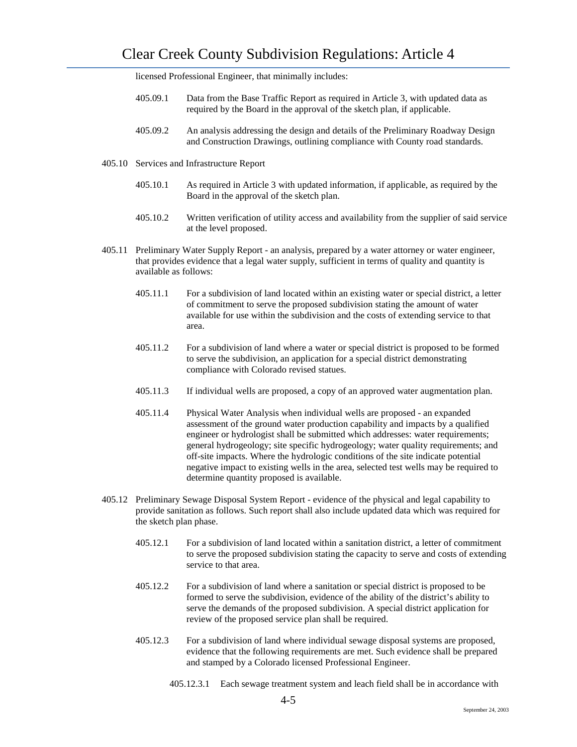licensed Professional Engineer, that minimally includes:

405.09.1 Data from the Base Traffic Report as required in Article 3, with updated data as required by the Board in the approval of the sketch plan, if applicable.

405.09.2 An analysis addressing the design and details of the Preliminary Roadway Design and Construction Drawings, outlining compliance with County road standards.

405.10 Services and Infrastructure Report

405.10.1 As required in Article 3 with updated information, if applicable, as required by the Board in the approval of the sketch plan.

405.10.2 Written verification of utility access and availability from the supplier of said service at the level proposed.

405.11 Preliminary Water Supply Report - an analysis, prepared by a water attorney or water engineer, that provides evidence that a legal water supply, sufficient in terms of quality and quantity is available as follows:

405.11.1 For a subdivision of land located within an existing water or special district, a letter of commitment to serve the proposed subdivision stating the amount of water available for use within the subdivision and the costs of extending service to that area.

405.11.2 For a subdivision of land where a water or special district is proposed to be formed to serve the subdivision, an application for a special district demonstrating compliance with Colorado revised statues.

405.11.3 If individual wells are proposed, a copy of an approved water augmentation plan.

405.11.4 Physical Water Analysis when individual wells are proposed - an expanded assessment of the ground water production capability and impacts by a qualified engineer or hydrologist shall be submitted which addresses: water requirements; general hydrogeology; site specific hydrogeology; water quality requirements; and off-site impacts. Where the hydrologic conditions of the site indicate potential negative impact to existing wells in the area, selected test wells may be required to determine quantity proposed is available.

405.12 Preliminary Sewage Disposal System Report - evidence of the physical and legal capability to provide sanitation as follows. Such report shall also include updated data which was required for the sketch plan phase.

405.12.1 For a subdivision of land located within a sanitation district, a letter of commitment to serve the proposed subdivision stating the capacity to serve and costs of extending service to that area.

405.12.2 For a subdivision of land where a sanitation or special district is proposed to be formed to serve the subdivision, evidence of the ability of the district's ability to serve the demands of the proposed subdivision. A special district application for review of the proposed service plan shall be required.

405.12.3 For a subdivision of land where individual sewage disposal systems are proposed, evidence that the following requirements are met. Such evidence shall be prepared and stamped by a Colorado licensed Professional Engineer.

405.12.3.1 Each sewage treatment system and leach field shall be in accordance with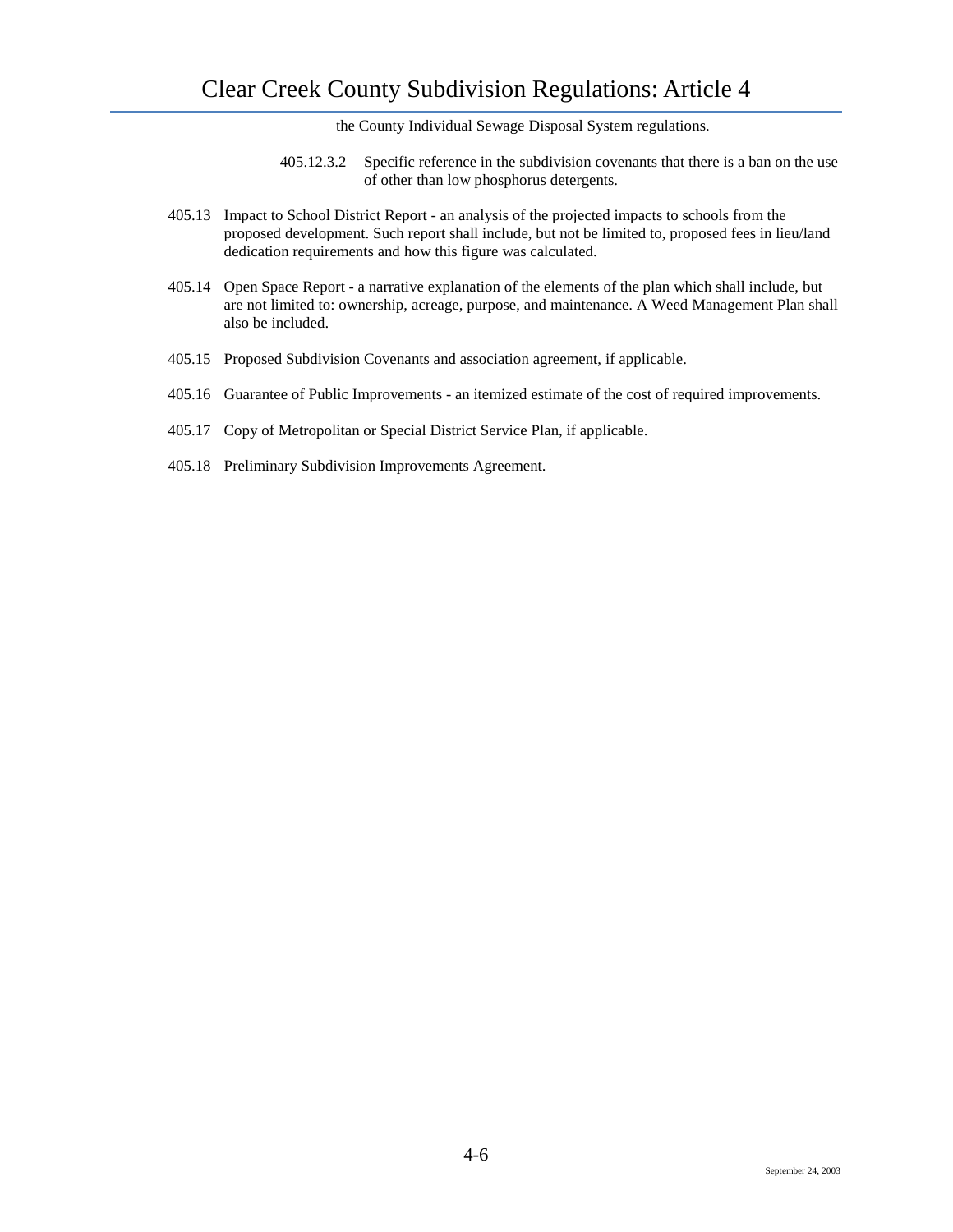the County Individual Sewage Disposal System regulations.

405.12.3.2 Specific reference in the subdivision covenants that there is a ban on the use of other than low phosphorus detergents.

405.13 Impact to School District Report - an analysis of the projected impacts to schools from the proposed development. Such report shall include, but not be limited to, proposed fees in lieu/land dedication requirements and how this figure was calculated.

405.14 Open Space Report - a narrative explanation of the elements of the plan which shall include, but are not limited to: ownership, acreage, purpose, and maintenance. A Weed Management Plan shall also be included.

405.15 Proposed Subdivision Covenants and association agreement, if applicable.

405.16 Guarantee of Public Improvements - an itemized estimate of the cost of required improvements.

405.17 Copy of Metropolitan or Special District Service Plan, if applicable.

405.18 Preliminary Subdivision Improvements Agreement.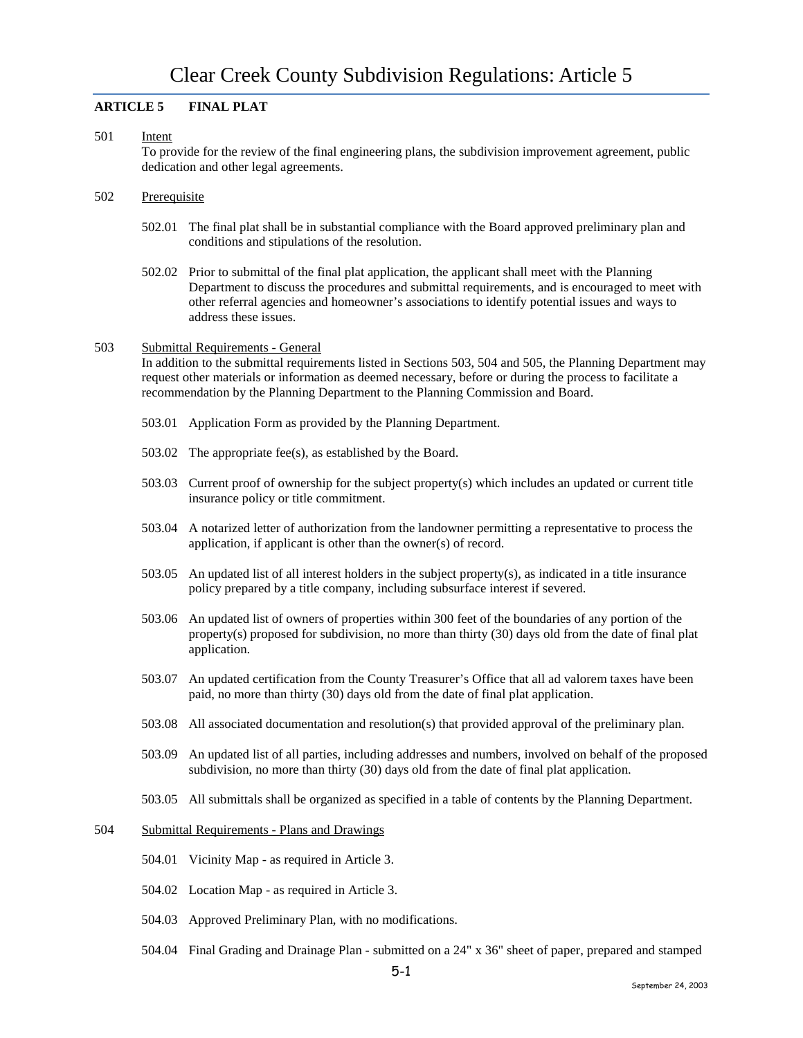## ARTICLE 5 FINAL PLAT

501 Intent

To provide for the review of the final engineering plans, the subdivision improvement agreement, public dedication and other legal agreements.

502 Prerequisite

502.01 The final plat shall be in substantial compliance with the Board approved preliminary plan and conditions and stipulations of the resolution.

502.02 Prior to submittal of the final plat application, the applicant shall meet with the Planning Department to discuss the procedures and submittal requirements, and is encouraged to meet with other referral agencies and homeowner's associations to identify potential issues and ways to address these issues.

503 Submittal Requirements - General

In addition to the submittal requirements listed in Sections 503, 504 and 505, the Planning Department may request other materials or information as deemed necessary, before or during the process to facilitate a recommendation by the Planning Department to the Planning Commission and Board.

503.01 Application Form as provided by the Planning Department.

503.02 The appropriate fee(s), as established by the Board.

503.03 Current proof of ownership for the subject property(s) which includes an updated or current title insurance policy or title commitment.

503.04 A notarized letter of authorization from the landowner permitting a representative to process the application, if applicant is other than the owner(s) of record.

503.05 An updated list of all interest holders in the subject property(s), as indicated in a title insurance policy prepared by a title company, including subsurface interest if severed.

503.06 An updated list of owners of properties within 300 feet of the boundaries of any portion of the property(s) proposed for subdivision, no more than thirty (30) days old from the date of final plat application.

503.07 An updated certification from the County Treasurer's Office that all ad valorem taxes have been paid, no more than thirty (30) days old from the date of final plat application.

503.08 All associated documentation and resolution(s) that provided approval of the preliminary plan.

503.09 An updated list of all parties, including addresses and numbers, involved on behalf of the proposed subdivision, no more than thirty (30) days old from the date of final plat application.

503.05 All submittals shall be organized as specified in a table of contents by the Planning Department.

504 Submittal Requirements - Plans and Drawings

504.01 Vicinity Map - as required in Article 3.

504.02 Location Map - as required in Article 3.

504.03 Approved Preliminary Plan, with no modifications.

504.04 Final Grading and Drainage Plan - submitted on a 24" x 36" sheet of paper, prepared and stamped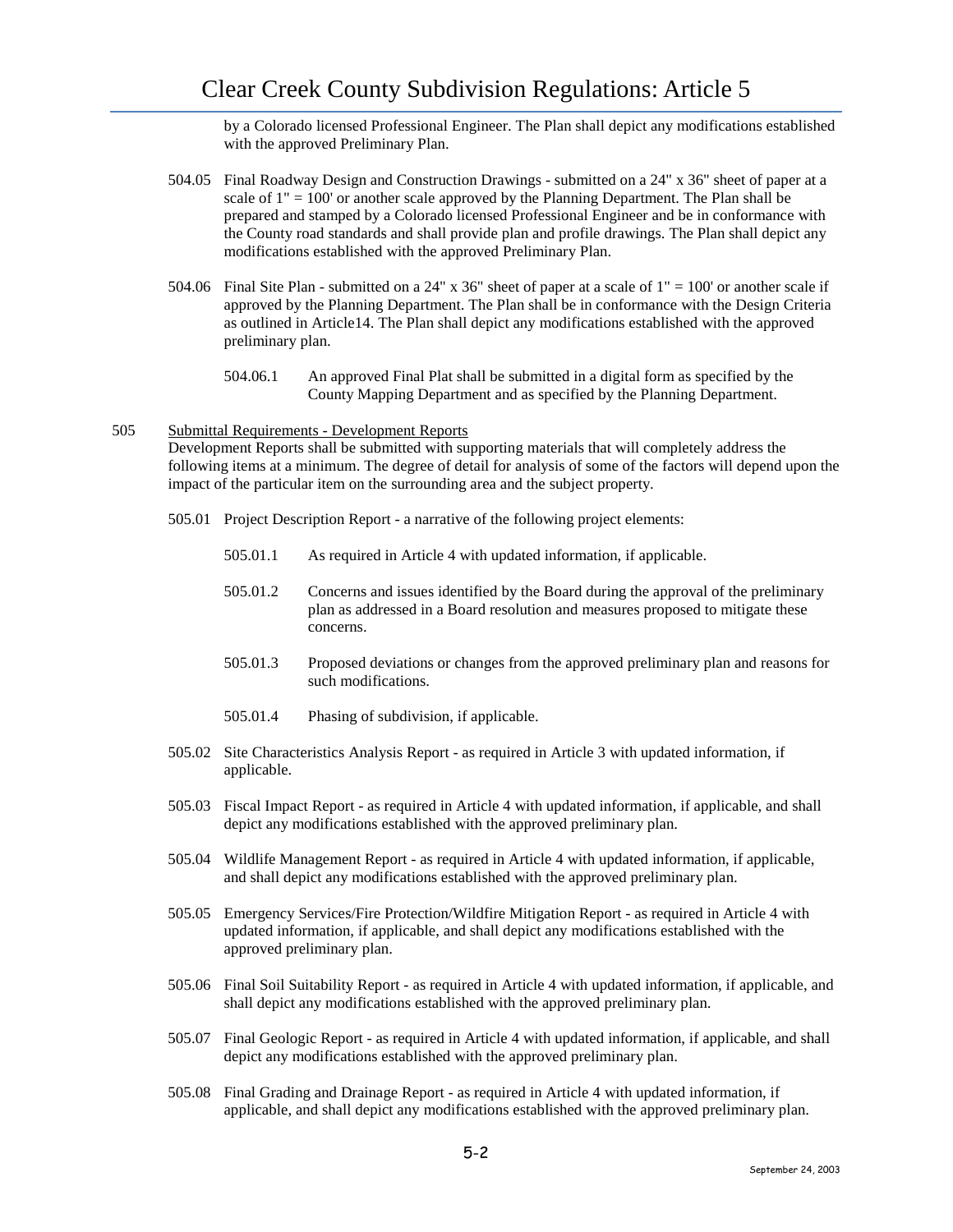by a Colorado licensed Professional Engineer. The Plan shall depict any modifications established with the approved Preliminary Plan.

504.05 Final Roadway Design and Construction Drawings - submitted on a 24" x 36" sheet of paper at a scale of 1" = 100' or another scale approved by the Planning Department. The Plan shall be prepared and stamped by a Colorado licensed Professional Engineer and be in conformance with the County road standards and shall provide plan and profile drawings. The Plan shall depict any modifications established with the approved Preliminary Plan.

504.06 Final Site Plan - submitted on a 24" x 36" sheet of paper at a scale of 1" = 100' or another scale if approved by the Planning Department. The Plan shall be in conformance with the Design Criteria as outlined in Article14. The Plan shall depict any modifications established with the approved preliminary plan.

504.06.1 An approved Final Plat shall be submitted in a digital form as specified by the County Mapping Department and as specified by the Planning Department.

505 Submittal Requirements - Development Reports

Development Reports shall be submitted with supporting materials that will completely address the following items at a minimum. The degree of detail for analysis of some of the factors will depend upon the impact of the particular item on the surrounding area and the subject property.

505.01 Project Description Report - a narrative of the following project elements:

505.01.1 As required in Article 4 with updated information, if applicable.

505.01.2 Concerns and issues identified by the Board during the approval of the preliminary plan as addressed in a Board resolution and measures proposed to mitigate these concerns.

505.01.3 Proposed deviations or changes from the approved preliminary plan and reasons for such modifications.

505.01.4 Phasing of subdivision, if applicable.

505.02 Site Characteristics Analysis Report - as required in Article 3 with updated information, if applicable.

505.03 Fiscal Impact Report - as required in Article 4 with updated information, if applicable, and shall depict any modifications established with the approved preliminary plan.

505.04 Wildlife Management Report - as required in Article 4 with updated information, if applicable, and shall depict any modifications established with the approved preliminary plan.

505.05 Emergency Services/Fire Protection/Wildfire Mitigation Report - as required in Article 4 with updated information, if applicable, and shall depict any modifications established with the approved preliminary plan.

505.06 Final Soil Suitability Report - as required in Article 4 with updated information, if applicable, and shall depict any modifications established with the approved preliminary plan.

505.07 Final Geologic Report - as required in Article 4 with updated information, if applicable, and shall depict any modifications established with the approved preliminary plan.

505.08 Final Grading and Drainage Report - as required in Article 4 with updated information, if applicable, and shall depict any modifications established with the approved preliminary plan.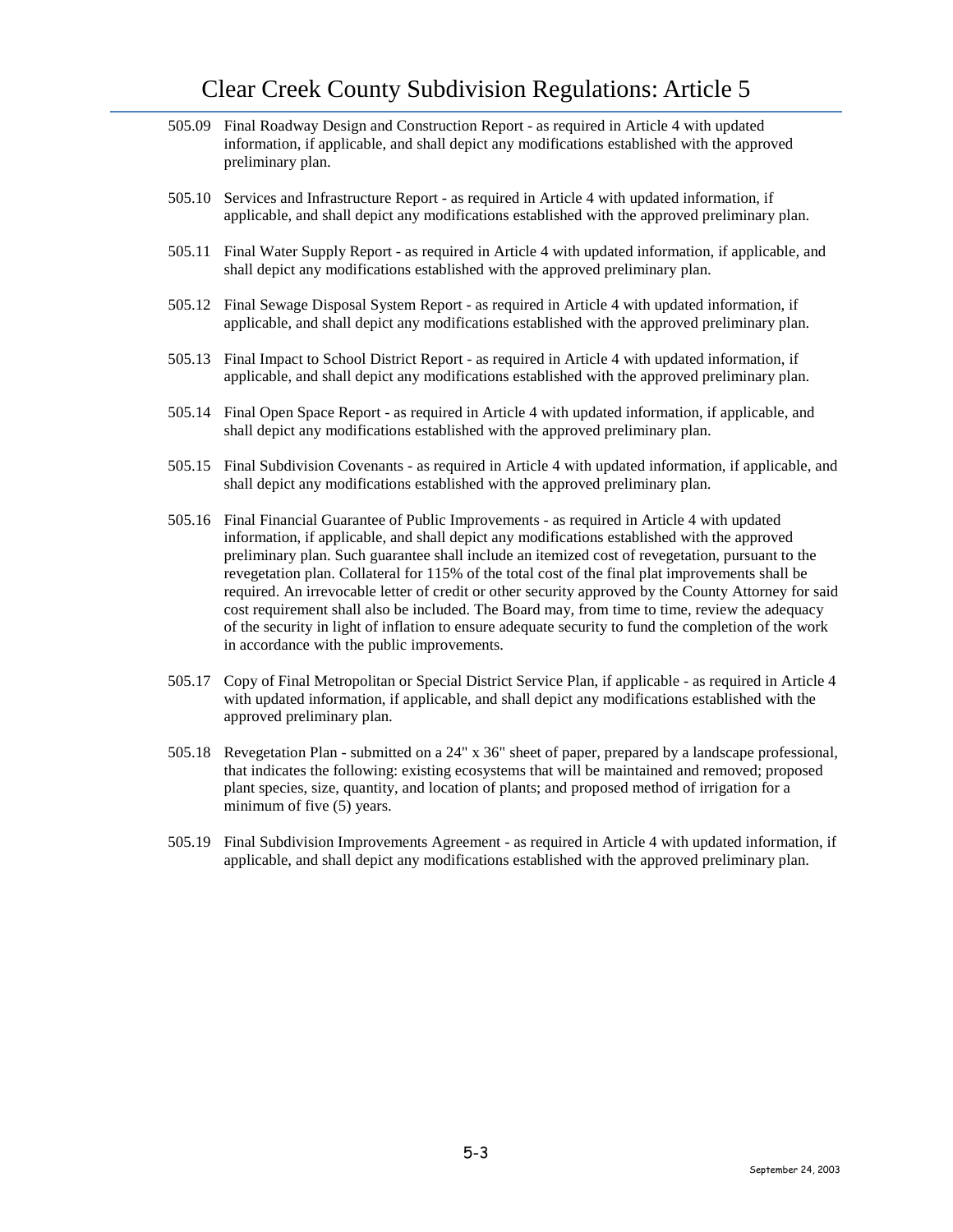505.09 Final Roadway Design and Construction Report - as required in Article 4 with updated information, if applicable, and shall depict any modifications established with the approved preliminary plan.

505.10 Services and Infrastructure Report - as required in Article 4 with updated information, if applicable, and shall depict any modifications established with the approved preliminary plan.

505.11 Final Water Supply Report - as required in Article 4 with updated information, if applicable, and shall depict any modifications established with the approved preliminary plan.

505.12 Final Sewage Disposal System Report - as required in Article 4 with updated information, if applicable, and shall depict any modifications established with the approved preliminary plan.

505.13 Final Impact to School District Report - as required in Article 4 with updated information, if applicable, and shall depict any modifications established with the approved preliminary plan.

505.14 Final Open Space Report - as required in Article 4 with updated information, if applicable, and shall depict any modifications established with the approved preliminary plan.

505.15 Final Subdivision Covenants - as required in Article 4 with updated information, if applicable, and shall depict any modifications established with the approved preliminary plan.

505.16 Final Financial Guarantee of Public Improvements - as required in Article 4 with updated information, if applicable, and shall depict any modifications established with the approved preliminary plan. Such guarantee shall include an itemized cost of revegetation, pursuant to the revegetation plan. Collateral for 115% of the total cost of the final plat improvements shall be required. An irrevocable letter of credit or other security approved by the County Attorney for said cost requirement shall also be included. The Board may, from time to time, review the adequacy of the security in light of inflation to ensure adequate security to fund the completion of the work in accordance with the public improvements.

505.17 Copy of Final Metropolitan or Special District Service Plan, if applicable - as required in Article 4 with updated information, if applicable, and shall depict any modifications established with the approved preliminary plan.

505.18 Revegetation Plan - submitted on a 24" x 36" sheet of paper, prepared by a landscape professional, that indicates the following: existing ecosystems that will be maintained and removed; proposed plant species, size, quantity, and location of plants; and proposed method of irrigation for a minimum of five (5) years.

505.19 Final Subdivision Improvements Agreement - as required in Article 4 with updated information, if applicable, and shall depict any modifications established with the approved preliminary plan.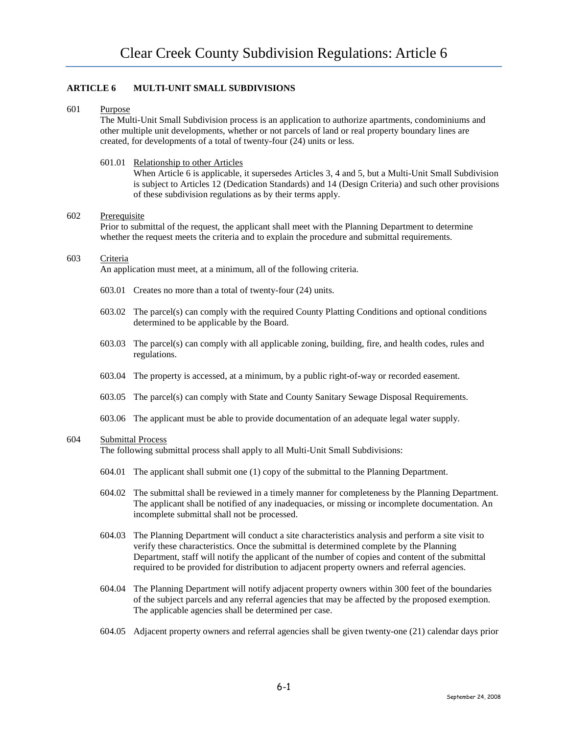## ARTICLE 6 MULTI-UNIT SMALL SUBDIVISIONS

601 Purpose

The Multi-Unit Small Subdivision process is an application to authorize apartments, condominiums and other multiple unit developments, whether or not parcels of land or real property boundary lines are created, for developments of a total of twenty-four (24) units or less.

601.01 Relationship to other Articles

When Article 6 is applicable, it supersedes Articles 3, 4 and 5, but a Multi-Unit Small Subdivision is subject to Articles 12 (Dedication Standards) and 14 (Design Criteria) and such other provisions of these subdivision regulations as by their terms apply.

602 Prerequisite

Prior to submittal of the request, the applicant shall meet with the Planning Department to determine whether the request meets the criteria and to explain the procedure and submittal requirements.

603 Criteria

An application must meet, at a minimum, all of the following criteria.

603.01 Creates no more than a total of twenty-four (24) units.

603.02 The parcel(s) can comply with the required County Platting Conditions and optional conditions determined to be applicable by the Board.

603.03 The parcel(s) can comply with all applicable zoning, building, fire, and health codes, rules and regulations.

603.04 The property is accessed, at a minimum, by a public right-of-way or recorded easement.

603.05 The parcel(s) can comply with State and County Sanitary Sewage Disposal Requirements.

603.06 The applicant must be able to provide documentation of an adequate legal water supply.

604 Submittal Process

The following submittal process shall apply to all Multi-Unit Small Subdivisions:

604.01 The applicant shall submit one (1) copy of the submittal to the Planning Department.

604.02 The submittal shall be reviewed in a timely manner for completeness by the Planning Department. The applicant shall be notified of any inadequacies, or missing or incomplete documentation. An incomplete submittal shall not be processed.

604.03 The Planning Department will conduct a site characteristics analysis and perform a site visit to verify these characteristics. Once the submittal is determined complete by the Planning Department, staff will notify the applicant of the number of copies and content of the submittal required to be provided for distribution to adjacent property owners and referral agencies.

604.04 The Planning Department will notify adjacent property owners within 300 feet of the boundaries of the subject parcels and any referral agencies that may be affected by the proposed exemption. The applicable agencies shall be determined per case.

604.05 Adjacent property owners and referral agencies shall be given twenty-one (21) calendar days prior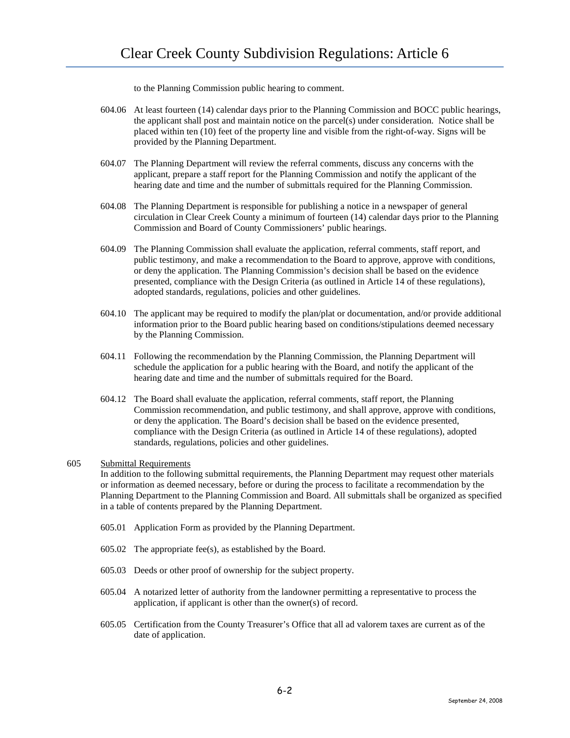to the Planning Commission public hearing to comment.

604.06 At least fourteen (14) calendar days prior to the Planning Commission and BOCC public hearings, the applicant shall post and maintain notice on the parcel(s) under consideration. Notice shall be placed within ten (10) feet of the property line and visible from the right-of-way. Signs will be provided by the Planning Department.

604.07 The Planning Department will review the referral comments, discuss any concerns with the applicant, prepare a staff report for the Planning Commission and notify the applicant of the hearing date and time and the number of submittals required for the Planning Commission.

604.08 The Planning Department is responsible for publishing a notice in a newspaper of general circulation in Clear Creek County a minimum of fourteen (14) calendar days prior to the Planning Commission and Board of County Commissioners' public hearings.

604.09 The Planning Commission shall evaluate the application, referral comments, staff report, and public testimony, and make a recommendation to the Board to approve, approve with conditions, or deny the application. The Planning Commission's decision shall be based on the evidence presented, compliance with the Design Criteria (as outlined in Article 14 of these regulations), adopted standards, regulations, policies and other guidelines.

604.10 The applicant may be required to modify the plan/plat or documentation, and/or provide additional information prior to the Board public hearing based on conditions/stipulations deemed necessary by the Planning Commission.

604.11 Following the recommendation by the Planning Commission, the Planning Department will schedule the application for a public hearing with the Board, and notify the applicant of the hearing date and time and the number of submittals required for the Board.

604.12 The Board shall evaluate the application, referral comments, staff report, the Planning Commission recommendation, and public testimony, and shall approve, approve with conditions, or deny the application. The Board's decision shall be based on the evidence presented, compliance with the Design Criteria (as outlined in Article 14 of these regulations), adopted standards, regulations, policies and other guidelines.

605 Submittal Requirements

In addition to the following submittal requirements, the Planning Department may request other materials or information as deemed necessary, before or during the process to facilitate a recommendation by the Planning Department to the Planning Commission and Board. All submittals shall be organized as specified in a table of contents prepared by the Planning Department.

605.01 Application Form as provided by the Planning Department.

605.02 The appropriate fee(s), as established by the Board.

605.03 Deeds or other proof of ownership for the subject property.

605.04 A notarized letter of authority from the landowner permitting a representative to process the application, if applicant is other than the owner(s) of record.

605.05 Certification from the County Treasurer's Office that all ad valorem taxes are current as of the date of application.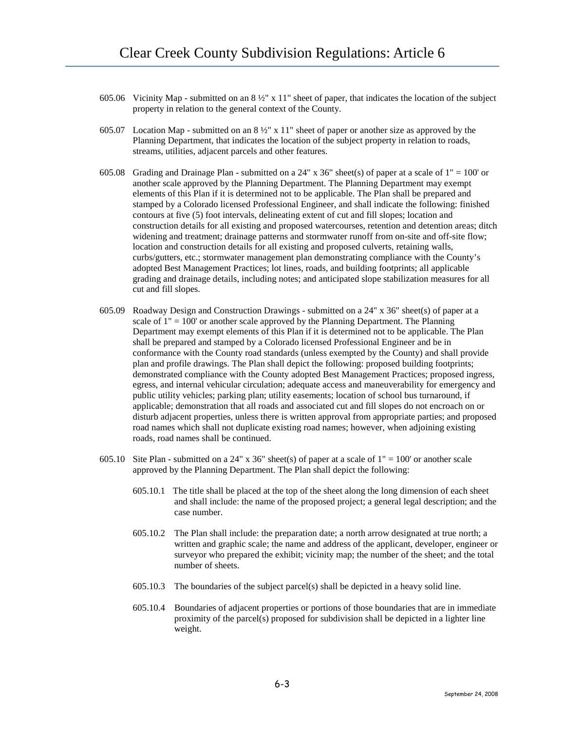605.06 Vicinity Map - submitted on an 8 ½" x 11" sheet of paper, that indicates the location of the subject property in relation to the general context of the County.

605.07 Location Map - submitted on an 8 ½" x 11" sheet of paper or another size as approved by the Planning Department, that indicates the location of the subject property in relation to roads, streams, utilities, adjacent parcels and other features.

605.08 Grading and Drainage Plan - submitted on a 24" x 36" sheet(s) of paper at a scale of 1" = 100' or another scale approved by the Planning Department. The Planning Department may exempt elements of this Plan if it is determined not to be applicable. The Plan shall be prepared and stamped by a Colorado licensed Professional Engineer, and shall indicate the following: finished contours at five (5) foot intervals, delineating extent of cut and fill slopes; location and construction details for all existing and proposed watercourses, retention and detention areas; ditch widening and treatment; drainage patterns and stormwater runoff from on-site and off-site flow; location and construction details for all existing and proposed culverts, retaining walls, curbs/gutters, etc.; stormwater management plan demonstrating compliance with the County's adopted Best Management Practices; lot lines, roads, and building footprints; all applicable grading and drainage details, including notes; and anticipated slope stabilization measures for all cut and fill slopes.

605.09 Roadway Design and Construction Drawings - submitted on a 24" x 36" sheet(s) of paper at a scale of 1" = 100' or another scale approved by the Planning Department. The Planning Department may exempt elements of this Plan if it is determined not to be applicable. The Plan shall be prepared and stamped by a Colorado licensed Professional Engineer and be in conformance with the County road standards (unless exempted by the County) and shall provide plan and profile drawings. The Plan shall depict the following: proposed building footprints; demonstrated compliance with the County adopted Best Management Practices; proposed ingress, egress, and internal vehicular circulation; adequate access and maneuverability for emergency and public utility vehicles; parking plan; utility easements; location of school bus turnaround, if applicable; demonstration that all roads and associated cut and fill slopes do not encroach on or disturb adjacent properties, unless there is written approval from appropriate parties; and proposed road names which shall not duplicate existing road names; however, when adjoining existing roads, road names shall be continued.

605.10 Site Plan - submitted on a 24" x 36" sheet(s) of paper at a scale of 1" = 100' or another scale approved by the Planning Department. The Plan shall depict the following:

605.10.1 The title shall be placed at the top of the sheet along the long dimension of each sheet and shall include: the name of the proposed project; a general legal description; and the case number.

605.10.2 The Plan shall include: the preparation date; a north arrow designated at true north; a written and graphic scale; the name and address of the applicant, developer, engineer or surveyor who prepared the exhibit; vicinity map; the number of the sheet; and the total number of sheets.

605.10.3 The boundaries of the subject parcel(s) shall be depicted in a heavy solid line.

605.10.4 Boundaries of adjacent properties or portions of those boundaries that are in immediate proximity of the parcel(s) proposed for subdivision shall be depicted in a lighter line weight.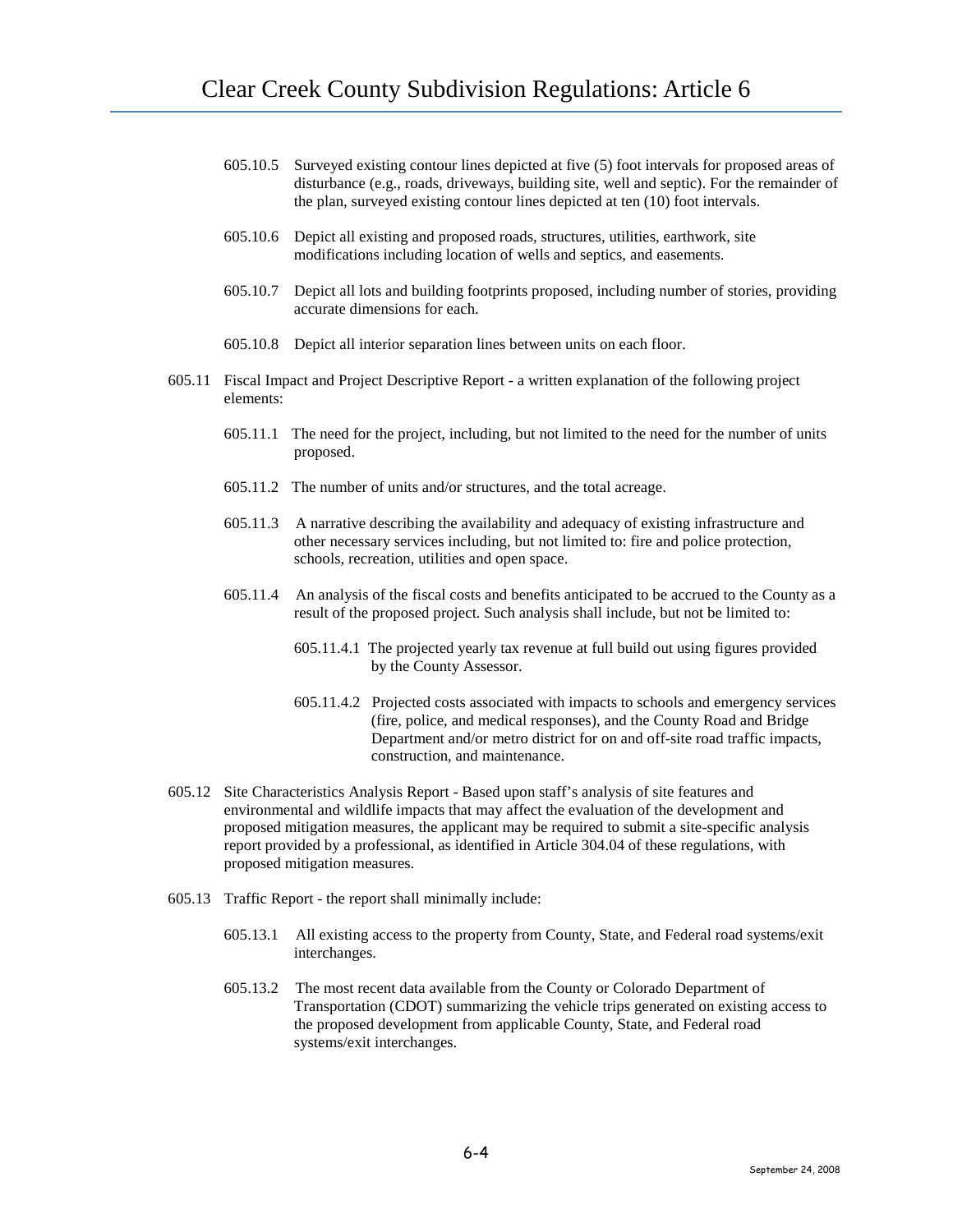605.10.5 Surveyed existing contour lines depicted at five (5) foot intervals for proposed areas of disturbance (e.g., roads, driveways, building site, well and septic). For the remainder of the plan, surveyed existing contour lines depicted at ten (10) foot intervals.

605.10.6 Depict all existing and proposed roads, structures, utilities, earthwork, site modifications including location of wells and septics, and easements.

605.10.7 Depict all lots and building footprints proposed, including number of stories, providing accurate dimensions for each.

605.10.8 Depict all interior separation lines between units on each floor.

605.11 Fiscal Impact and Project Descriptive Report - a written explanation of the following project elements:

605.11.1 The need for the project, including, but not limited to the need for the number of units proposed.

605.11.2 The number of units and/or structures, and the total acreage.

605.11.3 A narrative describing the availability and adequacy of existing infrastructure and other necessary services including, but not limited to: fire and police protection, schools, recreation, utilities and open space.

605.11.4 An analysis of the fiscal costs and benefits anticipated to be accrued to the County as a result of the proposed project. Such analysis shall include, but not be limited to:

605.11.4.1 The projected yearly tax revenue at full build out using figures provided by the County Assessor.

605.11.4.2 Projected costs associated with impacts to schools and emergency services (fire, police, and medical responses), and the County Road and Bridge Department and/or metro district for on and off-site road traffic impacts, construction, and maintenance.

605.12 Site Characteristics Analysis Report - Based upon staff's analysis of site features and environmental and wildlife impacts that may affect the evaluation of the development and proposed mitigation measures, the applicant may be required to submit a site-specific analysis report provided by a professional, as identified in Article 304.04 of these regulations, with proposed mitigation measures.

605.13 Traffic Report - the report shall minimally include:

605.13.1 All existing access to the property from County, State, and Federal road systems/exit interchanges.

605.13.2 The most recent data available from the County or Colorado Department of Transportation (CDOT) summarizing the vehicle trips generated on existing access to the proposed development from applicable County, State, and Federal road systems/exit interchanges.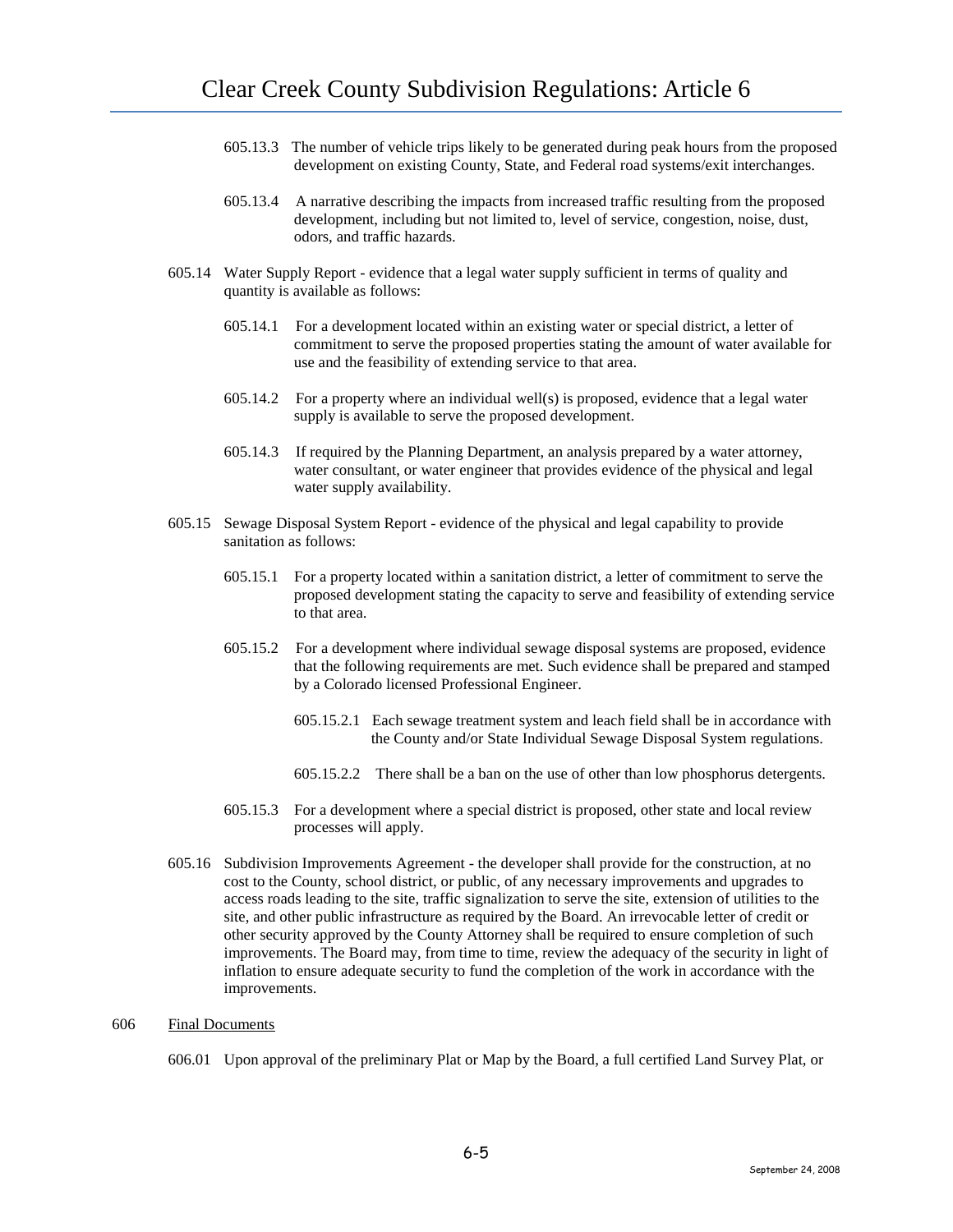605.13.3 The number of vehicle trips likely to be generated during peak hours from the proposed development on existing County, State, and Federal road systems/exit interchanges.

605.13.4 A narrative describing the impacts from increased traffic resulting from the proposed development, including but not limited to, level of service, congestion, noise, dust, odors, and traffic hazards.

605.14 Water Supply Report - evidence that a legal water supply sufficient in terms of quality and quantity is available as follows:

605.14.1 For a development located within an existing water or special district, a letter of commitment to serve the proposed properties stating the amount of water available for use and the feasibility of extending service to that area.

605.14.2 For a property where an individual well(s) is proposed, evidence that a legal water supply is available to serve the proposed development.

605.14.3 If required by the Planning Department, an analysis prepared by a water attorney, water consultant, or water engineer that provides evidence of the physical and legal water supply availability.

605.15 Sewage Disposal System Report - evidence of the physical and legal capability to provide sanitation as follows:

605.15.1 For a property located within a sanitation district, a letter of commitment to serve the proposed development stating the capacity to serve and feasibility of extending service to that area.

605.15.2 For a development where individual sewage disposal systems are proposed, evidence that the following requirements are met. Such evidence shall be prepared and stamped by a Colorado licensed Professional Engineer.

605.15.2.1 Each sewage treatment system and leach field shall be in accordance with the County and/or State Individual Sewage Disposal System regulations.

605.15.2.2 There shall be a ban on the use of other than low phosphorus detergents.

605.15.3 For a development where a special district is proposed, other state and local review processes will apply.

605.16 Subdivision Improvements Agreement - the developer shall provide for the construction, at no cost to the County, school district, or public, of any necessary improvements and upgrades to access roads leading to the site, traffic signalization to serve the site, extension of utilities to the site, and other public infrastructure as required by the Board. An irrevocable letter of credit or other security approved by the County Attorney shall be required to ensure completion of such improvements. The Board may, from time to time, review the adequacy of the security in light of inflation to ensure adequate security to fund the completion of the work in accordance with the improvements.

606 Final Documents

606.01 Upon approval of the preliminary Plat or Map by the Board, a full certified Land Survey Plat, or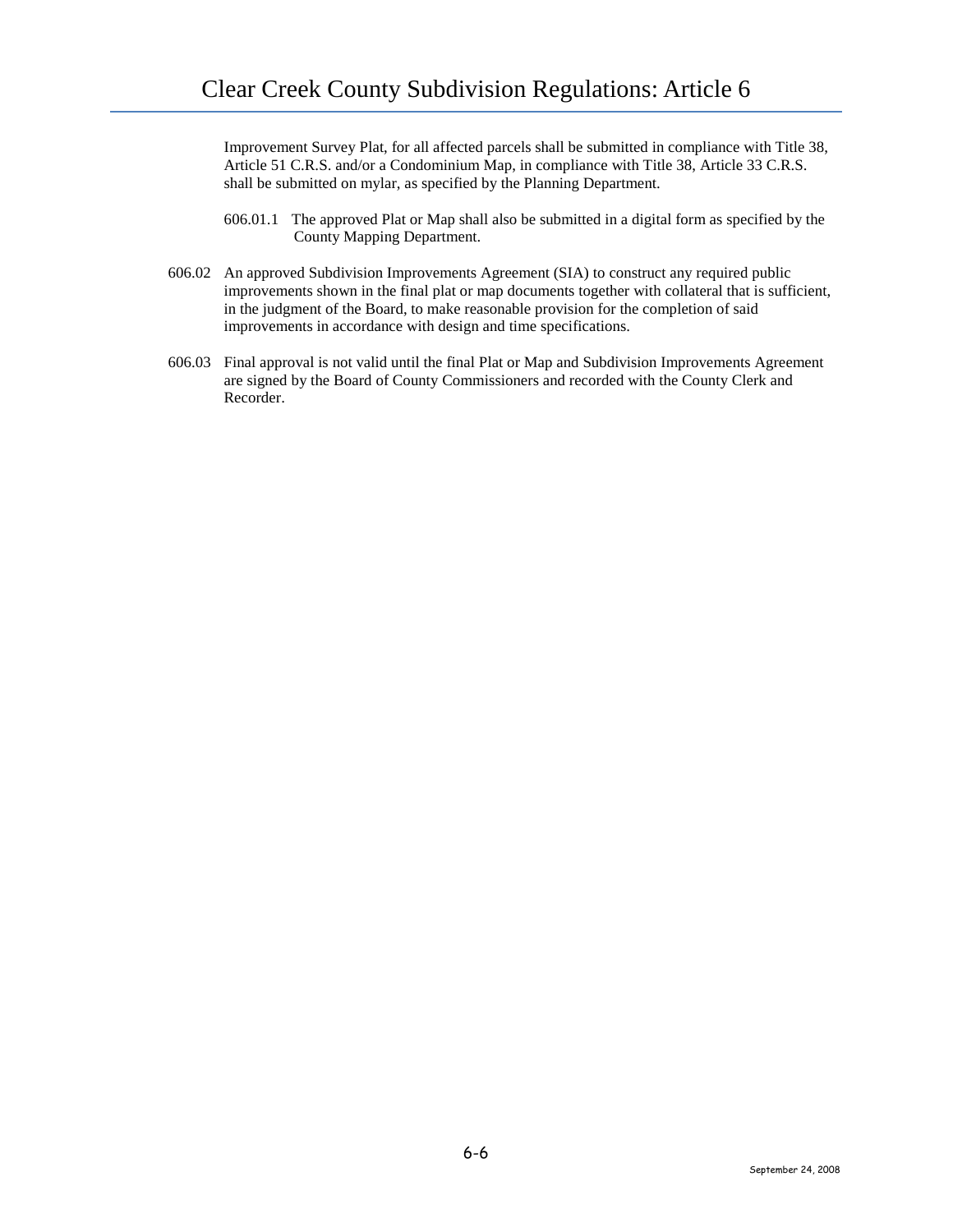Improvement Survey Plat, for all affected parcels shall be submitted in compliance with Title 38, Article 51 C.R.S. and/or a Condominium Map, in compliance with Title 38, Article 33 C.R.S. shall be submitted on mylar, as specified by the Planning Department.

606.01.1 The approved Plat or Map shall also be submitted in a digital form as specified by the County Mapping Department.

606.02 An approved Subdivision Improvements Agreement (SIA) to construct any required public improvements shown in the final plat or map documents together with collateral that is sufficient, in the judgment of the Board, to make reasonable provision for the completion of said improvements in accordance with design and time specifications.

606.03 Final approval is not valid until the final Plat or Map and Subdivision Improvements Agreement are signed by the Board of County Commissioners and recorded with the County Clerk and Recorder.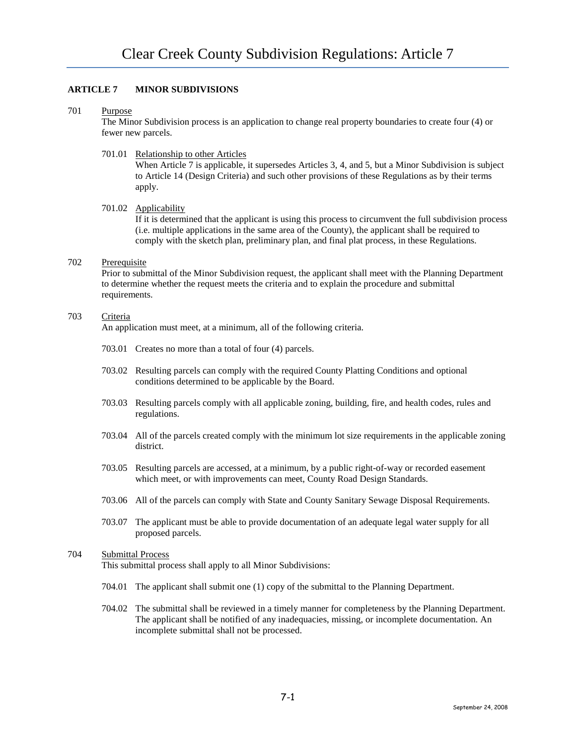## ARTICLE 7 MINOR SUBDIVISIONS

701 Purpose

The Minor Subdivision process is an application to change real property boundaries to create four (4) or fewer new parcels.

701.01 Relationship to other Articles

When Article 7 is applicable, it supersedes Articles 3, 4, and 5, but a Minor Subdivision is subject to Article 14 (Design Criteria) and such other provisions of these Regulations as by their terms apply.

701.02 Applicability

If it is determined that the applicant is using this process to circumvent the full subdivision process (i.e. multiple applications in the same area of the County), the applicant shall be required to comply with the sketch plan, preliminary plan, and final plat process, in these Regulations.

702 Prerequisite

Prior to submittal of the Minor Subdivision request, the applicant shall meet with the Planning Department to determine whether the request meets the criteria and to explain the procedure and submittal requirements.

703 Criteria

An application must meet, at a minimum, all of the following criteria.

703.01 Creates no more than a total of four (4) parcels.

703.02 Resulting parcels can comply with the required County Platting Conditions and optional conditions determined to be applicable by the Board.

703.03 Resulting parcels comply with all applicable zoning, building, fire, and health codes, rules and regulations.

703.04 All of the parcels created comply with the minimum lot size requirements in the applicable zoning district.

703.05 Resulting parcels are accessed, at a minimum, by a public right-of-way or recorded easement which meet, or with improvements can meet, County Road Design Standards.

703.06 All of the parcels can comply with State and County Sanitary Sewage Disposal Requirements.

703.07 The applicant must be able to provide documentation of an adequate legal water supply for all proposed parcels.

704 Submittal Process

This submittal process shall apply to all Minor Subdivisions:

704.01 The applicant shall submit one (1) copy of the submittal to the Planning Department.

704.02 The submittal shall be reviewed in a timely manner for completeness by the Planning Department. The applicant shall be notified of any inadequacies, missing, or incomplete documentation. An incomplete submittal shall not be processed.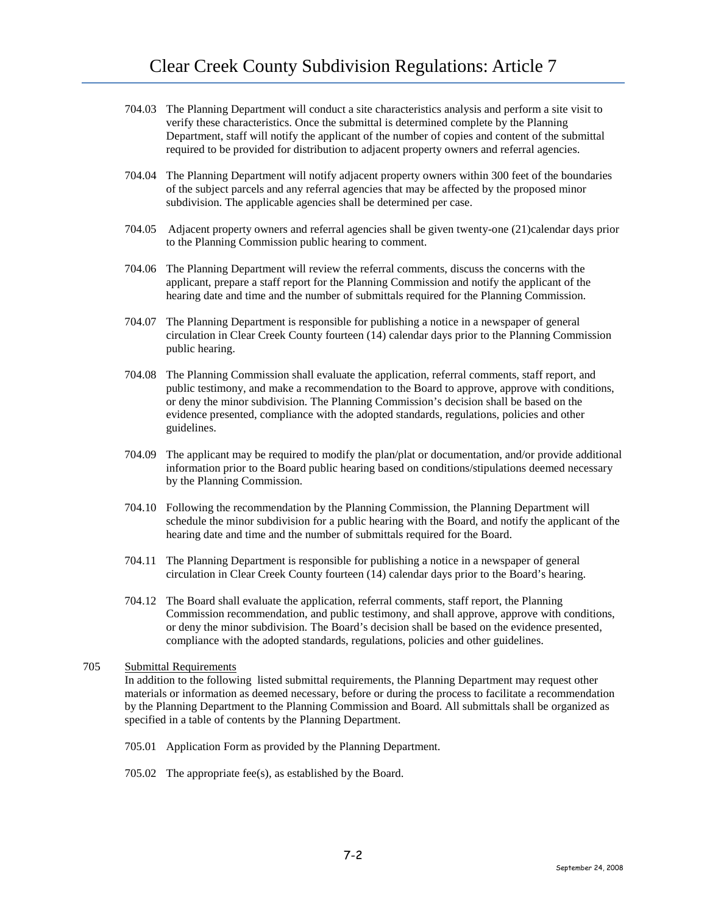704.03 The Planning Department will conduct a site characteristics analysis and perform a site visit to verify these characteristics. Once the submittal is determined complete by the Planning Department, staff will notify the applicant of the number of copies and content of the submittal required to be provided for distribution to adjacent property owners and referral agencies.

704.04 The Planning Department will notify adjacent property owners within 300 feet of the boundaries of the subject parcels and any referral agencies that may be affected by the proposed minor subdivision. The applicable agencies shall be determined per case.

704.05 Adjacent property owners and referral agencies shall be given twenty-one (21)calendar days prior to the Planning Commission public hearing to comment.

704.06 The Planning Department will review the referral comments, discuss the concerns with the applicant, prepare a staff report for the Planning Commission and notify the applicant of the hearing date and time and the number of submittals required for the Planning Commission.

704.07 The Planning Department is responsible for publishing a notice in a newspaper of general circulation in Clear Creek County fourteen (14) calendar days prior to the Planning Commission public hearing.

704.08 The Planning Commission shall evaluate the application, referral comments, staff report, and public testimony, and make a recommendation to the Board to approve, approve with conditions, or deny the minor subdivision. The Planning Commission's decision shall be based on the evidence presented, compliance with the adopted standards, regulations, policies and other guidelines.

704.09 The applicant may be required to modify the plan/plat or documentation, and/or provide additional information prior to the Board public hearing based on conditions/stipulations deemed necessary by the Planning Commission.

704.10 Following the recommendation by the Planning Commission, the Planning Department will schedule the minor subdivision for a public hearing with the Board, and notify the applicant of the hearing date and time and the number of submittals required for the Board.

704.11 The Planning Department is responsible for publishing a notice in a newspaper of general circulation in Clear Creek County fourteen (14) calendar days prior to the Board's hearing.

704.12 The Board shall evaluate the application, referral comments, staff report, the Planning Commission recommendation, and public testimony, and shall approve, approve with conditions, or deny the minor subdivision. The Board's decision shall be based on the evidence presented, compliance with the adopted standards, regulations, policies and other guidelines.

705 Submittal Requirements

In addition to the following listed submittal requirements, the Planning Department may request other materials or information as deemed necessary, before or during the process to facilitate a recommendation by the Planning Department to the Planning Commission and Board. All submittals shall be organized as specified in a table of contents by the Planning Department.

705.01 Application Form as provided by the Planning Department.

705.02 The appropriate fee(s), as established by the Board.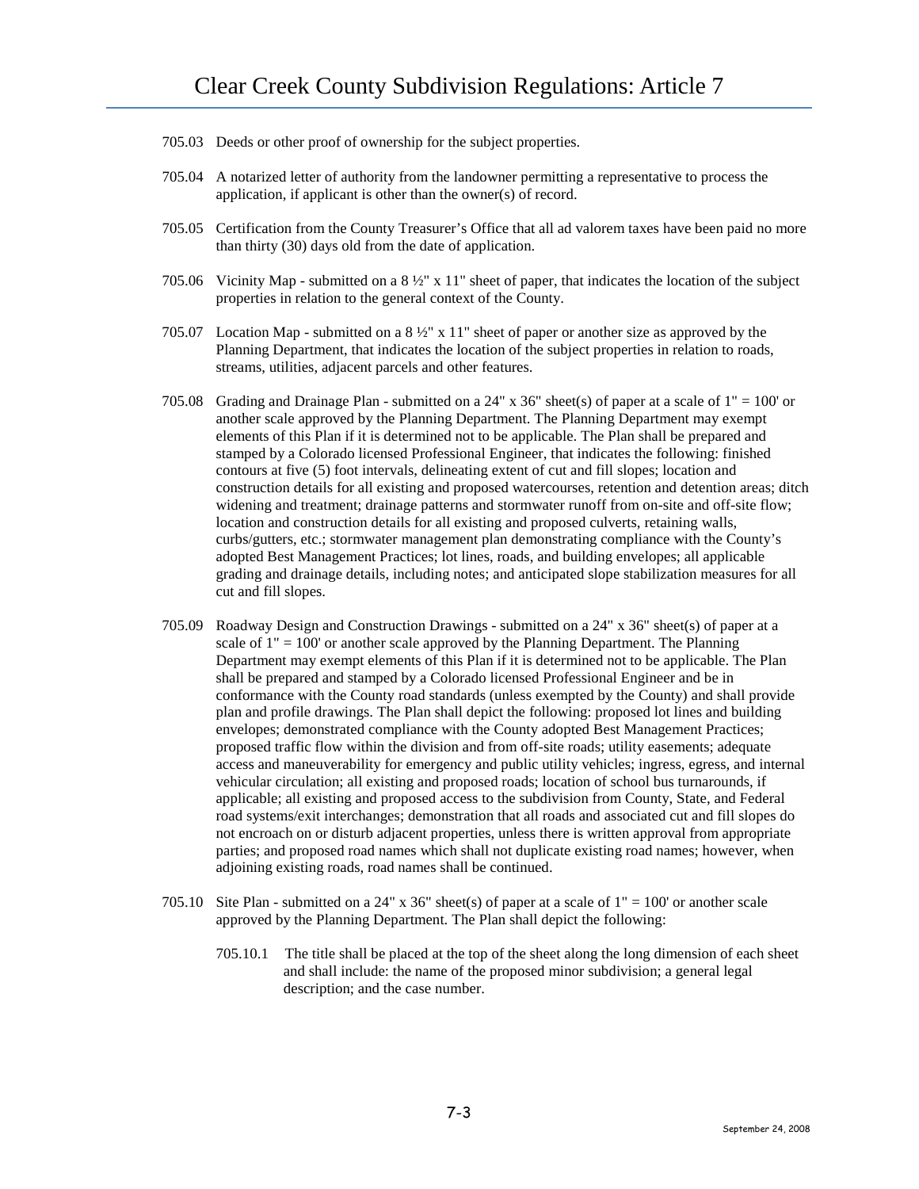705.03 Deeds or other proof of ownership for the subject properties.

705.04 A notarized letter of authority from the landowner permitting a representative to process the application, if applicant is other than the owner(s) of record.

705.05 Certification from the County Treasurer's Office that all ad valorem taxes have been paid no more than thirty (30) days old from the date of application.

705.06 Vicinity Map - submitted on a 8 ½" x 11" sheet of paper, that indicates the location of the subject properties in relation to the general context of the County.

705.07 Location Map - submitted on a 8 ½" x 11" sheet of paper or another size as approved by the Planning Department, that indicates the location of the subject properties in relation to roads, streams, utilities, adjacent parcels and other features.

705.08 Grading and Drainage Plan - submitted on a 24" x 36" sheet(s) of paper at a scale of 1" = 100' or another scale approved by the Planning Department. The Planning Department may exempt elements of this Plan if it is determined not to be applicable. The Plan shall be prepared and stamped by a Colorado licensed Professional Engineer, that indicates the following: finished contours at five (5) foot intervals, delineating extent of cut and fill slopes; location and construction details for all existing and proposed watercourses, retention and detention areas; ditch widening and treatment; drainage patterns and stormwater runoff from on-site and off-site flow; location and construction details for all existing and proposed culverts, retaining walls, curbs/gutters, etc.; stormwater management plan demonstrating compliance with the County's adopted Best Management Practices; lot lines, roads, and building envelopes; all applicable grading and drainage details, including notes; and anticipated slope stabilization measures for all cut and fill slopes.

705.09 Roadway Design and Construction Drawings - submitted on a 24" x 36" sheet(s) of paper at a scale of 1" = 100' or another scale approved by the Planning Department. The Planning Department may exempt elements of this Plan if it is determined not to be applicable. The Plan shall be prepared and stamped by a Colorado licensed Professional Engineer and be in conformance with the County road standards (unless exempted by the County) and shall provide plan and profile drawings. The Plan shall depict the following: proposed lot lines and building envelopes; demonstrated compliance with the County adopted Best Management Practices; proposed traffic flow within the division and from off-site roads; utility easements; adequate access and maneuverability for emergency and public utility vehicles; ingress, egress, and internal vehicular circulation; all existing and proposed roads; location of school bus turnarounds, if applicable; all existing and proposed access to the subdivision from County, State, and Federal road systems/exit interchanges; demonstration that all roads and associated cut and fill slopes do not encroach on or disturb adjacent properties, unless there is written approval from appropriate parties; and proposed road names which shall not duplicate existing road names; however, when adjoining existing roads, road names shall be continued.

705.10 Site Plan - submitted on a 24" x 36" sheet(s) of paper at a scale of 1" = 100' or another scale approved by the Planning Department. The Plan shall depict the following:

705.10.1 The title shall be placed at the top of the sheet along the long dimension of each sheet and shall include: the name of the proposed minor subdivision; a general legal description; and the case number.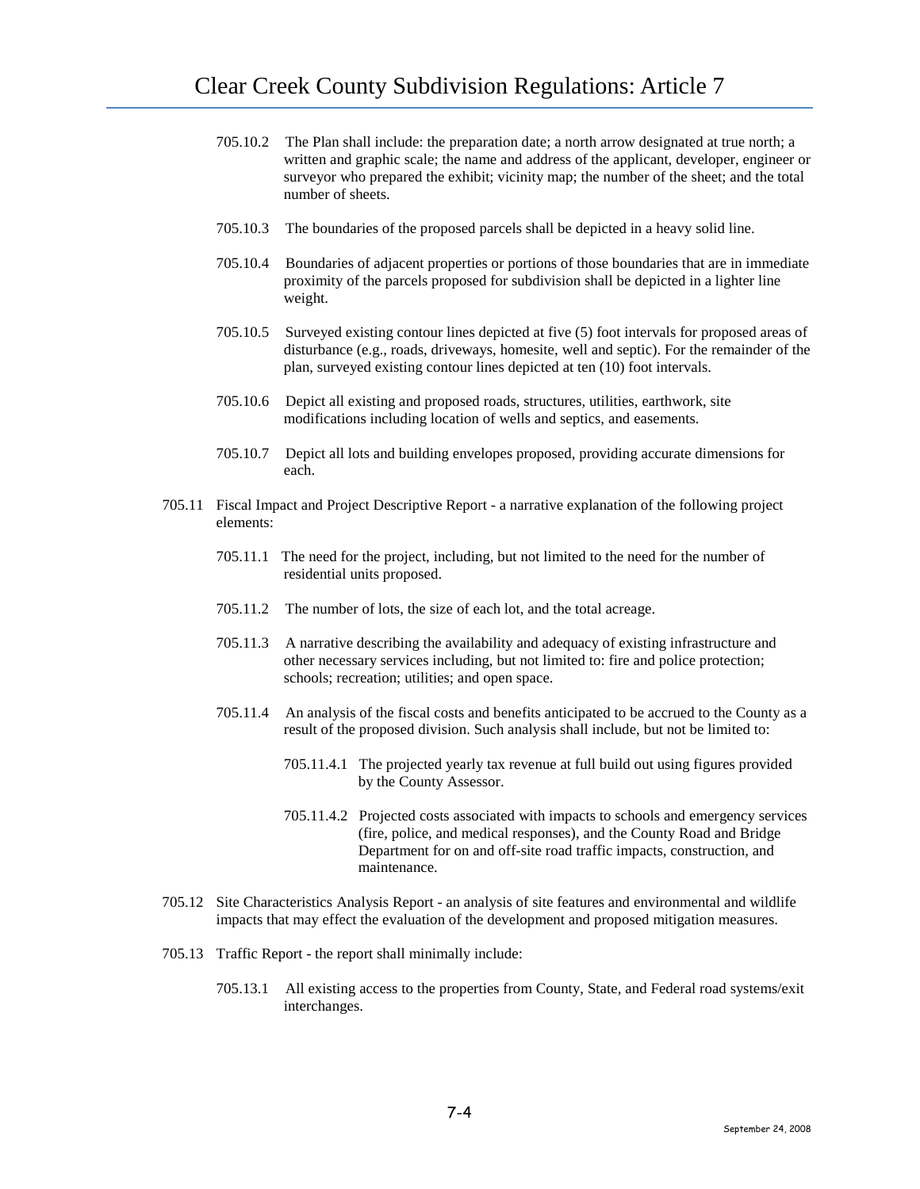705.10.2 The Plan shall include: the preparation date; a north arrow designated at true north; a written and graphic scale; the name and address of the applicant, developer, engineer or surveyor who prepared the exhibit; vicinity map; the number of the sheet; and the total number of sheets.

705.10.3 The boundaries of the proposed parcels shall be depicted in a heavy solid line.

705.10.4 Boundaries of adjacent properties or portions of those boundaries that are in immediate proximity of the parcels proposed for subdivision shall be depicted in a lighter line weight.

705.10.5 Surveyed existing contour lines depicted at five (5) foot intervals for proposed areas of disturbance (e.g., roads, driveways, homesite, well and septic). For the remainder of the plan, surveyed existing contour lines depicted at ten (10) foot intervals.

705.10.6 Depict all existing and proposed roads, structures, utilities, earthwork, site modifications including location of wells and septics, and easements.

705.10.7 Depict all lots and building envelopes proposed, providing accurate dimensions for each.

705.11 Fiscal Impact and Project Descriptive Report - a narrative explanation of the following project elements:

705.11.1 The need for the project, including, but not limited to the need for the number of residential units proposed.

705.11.2 The number of lots, the size of each lot, and the total acreage.

705.11.3 A narrative describing the availability and adequacy of existing infrastructure and other necessary services including, but not limited to: fire and police protection; schools; recreation; utilities; and open space.

705.11.4 An analysis of the fiscal costs and benefits anticipated to be accrued to the County as a result of the proposed division. Such analysis shall include, but not be limited to:

705.11.4.1 The projected yearly tax revenue at full build out using figures provided by the County Assessor.

705.11.4.2 Projected costs associated with impacts to schools and emergency services (fire, police, and medical responses), and the County Road and Bridge Department for on and off-site road traffic impacts, construction, and maintenance.

705.12 Site Characteristics Analysis Report - an analysis of site features and environmental and wildlife impacts that may effect the evaluation of the development and proposed mitigation measures.

705.13 Traffic Report - the report shall minimally include:

705.13.1 All existing access to the properties from County, State, and Federal road systems/exit interchanges.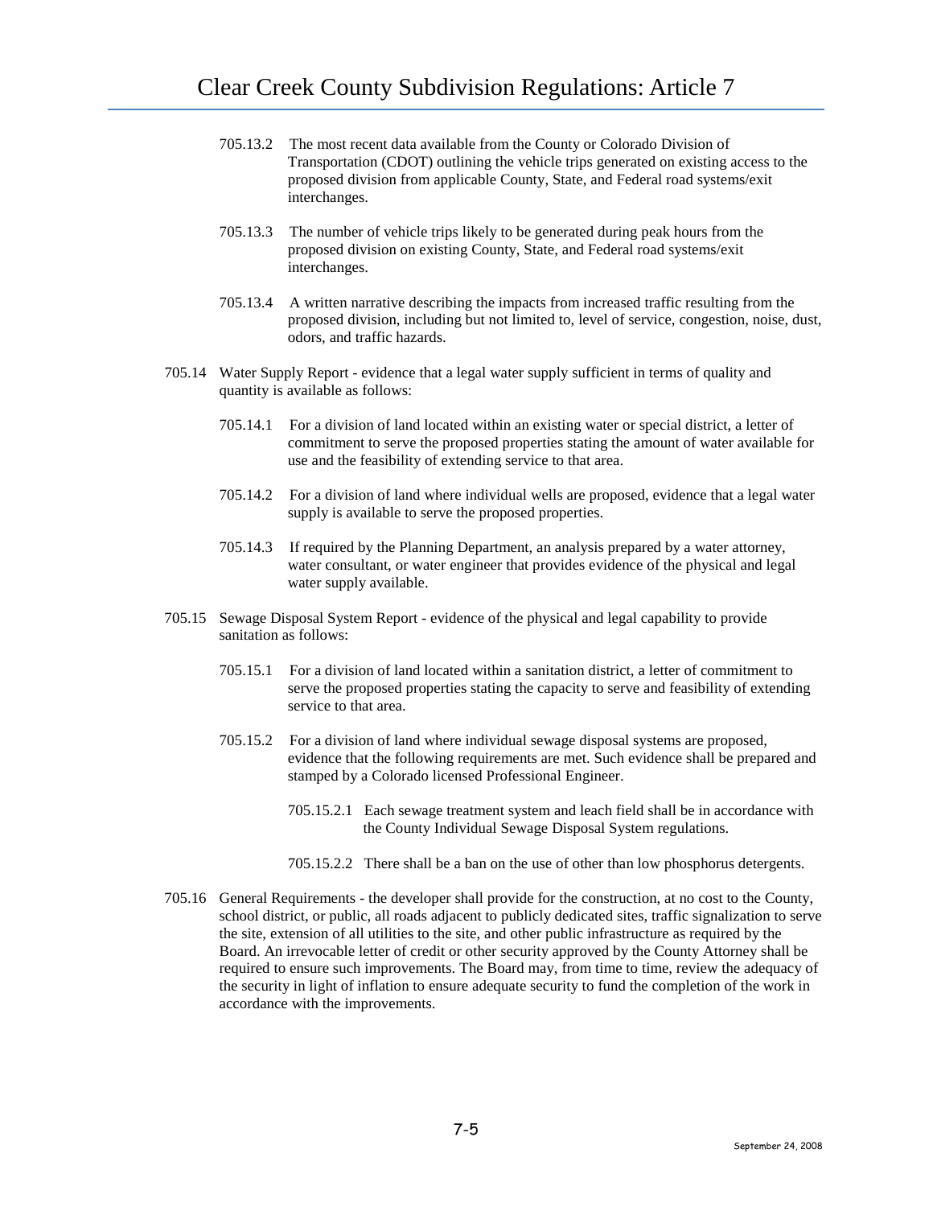705.13.2 The most recent data available from the County or Colorado Division of Transportation (CDOT) outlining the vehicle trips generated on existing access to the proposed division from applicable County, State, and Federal road systems/exit interchanges.

705.13.3 The number of vehicle trips likely to be generated during peak hours from the proposed division on existing County, State, and Federal road systems/exit interchanges.

705.13.4 A written narrative describing the impacts from increased traffic resulting from the proposed division, including but not limited to, level of service, congestion, noise, dust, odors, and traffic hazards.

705.14 Water Supply Report - evidence that a legal water supply sufficient in terms of quality and quantity is available as follows:

705.14.1 For a division of land located within an existing water or special district, a letter of commitment to serve the proposed properties stating the amount of water available for use and the feasibility of extending service to that area.

705.14.2 For a division of land where individual wells are proposed, evidence that a legal water supply is available to serve the proposed properties.

705.14.3 If required by the Planning Department, an analysis prepared by a water attorney, water consultant, or water engineer that provides evidence of the physical and legal water supply available.

705.15 Sewage Disposal System Report - evidence of the physical and legal capability to provide sanitation as follows:

705.15.1 For a division of land located within a sanitation district, a letter of commitment to serve the proposed properties stating the capacity to serve and feasibility of extending service to that area.

705.15.2 For a division of land where individual sewage disposal systems are proposed, evidence that the following requirements are met. Such evidence shall be prepared and stamped by a Colorado licensed Professional Engineer.

705.15.2.1 Each sewage treatment system and leach field shall be in accordance with the County Individual Sewage Disposal System regulations.

705.15.2.2 There shall be a ban on the use of other than low phosphorus detergents.

705.16 General Requirements - the developer shall provide for the construction, at no cost to the County, school district, or public, all roads adjacent to publicly dedicated sites, traffic signalization to serve the site, extension of all utilities to the site, and other public infrastructure as required by the Board. An irrevocable letter of credit or other security approved by the County Attorney shall be required to ensure such improvements. The Board may, from time to time, review the adequacy of the security in light of inflation to ensure adequate security to fund the completion of the work in accordance with the improvements.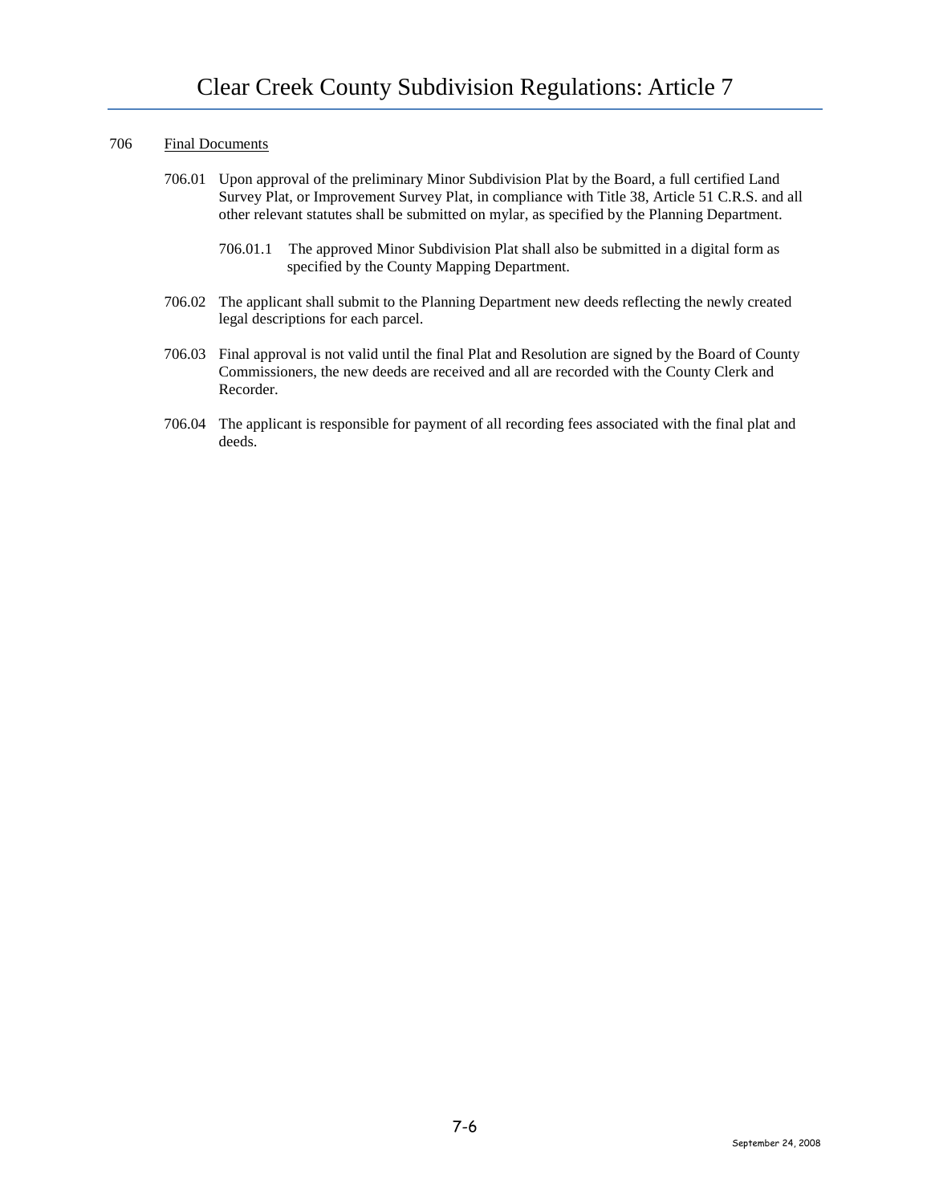706 Final Documents

706.01 Upon approval of the preliminary Minor Subdivision Plat by the Board, a full certified Land Survey Plat, or Improvement Survey Plat, in compliance with Title 38, Article 51 C.R.S. and all other relevant statutes shall be submitted on mylar, as specified by the Planning Department.

706.01.1 The approved Minor Subdivision Plat shall also be submitted in a digital form as specified by the County Mapping Department.

706.02 The applicant shall submit to the Planning Department new deeds reflecting the newly created legal descriptions for each parcel.

706.03 Final approval is not valid until the final Plat and Resolution are signed by the Board of County Commissioners, the new deeds are received and all are recorded with the County Clerk and Recorder.

706.04 The applicant is responsible for payment of all recording fees associated with the final plat and deeds.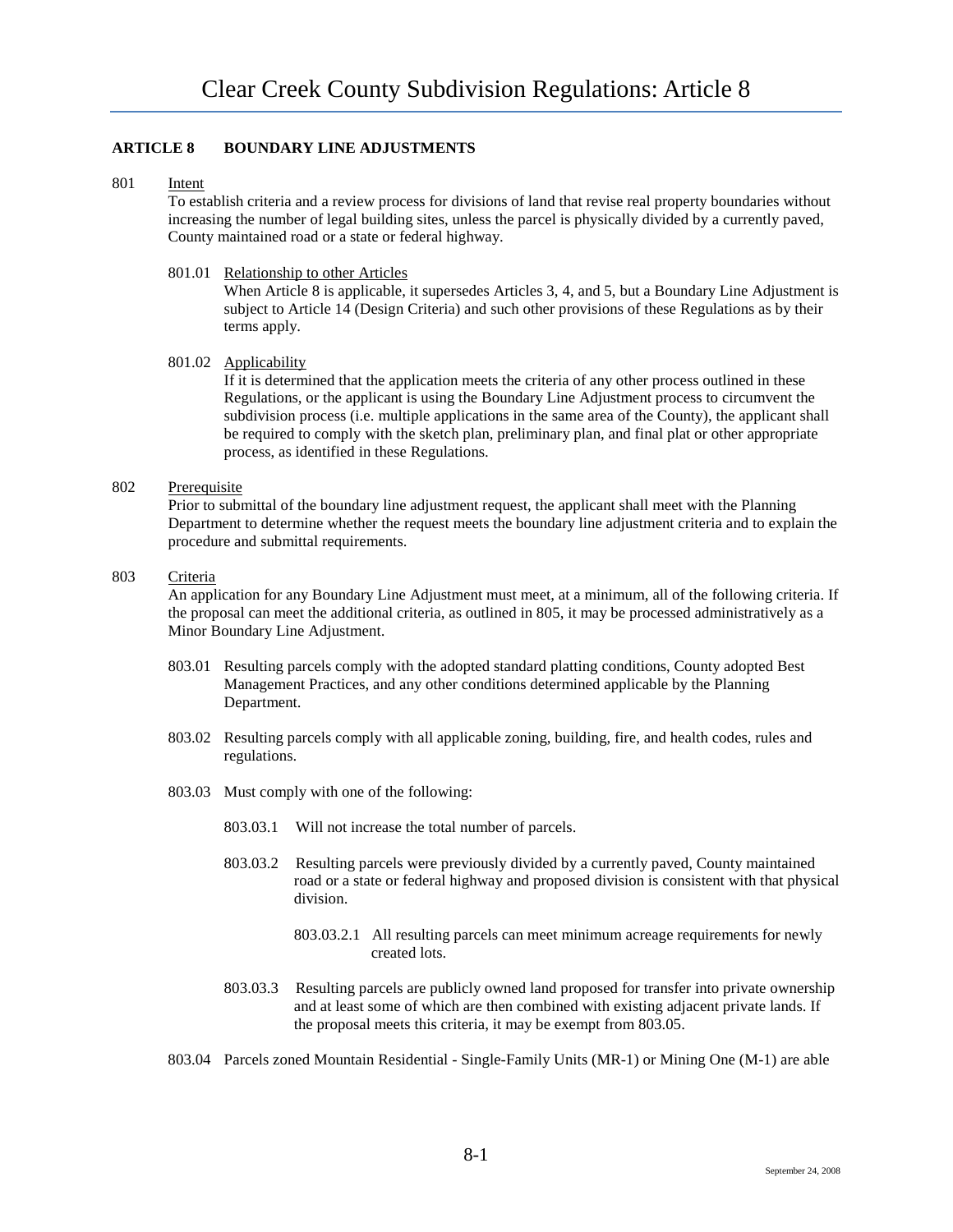## ARTICLE 8 BOUNDARY LINE ADJUSTMENTS

801 Intent

To establish criteria and a review process for divisions of land that revise real property boundaries without increasing the number of legal building sites, unless the parcel is physically divided by a currently paved, County maintained road or a state or federal highway.

801.01 Relationship to other Articles

When Article 8 is applicable, it supersedes Articles 3, 4, and 5, but a Boundary Line Adjustment is subject to Article 14 (Design Criteria) and such other provisions of these Regulations as by their terms apply.

801.02 Applicability

If it is determined that the application meets the criteria of any other process outlined in these Regulations, or the applicant is using the Boundary Line Adjustment process to circumvent the subdivision process (i.e. multiple applications in the same area of the County), the applicant shall be required to comply with the sketch plan, preliminary plan, and final plat or other appropriate process, as identified in these Regulations.

802 Prerequisite

Prior to submittal of the boundary line adjustment request, the applicant shall meet with the Planning Department to determine whether the request meets the boundary line adjustment criteria and to explain the procedure and submittal requirements.

803 Criteria

An application for any Boundary Line Adjustment must meet, at a minimum, all of the following criteria. If the proposal can meet the additional criteria, as outlined in 805, it may be processed administratively as a Minor Boundary Line Adjustment.

803.01 Resulting parcels comply with the adopted standard platting conditions, County adopted Best Management Practices, and any other conditions determined applicable by the Planning Department.

803.02 Resulting parcels comply with all applicable zoning, building, fire, and health codes, rules and regulations.

803.03 Must comply with one of the following:

803.03.1 Will not increase the total number of parcels.

803.03.2 Resulting parcels were previously divided by a currently paved, County maintained road or a state or federal highway and proposed division is consistent with that physical division.

803.03.2.1 All resulting parcels can meet minimum acreage requirements for newly created lots.

803.03.3 Resulting parcels are publicly owned land proposed for transfer into private ownership and at least some of which are then combined with existing adjacent private lands. If the proposal meets this criteria, it may be exempt from 803.05.

803.04 Parcels zoned Mountain Residential - Single-Family Units (MR-1) or Mining One (M-1) are able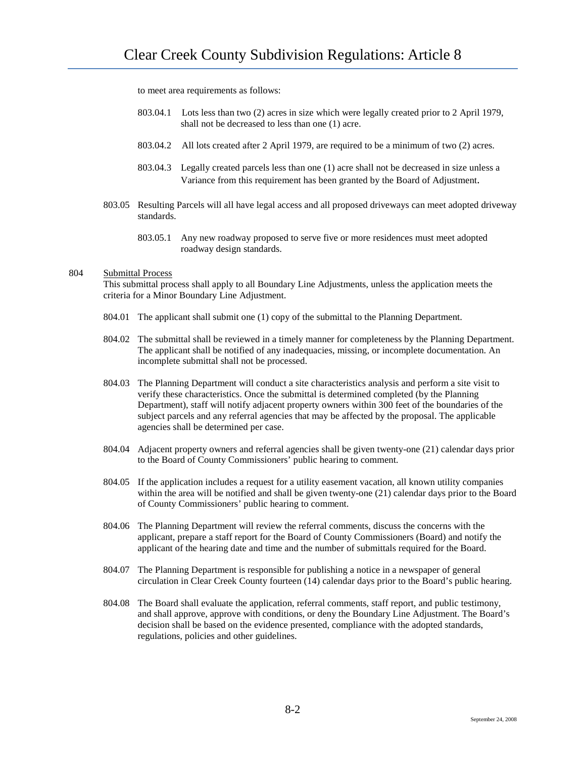to meet area requirements as follows:

803.04.1 Lots less than two (2) acres in size which were legally created prior to 2 April 1979, shall not be decreased to less than one (1) acre.

803.04.2 All lots created after 2 April 1979, are required to be a minimum of two (2) acres.

803.04.3 Legally created parcels less than one (1) acre shall not be decreased in size unless a Variance from this requirement has been granted by the Board of Adjustment.

803.05 Resulting Parcels will all have legal access and all proposed driveways can meet adopted driveway standards.

803.05.1 Any new roadway proposed to serve five or more residences must meet adopted roadway design standards.

804 Submittal Process

This submittal process shall apply to all Boundary Line Adjustments, unless the application meets the criteria for a Minor Boundary Line Adjustment.

804.01 The applicant shall submit one (1) copy of the submittal to the Planning Department.

804.02 The submittal shall be reviewed in a timely manner for completeness by the Planning Department. The applicant shall be notified of any inadequacies, missing, or incomplete documentation. An incomplete submittal shall not be processed.

804.03 The Planning Department will conduct a site characteristics analysis and perform a site visit to verify these characteristics. Once the submittal is determined completed (by the Planning Department), staff will notify adjacent property owners within 300 feet of the boundaries of the subject parcels and any referral agencies that may be affected by the proposal. The applicable agencies shall be determined per case.

804.04 Adjacent property owners and referral agencies shall be given twenty-one (21) calendar days prior to the Board of County Commissioners' public hearing to comment.

804.05 If the application includes a request for a utility easement vacation, all known utility companies within the area will be notified and shall be given twenty-one (21) calendar days prior to the Board of County Commissioners' public hearing to comment.

804.06 The Planning Department will review the referral comments, discuss the concerns with the applicant, prepare a staff report for the Board of County Commissioners (Board) and notify the applicant of the hearing date and time and the number of submittals required for the Board.

804.07 The Planning Department is responsible for publishing a notice in a newspaper of general circulation in Clear Creek County fourteen (14) calendar days prior to the Board's public hearing.

804.08 The Board shall evaluate the application, referral comments, staff report, and public testimony, and shall approve, approve with conditions, or deny the Boundary Line Adjustment. The Board's decision shall be based on the evidence presented, compliance with the adopted standards, regulations, policies and other guidelines.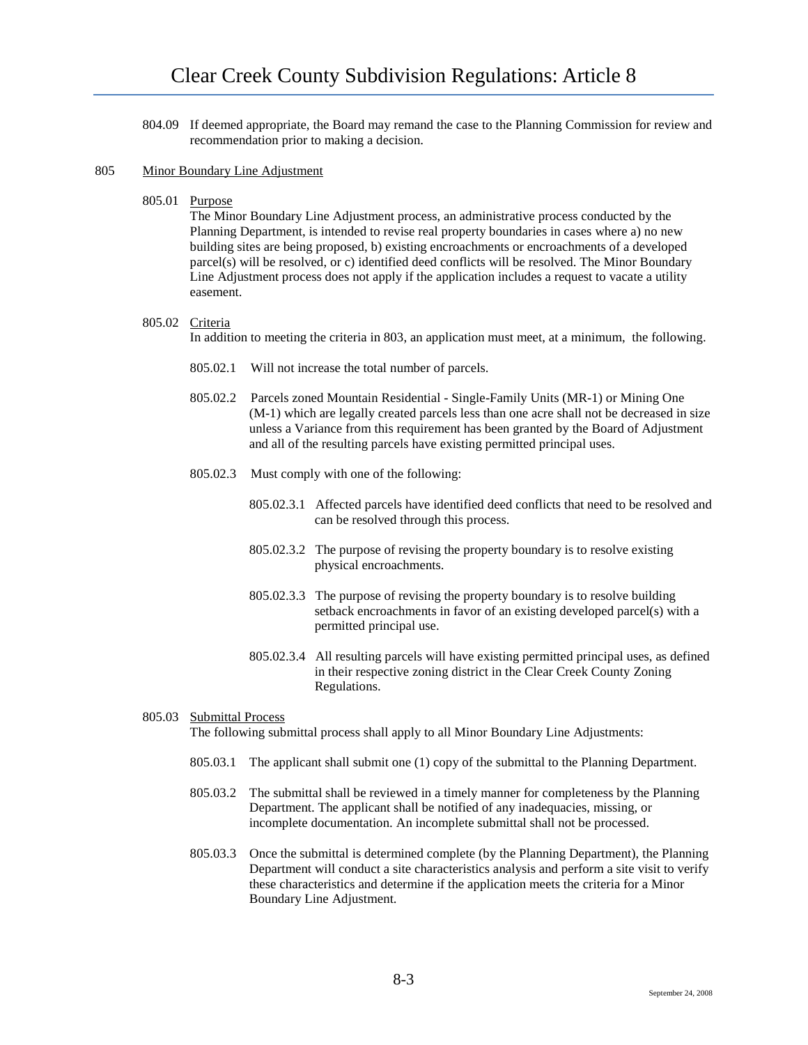804.09 If deemed appropriate, the Board may remand the case to the Planning Commission for review and recommendation prior to making a decision.

805 Minor Boundary Line Adjustment

805.01 Purpose

The Minor Boundary Line Adjustment process, an administrative process conducted by the Planning Department, is intended to revise real property boundaries in cases where a) no new building sites are being proposed, b) existing encroachments or encroachments of a developed parcel(s) will be resolved, or c) identified deed conflicts will be resolved. The Minor Boundary Line Adjustment process does not apply if the application includes a request to vacate a utility easement.

805.02 Criteria

In addition to meeting the criteria in 803, an application must meet, at a minimum, the following.

805.02.1 Will not increase the total number of parcels.

805.02.2 Parcels zoned Mountain Residential - Single-Family Units (MR-1) or Mining One (M-1) which are legally created parcels less than one acre shall not be decreased in size unless a Variance from this requirement has been granted by the Board of Adjustment and all of the resulting parcels have existing permitted principal uses.

805.02.3 Must comply with one of the following:

805.02.3.1 Affected parcels have identified deed conflicts that need to be resolved and can be resolved through this process.

805.02.3.2 The purpose of revising the property boundary is to resolve existing physical encroachments.

805.02.3.3 The purpose of revising the property boundary is to resolve building setback encroachments in favor of an existing developed parcel(s) with a permitted principal use.

805.02.3.4 All resulting parcels will have existing permitted principal uses, as defined in their respective zoning district in the Clear Creek County Zoning Regulations.

805.03 Submittal Process

The following submittal process shall apply to all Minor Boundary Line Adjustments:

805.03.1 The applicant shall submit one (1) copy of the submittal to the Planning Department.

805.03.2 The submittal shall be reviewed in a timely manner for completeness by the Planning Department. The applicant shall be notified of any inadequacies, missing, or incomplete documentation. An incomplete submittal shall not be processed.

805.03.3 Once the submittal is determined complete (by the Planning Department), the Planning Department will conduct a site characteristics analysis and perform a site visit to verify these characteristics and determine if the application meets the criteria for a Minor Boundary Line Adjustment.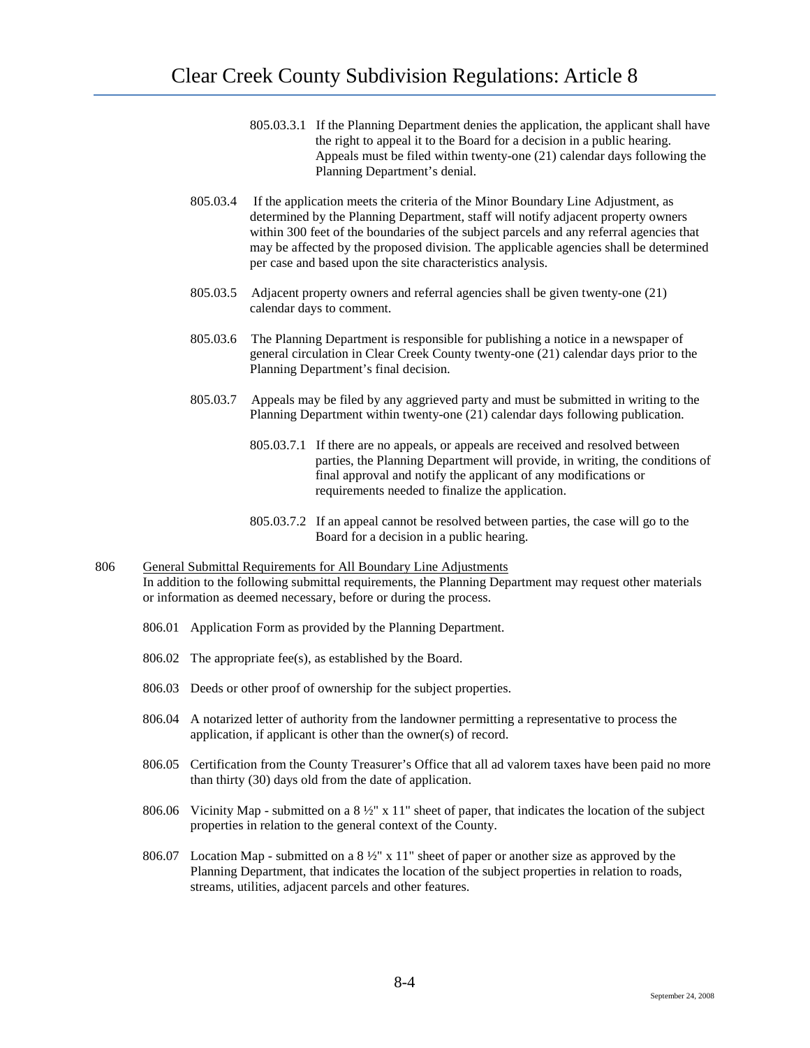805.03.3.1 If the Planning Department denies the application, the applicant shall have the right to appeal it to the Board for a decision in a public hearing. Appeals must be filed within twenty-one (21) calendar days following the Planning Department's denial.

805.03.4 If the application meets the criteria of the Minor Boundary Line Adjustment, as determined by the Planning Department, staff will notify adjacent property owners within 300 feet of the boundaries of the subject parcels and any referral agencies that may be affected by the proposed division. The applicable agencies shall be determined per case and based upon the site characteristics analysis.

805.03.5 Adjacent property owners and referral agencies shall be given twenty-one (21) calendar days to comment.

805.03.6 The Planning Department is responsible for publishing a notice in a newspaper of general circulation in Clear Creek County twenty-one (21) calendar days prior to the Planning Department's final decision.

805.03.7 Appeals may be filed by any aggrieved party and must be submitted in writing to the Planning Department within twenty-one (21) calendar days following publication.

805.03.7.1 If there are no appeals, or appeals are received and resolved between parties, the Planning Department will provide, in writing, the conditions of final approval and notify the applicant of any modifications or requirements needed to finalize the application.

805.03.7.2 If an appeal cannot be resolved between parties, the case will go to the Board for a decision in a public hearing.

806 General Submittal Requirements for All Boundary Line Adjustments

In addition to the following submittal requirements, the Planning Department may request other materials or information as deemed necessary, before or during the process.

806.01 Application Form as provided by the Planning Department.

806.02 The appropriate fee(s), as established by the Board.

806.03 Deeds or other proof of ownership for the subject properties.

806.04 A notarized letter of authority from the landowner permitting a representative to process the application, if applicant is other than the owner(s) of record.

806.05 Certification from the County Treasurer's Office that all ad valorem taxes have been paid no more than thirty (30) days old from the date of application.

806.06 Vicinity Map - submitted on a 8 ½" x 11" sheet of paper, that indicates the location of the subject properties in relation to the general context of the County.

806.07 Location Map - submitted on a 8 ½" x 11" sheet of paper or another size as approved by the Planning Department, that indicates the location of the subject properties in relation to roads, streams, utilities, adjacent parcels and other features.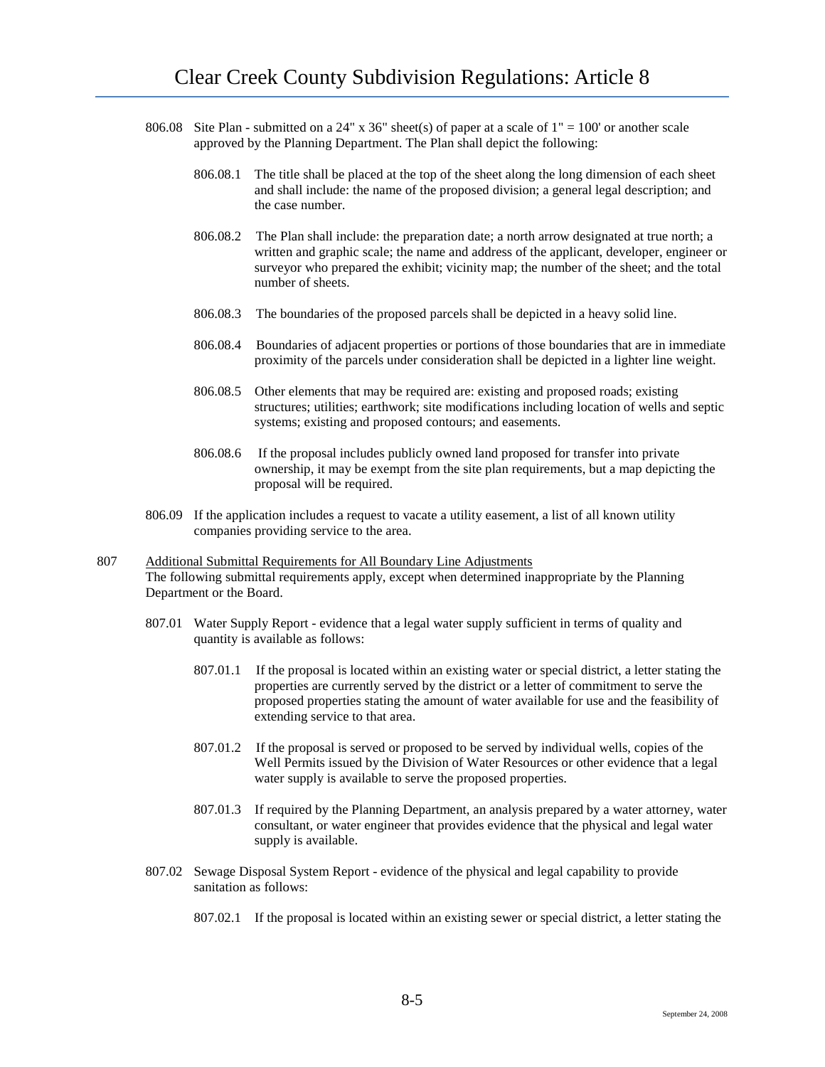806.08 Site Plan - submitted on a 24" x 36" sheet(s) of paper at a scale of 1" = 100' or another scale approved by the Planning Department. The Plan shall depict the following:

806.08.1 The title shall be placed at the top of the sheet along the long dimension of each sheet and shall include: the name of the proposed division; a general legal description; and the case number.

806.08.2 The Plan shall include: the preparation date; a north arrow designated at true north; a written and graphic scale; the name and address of the applicant, developer, engineer or surveyor who prepared the exhibit; vicinity map; the number of the sheet; and the total number of sheets.

806.08.3 The boundaries of the proposed parcels shall be depicted in a heavy solid line.

806.08.4 Boundaries of adjacent properties or portions of those boundaries that are in immediate proximity of the parcels under consideration shall be depicted in a lighter line weight.

806.08.5 Other elements that may be required are: existing and proposed roads; existing structures; utilities; earthwork; site modifications including location of wells and septic systems; existing and proposed contours; and easements.

806.08.6 If the proposal includes publicly owned land proposed for transfer into private ownership, it may be exempt from the site plan requirements, but a map depicting the proposal will be required.

806.09 If the application includes a request to vacate a utility easement, a list of all known utility companies providing service to the area.

807 Additional Submittal Requirements for All Boundary Line Adjustments

The following submittal requirements apply, except when determined inappropriate by the Planning Department or the Board.

807.01 Water Supply Report - evidence that a legal water supply sufficient in terms of quality and quantity is available as follows:

807.01.1 If the proposal is located within an existing water or special district, a letter stating the properties are currently served by the district or a letter of commitment to serve the proposed properties stating the amount of water available for use and the feasibility of extending service to that area.

807.01.2 If the proposal is served or proposed to be served by individual wells, copies of the Well Permits issued by the Division of Water Resources or other evidence that a legal water supply is available to serve the proposed properties.

807.01.3 If required by the Planning Department, an analysis prepared by a water attorney, water consultant, or water engineer that provides evidence that the physical and legal water supply is available.

807.02 Sewage Disposal System Report - evidence of the physical and legal capability to provide sanitation as follows:

807.02.1 If the proposal is located within an existing sewer or special district, a letter stating the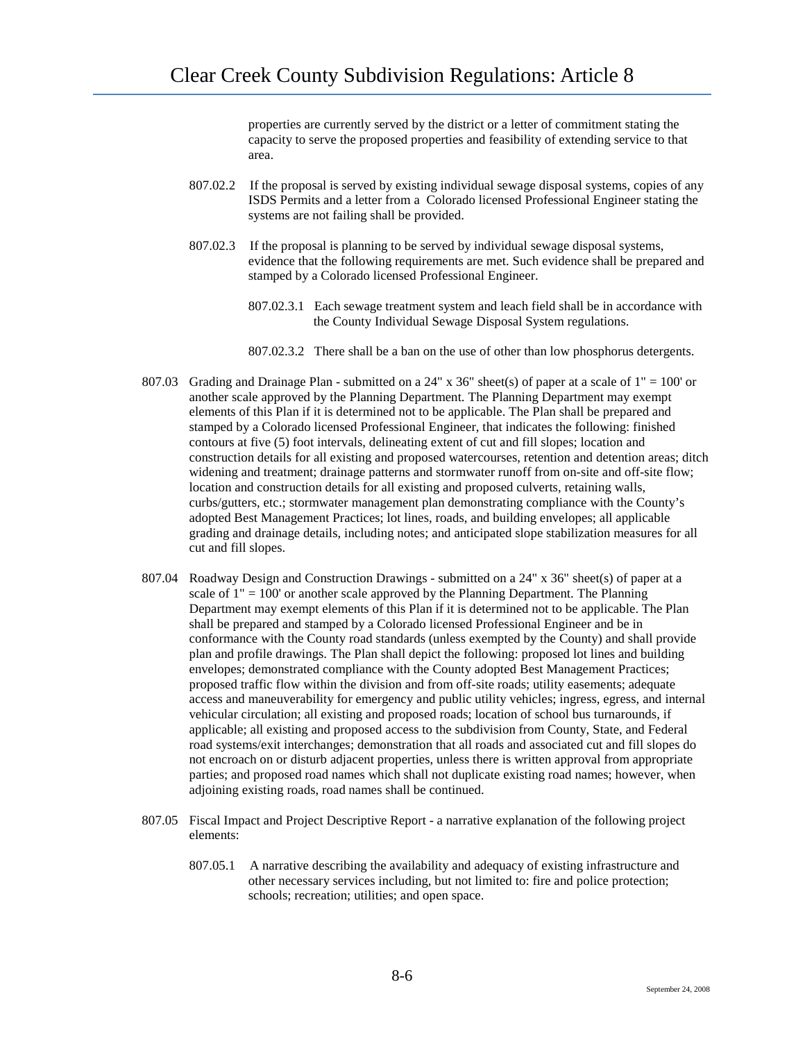properties are currently served by the district or a letter of commitment stating the capacity to serve the proposed properties and feasibility of extending service to that area.

807.02.2 If the proposal is served by existing individual sewage disposal systems, copies of any ISDS Permits and a letter from a Colorado licensed Professional Engineer stating the systems are not failing shall be provided.

807.02.3 If the proposal is planning to be served by individual sewage disposal systems, evidence that the following requirements are met. Such evidence shall be prepared and stamped by a Colorado licensed Professional Engineer.

807.02.3.1 Each sewage treatment system and leach field shall be in accordance with the County Individual Sewage Disposal System regulations.

807.02.3.2 There shall be a ban on the use of other than low phosphorus detergents.

807.03 Grading and Drainage Plan - submitted on a 24" x 36" sheet(s) of paper at a scale of 1" = 100' or another scale approved by the Planning Department. The Planning Department may exempt elements of this Plan if it is determined not to be applicable. The Plan shall be prepared and stamped by a Colorado licensed Professional Engineer, that indicates the following: finished contours at five (5) foot intervals, delineating extent of cut and fill slopes; location and construction details for all existing and proposed watercourses, retention and detention areas; ditch widening and treatment; drainage patterns and stormwater runoff from on-site and off-site flow; location and construction details for all existing and proposed culverts, retaining walls, curbs/gutters, etc.; stormwater management plan demonstrating compliance with the County's adopted Best Management Practices; lot lines, roads, and building envelopes; all applicable grading and drainage details, including notes; and anticipated slope stabilization measures for all cut and fill slopes.

807.04 Roadway Design and Construction Drawings - submitted on a 24" x 36" sheet(s) of paper at a scale of 1" = 100' or another scale approved by the Planning Department. The Planning Department may exempt elements of this Plan if it is determined not to be applicable. The Plan shall be prepared and stamped by a Colorado licensed Professional Engineer and be in conformance with the County road standards (unless exempted by the County) and shall provide plan and profile drawings. The Plan shall depict the following: proposed lot lines and building envelopes; demonstrated compliance with the County adopted Best Management Practices; proposed traffic flow within the division and from off-site roads; utility easements; adequate access and maneuverability for emergency and public utility vehicles; ingress, egress, and internal vehicular circulation; all existing and proposed roads; location of school bus turnarounds, if applicable; all existing and proposed access to the subdivision from County, State, and Federal road systems/exit interchanges; demonstration that all roads and associated cut and fill slopes do not encroach on or disturb adjacent properties, unless there is written approval from appropriate parties; and proposed road names which shall not duplicate existing road names; however, when adjoining existing roads, road names shall be continued.

807.05 Fiscal Impact and Project Descriptive Report - a narrative explanation of the following project elements:

807.05.1 A narrative describing the availability and adequacy of existing infrastructure and other necessary services including, but not limited to: fire and police protection; schools; recreation; utilities; and open space.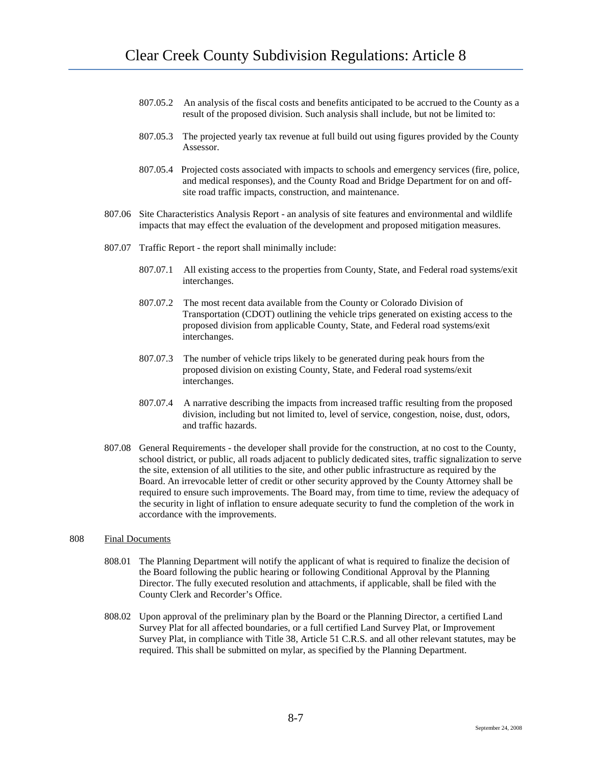807.05.2 An analysis of the fiscal costs and benefits anticipated to be accrued to the County as a result of the proposed division. Such analysis shall include, but not be limited to:

807.05.3 The projected yearly tax revenue at full build out using figures provided by the County Assessor.

807.05.4 Projected costs associated with impacts to schools and emergency services (fire, police, and medical responses), and the County Road and Bridge Department for on and off-site road traffic impacts, construction, and maintenance.

807.06 Site Characteristics Analysis Report - an analysis of site features and environmental and wildlife impacts that may effect the evaluation of the development and proposed mitigation measures.

807.07 Traffic Report - the report shall minimally include:

807.07.1 All existing access to the properties from County, State, and Federal road systems/exit interchanges.

807.07.2 The most recent data available from the County or Colorado Division of Transportation (CDOT) outlining the vehicle trips generated on existing access to the proposed division from applicable County, State, and Federal road systems/exit interchanges.

807.07.3 The number of vehicle trips likely to be generated during peak hours from the proposed division on existing County, State, and Federal road systems/exit interchanges.

807.07.4 A narrative describing the impacts from increased traffic resulting from the proposed division, including but not limited to, level of service, congestion, noise, dust, odors, and traffic hazards.

807.08 General Requirements - the developer shall provide for the construction, at no cost to the County, school district, or public, all roads adjacent to publicly dedicated sites, traffic signalization to serve the site, extension of all utilities to the site, and other public infrastructure as required by the Board. An irrevocable letter of credit or other security approved by the County Attorney shall be required to ensure such improvements. The Board may, from time to time, review the adequacy of the security in light of inflation to ensure adequate security to fund the completion of the work in accordance with the improvements.

808 Final Documents

808.01 The Planning Department will notify the applicant of what is required to finalize the decision of the Board following the public hearing or following Conditional Approval by the Planning Director. The fully executed resolution and attachments, if applicable, shall be filed with the County Clerk and Recorder's Office.

808.02 Upon approval of the preliminary plan by the Board or the Planning Director, a certified Land Survey Plat for all affected boundaries, or a full certified Land Survey Plat, or Improvement Survey Plat, in compliance with Title 38, Article 51 C.R.S. and all other relevant statutes, may be required. This shall be submitted on mylar, as specified by the Planning Department.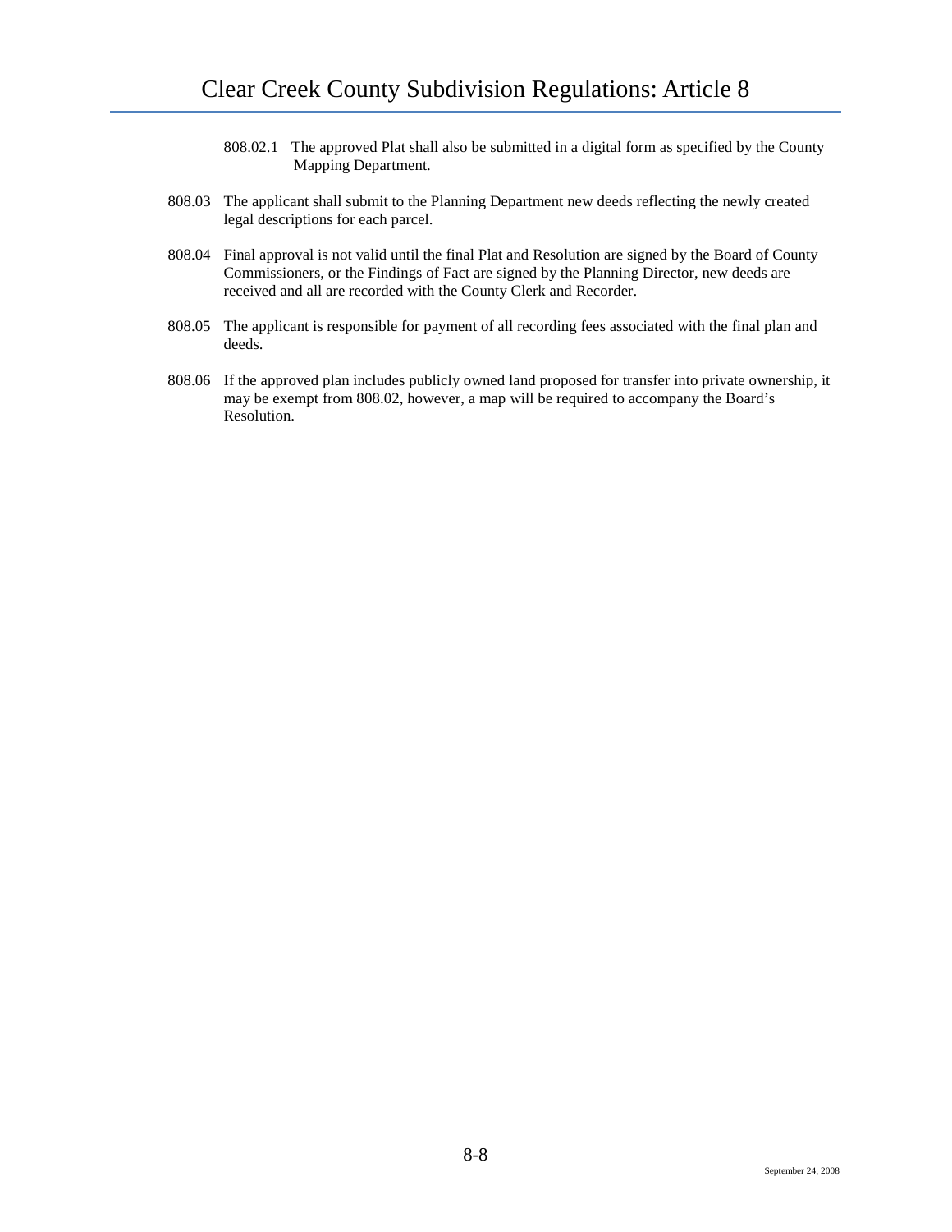808.02.1 The approved Plat shall also be submitted in a digital form as specified by the County Mapping Department.

808.03 The applicant shall submit to the Planning Department new deeds reflecting the newly created legal descriptions for each parcel.

808.04 Final approval is not valid until the final Plat and Resolution are signed by the Board of County Commissioners, or the Findings of Fact are signed by the Planning Director, new deeds are received and all are recorded with the County Clerk and Recorder.

808.05 The applicant is responsible for payment of all recording fees associated with the final plan and deeds.

808.06 If the approved plan includes publicly owned land proposed for transfer into private ownership, it may be exempt from 808.02, however, a map will be required to accompany the Board's Resolution.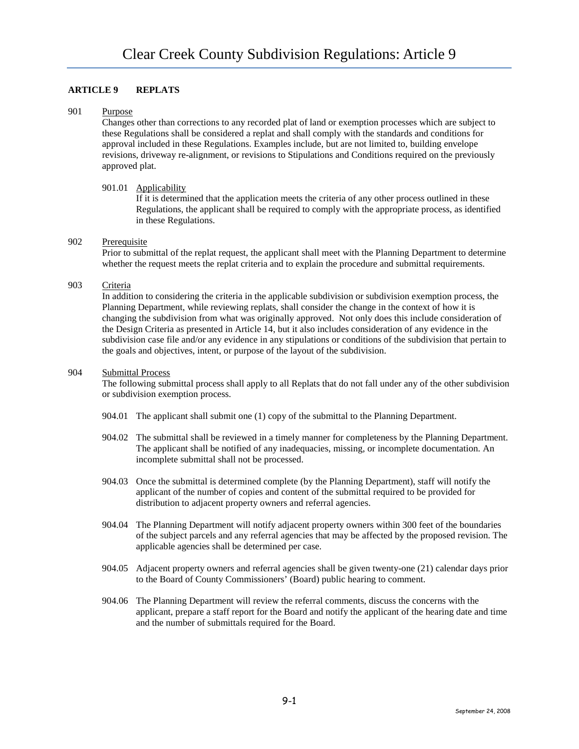## ARTICLE 9 REPLATS

**901 Purpose**

Changes other than corrections to any recorded plat of land or exemption processes which are subject to these Regulations shall be considered a replat and shall comply with the standards and conditions for approval included in these Regulations. Examples include, but are not limited to, building envelope revisions, driveway re-alignment, or revisions to Stipulations and Conditions required on the previously approved plat.

901.01 Applicability

If it is determined that the application meets the criteria of any other process outlined in these Regulations, the applicant shall be required to comply with the appropriate process, as identified in these Regulations.

**902 Prerequisite**

Prior to submittal of the replat request, the applicant shall meet with the Planning Department to determine whether the request meets the replat criteria and to explain the procedure and submittal requirements.

**903 Criteria**

In addition to considering the criteria in the applicable subdivision or subdivision exemption process, the Planning Department, while reviewing replats, shall consider the change in the context of how it is changing the subdivision from what was originally approved. Not only does this include consideration of the Design Criteria as presented in Article 14, but it also includes consideration of any evidence in the subdivision case file and/or any evidence in any stipulations or conditions of the subdivision that pertain to the goals and objectives, intent, or purpose of the layout of the subdivision.

**904 Submittal Process**

The following submittal process shall apply to all Replats that do not fall under any of the other subdivision or subdivision exemption process.

904.01 The applicant shall submit one (1) copy of the submittal to the Planning Department.

904.02 The submittal shall be reviewed in a timely manner for completeness by the Planning Department. The applicant shall be notified of any inadequacies, missing, or incomplete documentation. An incomplete submittal shall not be processed.

904.03 Once the submittal is determined complete (by the Planning Department), staff will notify the applicant of the number of copies and content of the submittal required to be provided for distribution to adjacent property owners and referral agencies.

904.04 The Planning Department will notify adjacent property owners within 300 feet of the boundaries of the subject parcels and any referral agencies that may be affected by the proposed revision. The applicable agencies shall be determined per case.

904.05 Adjacent property owners and referral agencies shall be given twenty-one (21) calendar days prior to the Board of County Commissioners' (Board) public hearing to comment.

904.06 The Planning Department will review the referral comments, discuss the concerns with the applicant, prepare a staff report for the Board and notify the applicant of the hearing date and time and the number of submittals required for the Board.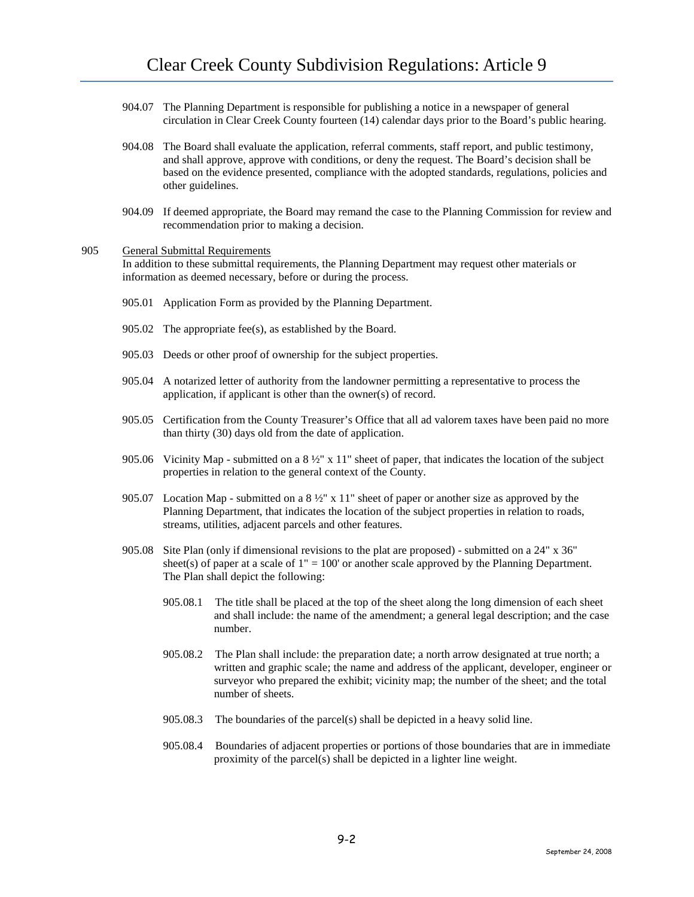904.07 The Planning Department is responsible for publishing a notice in a newspaper of general circulation in Clear Creek County fourteen (14) calendar days prior to the Board's public hearing.

904.08 The Board shall evaluate the application, referral comments, staff report, and public testimony, and shall approve, approve with conditions, or deny the request. The Board's decision shall be based on the evidence presented, compliance with the adopted standards, regulations, policies and other guidelines.

904.09 If deemed appropriate, the Board may remand the case to the Planning Commission for review and recommendation prior to making a decision.

905 <u>General Submittal Requirements</u>

In addition to these submittal requirements, the Planning Department may request other materials or information as deemed necessary, before or during the process.

905.01 Application Form as provided by the Planning Department.

905.02 The appropriate fee(s), as established by the Board.

905.03 Deeds or other proof of ownership for the subject properties.

905.04 A notarized letter of authority from the landowner permitting a representative to process the application, if applicant is other than the owner(s) of record.

905.05 Certification from the County Treasurer's Office that all ad valorem taxes have been paid no more than thirty (30) days old from the date of application.

905.06 Vicinity Map - submitted on a 8 ½" x 11" sheet of paper, that indicates the location of the subject properties in relation to the general context of the County.

905.07 Location Map - submitted on a 8 ½" x 11" sheet of paper or another size as approved by the Planning Department, that indicates the location of the subject properties in relation to roads, streams, utilities, adjacent parcels and other features.

905.08 Site Plan (only if dimensional revisions to the plat are proposed) - submitted on a 24" x 36" sheet(s) of paper at a scale of 1" = 100' or another scale approved by the Planning Department. The Plan shall depict the following:

905.08.1 The title shall be placed at the top of the sheet along the long dimension of each sheet and shall include: the name of the amendment; a general legal description; and the case number.

905.08.2 The Plan shall include: the preparation date; a north arrow designated at true north; a written and graphic scale; the name and address of the applicant, developer, engineer or surveyor who prepared the exhibit; vicinity map; the number of the sheet; and the total number of sheets.

905.08.3 The boundaries of the parcel(s) shall be depicted in a heavy solid line.

905.08.4 Boundaries of adjacent properties or portions of those boundaries that are in immediate proximity of the parcel(s) shall be depicted in a lighter line weight.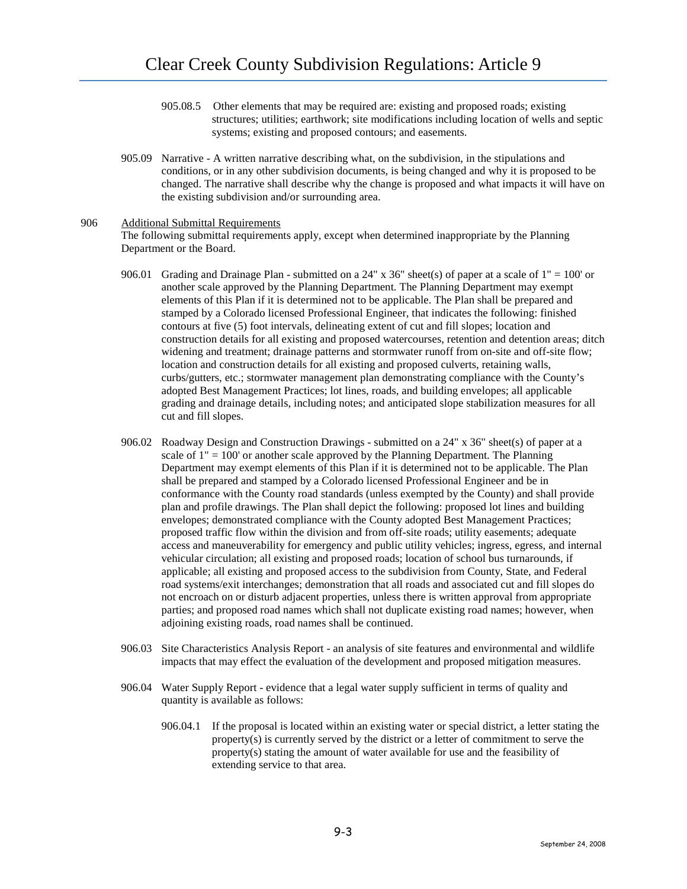905.08.5 Other elements that may be required are: existing and proposed roads; existing structures; utilities; earthwork; site modifications including location of wells and septic systems; existing and proposed contours; and easements.

905.09 Narrative - A written narrative describing what, on the subdivision, in the stipulations and conditions, or in any other subdivision documents, is being changed and why it is proposed to be changed. The narrative shall describe why the change is proposed and what impacts it will have on the existing subdivision and/or surrounding area.

906 Additional Submittal Requirements

The following submittal requirements apply, except when determined inappropriate by the Planning Department or the Board.

906.01 Grading and Drainage Plan - submitted on a 24" x 36" sheet(s) of paper at a scale of 1" = 100' or another scale approved by the Planning Department. The Planning Department may exempt elements of this Plan if it is determined not to be applicable. The Plan shall be prepared and stamped by a Colorado licensed Professional Engineer, that indicates the following: finished contours at five (5) foot intervals, delineating extent of cut and fill slopes; location and construction details for all existing and proposed watercourses, retention and detention areas; ditch widening and treatment; drainage patterns and stormwater runoff from on-site and off-site flow; location and construction details for all existing and proposed culverts, retaining walls, curbs/gutters, etc.; stormwater management plan demonstrating compliance with the County's adopted Best Management Practices; lot lines, roads, and building envelopes; all applicable grading and drainage details, including notes; and anticipated slope stabilization measures for all cut and fill slopes.

906.02 Roadway Design and Construction Drawings - submitted on a 24" x 36" sheet(s) of paper at a scale of 1" = 100' or another scale approved by the Planning Department. The Planning Department may exempt elements of this Plan if it is determined not to be applicable. The Plan shall be prepared and stamped by a Colorado licensed Professional Engineer and be in conformance with the County road standards (unless exempted by the County) and shall provide plan and profile drawings. The Plan shall depict the following: proposed lot lines and building envelopes; demonstrated compliance with the County adopted Best Management Practices; proposed traffic flow within the division and from off-site roads; utility easements; adequate access and maneuverability for emergency and public utility vehicles; ingress, egress, and internal vehicular circulation; all existing and proposed roads; location of school bus turnarounds, if applicable; all existing and proposed access to the subdivision from County, State, and Federal road systems/exit interchanges; demonstration that all roads and associated cut and fill slopes do not encroach on or disturb adjacent properties, unless there is written approval from appropriate parties; and proposed road names which shall not duplicate existing road names; however, when adjoining existing roads, road names shall be continued.

906.03 Site Characteristics Analysis Report - an analysis of site features and environmental and wildlife impacts that may effect the evaluation of the development and proposed mitigation measures.

906.04 Water Supply Report - evidence that a legal water supply sufficient in terms of quality and quantity is available as follows:

906.04.1 If the proposal is located within an existing water or special district, a letter stating the property(s) is currently served by the district or a letter of commitment to serve the property(s) stating the amount of water available for use and the feasibility of extending service to that area.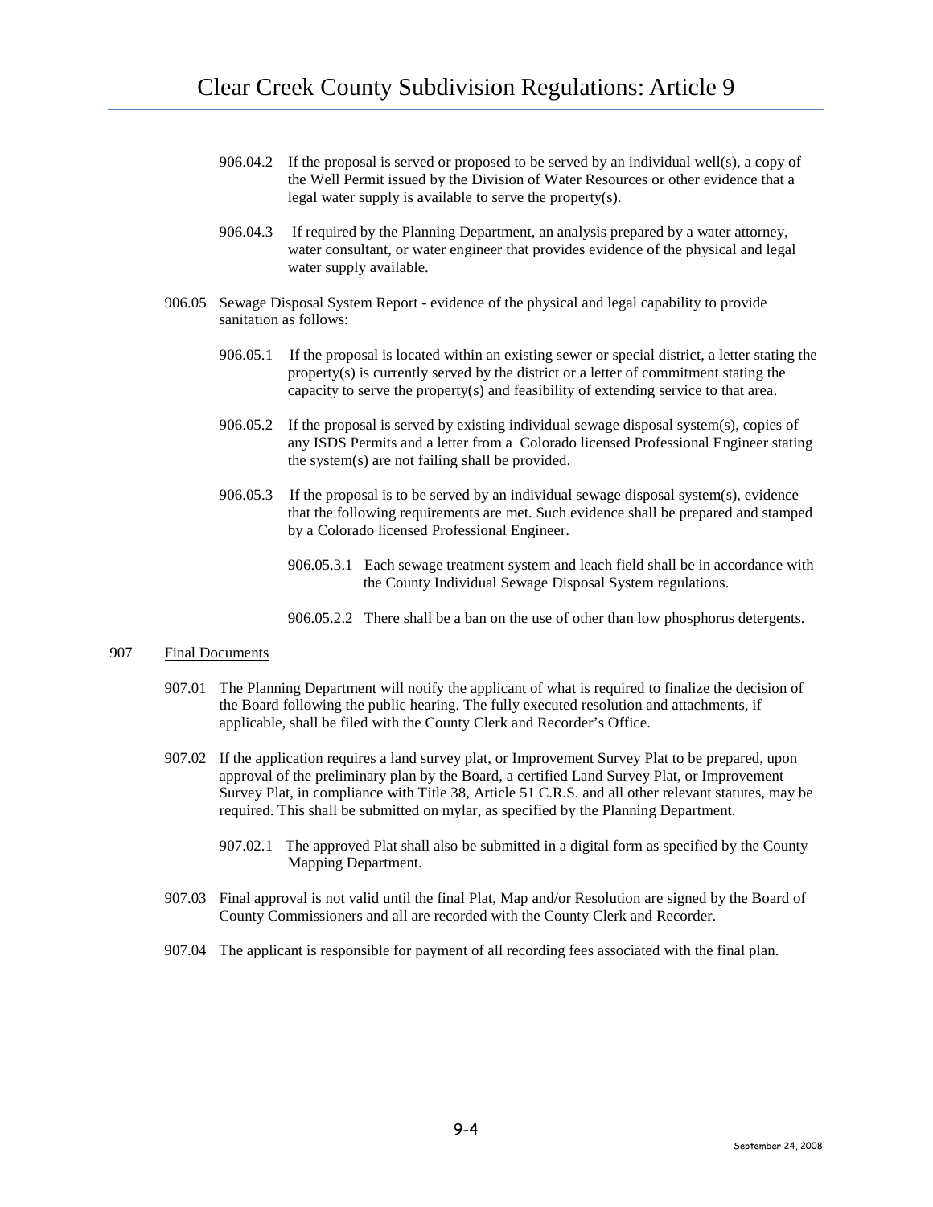906.04.2 If the proposal is served or proposed to be served by an individual well(s), a copy of the Well Permit issued by the Division of Water Resources or other evidence that a legal water supply is available to serve the property(s).

906.04.3 If required by the Planning Department, an analysis prepared by a water attorney, water consultant, or water engineer that provides evidence of the physical and legal water supply available.

906.05 Sewage Disposal System Report - evidence of the physical and legal capability to provide sanitation as follows:

906.05.1 If the proposal is located within an existing sewer or special district, a letter stating the property(s) is currently served by the district or a letter of commitment stating the capacity to serve the property(s) and feasibility of extending service to that area.

906.05.2 If the proposal is served by existing individual sewage disposal system(s), copies of any ISDS Permits and a letter from a Colorado licensed Professional Engineer stating the system(s) are not failing shall be provided.

906.05.3 If the proposal is to be served by an individual sewage disposal system(s), evidence that the following requirements are met. Such evidence shall be prepared and stamped by a Colorado licensed Professional Engineer.

906.05.3.1 Each sewage treatment system and leach field shall be in accordance with the County Individual Sewage Disposal System regulations.

906.05.2.2 There shall be a ban on the use of other than low phosphorus detergents.

## 907 Final Documents

907.01 The Planning Department will notify the applicant of what is required to finalize the decision of the Board following the public hearing. The fully executed resolution and attachments, if applicable, shall be filed with the County Clerk and Recorder's Office.

907.02 If the application requires a land survey plat, or Improvement Survey Plat to be prepared, upon approval of the preliminary plan by the Board, a certified Land Survey Plat, or Improvement Survey Plat, in compliance with Title 38, Article 51 C.R.S. and all other relevant statutes, may be required. This shall be submitted on mylar, as specified by the Planning Department.

907.02.1 The approved Plat shall also be submitted in a digital form as specified by the County Mapping Department.

907.03 Final approval is not valid until the final Plat, Map and/or Resolution are signed by the Board of County Commissioners and all are recorded with the County Clerk and Recorder.

907.04 The applicant is responsible for payment of all recording fees associated with the final plan.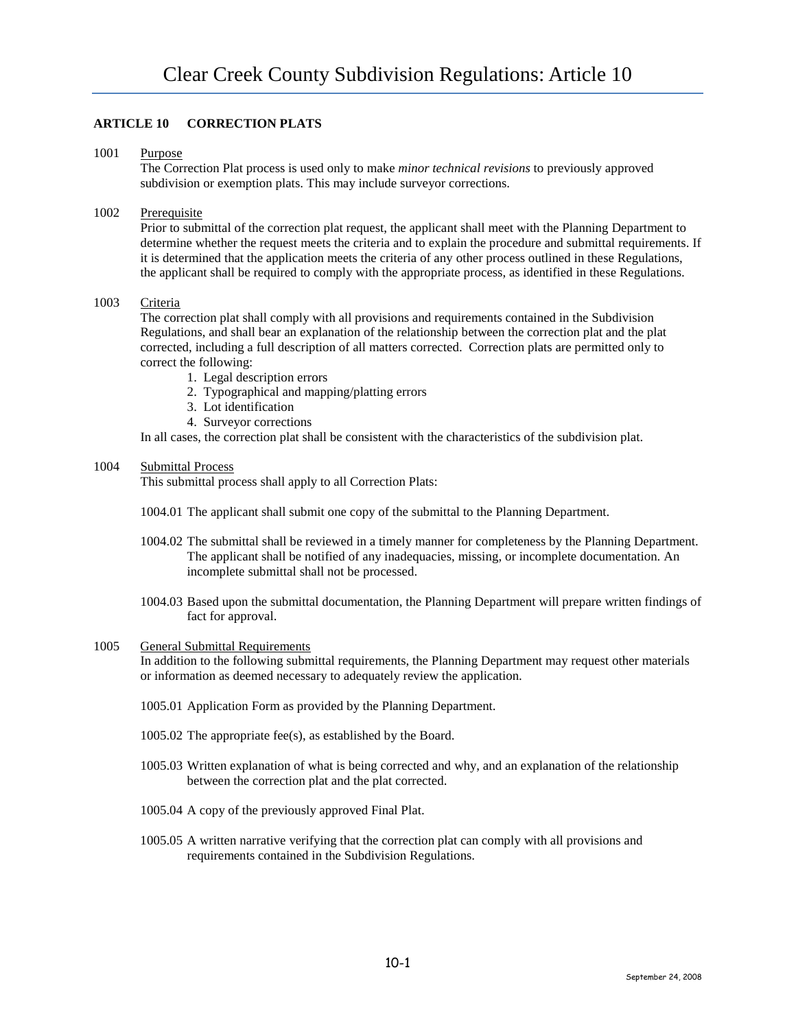## ARTICLE 10 CORRECTION PLATS

1001 Purpose

The Correction Plat process is used only to make *minor technical revisions* to previously approved subdivision or exemption plats. This may include surveyor corrections.

1002 Prerequisite

Prior to submittal of the correction plat request, the applicant shall meet with the Planning Department to determine whether the request meets the criteria and to explain the procedure and submittal requirements. If it is determined that the application meets the criteria of any other process outlined in these Regulations, the applicant shall be required to comply with the appropriate process, as identified in these Regulations.

1003 Criteria

The correction plat shall comply with all provisions and requirements contained in the Subdivision Regulations, and shall bear an explanation of the relationship between the correction plat and the plat corrected, including a full description of all matters corrected. Correction plats are permitted only to correct the following:

1. Legal description errors
2. Typographical and mapping/platting errors
3. Lot identification
4. Surveyor corrections

In all cases, the correction plat shall be consistent with the characteristics of the subdivision plat.

1004 Submittal Process

This submittal process shall apply to all Correction Plats:

1004.01 The applicant shall submit one copy of the submittal to the Planning Department.

1004.02 The submittal shall be reviewed in a timely manner for completeness by the Planning Department. The applicant shall be notified of any inadequacies, missing, or incomplete documentation. An incomplete submittal shall not be processed.

1004.03 Based upon the submittal documentation, the Planning Department will prepare written findings of fact for approval.

1005 General Submittal Requirements

In addition to the following submittal requirements, the Planning Department may request other materials or information as deemed necessary to adequately review the application.

1005.01 Application Form as provided by the Planning Department.

1005.02 The appropriate fee(s), as established by the Board.

1005.03 Written explanation of what is being corrected and why, and an explanation of the relationship between the correction plat and the plat corrected.

1005.04 A copy of the previously approved Final Plat.

1005.05 A written narrative verifying that the correction plat can comply with all provisions and requirements contained in the Subdivision Regulations.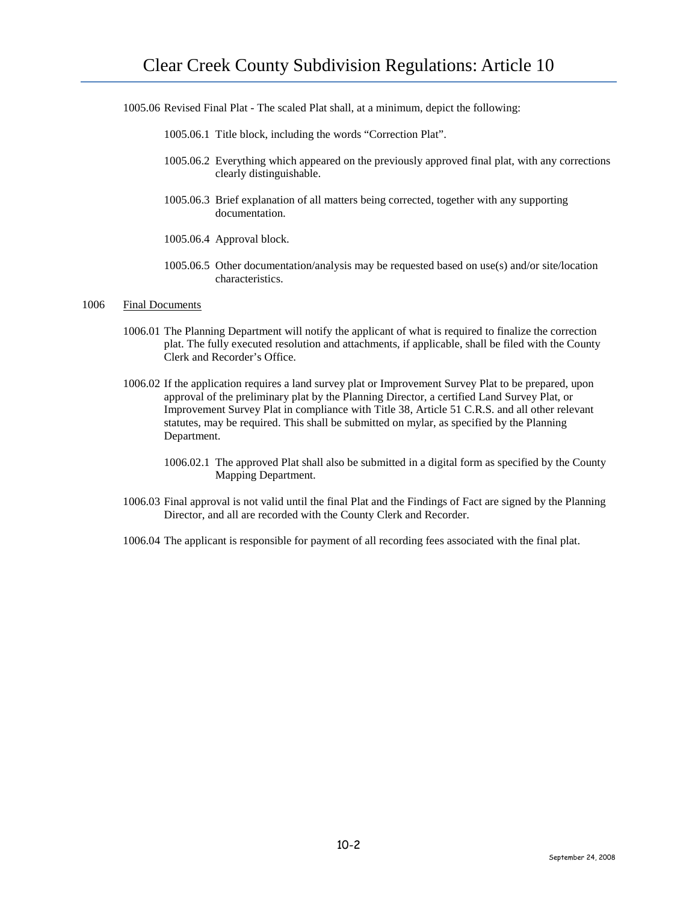1005.06 Revised Final Plat - The scaled Plat shall, at a minimum, depict the following:

1005.06.1 Title block, including the words "Correction Plat".

1005.06.2 Everything which appeared on the previously approved final plat, with any corrections clearly distinguishable.

1005.06.3 Brief explanation of all matters being corrected, together with any supporting documentation.

1005.06.4 Approval block.

1005.06.5 Other documentation/analysis may be requested based on use(s) and/or site/location characteristics.

## 1006 Final Documents

1006.01 The Planning Department will notify the applicant of what is required to finalize the correction plat. The fully executed resolution and attachments, if applicable, shall be filed with the County Clerk and Recorder's Office.

1006.02 If the application requires a land survey plat or Improvement Survey Plat to be prepared, upon approval of the preliminary plat by the Planning Director, a certified Land Survey Plat, or Improvement Survey Plat in compliance with Title 38, Article 51 C.R.S. and all other relevant statutes, may be required. This shall be submitted on mylar, as specified by the Planning Department.

1006.02.1 The approved Plat shall also be submitted in a digital form as specified by the County Mapping Department.

1006.03 Final approval is not valid until the final Plat and the Findings of Fact are signed by the Planning Director, and all are recorded with the County Clerk and Recorder.

1006.04 The applicant is responsible for payment of all recording fees associated with the final plat.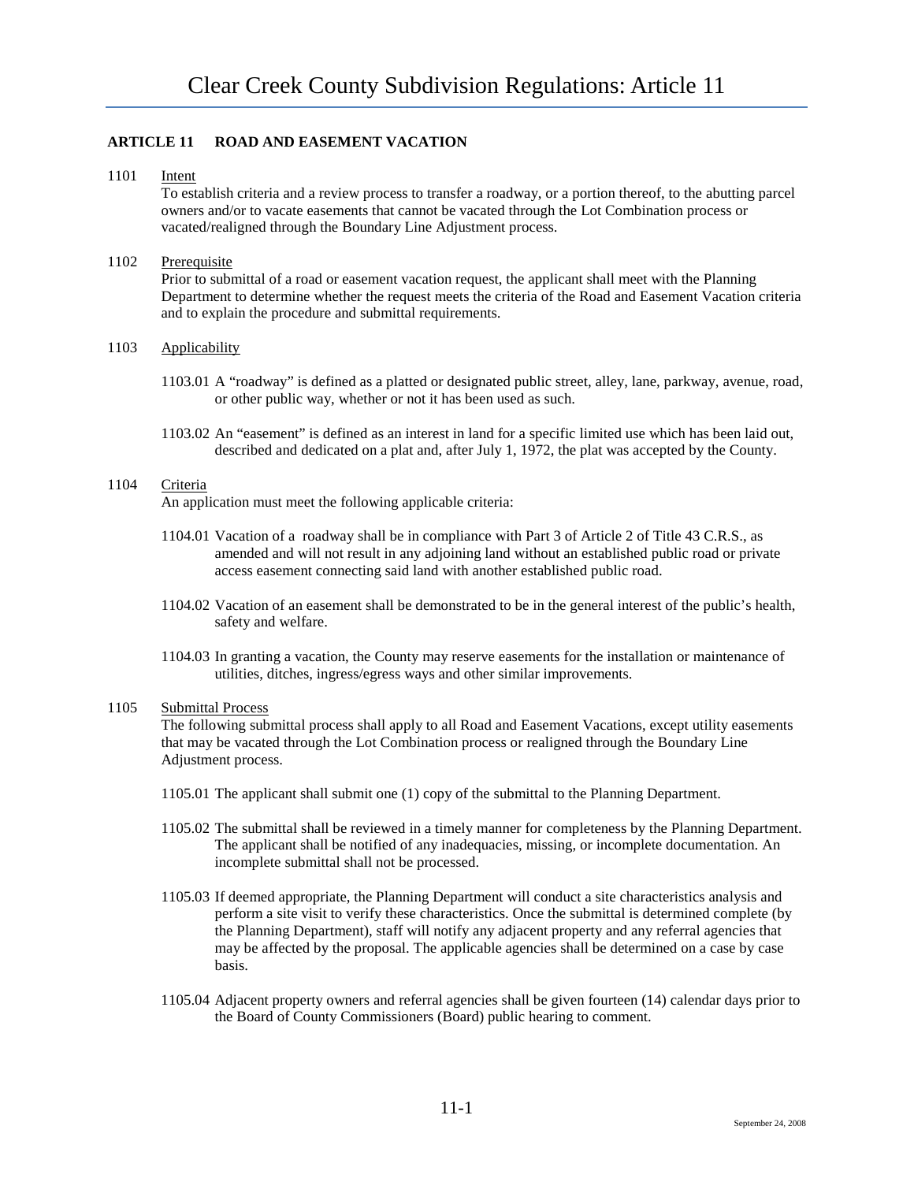## ARTICLE 11 ROAD AND EASEMENT VACATION

1101 Intent

To establish criteria and a review process to transfer a roadway, or a portion thereof, to the abutting parcel owners and/or to vacate easements that cannot be vacated through the Lot Combination process or vacated/realigned through the Boundary Line Adjustment process.

1102 Prerequisite

Prior to submittal of a road or easement vacation request, the applicant shall meet with the Planning Department to determine whether the request meets the criteria of the Road and Easement Vacation criteria and to explain the procedure and submittal requirements.

1103 Applicability

1103.01 A "roadway" is defined as a platted or designated public street, alley, lane, parkway, avenue, road, or other public way, whether or not it has been used as such.

1103.02 An "easement" is defined as an interest in land for a specific limited use which has been laid out, described and dedicated on a plat and, after July 1, 1972, the plat was accepted by the County.

1104 Criteria

An application must meet the following applicable criteria:

1104.01 Vacation of a roadway shall be in compliance with Part 3 of Article 2 of Title 43 C.R.S., as amended and will not result in any adjoining land without an established public road or private access easement connecting said land with another established public road.

1104.02 Vacation of an easement shall be demonstrated to be in the general interest of the public's health, safety and welfare.

1104.03 In granting a vacation, the County may reserve easements for the installation or maintenance of utilities, ditches, ingress/egress ways and other similar improvements.

1105 Submittal Process

The following submittal process shall apply to all Road and Easement Vacations, except utility easements that may be vacated through the Lot Combination process or realigned through the Boundary Line Adjustment process.

1105.01 The applicant shall submit one (1) copy of the submittal to the Planning Department.

1105.02 The submittal shall be reviewed in a timely manner for completeness by the Planning Department. The applicant shall be notified of any inadequacies, missing, or incomplete documentation. An incomplete submittal shall not be processed.

1105.03 If deemed appropriate, the Planning Department will conduct a site characteristics analysis and perform a site visit to verify these characteristics. Once the submittal is determined complete (by the Planning Department), staff will notify any adjacent property and any referral agencies that may be affected by the proposal. The applicable agencies shall be determined on a case by case basis.

1105.04 Adjacent property owners and referral agencies shall be given fourteen (14) calendar days prior to the Board of County Commissioners (Board) public hearing to comment.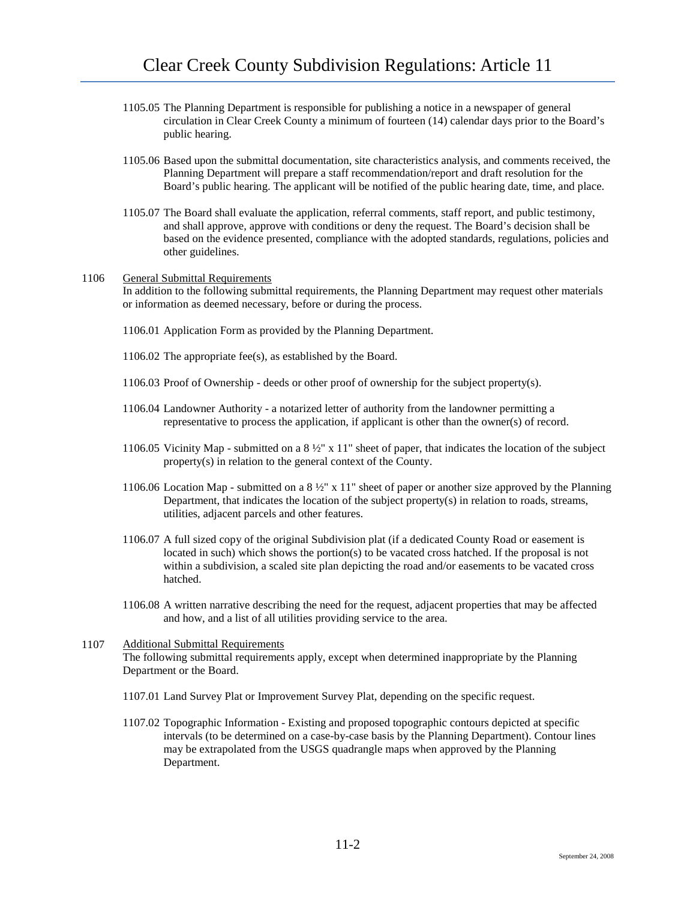1105.05 The Planning Department is responsible for publishing a notice in a newspaper of general circulation in Clear Creek County a minimum of fourteen (14) calendar days prior to the Board's public hearing.

1105.06 Based upon the submittal documentation, site characteristics analysis, and comments received, the Planning Department will prepare a staff recommendation/report and draft resolution for the Board's public hearing. The applicant will be notified of the public hearing date, time, and place.

1105.07 The Board shall evaluate the application, referral comments, staff report, and public testimony, and shall approve, approve with conditions or deny the request. The Board's decision shall be based on the evidence presented, compliance with the adopted standards, regulations, policies and other guidelines.

1106 General Submittal Requirements

In addition to the following submittal requirements, the Planning Department may request other materials or information as deemed necessary, before or during the process.

1106.01 Application Form as provided by the Planning Department.

1106.02 The appropriate fee(s), as established by the Board.

1106.03 Proof of Ownership - deeds or other proof of ownership for the subject property(s).

1106.04 Landowner Authority - a notarized letter of authority from the landowner permitting a representative to process the application, if applicant is other than the owner(s) of record.

1106.05 Vicinity Map - submitted on a 8 ½" x 11" sheet of paper, that indicates the location of the subject property(s) in relation to the general context of the County.

1106.06 Location Map - submitted on a 8 ½" x 11" sheet of paper or another size approved by the Planning Department, that indicates the location of the subject property(s) in relation to roads, streams, utilities, adjacent parcels and other features.

1106.07 A full sized copy of the original Subdivision plat (if a dedicated County Road or easement is located in such) which shows the portion(s) to be vacated cross hatched. If the proposal is not within a subdivision, a scaled site plan depicting the road and/or easements to be vacated cross hatched.

1106.08 A written narrative describing the need for the request, adjacent properties that may be affected and how, and a list of all utilities providing service to the area.

1107 Additional Submittal Requirements

The following submittal requirements apply, except when determined inappropriate by the Planning Department or the Board.

1107.01 Land Survey Plat or Improvement Survey Plat, depending on the specific request.

1107.02 Topographic Information - Existing and proposed topographic contours depicted at specific intervals (to be determined on a case-by-case basis by the Planning Department). Contour lines may be extrapolated from the USGS quadrangle maps when approved by the Planning Department.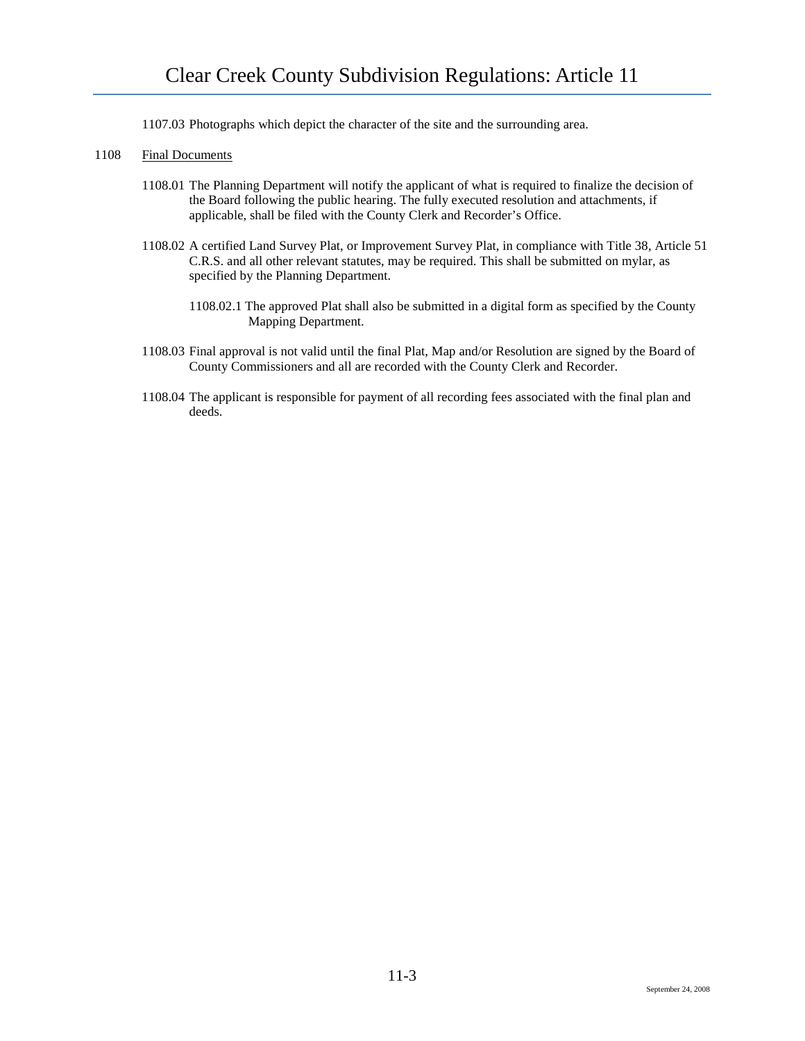1107.03 Photographs which depict the character of the site and the surrounding area.

1108 Final Documents

1108.01 The Planning Department will notify the applicant of what is required to finalize the decision of the Board following the public hearing. The fully executed resolution and attachments, if applicable, shall be filed with the County Clerk and Recorder's Office.

1108.02 A certified Land Survey Plat, or Improvement Survey Plat, in compliance with Title 38, Article 51 C.R.S. and all other relevant statutes, may be required. This shall be submitted on mylar, as specified by the Planning Department.

1108.02.1 The approved Plat shall also be submitted in a digital form as specified by the County Mapping Department.

1108.03 Final approval is not valid until the final Plat, Map and/or Resolution are signed by the Board of County Commissioners and all are recorded with the County Clerk and Recorder.

1108.04 The applicant is responsible for payment of all recording fees associated with the final plan and deeds.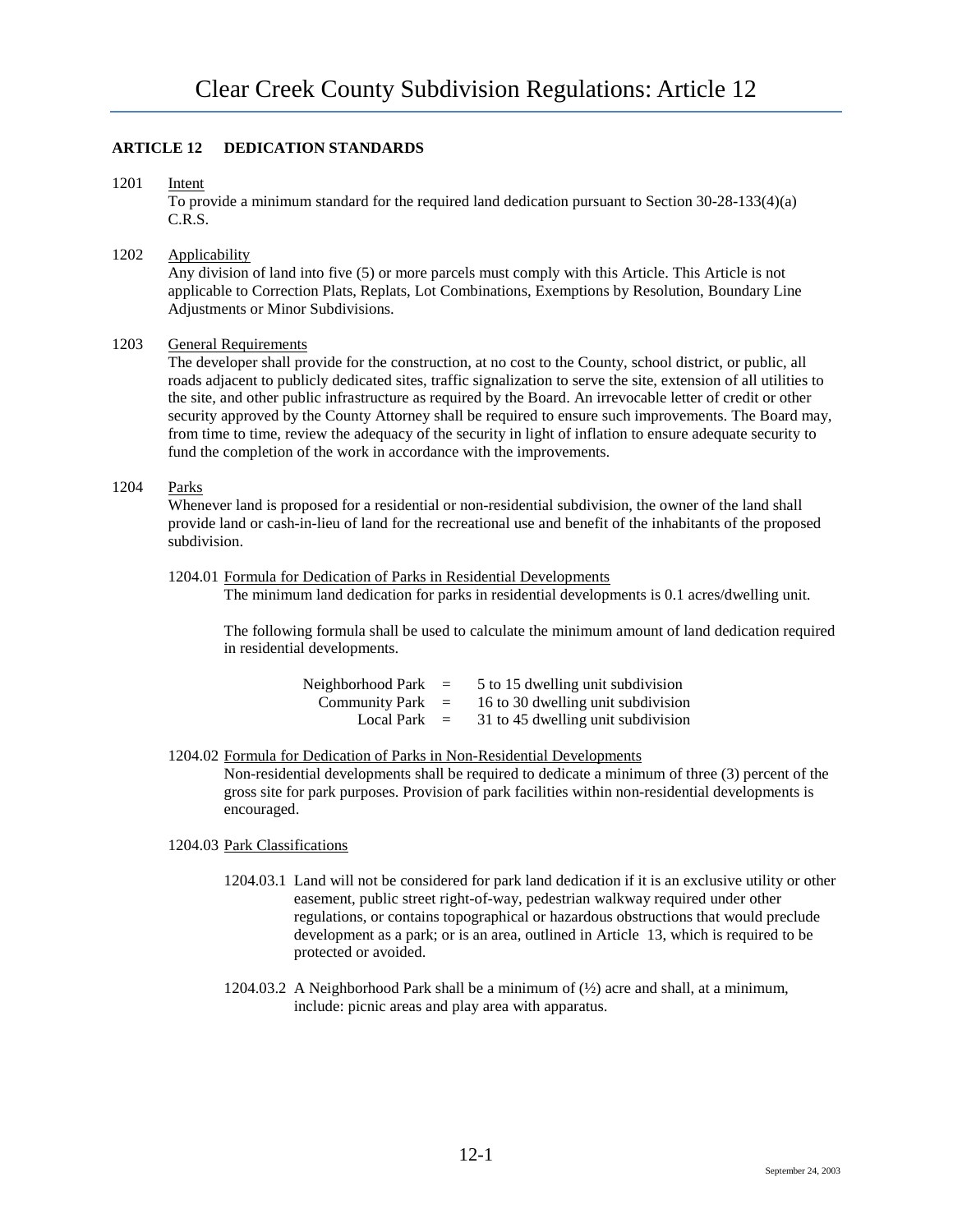## ARTICLE 12 DEDICATION STANDARDS

1201 Intent

To provide a minimum standard for the required land dedication pursuant to Section 30-28-133(4)(a) C.R.S.

1202 Applicability

Any division of land into five (5) or more parcels must comply with this Article. This Article is not applicable to Correction Plats, Replats, Lot Combinations, Exemptions by Resolution, Boundary Line Adjustments or Minor Subdivisions.

1203 General Requirements

The developer shall provide for the construction, at no cost to the County, school district, or public, all roads adjacent to publicly dedicated sites, traffic signalization to serve the site, extension of all utilities to the site, and other public infrastructure as required by the Board. An irrevocable letter of credit or other security approved by the County Attorney shall be required to ensure such improvements. The Board may, from time to time, review the adequacy of the security in light of inflation to ensure adequate security to fund the completion of the work in accordance with the improvements.

1204 Parks

Whenever land is proposed for a residential or non-residential subdivision, the owner of the land shall provide land or cash-in-lieu of land for the recreational use and benefit of the inhabitants of the proposed subdivision.

1204.01 Formula for Dedication of Parks in Residential Developments

The minimum land dedication for parks in residential developments is 0.1 acres/dwelling unit.

The following formula shall be used to calculate the minimum amount of land dedication required in residential developments.

| | | |
|---|---|---|
| Neighborhood Park | = | 5 to 15 dwelling unit subdivision |
| Community Park | = | 16 to 30 dwelling unit subdivision |
| Local Park | = | 31 to 45 dwelling unit subdivision |

1204.02 Formula for Dedication of Parks in Non-Residential Developments

Non-residential developments shall be required to dedicate a minimum of three (3) percent of the gross site for park purposes. Provision of park facilities within non-residential developments is encouraged.

1204.03 Park Classifications

1204.03.1 Land will not be considered for park land dedication if it is an exclusive utility or other easement, public street right-of-way, pedestrian walkway required under other regulations, or contains topographical or hazardous obstructions that would preclude development as a park; or is an area, outlined in Article 13, which is required to be protected or avoided.

1204.03.2 A Neighborhood Park shall be a minimum of (½) acre and shall, at a minimum, include: picnic areas and play area with apparatus.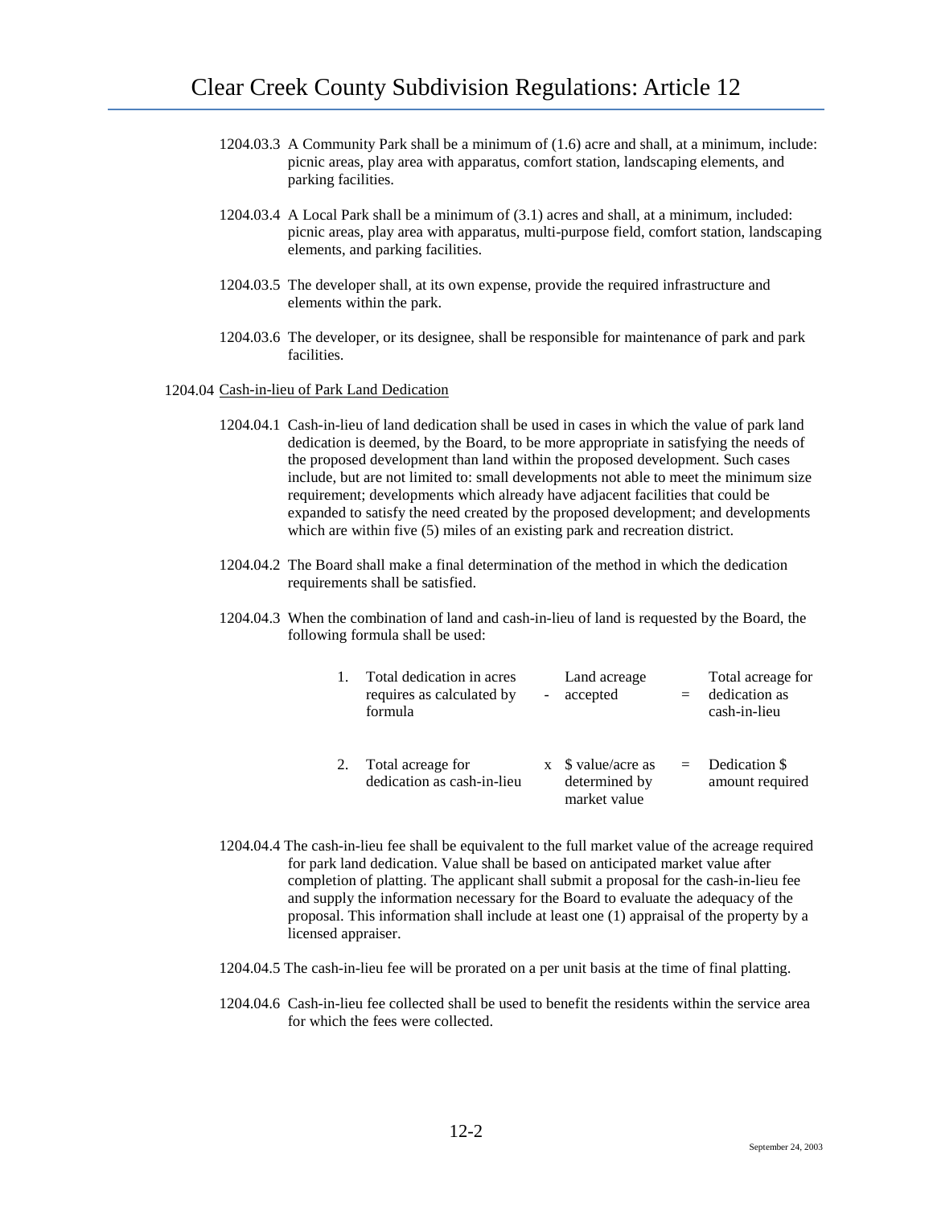1204.03.3 A Community Park shall be a minimum of (1.6) acre and shall, at a minimum, include: picnic areas, play area with apparatus, comfort station, landscaping elements, and parking facilities.

1204.03.4 A Local Park shall be a minimum of (3.1) acres and shall, at a minimum, included: picnic areas, play area with apparatus, multi-purpose field, comfort station, landscaping elements, and parking facilities.

1204.03.5 The developer shall, at its own expense, provide the required infrastructure and elements within the park.

1204.03.6 The developer, or its designee, shall be responsible for maintenance of park and park facilities.

1204.04 Cash-in-lieu of Park Land Dedication

1204.04.1 Cash-in-lieu of land dedication shall be used in cases in which the value of park land dedication is deemed, by the Board, to be more appropriate in satisfying the needs of the proposed development than land within the proposed development. Such cases include, but are not limited to: small developments not able to meet the minimum size requirement; developments which already have adjacent facilities that could be expanded to satisfy the need created by the proposed development; and developments which are within five (5) miles of an existing park and recreation district.

1204.04.2 The Board shall make a final determination of the method in which the dedication requirements shall be satisfied.

1204.04.3 When the combination of land and cash-in-lieu of land is requested by the Board, the following formula shall be used:

| | | | | | |
|---|---|---|---|---|---|
| 1. | Total dedication in acres requires as calculated by formula | - | Land acreage accepted | = | Total acreage for dedication as cash-in-lieu |
| 2. | Total acreage for dedication as cash-in-lieu | x | $ value/acre as determined by market value | = | Dedication $ amount required |

1204.04.4 The cash-in-lieu fee shall be equivalent to the full market value of the acreage required for park land dedication. Value shall be based on anticipated market value after completion of platting. The applicant shall submit a proposal for the cash-in-lieu fee and supply the information necessary for the Board to evaluate the adequacy of the proposal. This information shall include at least one (1) appraisal of the property by a licensed appraiser.

1204.04.5 The cash-in-lieu fee will be prorated on a per unit basis at the time of final platting.

1204.04.6 Cash-in-lieu fee collected shall be used to benefit the residents within the service area for which the fees were collected.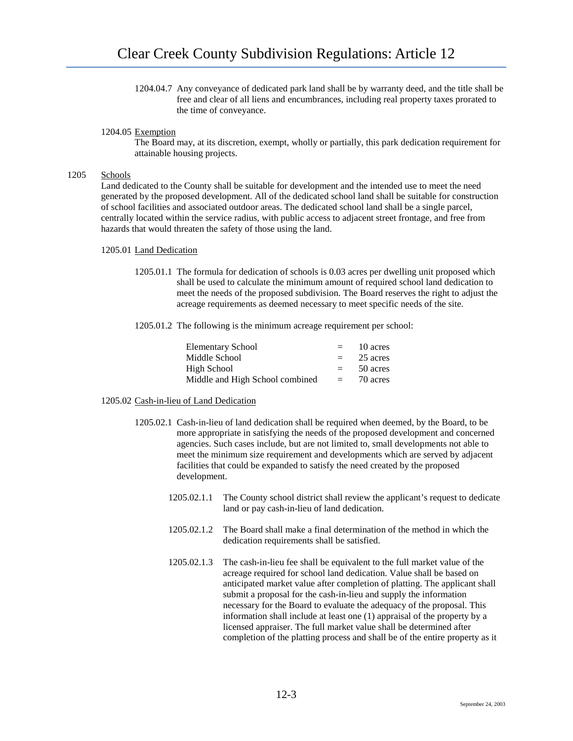1204.04.7 Any conveyance of dedicated park land shall be by warranty deed, and the title shall be free and clear of all liens and encumbrances, including real property taxes prorated to the time of conveyance.

1204.05 Exemption

The Board may, at its discretion, exempt, wholly or partially, this park dedication requirement for attainable housing projects.

## 1205 Schools

Land dedicated to the County shall be suitable for development and the intended use to meet the need generated by the proposed development. All of the dedicated school land shall be suitable for construction of school facilities and associated outdoor areas. The dedicated school land shall be a single parcel, centrally located within the service radius, with public access to adjacent street frontage, and free from hazards that would threaten the safety of those using the land.

1205.01 Land Dedication

1205.01.1 The formula for dedication of schools is 0.03 acres per dwelling unit proposed which shall be used to calculate the minimum amount of required school land dedication to meet the needs of the proposed subdivision. The Board reserves the right to adjust the acreage requirements as deemed necessary to meet specific needs of the site.

1205.01.2 The following is the minimum acreage requirement per school:

| | | |
|---|---|---|
| Elementary School | = | 10 acres |
| Middle School | = | 25 acres |
| High School | = | 50 acres |
| Middle and High School combined | = | 70 acres |

1205.02 Cash-in-lieu of Land Dedication

1205.02.1 Cash-in-lieu of land dedication shall be required when deemed, by the Board, to be more appropriate in satisfying the needs of the proposed development and concerned agencies. Such cases include, but are not limited to, small developments not able to meet the minimum size requirement and developments which are served by adjacent facilities that could be expanded to satisfy the need created by the proposed development.

1205.02.1.1 The County school district shall review the applicant's request to dedicate land or pay cash-in-lieu of land dedication.

1205.02.1.2 The Board shall make a final determination of the method in which the dedication requirements shall be satisfied.

1205.02.1.3 The cash-in-lieu fee shall be equivalent to the full market value of the acreage required for school land dedication. Value shall be based on anticipated market value after completion of platting. The applicant shall submit a proposal for the cash-in-lieu and supply the information necessary for the Board to evaluate the adequacy of the proposal. This information shall include at least one (1) appraisal of the property by a licensed appraiser. The full market value shall be determined after completion of the platting process and shall be of the entire property as it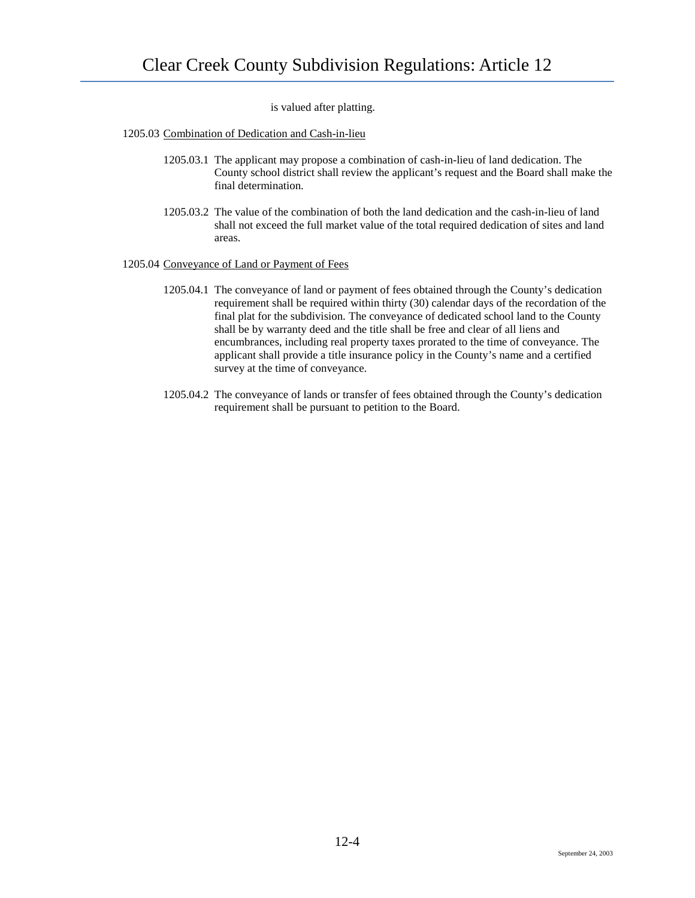is valued after platting.

1205.03 Combination of Dedication and Cash-in-lieu

1205.03.1 The applicant may propose a combination of cash-in-lieu of land dedication. The County school district shall review the applicant's request and the Board shall make the final determination.

1205.03.2 The value of the combination of both the land dedication and the cash-in-lieu of land shall not exceed the full market value of the total required dedication of sites and land areas.

1205.04 Conveyance of Land or Payment of Fees

1205.04.1 The conveyance of land or payment of fees obtained through the County's dedication requirement shall be required within thirty (30) calendar days of the recordation of the final plat for the subdivision. The conveyance of dedicated school land to the County shall be by warranty deed and the title shall be free and clear of all liens and encumbrances, including real property taxes prorated to the time of conveyance. The applicant shall provide a title insurance policy in the County's name and a certified survey at the time of conveyance.

1205.04.2 The conveyance of lands or transfer of fees obtained through the County's dedication requirement shall be pursuant to petition to the Board.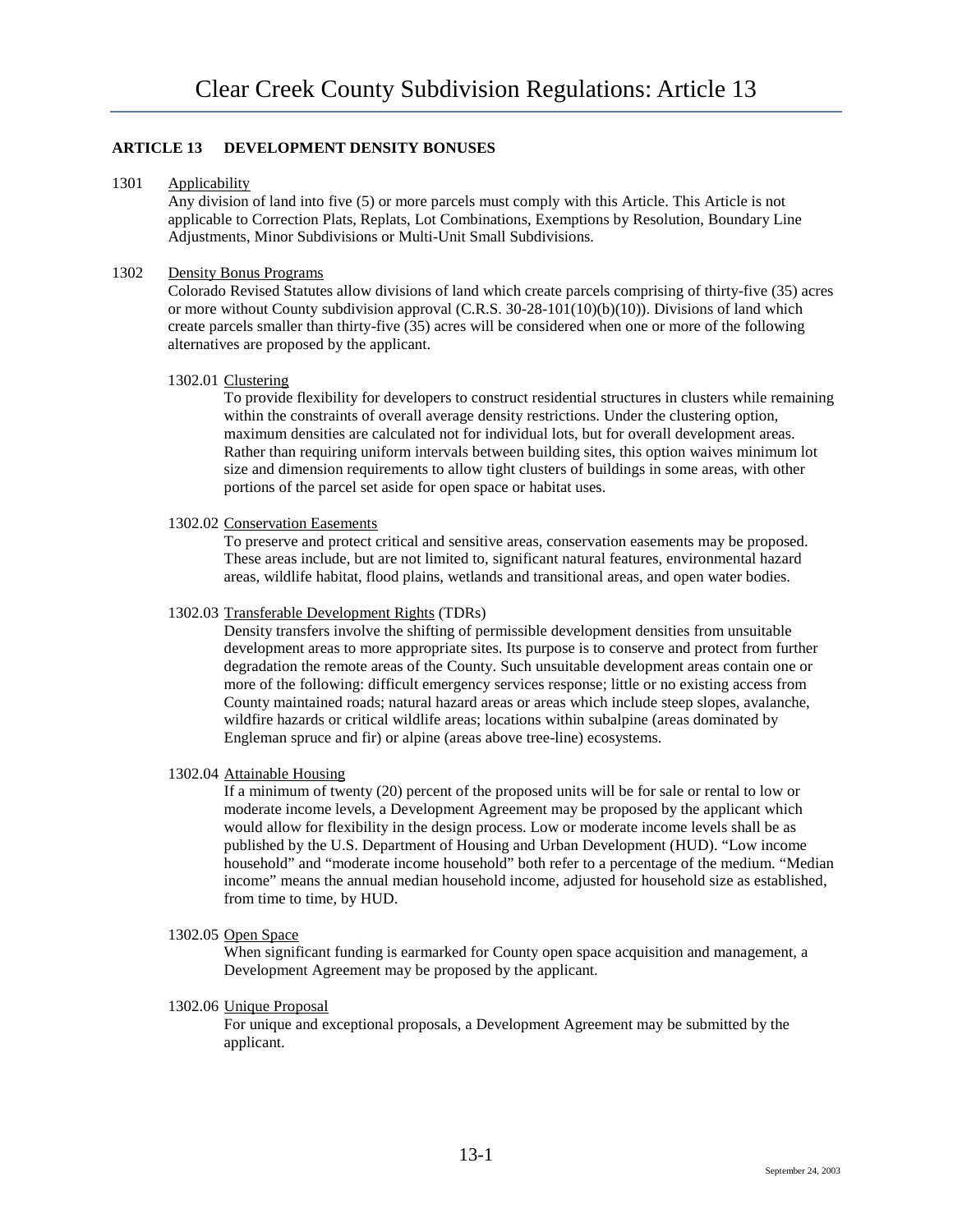## ARTICLE 13 DEVELOPMENT DENSITY BONUSES

1301 Applicability

Any division of land into five (5) or more parcels must comply with this Article. This Article is not applicable to Correction Plats, Replats, Lot Combinations, Exemptions by Resolution, Boundary Line Adjustments, Minor Subdivisions or Multi-Unit Small Subdivisions.

1302 Density Bonus Programs

Colorado Revised Statutes allow divisions of land which create parcels comprising of thirty-five (35) acres or more without County subdivision approval (C.R.S. 30-28-101(10)(b)(10)). Divisions of land which create parcels smaller than thirty-five (35) acres will be considered when one or more of the following alternatives are proposed by the applicant.

1302.01 Clustering

To provide flexibility for developers to construct residential structures in clusters while remaining within the constraints of overall average density restrictions. Under the clustering option, maximum densities are calculated not for individual lots, but for overall development areas. Rather than requiring uniform intervals between building sites, this option waives minimum lot size and dimension requirements to allow tight clusters of buildings in some areas, with other portions of the parcel set aside for open space or habitat uses.

1302.02 Conservation Easements

To preserve and protect critical and sensitive areas, conservation easements may be proposed. These areas include, but are not limited to, significant natural features, environmental hazard areas, wildlife habitat, flood plains, wetlands and transitional areas, and open water bodies.

1302.03 Transferable Development Rights (TDRs)

Density transfers involve the shifting of permissible development densities from unsuitable development areas to more appropriate sites. Its purpose is to conserve and protect from further degradation the remote areas of the County. Such unsuitable development areas contain one or more of the following: difficult emergency services response; little or no existing access from County maintained roads; natural hazard areas or areas which include steep slopes, avalanche, wildfire hazards or critical wildlife areas; locations within subalpine (areas dominated by Engleman spruce and fir) or alpine (areas above tree-line) ecosystems.

1302.04 Attainable Housing

If a minimum of twenty (20) percent of the proposed units will be for sale or rental to low or moderate income levels, a Development Agreement may be proposed by the applicant which would allow for flexibility in the design process. Low or moderate income levels shall be as published by the U.S. Department of Housing and Urban Development (HUD). "Low income household" and "moderate income household" both refer to a percentage of the medium. "Median income" means the annual median household income, adjusted for household size as established, from time to time, by HUD.

1302.05 Open Space

When significant funding is earmarked for County open space acquisition and management, a Development Agreement may be proposed by the applicant.

1302.06 Unique Proposal

For unique and exceptional proposals, a Development Agreement may be submitted by the applicant.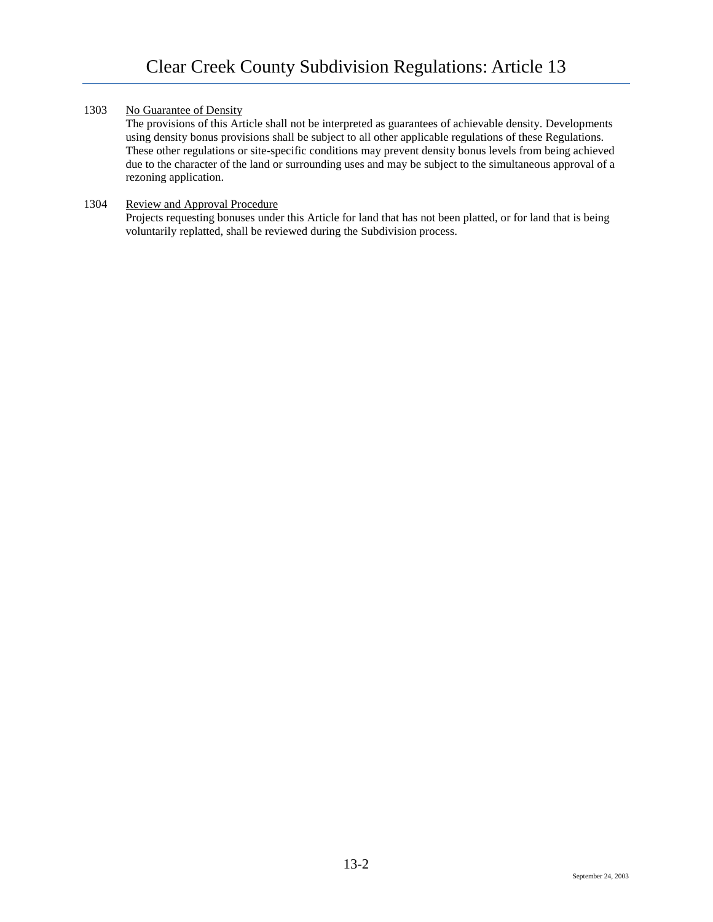1303 No Guarantee of Density

The provisions of this Article shall not be interpreted as guarantees of achievable density. Developments using density bonus provisions shall be subject to all other applicable regulations of these Regulations. These other regulations or site-specific conditions may prevent density bonus levels from being achieved due to the character of the land or surrounding uses and may be subject to the simultaneous approval of a rezoning application.

1304 Review and Approval Procedure

Projects requesting bonuses under this Article for land that has not been platted, or for land that is being voluntarily replatted, shall be reviewed during the Subdivision process.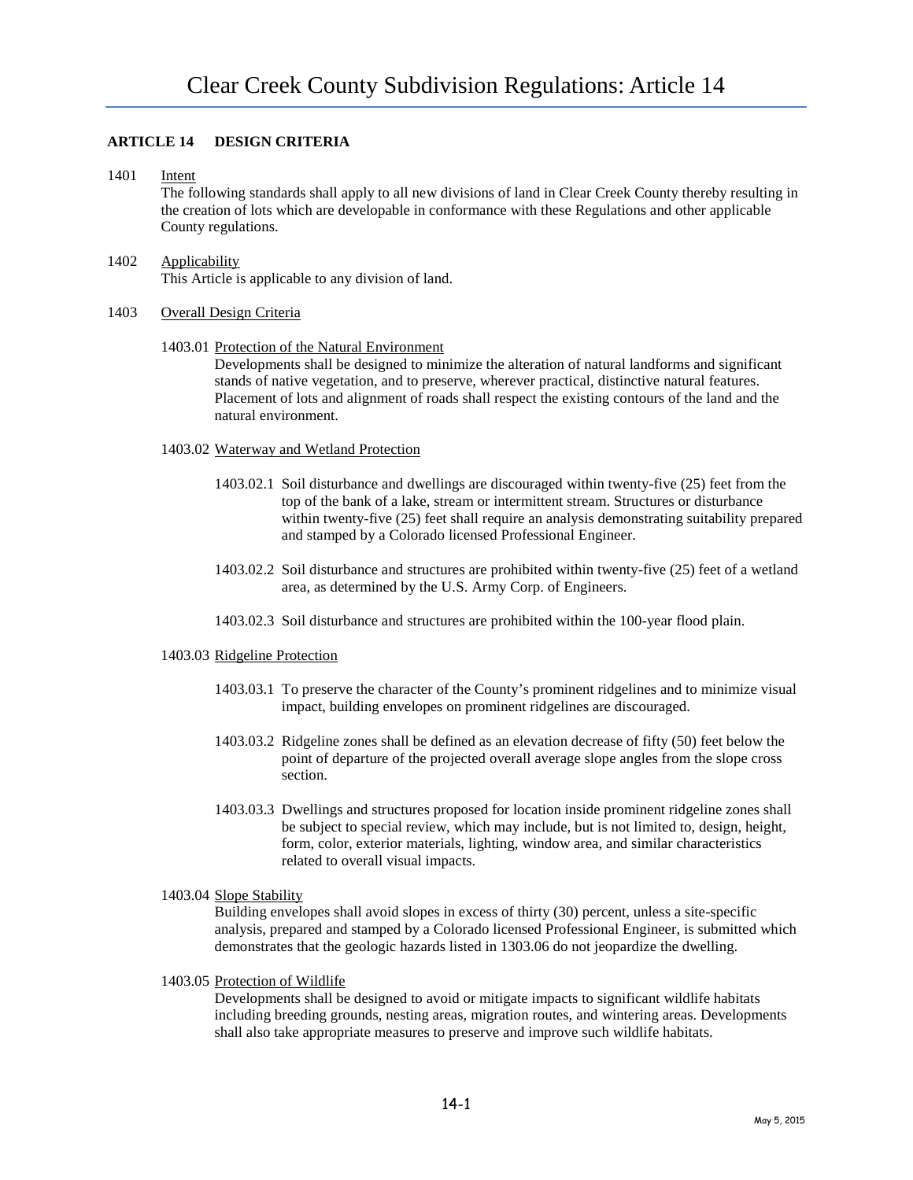## ARTICLE 14 DESIGN CRITERIA

1401 Intent

The following standards shall apply to all new divisions of land in Clear Creek County thereby resulting in the creation of lots which are developable in conformance with these Regulations and other applicable County regulations.

1402 Applicability

This Article is applicable to any division of land.

1403 Overall Design Criteria

1403.01 Protection of the Natural Environment

Developments shall be designed to minimize the alteration of natural landforms and significant stands of native vegetation, and to preserve, wherever practical, distinctive natural features. Placement of lots and alignment of roads shall respect the existing contours of the land and the natural environment.

1403.02 Waterway and Wetland Protection

1403.02.1 Soil disturbance and dwellings are discouraged within twenty-five (25) feet from the top of the bank of a lake, stream or intermittent stream. Structures or disturbance within twenty-five (25) feet shall require an analysis demonstrating suitability prepared and stamped by a Colorado licensed Professional Engineer.

1403.02.2 Soil disturbance and structures are prohibited within twenty-five (25) feet of a wetland area, as determined by the U.S. Army Corp. of Engineers.

1403.02.3 Soil disturbance and structures are prohibited within the 100-year flood plain.

1403.03 Ridgeline Protection

1403.03.1 To preserve the character of the County's prominent ridgelines and to minimize visual impact, building envelopes on prominent ridgelines are discouraged.

1403.03.2 Ridgeline zones shall be defined as an elevation decrease of fifty (50) feet below the point of departure of the projected overall average slope angles from the slope cross section.

1403.03.3 Dwellings and structures proposed for location inside prominent ridgeline zones shall be subject to special review, which may include, but is not limited to, design, height, form, color, exterior materials, lighting, window area, and similar characteristics related to overall visual impacts.

1403.04 Slope Stability

Building envelopes shall avoid slopes in excess of thirty (30) percent, unless a site-specific analysis, prepared and stamped by a Colorado licensed Professional Engineer, is submitted which demonstrates that the geologic hazards listed in 1303.06 do not jeopardize the dwelling.

1403.05 Protection of Wildlife

Developments shall be designed to avoid or mitigate impacts to significant wildlife habitats including breeding grounds, nesting areas, migration routes, and wintering areas. Developments shall also take appropriate measures to preserve and improve such wildlife habitats.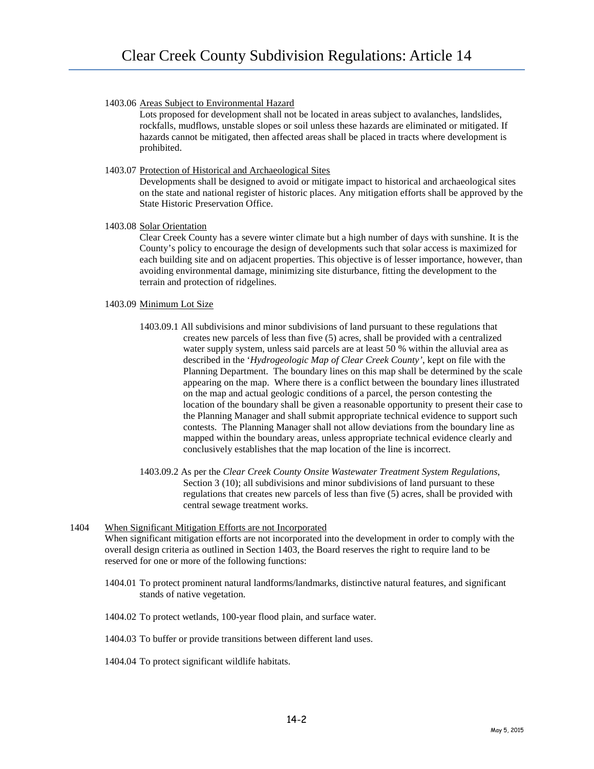1403.06 Areas Subject to Environmental Hazard

Lots proposed for development shall not be located in areas subject to avalanches, landslides, rockfalls, mudflows, unstable slopes or soil unless these hazards are eliminated or mitigated. If hazards cannot be mitigated, then affected areas shall be placed in tracts where development is prohibited.

1403.07 Protection of Historical and Archaeological Sites

Developments shall be designed to avoid or mitigate impact to historical and archaeological sites on the state and national register of historic places. Any mitigation efforts shall be approved by the State Historic Preservation Office.

1403.08 Solar Orientation

Clear Creek County has a severe winter climate but a high number of days with sunshine. It is the County's policy to encourage the design of developments such that solar access is maximized for each building site and on adjacent properties. This objective is of lesser importance, however, than avoiding environmental damage, minimizing site disturbance, fitting the development to the terrain and protection of ridgelines.

1403.09 Minimum Lot Size

1403.09.1 All subdivisions and minor subdivisions of land pursuant to these regulations that creates new parcels of less than five (5) acres, shall be provided with a centralized water supply system, unless said parcels are at least 50 % within the alluvial area as described in the '*Hydrogeologic Map of Clear Creek County'*, kept on file with the Planning Department. The boundary lines on this map shall be determined by the scale appearing on the map. Where there is a conflict between the boundary lines illustrated on the map and actual geologic conditions of a parcel, the person contesting the location of the boundary shall be given a reasonable opportunity to present their case to the Planning Manager and shall submit appropriate technical evidence to support such contests. The Planning Manager shall not allow deviations from the boundary line as mapped within the boundary areas, unless appropriate technical evidence clearly and conclusively establishes that the map location of the line is incorrect.

1403.09.2 As per the *Clear Creek County Onsite Wastewater Treatment System Regulations,* Section 3 (10); all subdivisions and minor subdivisions of land pursuant to these regulations that creates new parcels of less than five (5) acres, shall be provided with central sewage treatment works.

1404 When Significant Mitigation Efforts are not Incorporated

When significant mitigation efforts are not incorporated into the development in order to comply with the overall design criteria as outlined in Section 1403, the Board reserves the right to require land to be reserved for one or more of the following functions:

1404.01 To protect prominent natural landforms/landmarks, distinctive natural features, and significant stands of native vegetation.

1404.02 To protect wetlands, 100-year flood plain, and surface water.

1404.03 To buffer or provide transitions between different land uses.

1404.04 To protect significant wildlife habitats.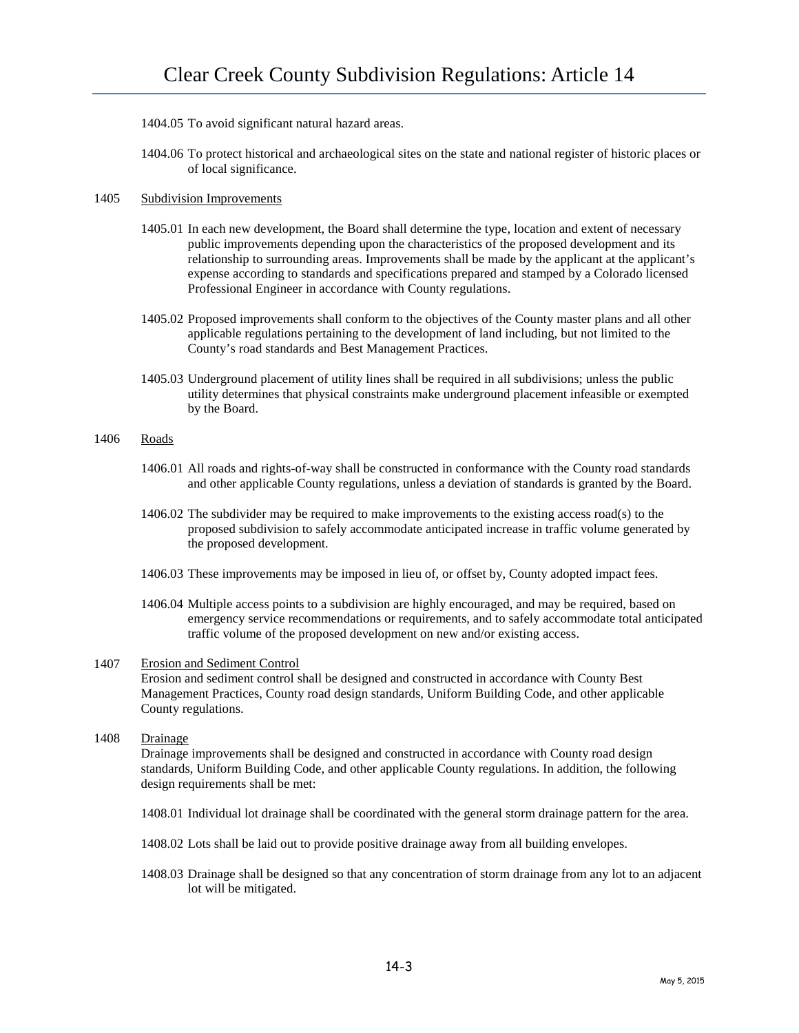1404.05 To avoid significant natural hazard areas.

1404.06 To protect historical and archaeological sites on the state and national register of historic places or of local significance.

1405 Subdivision Improvements

1405.01 In each new development, the Board shall determine the type, location and extent of necessary public improvements depending upon the characteristics of the proposed development and its relationship to surrounding areas. Improvements shall be made by the applicant at the applicant's expense according to standards and specifications prepared and stamped by a Colorado licensed Professional Engineer in accordance with County regulations.

1405.02 Proposed improvements shall conform to the objectives of the County master plans and all other applicable regulations pertaining to the development of land including, but not limited to the County's road standards and Best Management Practices.

1405.03 Underground placement of utility lines shall be required in all subdivisions; unless the public utility determines that physical constraints make underground placement infeasible or exempted by the Board.

1406 Roads

1406.01 All roads and rights-of-way shall be constructed in conformance with the County road standards and other applicable County regulations, unless a deviation of standards is granted by the Board.

1406.02 The subdivider may be required to make improvements to the existing access road(s) to the proposed subdivision to safely accommodate anticipated increase in traffic volume generated by the proposed development.

1406.03 These improvements may be imposed in lieu of, or offset by, County adopted impact fees.

1406.04 Multiple access points to a subdivision are highly encouraged, and may be required, based on emergency service recommendations or requirements, and to safely accommodate total anticipated traffic volume of the proposed development on new and/or existing access.

1407 Erosion and Sediment Control

Erosion and sediment control shall be designed and constructed in accordance with County Best Management Practices, County road design standards, Uniform Building Code, and other applicable County regulations.

1408 Drainage

Drainage improvements shall be designed and constructed in accordance with County road design standards, Uniform Building Code, and other applicable County regulations. In addition, the following design requirements shall be met:

1408.01 Individual lot drainage shall be coordinated with the general storm drainage pattern for the area.

1408.02 Lots shall be laid out to provide positive drainage away from all building envelopes.

1408.03 Drainage shall be designed so that any concentration of storm drainage from any lot to an adjacent lot will be mitigated.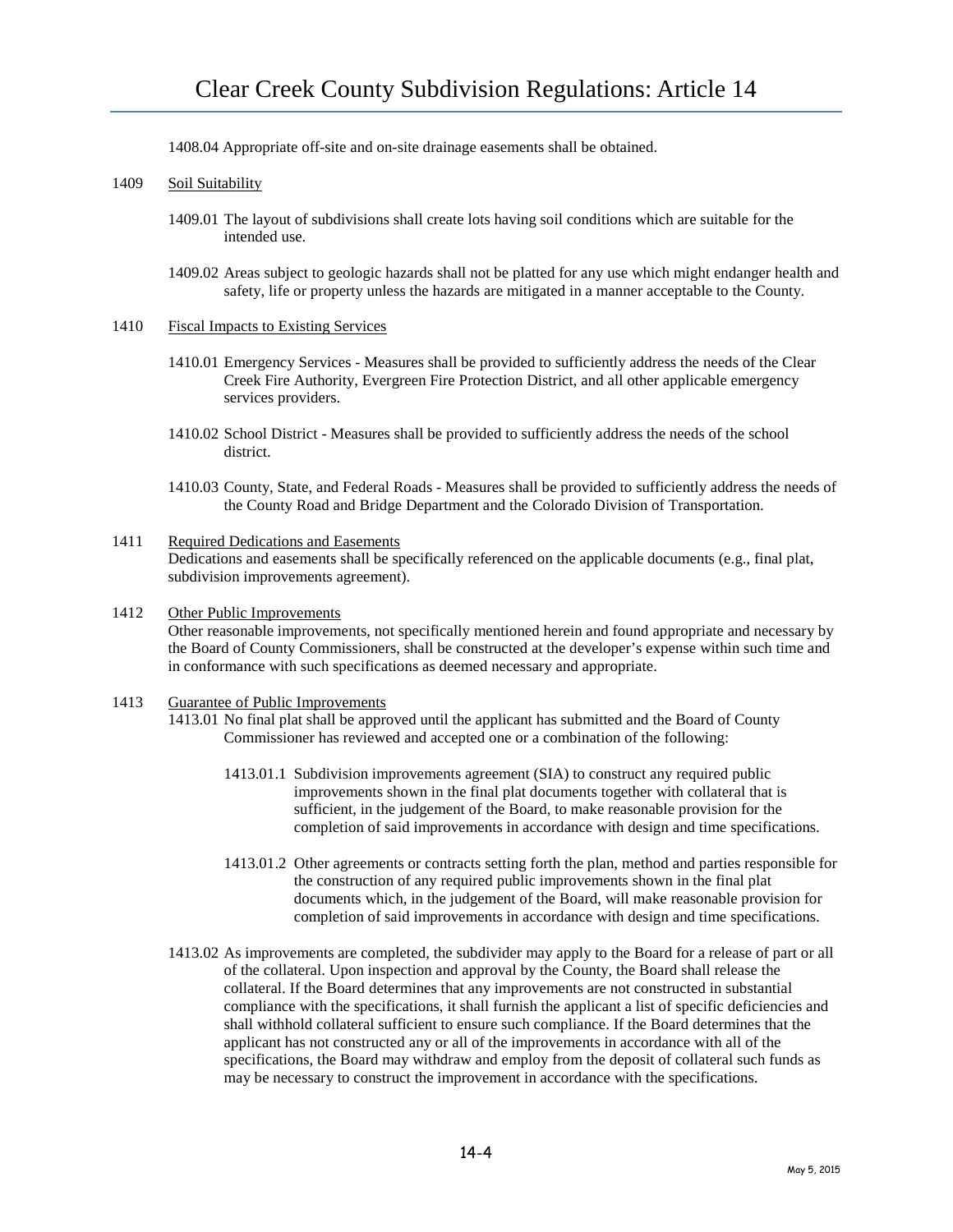1408.04 Appropriate off-site and on-site drainage easements shall be obtained.

1409 Soil Suitability

1409.01 The layout of subdivisions shall create lots having soil conditions which are suitable for the intended use.

1409.02 Areas subject to geologic hazards shall not be platted for any use which might endanger health and safety, life or property unless the hazards are mitigated in a manner acceptable to the County.

1410 Fiscal Impacts to Existing Services

1410.01 Emergency Services - Measures shall be provided to sufficiently address the needs of the Clear Creek Fire Authority, Evergreen Fire Protection District, and all other applicable emergency services providers.

1410.02 School District - Measures shall be provided to sufficiently address the needs of the school district.

1410.03 County, State, and Federal Roads - Measures shall be provided to sufficiently address the needs of the County Road and Bridge Department and the Colorado Division of Transportation.

1411 Required Dedications and Easements
Dedications and easements shall be specifically referenced on the applicable documents (e.g., final plat, subdivision improvements agreement).

1412 Other Public Improvements
Other reasonable improvements, not specifically mentioned herein and found appropriate and necessary by the Board of County Commissioners, shall be constructed at the developer's expense within such time and in conformance with such specifications as deemed necessary and appropriate.

1413 Guarantee of Public Improvements

1413.01 No final plat shall be approved until the applicant has submitted and the Board of County Commissioner has reviewed and accepted one or a combination of the following:

1413.01.1 Subdivision improvements agreement (SIA) to construct any required public improvements shown in the final plat documents together with collateral that is sufficient, in the judgement of the Board, to make reasonable provision for the completion of said improvements in accordance with design and time specifications.

1413.01.2 Other agreements or contracts setting forth the plan, method and parties responsible for the construction of any required public improvements shown in the final plat documents which, in the judgement of the Board, will make reasonable provision for completion of said improvements in accordance with design and time specifications.

1413.02 As improvements are completed, the subdivider may apply to the Board for a release of part or all of the collateral. Upon inspection and approval by the County, the Board shall release the collateral. If the Board determines that any improvements are not constructed in substantial compliance with the specifications, it shall furnish the applicant a list of specific deficiencies and shall withhold collateral sufficient to ensure such compliance. If the Board determines that the applicant has not constructed any or all of the improvements in accordance with all of the specifications, the Board may withdraw and employ from the deposit of collateral such funds as may be necessary to construct the improvement in accordance with the specifications.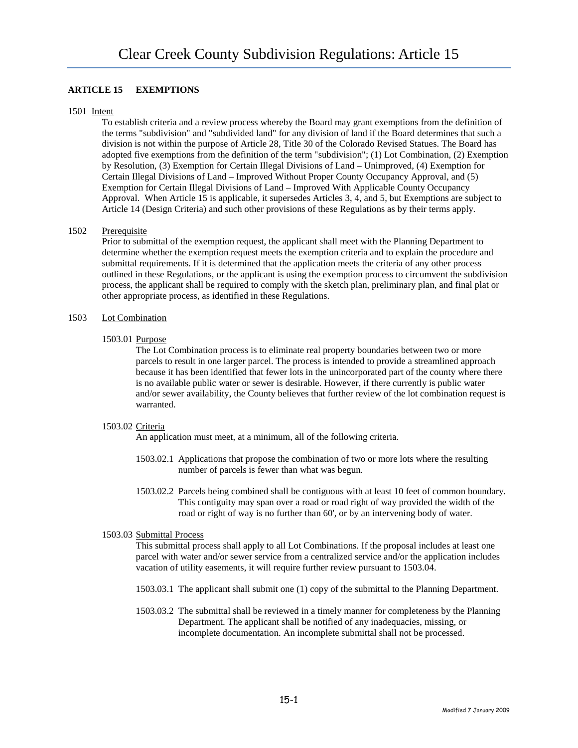## ARTICLE 15 EXEMPTIONS

1501 Intent

To establish criteria and a review process whereby the Board may grant exemptions from the definition of the terms "subdivision" and "subdivided land" for any division of land if the Board determines that such a division is not within the purpose of Article 28, Title 30 of the Colorado Revised Statues. The Board has adopted five exemptions from the definition of the term "subdivision"; (1) Lot Combination, (2) Exemption by Resolution, (3) Exemption for Certain Illegal Divisions of Land – Unimproved, (4) Exemption for Certain Illegal Divisions of Land – Improved Without Proper County Occupancy Approval, and (5) Exemption for Certain Illegal Divisions of Land – Improved With Applicable County Occupancy Approval. When Article 15 is applicable, it supersedes Articles 3, 4, and 5, but Exemptions are subject to Article 14 (Design Criteria) and such other provisions of these Regulations as by their terms apply.

1502 Prerequisite

Prior to submittal of the exemption request, the applicant shall meet with the Planning Department to determine whether the exemption request meets the exemption criteria and to explain the procedure and submittal requirements. If it is determined that the application meets the criteria of any other process outlined in these Regulations, or the applicant is using the exemption process to circumvent the subdivision process, the applicant shall be required to comply with the sketch plan, preliminary plan, and final plat or other appropriate process, as identified in these Regulations.

1503 Lot Combination

1503.01 Purpose

The Lot Combination process is to eliminate real property boundaries between two or more parcels to result in one larger parcel. The process is intended to provide a streamlined approach because it has been identified that fewer lots in the unincorporated part of the county where there is no available public water or sewer is desirable. However, if there currently is public water and/or sewer availability, the County believes that further review of the lot combination request is warranted.

1503.02 Criteria

An application must meet, at a minimum, all of the following criteria.

1503.02.1 Applications that propose the combination of two or more lots where the resulting number of parcels is fewer than what was begun.

1503.02.2 Parcels being combined shall be contiguous with at least 10 feet of common boundary. This contiguity may span over a road or road right of way provided the width of the road or right of way is no further than 60', or by an intervening body of water.

1503.03 Submittal Process

This submittal process shall apply to all Lot Combinations. If the proposal includes at least one parcel with water and/or sewer service from a centralized service and/or the application includes vacation of utility easements, it will require further review pursuant to 1503.04.

1503.03.1 The applicant shall submit one (1) copy of the submittal to the Planning Department.

1503.03.2 The submittal shall be reviewed in a timely manner for completeness by the Planning Department. The applicant shall be notified of any inadequacies, missing, or incomplete documentation. An incomplete submittal shall not be processed.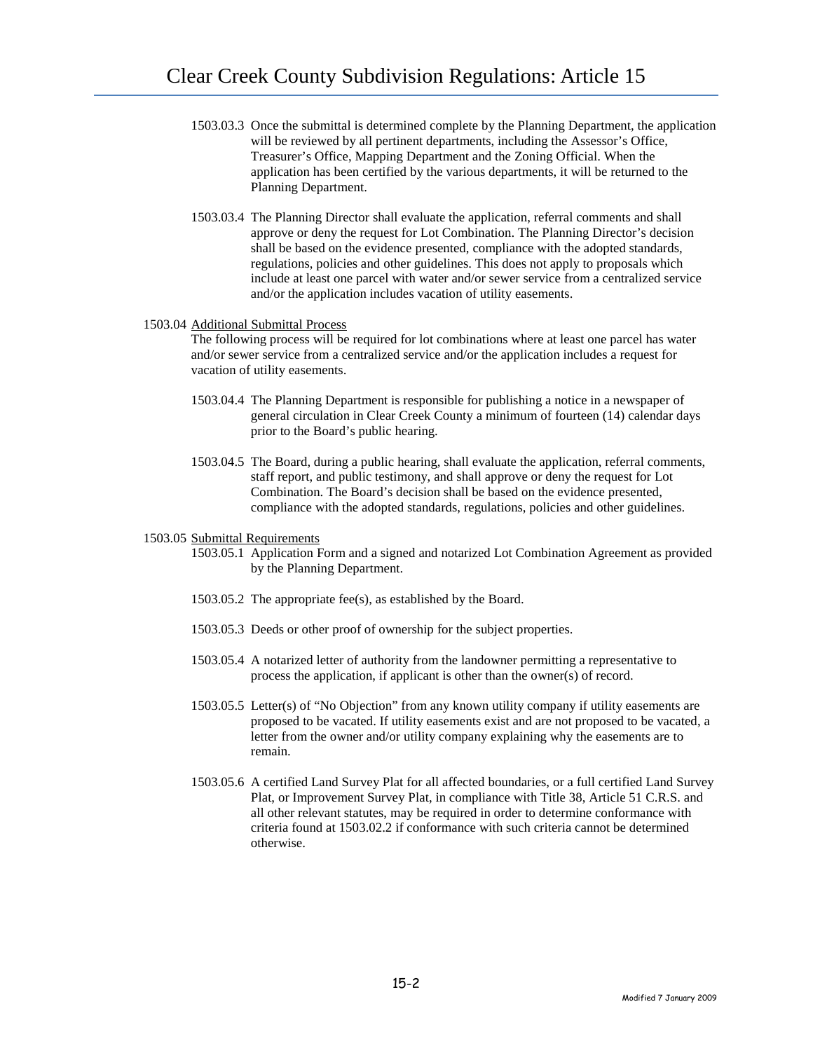1503.03.3 Once the submittal is determined complete by the Planning Department, the application will be reviewed by all pertinent departments, including the Assessor's Office, Treasurer's Office, Mapping Department and the Zoning Official. When the application has been certified by the various departments, it will be returned to the Planning Department.

1503.03.4 The Planning Director shall evaluate the application, referral comments and shall approve or deny the request for Lot Combination. The Planning Director's decision shall be based on the evidence presented, compliance with the adopted standards, regulations, policies and other guidelines. This does not apply to proposals which include at least one parcel with water and/or sewer service from a centralized service and/or the application includes vacation of utility easements.

1503.04 Additional Submittal Process

The following process will be required for lot combinations where at least one parcel has water and/or sewer service from a centralized service and/or the application includes a request for vacation of utility easements.

1503.04.4 The Planning Department is responsible for publishing a notice in a newspaper of general circulation in Clear Creek County a minimum of fourteen (14) calendar days prior to the Board's public hearing.

1503.04.5 The Board, during a public hearing, shall evaluate the application, referral comments, staff report, and public testimony, and shall approve or deny the request for Lot Combination. The Board's decision shall be based on the evidence presented, compliance with the adopted standards, regulations, policies and other guidelines.

1503.05 Submittal Requirements

1503.05.1 Application Form and a signed and notarized Lot Combination Agreement as provided by the Planning Department.

1503.05.2 The appropriate fee(s), as established by the Board.

1503.05.3 Deeds or other proof of ownership for the subject properties.

1503.05.4 A notarized letter of authority from the landowner permitting a representative to process the application, if applicant is other than the owner(s) of record.

1503.05.5 Letter(s) of "No Objection" from any known utility company if utility easements are proposed to be vacated. If utility easements exist and are not proposed to be vacated, a letter from the owner and/or utility company explaining why the easements are to remain.

1503.05.6 A certified Land Survey Plat for all affected boundaries, or a full certified Land Survey Plat, or Improvement Survey Plat, in compliance with Title 38, Article 51 C.R.S. and all other relevant statutes, may be required in order to determine conformance with criteria found at 1503.02.2 if conformance with such criteria cannot be determined otherwise.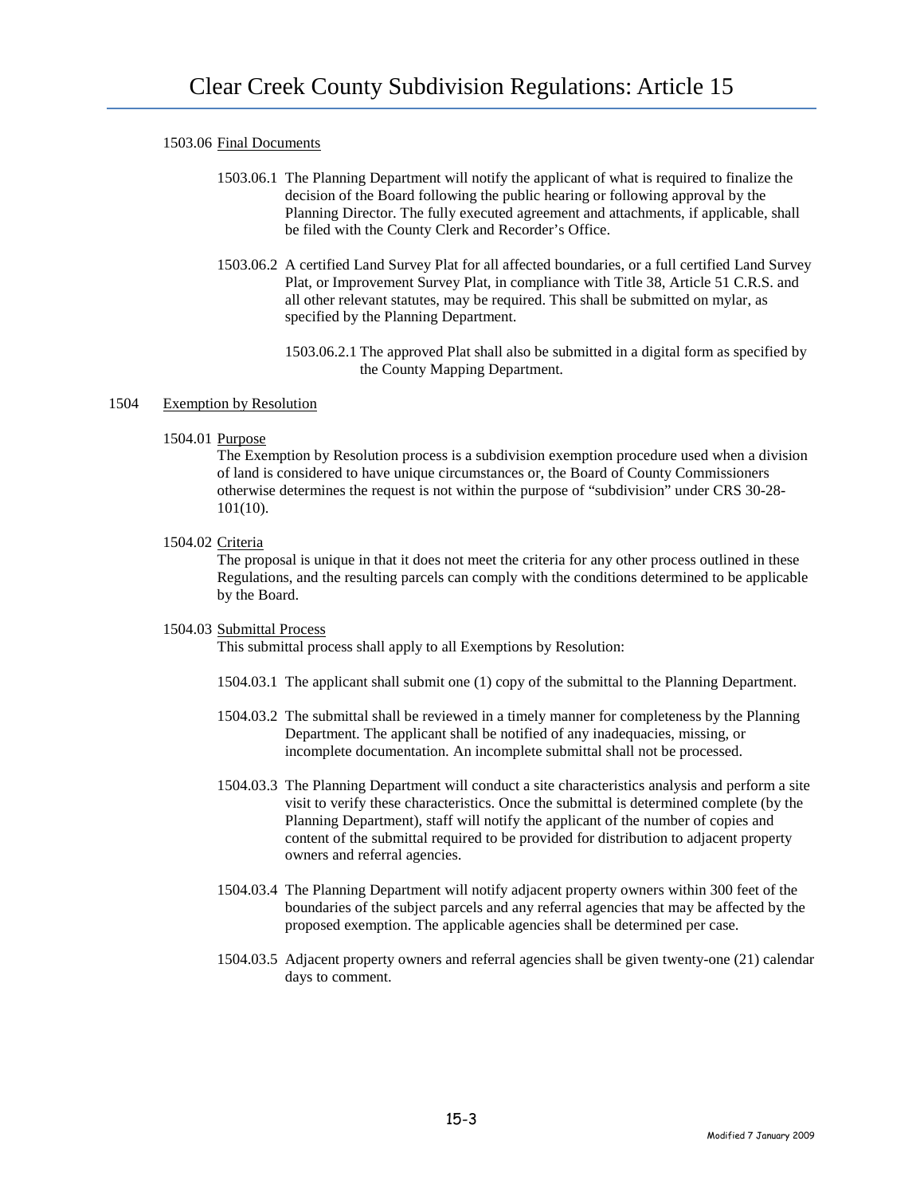1503.06 Final Documents

1503.06.1 The Planning Department will notify the applicant of what is required to finalize the decision of the Board following the public hearing or following approval by the Planning Director. The fully executed agreement and attachments, if applicable, shall be filed with the County Clerk and Recorder's Office.

1503.06.2 A certified Land Survey Plat for all affected boundaries, or a full certified Land Survey Plat, or Improvement Survey Plat, in compliance with Title 38, Article 51 C.R.S. and all other relevant statutes, may be required. This shall be submitted on mylar, as specified by the Planning Department.

1503.06.2.1 The approved Plat shall also be submitted in a digital form as specified by the County Mapping Department.

## 1504 Exemption by Resolution

1504.01 Purpose

The Exemption by Resolution process is a subdivision exemption procedure used when a division of land is considered to have unique circumstances or, the Board of County Commissioners otherwise determines the request is not within the purpose of "subdivision" under CRS 30-28-101(10).

1504.02 Criteria

The proposal is unique in that it does not meet the criteria for any other process outlined in these Regulations, and the resulting parcels can comply with the conditions determined to be applicable by the Board.

1504.03 Submittal Process

This submittal process shall apply to all Exemptions by Resolution:

1504.03.1 The applicant shall submit one (1) copy of the submittal to the Planning Department.

1504.03.2 The submittal shall be reviewed in a timely manner for completeness by the Planning Department. The applicant shall be notified of any inadequacies, missing, or incomplete documentation. An incomplete submittal shall not be processed.

1504.03.3 The Planning Department will conduct a site characteristics analysis and perform a site visit to verify these characteristics. Once the submittal is determined complete (by the Planning Department), staff will notify the applicant of the number of copies and content of the submittal required to be provided for distribution to adjacent property owners and referral agencies.

1504.03.4 The Planning Department will notify adjacent property owners within 300 feet of the boundaries of the subject parcels and any referral agencies that may be affected by the proposed exemption. The applicable agencies shall be determined per case.

1504.03.5 Adjacent property owners and referral agencies shall be given twenty-one (21) calendar days to comment.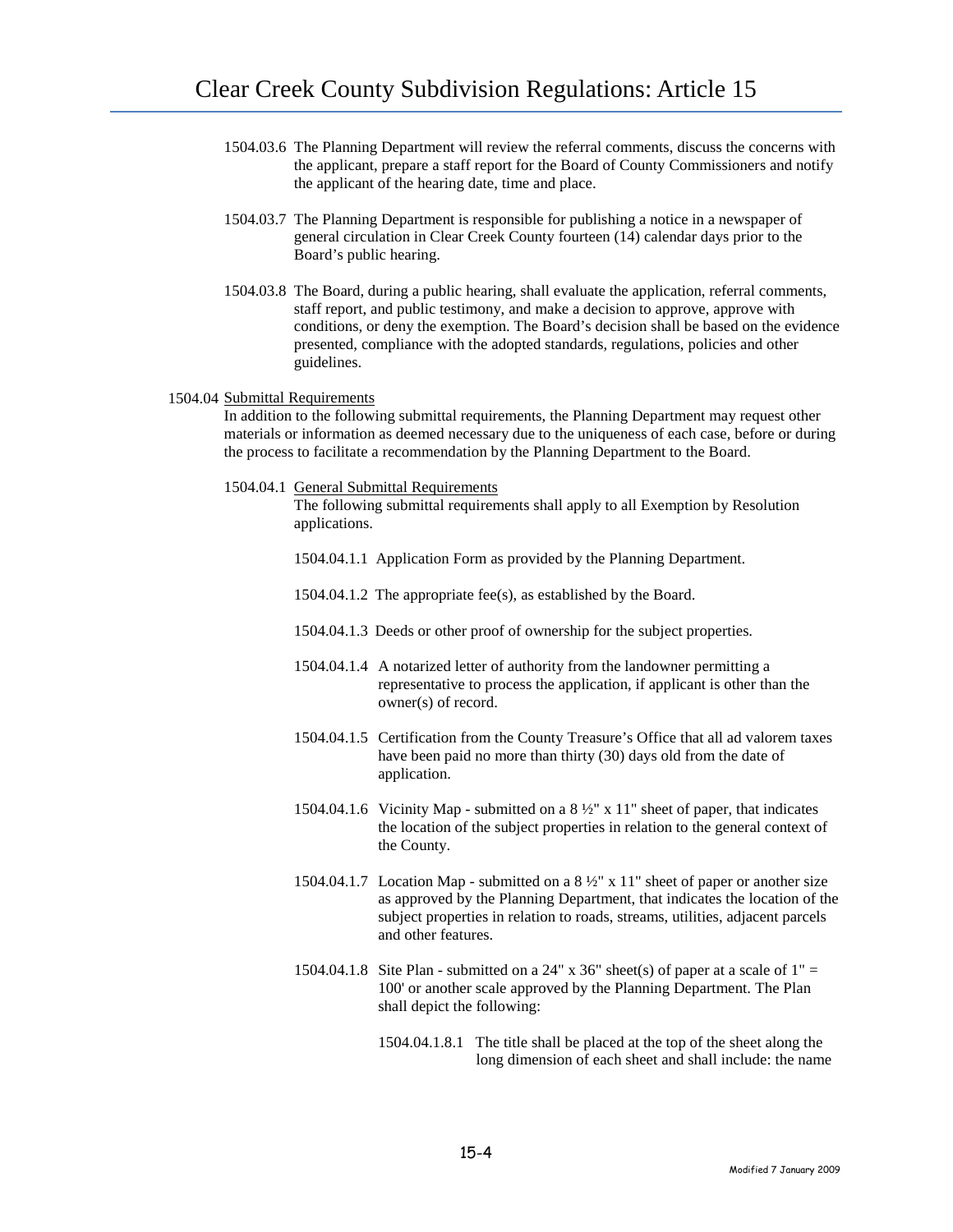1504.03.6 The Planning Department will review the referral comments, discuss the concerns with the applicant, prepare a staff report for the Board of County Commissioners and notify the applicant of the hearing date, time and place.

1504.03.7 The Planning Department is responsible for publishing a notice in a newspaper of general circulation in Clear Creek County fourteen (14) calendar days prior to the Board's public hearing.

1504.03.8 The Board, during a public hearing, shall evaluate the application, referral comments, staff report, and public testimony, and make a decision to approve, approve with conditions, or deny the exemption. The Board's decision shall be based on the evidence presented, compliance with the adopted standards, regulations, policies and other guidelines.

1504.04 Submittal Requirements

In addition to the following submittal requirements, the Planning Department may request other materials or information as deemed necessary due to the uniqueness of each case, before or during the process to facilitate a recommendation by the Planning Department to the Board.

1504.04.1 General Submittal Requirements

The following submittal requirements shall apply to all Exemption by Resolution applications.

1504.04.1.1 Application Form as provided by the Planning Department.

1504.04.1.2 The appropriate fee(s), as established by the Board.

1504.04.1.3 Deeds or other proof of ownership for the subject properties.

1504.04.1.4 A notarized letter of authority from the landowner permitting a representative to process the application, if applicant is other than the owner(s) of record.

1504.04.1.5 Certification from the County Treasure's Office that all ad valorem taxes have been paid no more than thirty (30) days old from the date of application.

1504.04.1.6 Vicinity Map - submitted on a 8 ½" x 11" sheet of paper, that indicates the location of the subject properties in relation to the general context of the County.

1504.04.1.7 Location Map - submitted on a 8 ½" x 11" sheet of paper or another size as approved by the Planning Department, that indicates the location of the subject properties in relation to roads, streams, utilities, adjacent parcels and other features.

1504.04.1.8 Site Plan - submitted on a 24" x 36" sheet(s) of paper at a scale of 1" = 100' or another scale approved by the Planning Department. The Plan shall depict the following:

1504.04.1.8.1 The title shall be placed at the top of the sheet along the long dimension of each sheet and shall include: the name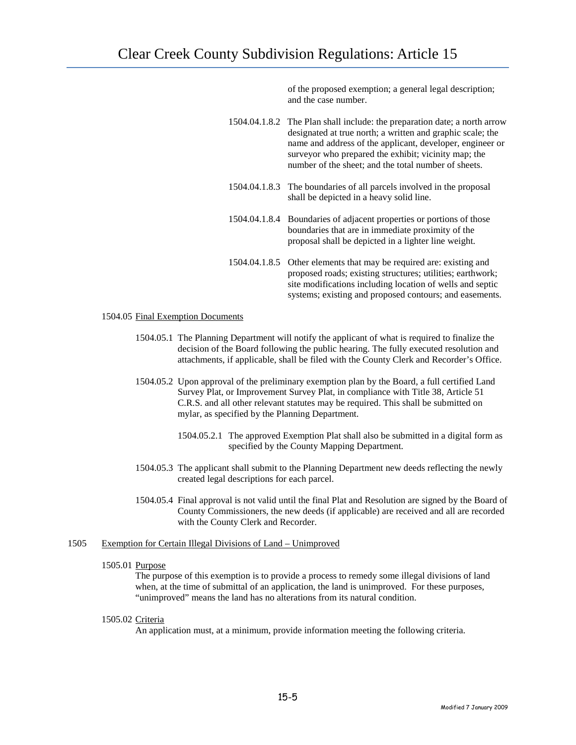of the proposed exemption; a general legal description; and the case number.

1504.04.1.8.2 The Plan shall include: the preparation date; a north arrow designated at true north; a written and graphic scale; the name and address of the applicant, developer, engineer or surveyor who prepared the exhibit; vicinity map; the number of the sheet; and the total number of sheets.

1504.04.1.8.3 The boundaries of all parcels involved in the proposal shall be depicted in a heavy solid line.

1504.04.1.8.4 Boundaries of adjacent properties or portions of those boundaries that are in immediate proximity of the proposal shall be depicted in a lighter line weight.

1504.04.1.8.5 Other elements that may be required are: existing and proposed roads; existing structures; utilities; earthwork; site modifications including location of wells and septic systems; existing and proposed contours; and easements.

1504.05 Final Exemption Documents

1504.05.1 The Planning Department will notify the applicant of what is required to finalize the decision of the Board following the public hearing. The fully executed resolution and attachments, if applicable, shall be filed with the County Clerk and Recorder's Office.

1504.05.2 Upon approval of the preliminary exemption plan by the Board, a full certified Land Survey Plat, or Improvement Survey Plat, in compliance with Title 38, Article 51 C.R.S. and all other relevant statutes may be required. This shall be submitted on mylar, as specified by the Planning Department.

1504.05.2.1 The approved Exemption Plat shall also be submitted in a digital form as specified by the County Mapping Department.

1504.05.3 The applicant shall submit to the Planning Department new deeds reflecting the newly created legal descriptions for each parcel.

1504.05.4 Final approval is not valid until the final Plat and Resolution are signed by the Board of County Commissioners, the new deeds (if applicable) are received and all are recorded with the County Clerk and Recorder.

## 1505 Exemption for Certain Illegal Divisions of Land – Unimproved

1505.01 Purpose

The purpose of this exemption is to provide a process to remedy some illegal divisions of land when, at the time of submittal of an application, the land is unimproved. For these purposes, "unimproved" means the land has no alterations from its natural condition.

1505.02 Criteria

An application must, at a minimum, provide information meeting the following criteria.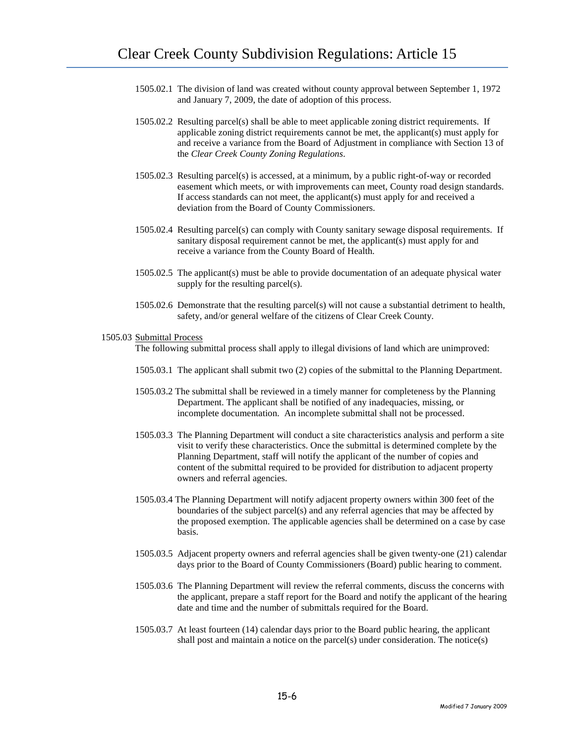1505.02.1 The division of land was created without county approval between September 1, 1972 and January 7, 2009, the date of adoption of this process.

1505.02.2 Resulting parcel(s) shall be able to meet applicable zoning district requirements. If applicable zoning district requirements cannot be met, the applicant(s) must apply for and receive a variance from the Board of Adjustment in compliance with Section 13 of the *Clear Creek County Zoning Regulations*.

1505.02.3 Resulting parcel(s) is accessed, at a minimum, by a public right-of-way or recorded easement which meets, or with improvements can meet, County road design standards. If access standards can not meet, the applicant(s) must apply for and received a deviation from the Board of County Commissioners.

1505.02.4 Resulting parcel(s) can comply with County sanitary sewage disposal requirements. If sanitary disposal requirement cannot be met, the applicant(s) must apply for and receive a variance from the County Board of Health.

1505.02.5 The applicant(s) must be able to provide documentation of an adequate physical water supply for the resulting parcel(s).

1505.02.6 Demonstrate that the resulting parcel(s) will not cause a substantial detriment to health, safety, and/or general welfare of the citizens of Clear Creek County.

1505.03 Submittal Process

The following submittal process shall apply to illegal divisions of land which are unimproved:

1505.03.1 The applicant shall submit two (2) copies of the submittal to the Planning Department.

1505.03.2 The submittal shall be reviewed in a timely manner for completeness by the Planning Department. The applicant shall be notified of any inadequacies, missing, or incomplete documentation. An incomplete submittal shall not be processed.

1505.03.3 The Planning Department will conduct a site characteristics analysis and perform a site visit to verify these characteristics. Once the submittal is determined complete by the Planning Department, staff will notify the applicant of the number of copies and content of the submittal required to be provided for distribution to adjacent property owners and referral agencies.

1505.03.4 The Planning Department will notify adjacent property owners within 300 feet of the boundaries of the subject parcel(s) and any referral agencies that may be affected by the proposed exemption. The applicable agencies shall be determined on a case by case basis.

1505.03.5 Adjacent property owners and referral agencies shall be given twenty-one (21) calendar days prior to the Board of County Commissioners (Board) public hearing to comment.

1505.03.6 The Planning Department will review the referral comments, discuss the concerns with the applicant, prepare a staff report for the Board and notify the applicant of the hearing date and time and the number of submittals required for the Board.

1505.03.7 At least fourteen (14) calendar days prior to the Board public hearing, the applicant shall post and maintain a notice on the parcel(s) under consideration. The notice(s)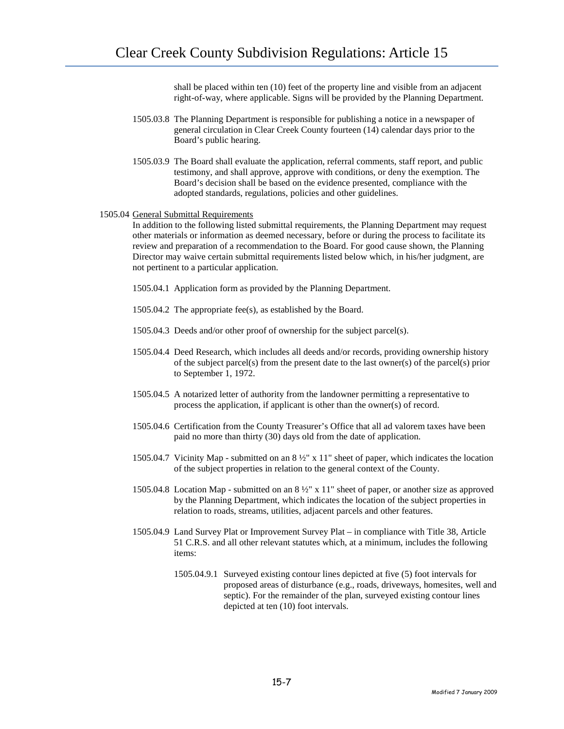shall be placed within ten (10) feet of the property line and visible from an adjacent right-of-way, where applicable. Signs will be provided by the Planning Department.

1505.03.8 The Planning Department is responsible for publishing a notice in a newspaper of general circulation in Clear Creek County fourteen (14) calendar days prior to the Board's public hearing.

1505.03.9 The Board shall evaluate the application, referral comments, staff report, and public testimony, and shall approve, approve with conditions, or deny the exemption. The Board's decision shall be based on the evidence presented, compliance with the adopted standards, regulations, policies and other guidelines.

1505.04 General Submittal Requirements

In addition to the following listed submittal requirements, the Planning Department may request other materials or information as deemed necessary, before or during the process to facilitate its review and preparation of a recommendation to the Board. For good cause shown, the Planning Director may waive certain submittal requirements listed below which, in his/her judgment, are not pertinent to a particular application.

1505.04.1 Application form as provided by the Planning Department.

1505.04.2 The appropriate fee(s), as established by the Board.

1505.04.3 Deeds and/or other proof of ownership for the subject parcel(s).

1505.04.4 Deed Research, which includes all deeds and/or records, providing ownership history of the subject parcel(s) from the present date to the last owner(s) of the parcel(s) prior to September 1, 1972.

1505.04.5 A notarized letter of authority from the landowner permitting a representative to process the application, if applicant is other than the owner(s) of record.

1505.04.6 Certification from the County Treasurer's Office that all ad valorem taxes have been paid no more than thirty (30) days old from the date of application.

1505.04.7 Vicinity Map - submitted on an 8 ½" x 11" sheet of paper, which indicates the location of the subject properties in relation to the general context of the County.

1505.04.8 Location Map - submitted on an 8 ½" x 11" sheet of paper, or another size as approved by the Planning Department, which indicates the location of the subject properties in relation to roads, streams, utilities, adjacent parcels and other features.

1505.04.9 Land Survey Plat or Improvement Survey Plat – in compliance with Title 38, Article 51 C.R.S. and all other relevant statutes which, at a minimum, includes the following items:

1505.04.9.1 Surveyed existing contour lines depicted at five (5) foot intervals for proposed areas of disturbance (e.g., roads, driveways, homesites, well and septic). For the remainder of the plan, surveyed existing contour lines depicted at ten (10) foot intervals.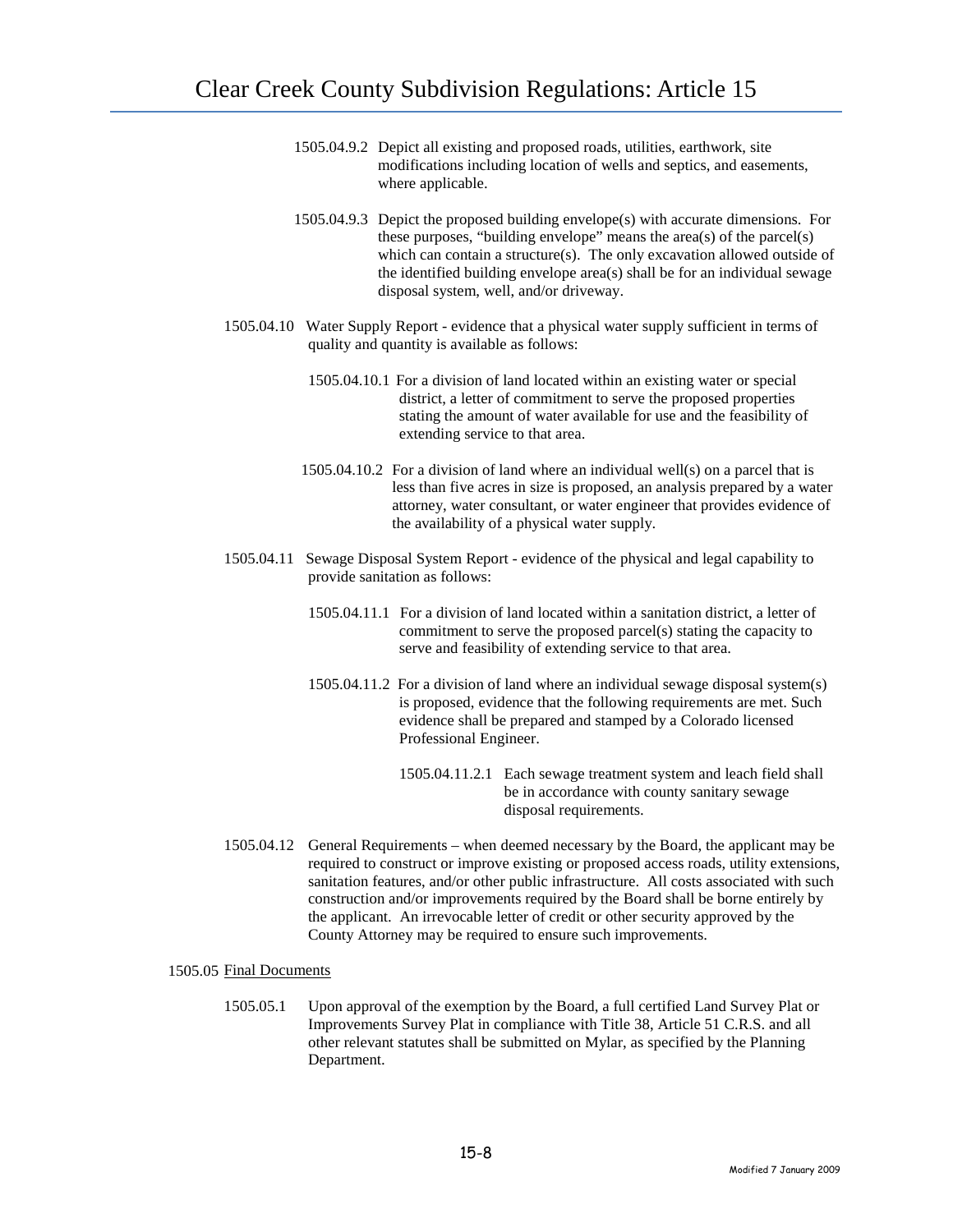1505.04.9.2 Depict all existing and proposed roads, utilities, earthwork, site modifications including location of wells and septics, and easements, where applicable.

1505.04.9.3 Depict the proposed building envelope(s) with accurate dimensions. For these purposes, "building envelope" means the area(s) of the parcel(s) which can contain a structure(s). The only excavation allowed outside of the identified building envelope area(s) shall be for an individual sewage disposal system, well, and/or driveway.

1505.04.10 Water Supply Report - evidence that a physical water supply sufficient in terms of quality and quantity is available as follows:

1505.04.10.1 For a division of land located within an existing water or special district, a letter of commitment to serve the proposed properties stating the amount of water available for use and the feasibility of extending service to that area.

1505.04.10.2 For a division of land where an individual well(s) on a parcel that is less than five acres in size is proposed, an analysis prepared by a water attorney, water consultant, or water engineer that provides evidence of the availability of a physical water supply.

1505.04.11 Sewage Disposal System Report - evidence of the physical and legal capability to provide sanitation as follows:

1505.04.11.1 For a division of land located within a sanitation district, a letter of commitment to serve the proposed parcel(s) stating the capacity to serve and feasibility of extending service to that area.

1505.04.11.2 For a division of land where an individual sewage disposal system(s) is proposed, evidence that the following requirements are met. Such evidence shall be prepared and stamped by a Colorado licensed Professional Engineer.

1505.04.11.2.1 Each sewage treatment system and leach field shall be in accordance with county sanitary sewage disposal requirements.

1505.04.12 General Requirements – when deemed necessary by the Board, the applicant may be required to construct or improve existing or proposed access roads, utility extensions, sanitation features, and/or other public infrastructure. All costs associated with such construction and/or improvements required by the Board shall be borne entirely by the applicant. An irrevocable letter of credit or other security approved by the County Attorney may be required to ensure such improvements.

1505.05 Final Documents

1505.05.1 Upon approval of the exemption by the Board, a full certified Land Survey Plat or Improvements Survey Plat in compliance with Title 38, Article 51 C.R.S. and all other relevant statutes shall be submitted on Mylar, as specified by the Planning Department.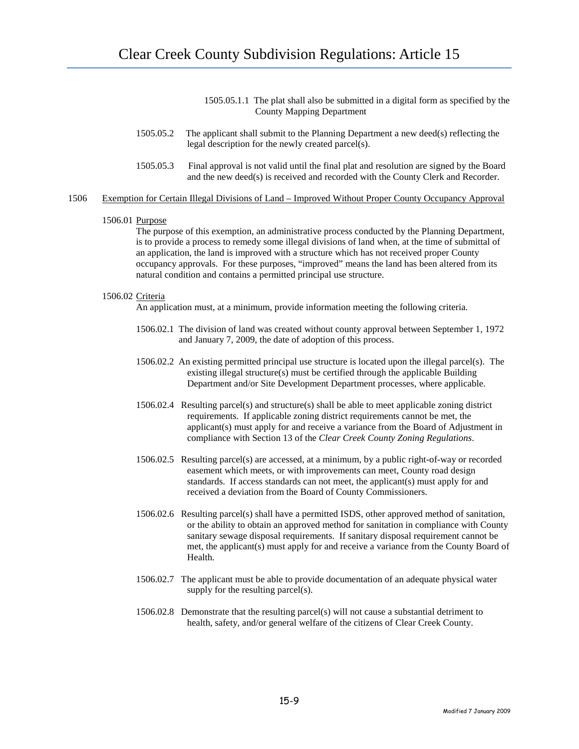1505.05.1.1 The plat shall also be submitted in a digital form as specified by the County Mapping Department

1505.05.2 The applicant shall submit to the Planning Department a new deed(s) reflecting the legal description for the newly created parcel(s).

1505.05.3 Final approval is not valid until the final plat and resolution are signed by the Board and the new deed(s) is received and recorded with the County Clerk and Recorder.

## 1506 Exemption for Certain Illegal Divisions of Land – Improved Without Proper County Occupancy Approval

### 1506.01 Purpose

The purpose of this exemption, an administrative process conducted by the Planning Department, is to provide a process to remedy some illegal divisions of land when, at the time of submittal of an application, the land is improved with a structure which has not received proper County occupancy approvals. For these purposes, "improved" means the land has been altered from its natural condition and contains a permitted principal use structure.

### 1506.02 Criteria

An application must, at a minimum, provide information meeting the following criteria.

1506.02.1 The division of land was created without county approval between September 1, 1972 and January 7, 2009, the date of adoption of this process.

1506.02.2 An existing permitted principal use structure is located upon the illegal parcel(s). The existing illegal structure(s) must be certified through the applicable Building Department and/or Site Development Department processes, where applicable.

1506.02.4 Resulting parcel(s) and structure(s) shall be able to meet applicable zoning district requirements. If applicable zoning district requirements cannot be met, the applicant(s) must apply for and receive a variance from the Board of Adjustment in compliance with Section 13 of the *Clear Creek County Zoning Regulations*.

1506.02.5 Resulting parcel(s) are accessed, at a minimum, by a public right-of-way or recorded easement which meets, or with improvements can meet, County road design standards. If access standards can not meet, the applicant(s) must apply for and received a deviation from the Board of County Commissioners.

1506.02.6 Resulting parcel(s) shall have a permitted ISDS, other approved method of sanitation, or the ability to obtain an approved method for sanitation in compliance with County sanitary sewage disposal requirements. If sanitary disposal requirement cannot be met, the applicant(s) must apply for and receive a variance from the County Board of Health.

1506.02.7 The applicant must be able to provide documentation of an adequate physical water supply for the resulting parcel(s).

1506.02.8 Demonstrate that the resulting parcel(s) will not cause a substantial detriment to health, safety, and/or general welfare of the citizens of Clear Creek County.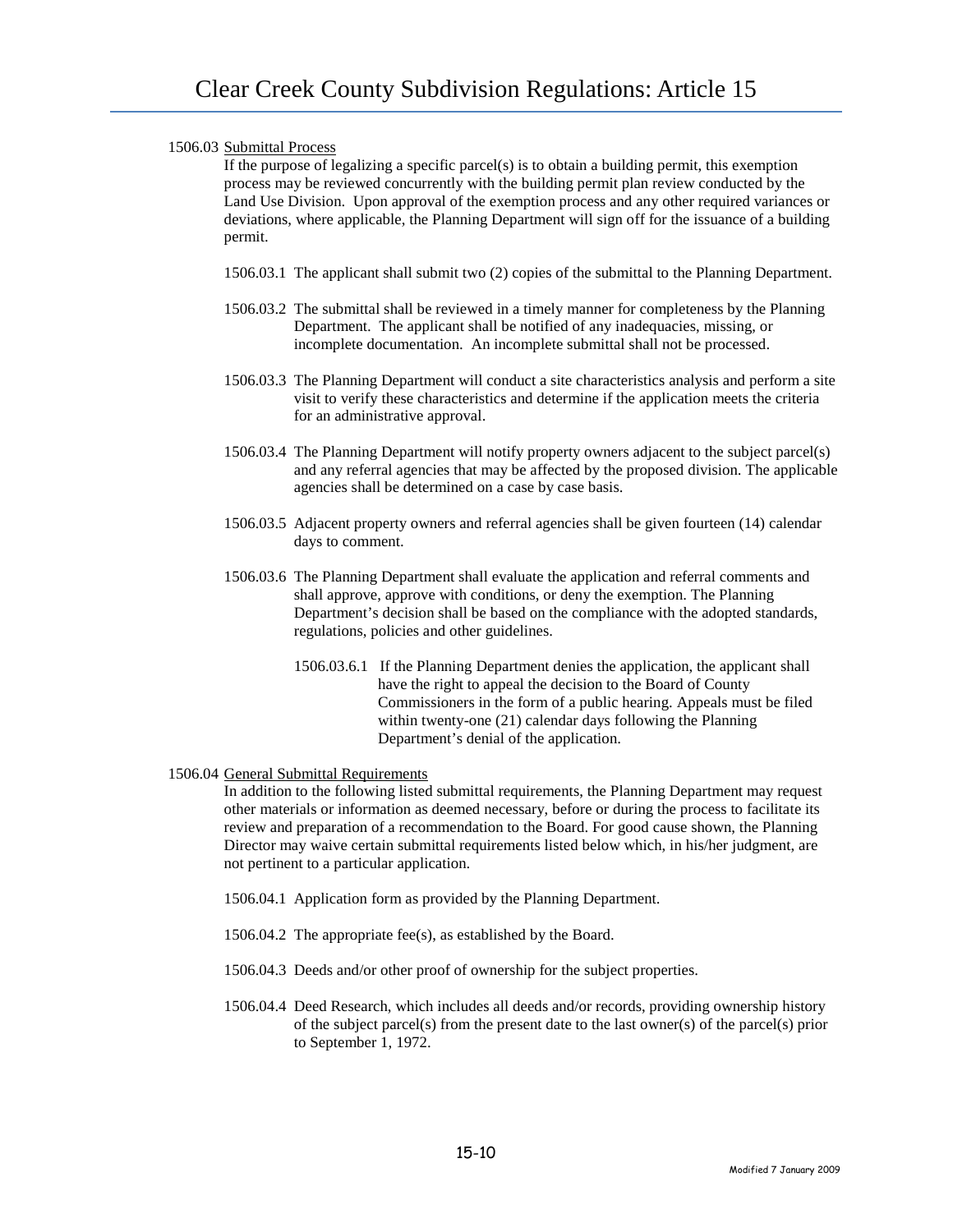1506.03 Submittal Process

If the purpose of legalizing a specific parcel(s) is to obtain a building permit, this exemption process may be reviewed concurrently with the building permit plan review conducted by the Land Use Division. Upon approval of the exemption process and any other required variances or deviations, where applicable, the Planning Department will sign off for the issuance of a building permit.

1506.03.1 The applicant shall submit two (2) copies of the submittal to the Planning Department.

1506.03.2 The submittal shall be reviewed in a timely manner for completeness by the Planning Department. The applicant shall be notified of any inadequacies, missing, or incomplete documentation. An incomplete submittal shall not be processed.

1506.03.3 The Planning Department will conduct a site characteristics analysis and perform a site visit to verify these characteristics and determine if the application meets the criteria for an administrative approval.

1506.03.4 The Planning Department will notify property owners adjacent to the subject parcel(s) and any referral agencies that may be affected by the proposed division. The applicable agencies shall be determined on a case by case basis.

1506.03.5 Adjacent property owners and referral agencies shall be given fourteen (14) calendar days to comment.

1506.03.6 The Planning Department shall evaluate the application and referral comments and shall approve, approve with conditions, or deny the exemption. The Planning Department's decision shall be based on the compliance with the adopted standards, regulations, policies and other guidelines.

1506.03.6.1 If the Planning Department denies the application, the applicant shall have the right to appeal the decision to the Board of County Commissioners in the form of a public hearing. Appeals must be filed within twenty-one (21) calendar days following the Planning Department's denial of the application.

1506.04 General Submittal Requirements

In addition to the following listed submittal requirements, the Planning Department may request other materials or information as deemed necessary, before or during the process to facilitate its review and preparation of a recommendation to the Board. For good cause shown, the Planning Director may waive certain submittal requirements listed below which, in his/her judgment, are not pertinent to a particular application.

1506.04.1 Application form as provided by the Planning Department.

1506.04.2 The appropriate fee(s), as established by the Board.

1506.04.3 Deeds and/or other proof of ownership for the subject properties.

1506.04.4 Deed Research, which includes all deeds and/or records, providing ownership history of the subject parcel(s) from the present date to the last owner(s) of the parcel(s) prior to September 1, 1972.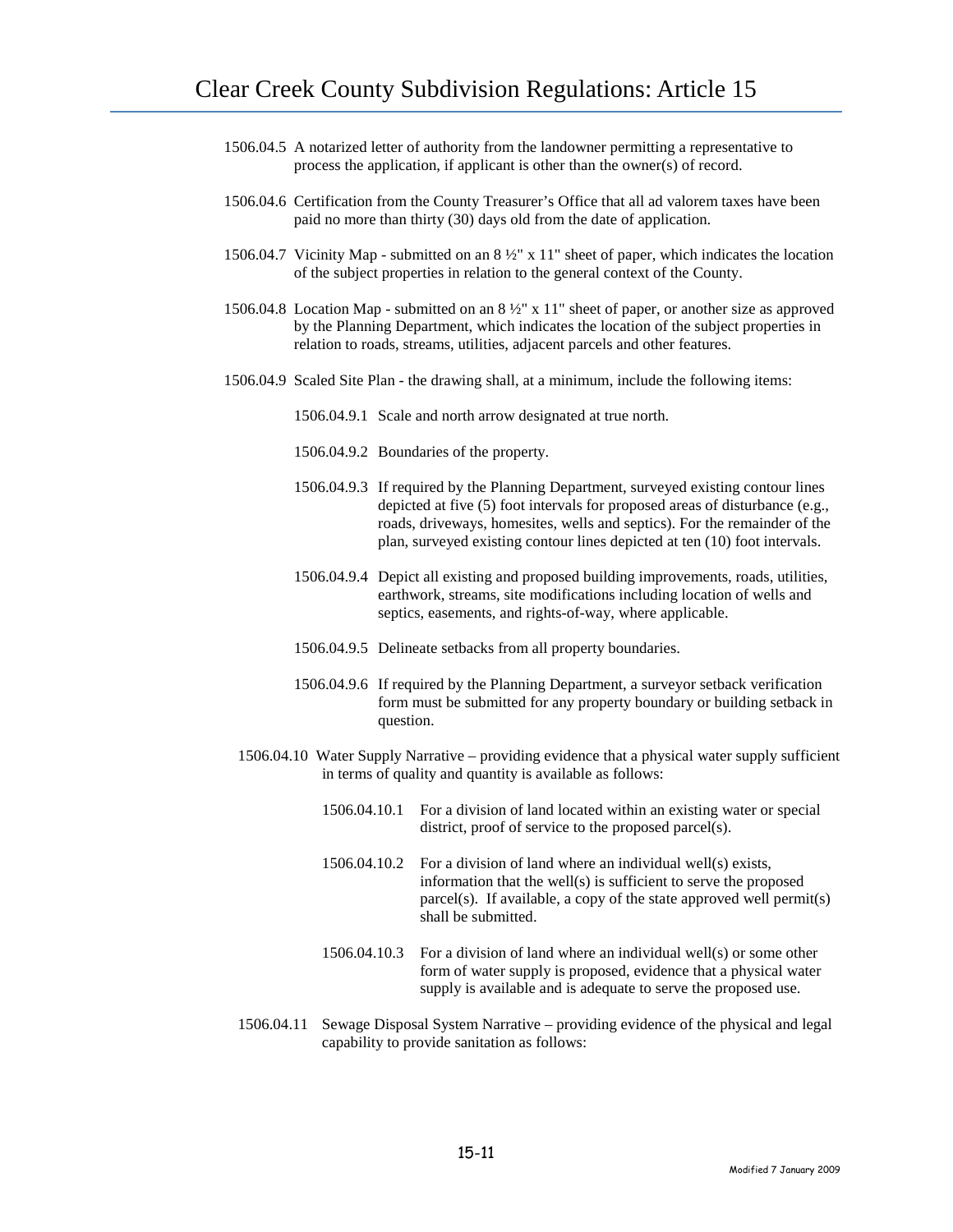1506.04.5 A notarized letter of authority from the landowner permitting a representative to process the application, if applicant is other than the owner(s) of record.

1506.04.6 Certification from the County Treasurer's Office that all ad valorem taxes have been paid no more than thirty (30) days old from the date of application.

1506.04.7 Vicinity Map - submitted on an 8 ½" x 11" sheet of paper, which indicates the location of the subject properties in relation to the general context of the County.

1506.04.8 Location Map - submitted on an 8 ½" x 11" sheet of paper, or another size as approved by the Planning Department, which indicates the location of the subject properties in relation to roads, streams, utilities, adjacent parcels and other features.

1506.04.9 Scaled Site Plan - the drawing shall, at a minimum, include the following items:

- 1506.04.9.1 Scale and north arrow designated at true north.
- 1506.04.9.2 Boundaries of the property.
- 1506.04.9.3 If required by the Planning Department, surveyed existing contour lines depicted at five (5) foot intervals for proposed areas of disturbance (e.g., roads, driveways, homesites, wells and septics). For the remainder of the plan, surveyed existing contour lines depicted at ten (10) foot intervals.
- 1506.04.9.4 Depict all existing and proposed building improvements, roads, utilities, earthwork, streams, site modifications including location of wells and septics, easements, and rights-of-way, where applicable.
- 1506.04.9.5 Delineate setbacks from all property boundaries.
- 1506.04.9.6 If required by the Planning Department, a surveyor setback verification form must be submitted for any property boundary or building setback in question.

1506.04.10 Water Supply Narrative – providing evidence that a physical water supply sufficient in terms of quality and quantity is available as follows:

- 1506.04.10.1 For a division of land located within an existing water or special district, proof of service to the proposed parcel(s).
- 1506.04.10.2 For a division of land where an individual well(s) exists, information that the well(s) is sufficient to serve the proposed parcel(s). If available, a copy of the state approved well permit(s) shall be submitted.
- 1506.04.10.3 For a division of land where an individual well(s) or some other form of water supply is proposed, evidence that a physical water supply is available and is adequate to serve the proposed use.

1506.04.11 Sewage Disposal System Narrative – providing evidence of the physical and legal capability to provide sanitation as follows: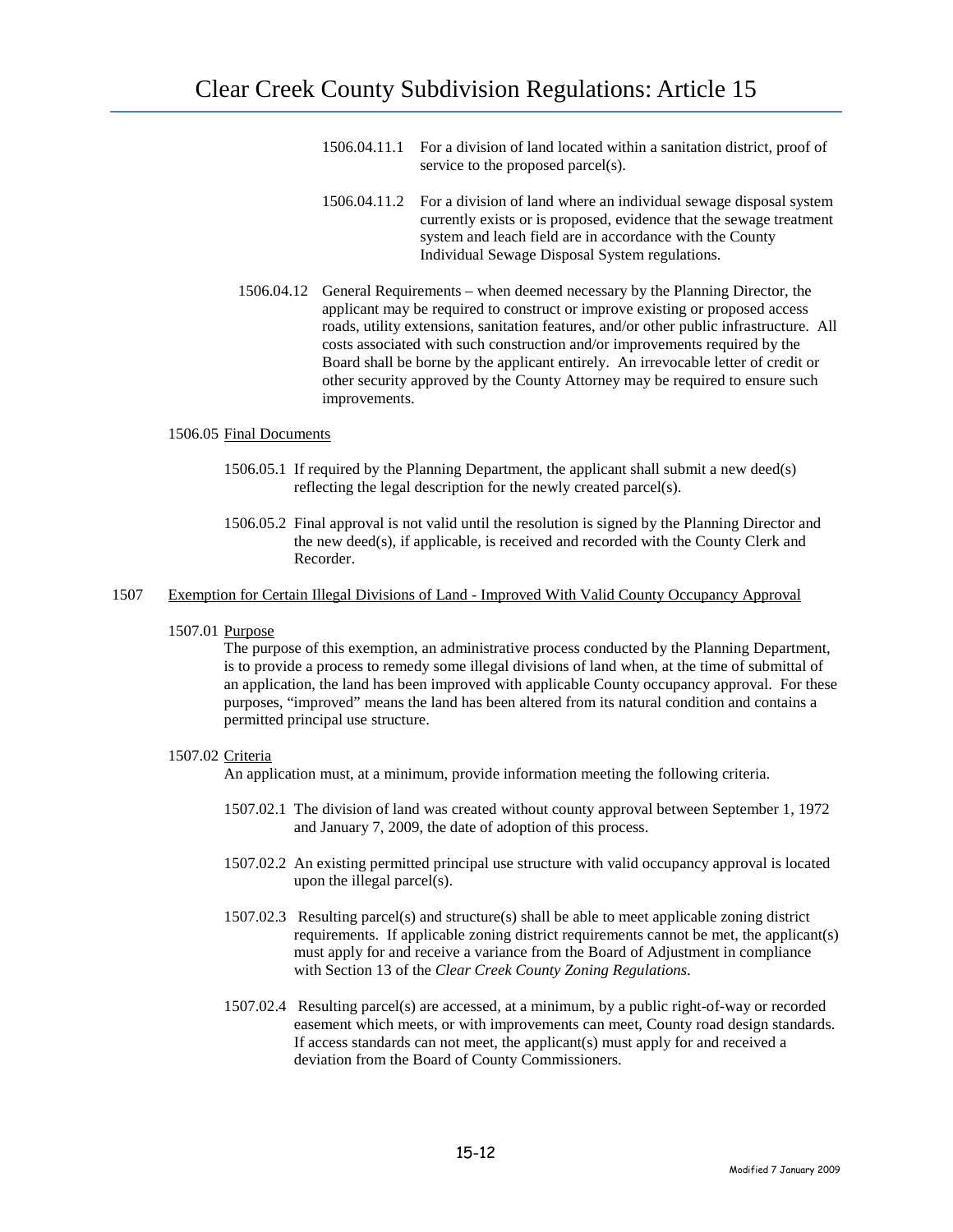1506.04.11.1 For a division of land located within a sanitation district, proof of service to the proposed parcel(s).

1506.04.11.2 For a division of land where an individual sewage disposal system currently exists or is proposed, evidence that the sewage treatment system and leach field are in accordance with the County Individual Sewage Disposal System regulations.

1506.04.12 General Requirements – when deemed necessary by the Planning Director, the applicant may be required to construct or improve existing or proposed access roads, utility extensions, sanitation features, and/or other public infrastructure. All costs associated with such construction and/or improvements required by the Board shall be borne by the applicant entirely. An irrevocable letter of credit or other security approved by the County Attorney may be required to ensure such improvements.

1506.05 Final Documents

1506.05.1 If required by the Planning Department, the applicant shall submit a new deed(s) reflecting the legal description for the newly created parcel(s).

1506.05.2 Final approval is not valid until the resolution is signed by the Planning Director and the new deed(s), if applicable, is received and recorded with the County Clerk and Recorder.

## 1507 Exemption for Certain Illegal Divisions of Land - Improved With Valid County Occupancy Approval

1507.01 Purpose

The purpose of this exemption, an administrative process conducted by the Planning Department, is to provide a process to remedy some illegal divisions of land when, at the time of submittal of an application, the land has been improved with applicable County occupancy approval. For these purposes, "improved" means the land has been altered from its natural condition and contains a permitted principal use structure.

1507.02 Criteria

An application must, at a minimum, provide information meeting the following criteria.

1507.02.1 The division of land was created without county approval between September 1, 1972 and January 7, 2009, the date of adoption of this process.

1507.02.2 An existing permitted principal use structure with valid occupancy approval is located upon the illegal parcel(s).

1507.02.3 Resulting parcel(s) and structure(s) shall be able to meet applicable zoning district requirements. If applicable zoning district requirements cannot be met, the applicant(s) must apply for and receive a variance from the Board of Adjustment in compliance with Section 13 of the *Clear Creek County Zoning Regulations*.

1507.02.4 Resulting parcel(s) are accessed, at a minimum, by a public right-of-way or recorded easement which meets, or with improvements can meet, County road design standards. If access standards can not meet, the applicant(s) must apply for and received a deviation from the Board of County Commissioners.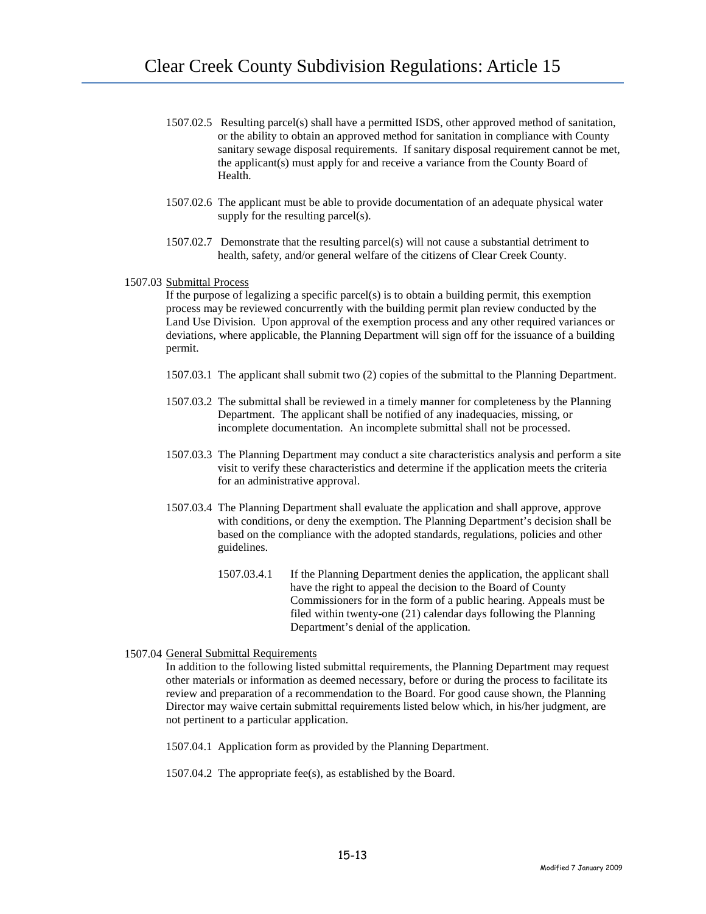1507.02.5 Resulting parcel(s) shall have a permitted ISDS, other approved method of sanitation, or the ability to obtain an approved method for sanitation in compliance with County sanitary sewage disposal requirements. If sanitary disposal requirement cannot be met, the applicant(s) must apply for and receive a variance from the County Board of Health.

1507.02.6 The applicant must be able to provide documentation of an adequate physical water supply for the resulting parcel(s).

1507.02.7 Demonstrate that the resulting parcel(s) will not cause a substantial detriment to health, safety, and/or general welfare of the citizens of Clear Creek County.

1507.03 Submittal Process

If the purpose of legalizing a specific parcel(s) is to obtain a building permit, this exemption process may be reviewed concurrently with the building permit plan review conducted by the Land Use Division. Upon approval of the exemption process and any other required variances or deviations, where applicable, the Planning Department will sign off for the issuance of a building permit.

1507.03.1 The applicant shall submit two (2) copies of the submittal to the Planning Department.

1507.03.2 The submittal shall be reviewed in a timely manner for completeness by the Planning Department. The applicant shall be notified of any inadequacies, missing, or incomplete documentation. An incomplete submittal shall not be processed.

1507.03.3 The Planning Department may conduct a site characteristics analysis and perform a site visit to verify these characteristics and determine if the application meets the criteria for an administrative approval.

1507.03.4 The Planning Department shall evaluate the application and shall approve, approve with conditions, or deny the exemption. The Planning Department's decision shall be based on the compliance with the adopted standards, regulations, policies and other guidelines.

1507.03.4.1 If the Planning Department denies the application, the applicant shall have the right to appeal the decision to the Board of County Commissioners for in the form of a public hearing. Appeals must be filed within twenty-one (21) calendar days following the Planning Department's denial of the application.

1507.04 General Submittal Requirements

In addition to the following listed submittal requirements, the Planning Department may request other materials or information as deemed necessary, before or during the process to facilitate its review and preparation of a recommendation to the Board. For good cause shown, the Planning Director may waive certain submittal requirements listed below which, in his/her judgment, are not pertinent to a particular application.

1507.04.1 Application form as provided by the Planning Department.

1507.04.2 The appropriate fee(s), as established by the Board.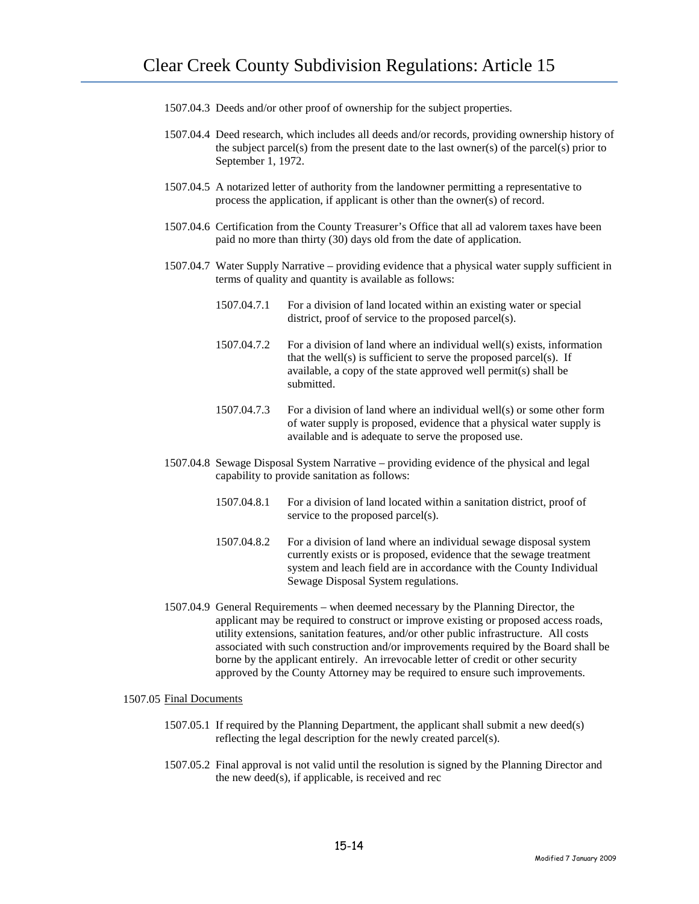1507.04.3 Deeds and/or other proof of ownership for the subject properties.

1507.04.4 Deed research, which includes all deeds and/or records, providing ownership history of the subject parcel(s) from the present date to the last owner(s) of the parcel(s) prior to September 1, 1972.

1507.04.5 A notarized letter of authority from the landowner permitting a representative to process the application, if applicant is other than the owner(s) of record.

1507.04.6 Certification from the County Treasurer's Office that all ad valorem taxes have been paid no more than thirty (30) days old from the date of application.

1507.04.7 Water Supply Narrative – providing evidence that a physical water supply sufficient in terms of quality and quantity is available as follows:

1507.04.7.1 For a division of land located within an existing water or special district, proof of service to the proposed parcel(s).

1507.04.7.2 For a division of land where an individual well(s) exists, information that the well(s) is sufficient to serve the proposed parcel(s). If available, a copy of the state approved well permit(s) shall be submitted.

1507.04.7.3 For a division of land where an individual well(s) or some other form of water supply is proposed, evidence that a physical water supply is available and is adequate to serve the proposed use.

1507.04.8 Sewage Disposal System Narrative – providing evidence of the physical and legal capability to provide sanitation as follows:

1507.04.8.1 For a division of land located within a sanitation district, proof of service to the proposed parcel(s).

1507.04.8.2 For a division of land where an individual sewage disposal system currently exists or is proposed, evidence that the sewage treatment system and leach field are in accordance with the County Individual Sewage Disposal System regulations.

1507.04.9 General Requirements – when deemed necessary by the Planning Director, the applicant may be required to construct or improve existing or proposed access roads, utility extensions, sanitation features, and/or other public infrastructure. All costs associated with such construction and/or improvements required by the Board shall be borne by the applicant entirely. An irrevocable letter of credit or other security approved by the County Attorney may be required to ensure such improvements.

1507.05 <u>Final Documents</u>

1507.05.1 If required by the Planning Department, the applicant shall submit a new deed(s) reflecting the legal description for the newly created parcel(s).

1507.05.2 Final approval is not valid until the resolution is signed by the Planning Director and the new deed(s), if applicable, is received and rec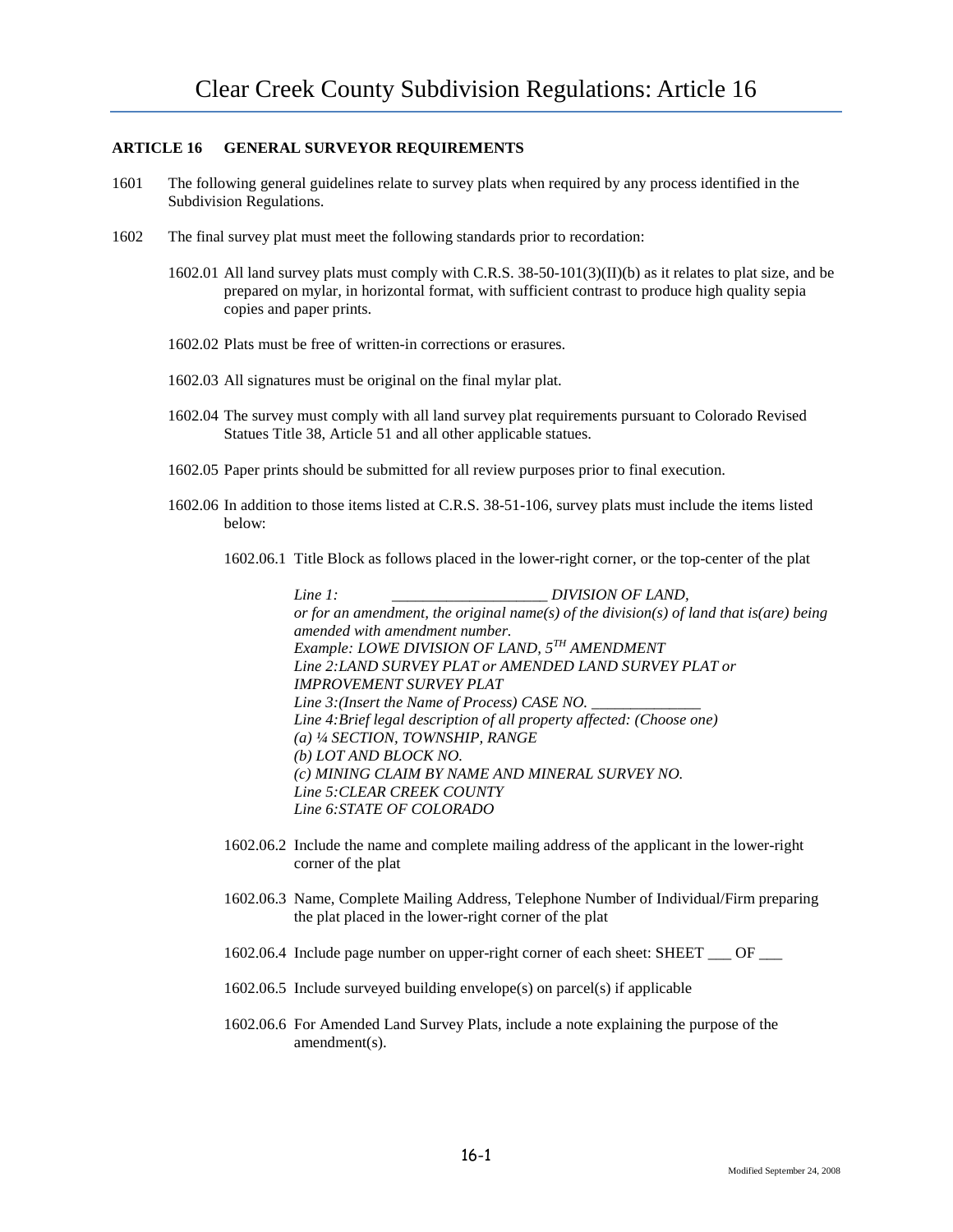## ARTICLE 16 GENERAL SURVEYOR REQUIREMENTS

1601 The following general guidelines relate to survey plats when required by any process identified in the Subdivision Regulations.

1602 The final survey plat must meet the following standards prior to recordation:

1602.01 All land survey plats must comply with C.R.S. 38-50-101(3)(II)(b) as it relates to plat size, and be prepared on mylar, in horizontal format, with sufficient contrast to produce high quality sepia copies and paper prints.

1602.02 Plats must be free of written-in corrections or erasures.

1602.03 All signatures must be original on the final mylar plat.

1602.04 The survey must comply with all land survey plat requirements pursuant to Colorado Revised Statues Title 38, Article 51 and all other applicable statues.

1602.05 Paper prints should be submitted for all review purposes prior to final execution.

1602.06 In addition to those items listed at C.R.S. 38-51-106, survey plats must include the items listed below:

1602.06.1 Title Block as follows placed in the lower-right corner, or the top-center of the plat

*Line 1: ____________________ DIVISION OF LAND,*
*or for an amendment, the original name(s) of the division(s) of land that is(are) being amended with amendment number.*
*Example: LOWE DIVISION OF LAND, 5TH AMENDMENT*
*Line 2:LAND SURVEY PLAT or AMENDED LAND SURVEY PLAT or IMPROVEMENT SURVEY PLAT*
*Line 3:(Insert the Name of Process) CASE NO. ______________*
*Line 4:Brief legal description of all property affected: (Choose one)*
*(a) ¼ SECTION, TOWNSHIP, RANGE*
*(b) LOT AND BLOCK NO.*
*(c) MINING CLAIM BY NAME AND MINERAL SURVEY NO.*
*Line 5:CLEAR CREEK COUNTY*
*Line 6:STATE OF COLORADO*

1602.06.2 Include the name and complete mailing address of the applicant in the lower-right corner of the plat

1602.06.3 Name, Complete Mailing Address, Telephone Number of Individual/Firm preparing the plat placed in the lower-right corner of the plat

1602.06.4 Include page number on upper-right corner of each sheet: SHEET ___ OF ___

1602.06.5 Include surveyed building envelope(s) on parcel(s) if applicable

1602.06.6 For Amended Land Survey Plats, include a note explaining the purpose of the amendment(s).

Modified September 24, 2008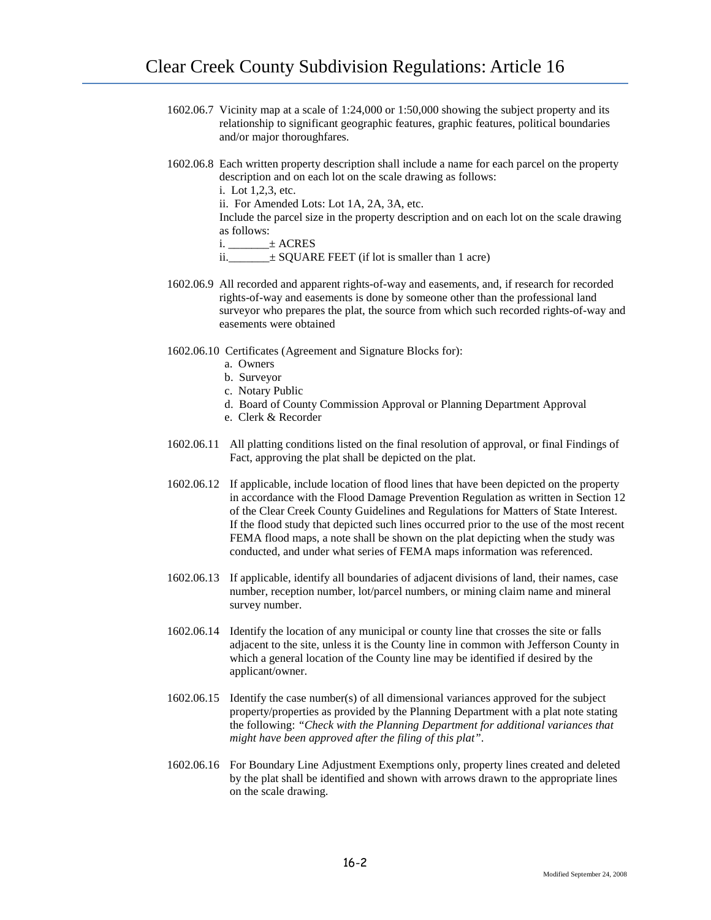1602.06.7 Vicinity map at a scale of 1:24,000 or 1:50,000 showing the subject property and its relationship to significant geographic features, graphic features, political boundaries and/or major thoroughfares.

1602.06.8 Each written property description shall include a name for each parcel on the property description and on each lot on the scale drawing as follows:

i. Lot 1,2,3, etc.

ii. For Amended Lots: Lot 1A, 2A, 3A, etc.

Include the parcel size in the property description and on each lot on the scale drawing as follows:

i. _______± ACRES

ii._______± SQUARE FEET (if lot is smaller than 1 acre)

1602.06.9 All recorded and apparent rights-of-way and easements, and, if research for recorded rights-of-way and easements is done by someone other than the professional land surveyor who prepares the plat, the source from which such recorded rights-of-way and easements were obtained

1602.06.10 Certificates (Agreement and Signature Blocks for):

a. Owners
b. Surveyor
c. Notary Public
d. Board of County Commission Approval or Planning Department Approval
e. Clerk & Recorder

1602.06.11 All platting conditions listed on the final resolution of approval, or final Findings of Fact, approving the plat shall be depicted on the plat.

1602.06.12 If applicable, include location of flood lines that have been depicted on the property in accordance with the Flood Damage Prevention Regulation as written in Section 12 of the Clear Creek County Guidelines and Regulations for Matters of State Interest. If the flood study that depicted such lines occurred prior to the use of the most recent FEMA flood maps, a note shall be shown on the plat depicting when the study was conducted, and under what series of FEMA maps information was referenced.

1602.06.13 If applicable, identify all boundaries of adjacent divisions of land, their names, case number, reception number, lot/parcel numbers, or mining claim name and mineral survey number.

1602.06.14 Identify the location of any municipal or county line that crosses the site or falls adjacent to the site, unless it is the County line in common with Jefferson County in which a general location of the County line may be identified if desired by the applicant/owner.

1602.06.15 Identify the case number(s) of all dimensional variances approved for the subject property/properties as provided by the Planning Department with a plat note stating the following: *"Check with the Planning Department for additional variances that might have been approved after the filing of this plat"*.

1602.06.16 For Boundary Line Adjustment Exemptions only, property lines created and deleted by the plat shall be identified and shown with arrows drawn to the appropriate lines on the scale drawing.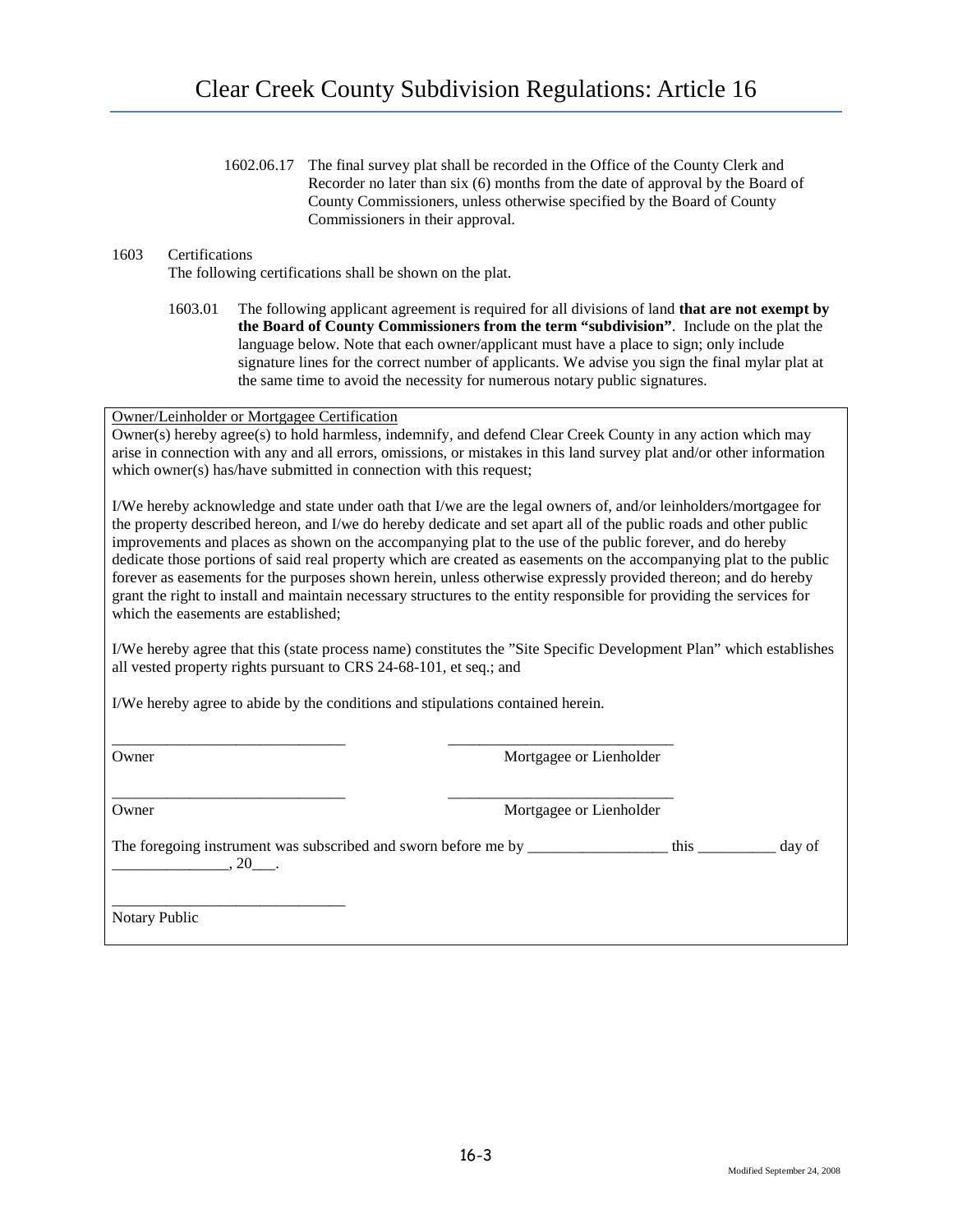1602.06.17 The final survey plat shall be recorded in the Office of the County Clerk and Recorder no later than six (6) months from the date of approval by the Board of County Commissioners, unless otherwise specified by the Board of County Commissioners in their approval.

1603 Certifications

The following certifications shall be shown on the plat.

1603.01 The following applicant agreement is required for all divisions of land **that are not exempt by the Board of County Commissioners from the term "subdivision"**. Include on the plat the language below. Note that each owner/applicant must have a place to sign; only include signature lines for the correct number of applicants. We advise you sign the final mylar plat at the same time to avoid the necessity for numerous notary public signatures.

<u>Owner/Leinholder or Mortgagee Certification</u>

Owner(s) hereby agree(s) to hold harmless, indemnify, and defend Clear Creek County in any action which may arise in connection with any and all errors, omissions, or mistakes in this land survey plat and/or other information which owner(s) has/have submitted in connection with this request;

I/We hereby acknowledge and state under oath that I/we are the legal owners of, and/or leinholders/mortgagee for the property described hereon, and I/we do hereby dedicate and set apart all of the public roads and other public improvements and places as shown on the accompanying plat to the use of the public forever, and do hereby dedicate those portions of said real property which are created as easements on the accompanying plat to the public forever as easements for the purposes shown herein, unless otherwise expressly provided thereon; and do hereby grant the right to install and maintain necessary structures to the entity responsible for providing the services for which the easements are established;

I/We hereby agree that this (state process name) constitutes the "Site Specific Development Plan" which establishes all vested property rights pursuant to CRS 24-68-101, et seq.; and

I/We hereby agree to abide by the conditions and stipulations contained herein.

______________________________ ______________________________
Owner Mortgagee or Lienholder

______________________________ ______________________________
Owner Mortgagee or Lienholder

The foregoing instrument was subscribed and sworn before me by __________________ this __________ day of _______________, 20___.

______________________________
Notary Public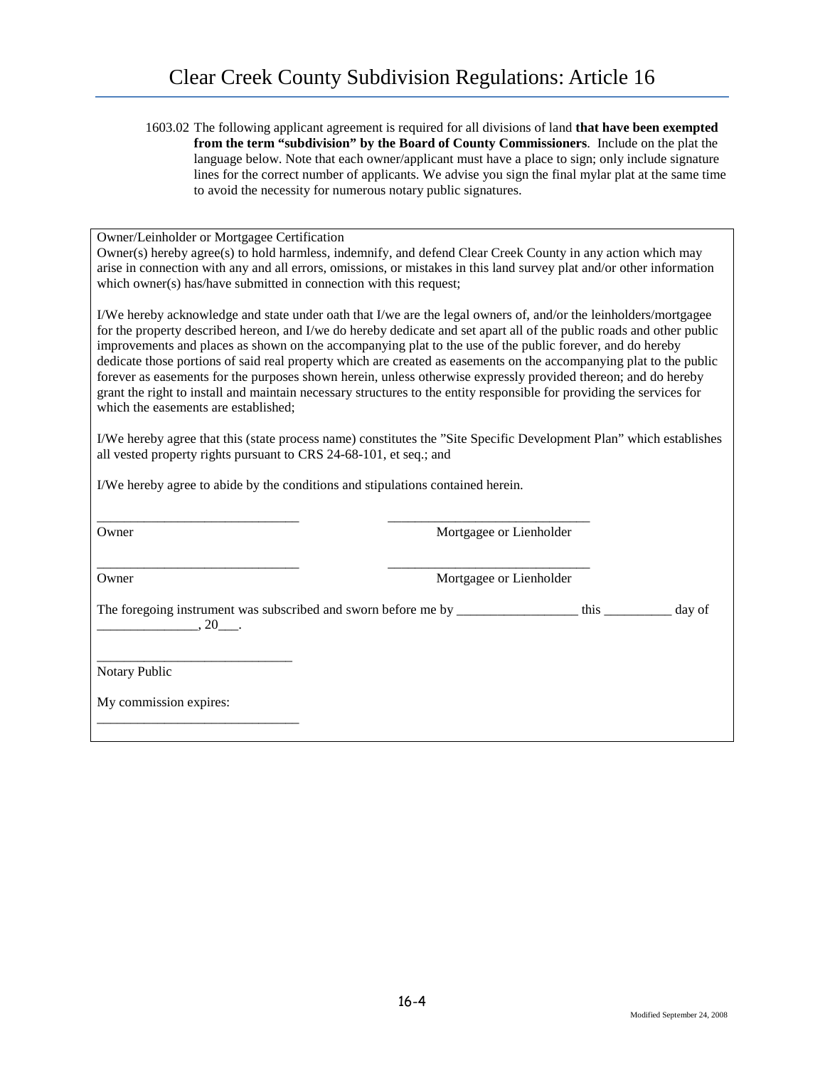1603.02 The following applicant agreement is required for all divisions of land **that have been exempted from the term "subdivision" by the Board of County Commissioners**. Include on the plat the language below. Note that each owner/applicant must have a place to sign; only include signature lines for the correct number of applicants. We advise you sign the final mylar plat at the same time to avoid the necessity for numerous notary public signatures.

Owner/Leinholder or Mortgagee Certification

Owner(s) hereby agree(s) to hold harmless, indemnify, and defend Clear Creek County in any action which may arise in connection with any and all errors, omissions, or mistakes in this land survey plat and/or other information which owner(s) has/have submitted in connection with this request;

I/We hereby acknowledge and state under oath that I/we are the legal owners of, and/or the leinholders/mortgagee for the property described hereon, and I/we do hereby dedicate and set apart all of the public roads and other public improvements and places as shown on the accompanying plat to the use of the public forever, and do hereby dedicate those portions of said real property which are created as easements on the accompanying plat to the public forever as easements for the purposes shown herein, unless otherwise expressly provided thereon; and do hereby grant the right to install and maintain necessary structures to the entity responsible for providing the services for which the easements are established;

I/We hereby agree that this (state process name) constitutes the "Site Specific Development Plan" which establishes all vested property rights pursuant to CRS 24-68-101, et seq.; and

I/We hereby agree to abide by the conditions and stipulations contained herein.

______________________________ ______________________________
Owner Mortgagee or Lienholder

______________________________ ______________________________
Owner Mortgagee or Lienholder

The foregoing instrument was subscribed and sworn before me by __________________ this __________ day of _______________, 20___.

______________________________
Notary Public

My commission expires:
______________________________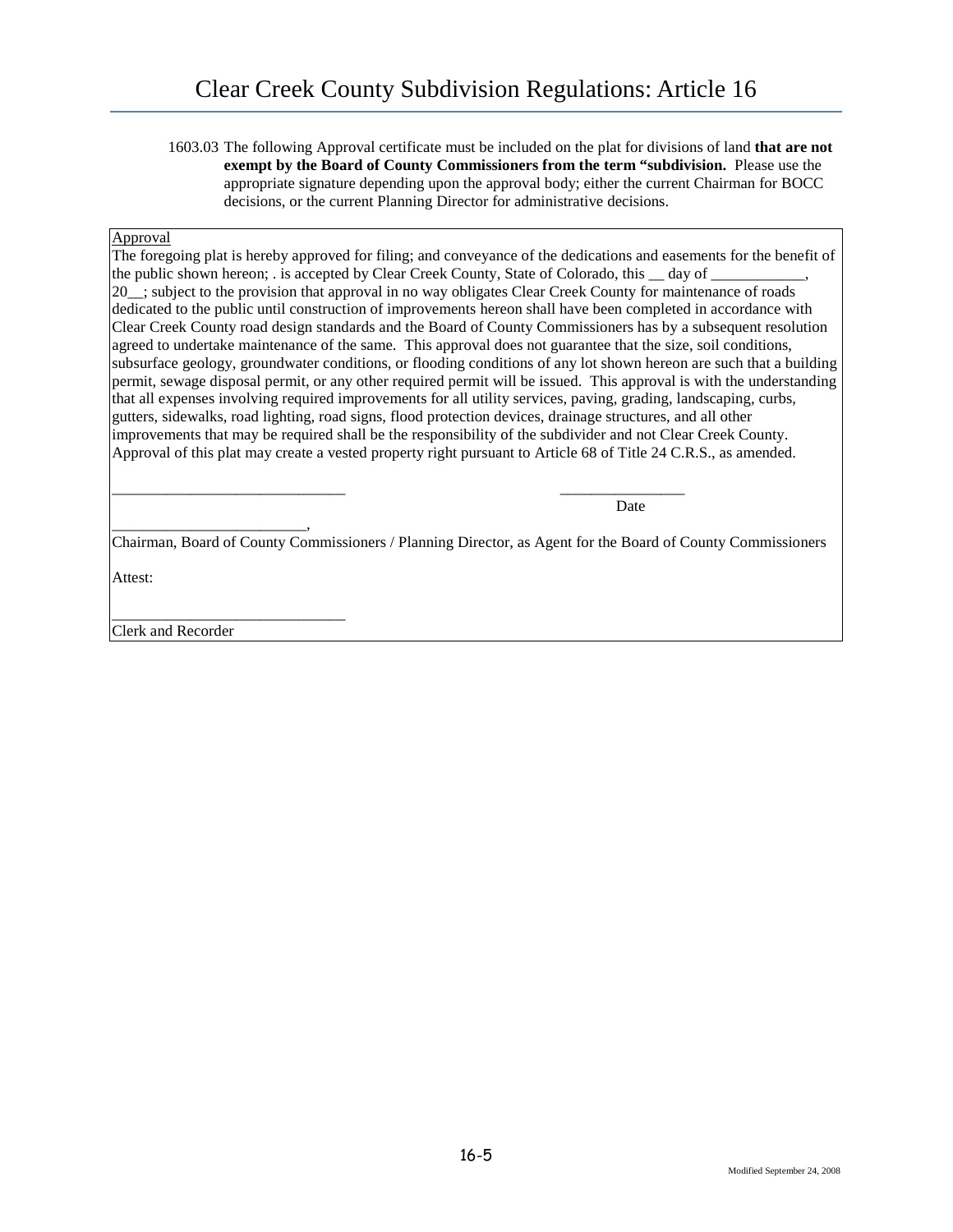1603.03 The following Approval certificate must be included on the plat for divisions of land **that are not exempt by the Board of County Commissioners from the term "subdivision.** Please use the appropriate signature depending upon the approval body; either the current Chairman for BOCC decisions, or the current Planning Director for administrative decisions.

Approval

The foregoing plat is hereby approved for filing; and conveyance of the dedications and easements for the benefit of the public shown hereon; . is accepted by Clear Creek County, State of Colorado, this __ day of ____________, 20__; subject to the provision that approval in no way obligates Clear Creek County for maintenance of roads dedicated to the public until construction of improvements hereon shall have been completed in accordance with Clear Creek County road design standards and the Board of County Commissioners has by a subsequent resolution agreed to undertake maintenance of the same. This approval does not guarantee that the size, soil conditions, subsurface geology, groundwater conditions, or flooding conditions of any lot shown hereon are such that a building permit, sewage disposal permit, or any other required permit will be issued. This approval is with the understanding that all expenses involving required improvements for all utility services, paving, grading, landscaping, curbs, gutters, sidewalks, road lighting, road signs, flood protection devices, drainage structures, and all other improvements that may be required shall be the responsibility of the subdivider and not Clear Creek County. Approval of this plat may create a vested property right pursuant to Article 68 of Title 24 C.R.S., as amended.

______________________________ ________________

Date

_________________________,

Chairman, Board of County Commissioners / Planning Director, as Agent for the Board of County Commissioners

Attest:

______________________________

Clerk and Recorder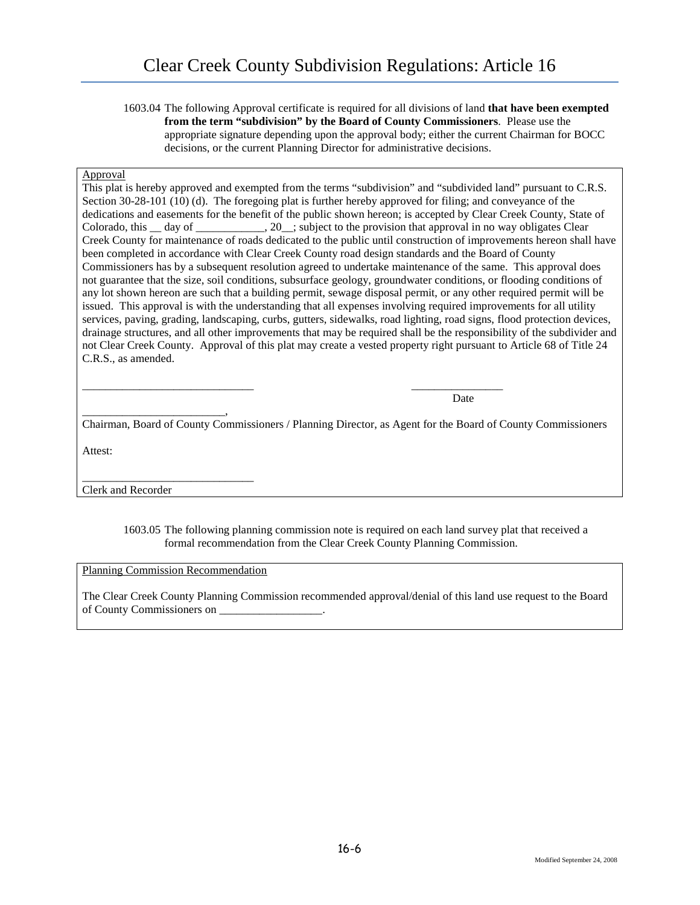1603.04 The following Approval certificate is required for all divisions of land **that have been exempted from the term "subdivision" by the Board of County Commissioners**. Please use the appropriate signature depending upon the approval body; either the current Chairman for BOCC decisions, or the current Planning Director for administrative decisions.

<u>Approval</u>

This plat is hereby approved and exempted from the terms "subdivision" and "subdivided land" pursuant to C.R.S. Section 30-28-101 (10) (d). The foregoing plat is further hereby approved for filing; and conveyance of the dedications and easements for the benefit of the public shown hereon; is accepted by Clear Creek County, State of Colorado, this __ day of ____________, 20__; subject to the provision that approval in no way obligates Clear Creek County for maintenance of roads dedicated to the public until construction of improvements hereon shall have been completed in accordance with Clear Creek County road design standards and the Board of County Commissioners has by a subsequent resolution agreed to undertake maintenance of the same. This approval does not guarantee that the size, soil conditions, subsurface geology, groundwater conditions, or flooding conditions of any lot shown hereon are such that a building permit, sewage disposal permit, or any other required permit will be issued. This approval is with the understanding that all expenses involving required improvements for all utility services, paving, grading, landscaping, curbs, gutters, sidewalks, road lighting, road signs, flood protection devices, drainage structures, and all other improvements that may be required shall be the responsibility of the subdivider and not Clear Creek County. Approval of this plat may create a vested property right pursuant to Article 68 of Title 24 C.R.S., as amended.

______________________________ ________________
Date

_________________________,
Chairman, Board of County Commissioners / Planning Director, as Agent for the Board of County Commissioners

Attest:

______________________________
Clerk and Recorder

1603.05 The following planning commission note is required on each land survey plat that received a formal recommendation from the Clear Creek County Planning Commission.

<u>Planning Commission Recommendation</u>

The Clear Creek County Planning Commission recommended approval/denial of this land use request to the Board of County Commissioners on __________________.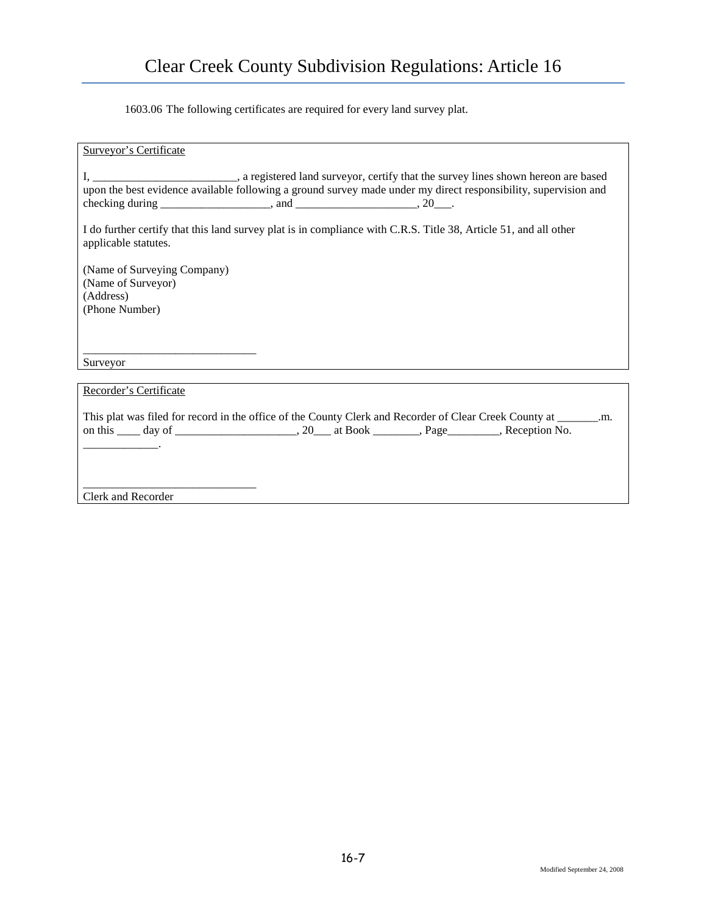1603.06 The following certificates are required for every land survey plat.

Surveyor's Certificate

I, _________________________, a registered land surveyor, certify that the survey lines shown hereon are based upon the best evidence available following a ground survey made under my direct responsibility, supervision and checking during ___________________, and _____________________, 20___.

I do further certify that this land survey plat is in compliance with C.R.S. Title 38, Article 51, and all other applicable statutes.

(Name of Surveying Company)
(Name of Surveyor)
(Address)
(Phone Number)

______________________________
Surveyor

Recorder's Certificate

This plat was filed for record in the office of the County Clerk and Recorder of Clear Creek County at _______.m. on this ____ day of _____________________, 20___ at Book ________, Page_________, Reception No. _____________.

______________________________
Clerk and Recorder

Modified September 24, 2008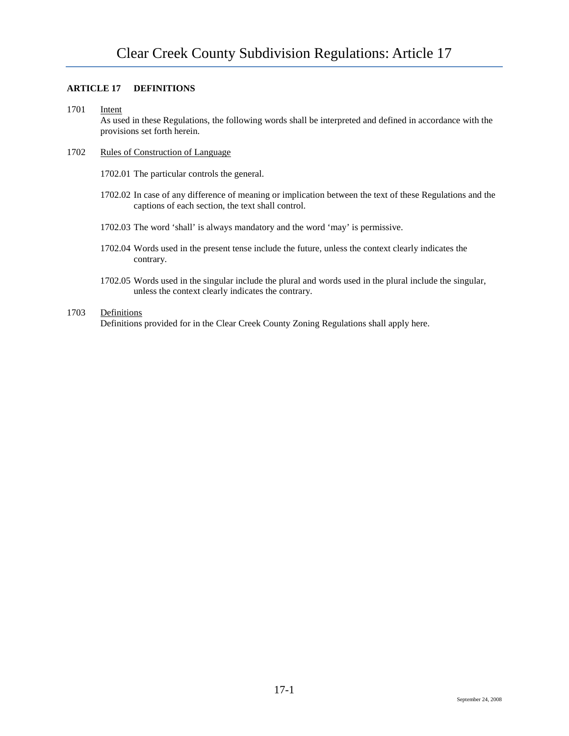## ARTICLE 17 DEFINITIONS

1701 Intent

As used in these Regulations, the following words shall be interpreted and defined in accordance with the provisions set forth herein.

1702 Rules of Construction of Language

1702.01 The particular controls the general.

1702.02 In case of any difference of meaning or implication between the text of these Regulations and the captions of each section, the text shall control.

1702.03 The word 'shall' is always mandatory and the word 'may' is permissive.

1702.04 Words used in the present tense include the future, unless the context clearly indicates the contrary.

1702.05 Words used in the singular include the plural and words used in the plural include the singular, unless the context clearly indicates the contrary.

1703 Definitions

Definitions provided for in the Clear Creek County Zoning Regulations shall apply here.